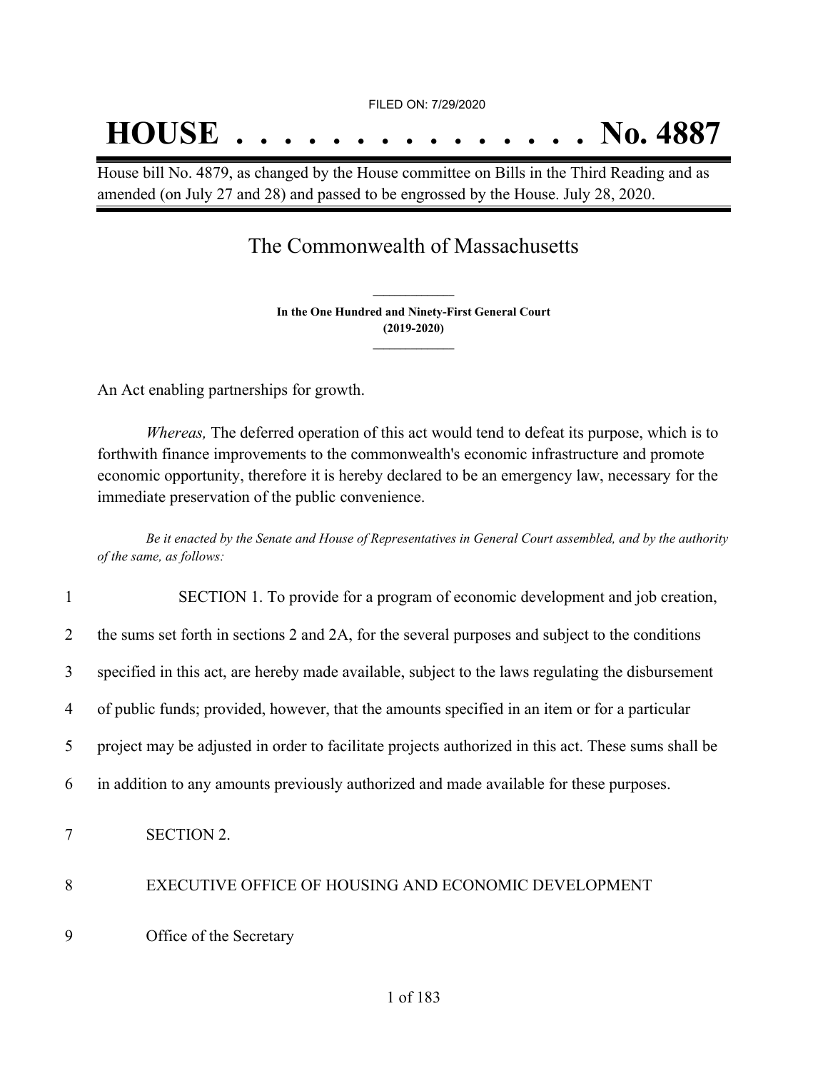FILED ON: 7/29/2020

# HOUSE . . . . . . . . . . . . . . . No. 4887

House bill No. 4879, as changed by the House committee on Bills in the Third Reading and as amended (on July 27 and 28) and passed to be engrossed by the House. July 28, 2020.

## The Commonwealth of Massachusetts

**In the One Hundred and Ninety-First General Court (2019-2020)**

An Act enabling partnerships for growth.

*Whereas,* The deferred operation of this act would tend to defeat its purpose, which is to forthwith finance improvements to the commonwealth's economic infrastructure and promote economic opportunity, therefore it is hereby declared to be an emergency law, necessary for the immediate preservation of the public convenience.

*Be it enacted by the Senate and House of Representatives in General Court assembled, and by the authority of the same, as follows:*

1 SECTION 1. To provide for a program of economic development and job creation,
2 the sums set forth in sections 2 and 2A, for the several purposes and subject to the conditions
3 specified in this act, are hereby made available, subject to the laws regulating the disbursement
4 of public funds; provided, however, that the amounts specified in an item or for a particular
5 project may be adjusted in order to facilitate projects authorized in this act. These sums shall be
6 in addition to any amounts previously authorized and made available for these purposes.

7 SECTION 2.

8 EXECUTIVE OFFICE OF HOUSING AND ECONOMIC DEVELOPMENT

9 Office of the Secretary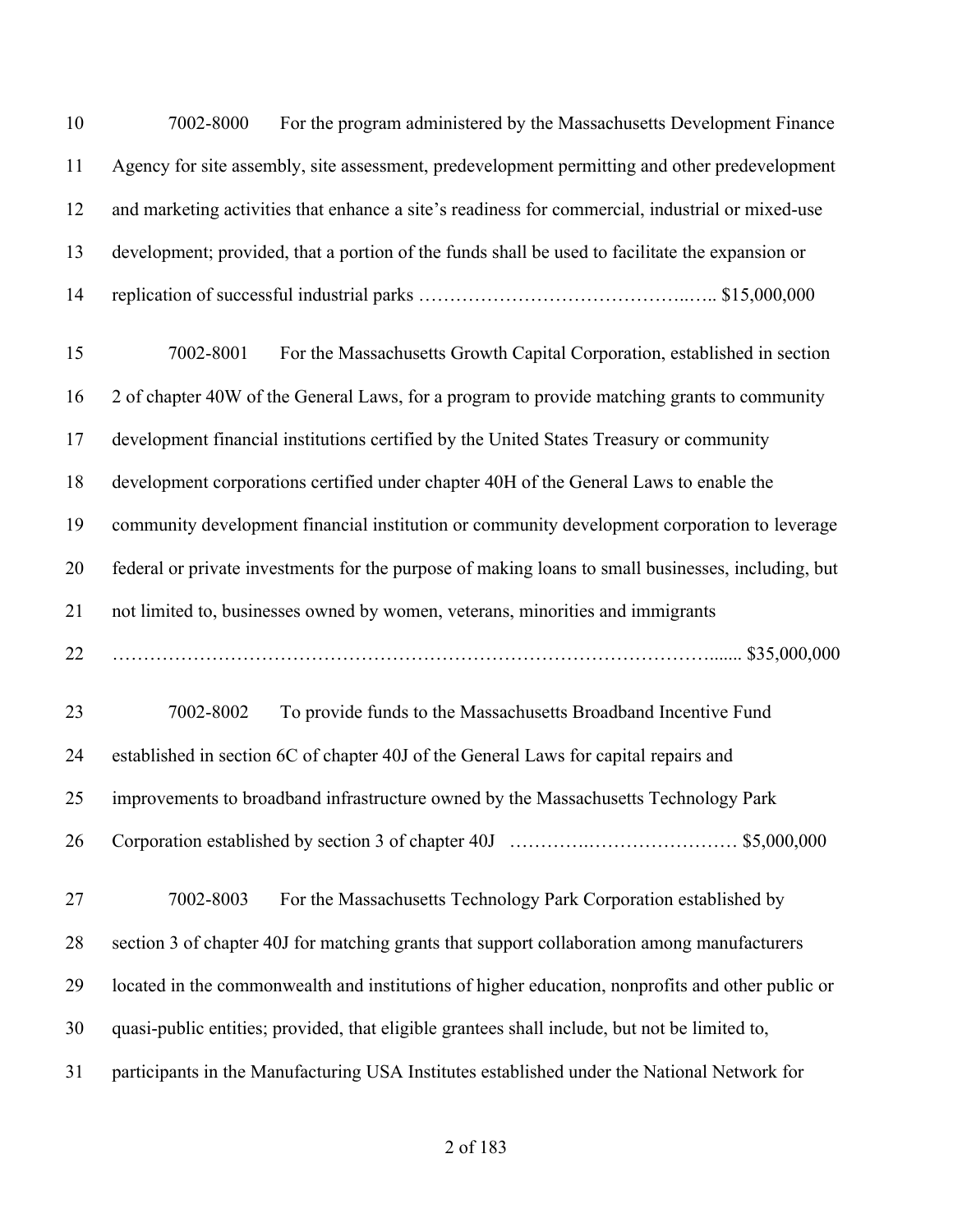7002-8000 For the program administered by the Massachusetts Development Finance Agency for site assembly, site assessment, predevelopment permitting and other predevelopment and marketing activities that enhance a site's readiness for commercial, industrial or mixed-use development; provided, that a portion of the funds shall be used to facilitate the expansion or replication of successful industrial parks …………………………………..….. $15,000,000

7002-8001 For the Massachusetts Growth Capital Corporation, established in section 2 of chapter 40W of the General Laws, for a program to provide matching grants to community development financial institutions certified by the United States Treasury or community development corporations certified under chapter 40H of the General Laws to enable the community development financial institution or community development corporation to leverage federal or private investments for the purpose of making loans to small businesses, including, but not limited to, businesses owned by women, veterans, minorities and immigrants …………………………………………………………………………………...... $35,000,000

7002-8002 To provide funds to the Massachusetts Broadband Incentive Fund established in section 6C of chapter 40J of the General Laws for capital repairs and improvements to broadband infrastructure owned by the Massachusetts Technology Park Corporation established by section 3 of chapter 40J …………..…………………… $5,000,000

7002-8003 For the Massachusetts Technology Park Corporation established by section 3 of chapter 40J for matching grants that support collaboration among manufacturers located in the commonwealth and institutions of higher education, nonprofits and other public or quasi-public entities; provided, that eligible grantees shall include, but not be limited to, participants in the Manufacturing USA Institutes established under the National Network for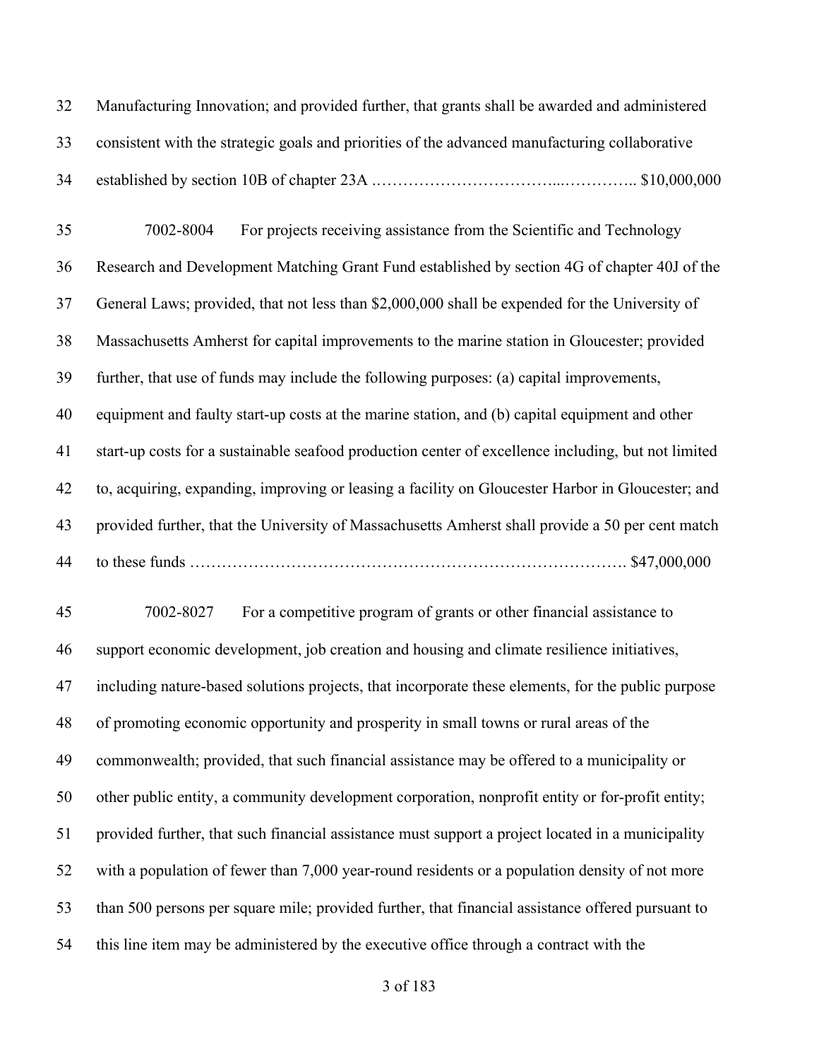Manufacturing Innovation; and provided further, that grants shall be awarded and administered consistent with the strategic goals and priorities of the advanced manufacturing collaborative established by section 10B of chapter 23A .……………………………...………….. $10,000,000

7002-8004 For projects receiving assistance from the Scientific and Technology Research and Development Matching Grant Fund established by section 4G of chapter 40J of the General Laws; provided, that not less than $2,000,000 shall be expended for the University of Massachusetts Amherst for capital improvements to the marine station in Gloucester; provided further, that use of funds may include the following purposes: (a) capital improvements, equipment and faulty start-up costs at the marine station, and (b) capital equipment and other start-up costs for a sustainable seafood production center of excellence including, but not limited to, acquiring, expanding, improving or leasing a facility on Gloucester Harbor in Gloucester; and provided further, that the University of Massachusetts Amherst shall provide a 50 per cent match to these funds ………………………………………………………………………. $47,000,000

7002-8027 For a competitive program of grants or other financial assistance to support economic development, job creation and housing and climate resilience initiatives, including nature-based solutions projects, that incorporate these elements, for the public purpose of promoting economic opportunity and prosperity in small towns or rural areas of the commonwealth; provided, that such financial assistance may be offered to a municipality or other public entity, a community development corporation, nonprofit entity or for-profit entity; provided further, that such financial assistance must support a project located in a municipality with a population of fewer than 7,000 year-round residents or a population density of not more than 500 persons per square mile; provided further, that financial assistance offered pursuant to this line item may be administered by the executive office through a contract with the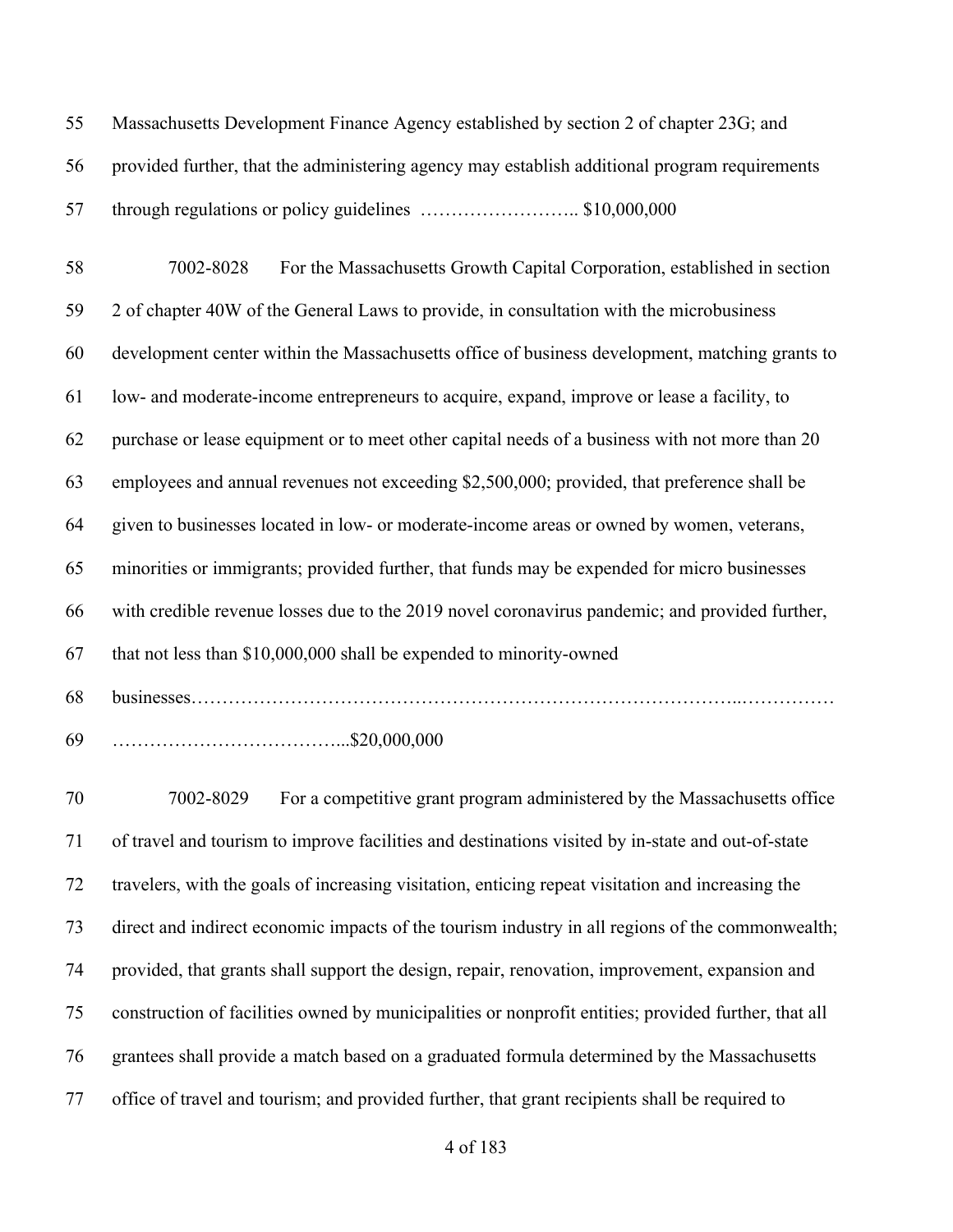Massachusetts Development Finance Agency established by section 2 of chapter 23G; and provided further, that the administering agency may establish additional program requirements through regulations or policy guidelines …………………….. $10,000,000

7002-8028 For the Massachusetts Growth Capital Corporation, established in section 2 of chapter 40W of the General Laws to provide, in consultation with the microbusiness development center within the Massachusetts office of business development, matching grants to low- and moderate-income entrepreneurs to acquire, expand, improve or lease a facility, to purchase or lease equipment or to meet other capital needs of a business with not more than 20 employees and annual revenues not exceeding $2,500,000; provided, that preference shall be given to businesses located in low- or moderate-income areas or owned by women, veterans, minorities or immigrants; provided further, that funds may be expended for micro businesses with credible revenue losses due to the 2019 novel coronavirus pandemic; and provided further, that not less than $10,000,000 shall be expended to minority-owned businesses…………………………………………………………………………..……………………………………………...$20,000,000

7002-8029 For a competitive grant program administered by the Massachusetts office of travel and tourism to improve facilities and destinations visited by in-state and out-of-state travelers, with the goals of increasing visitation, enticing repeat visitation and increasing the direct and indirect economic impacts of the tourism industry in all regions of the commonwealth; provided, that grants shall support the design, repair, renovation, improvement, expansion and construction of facilities owned by municipalities or nonprofit entities; provided further, that all grantees shall provide a match based on a graduated formula determined by the Massachusetts office of travel and tourism; and provided further, that grant recipients shall be required to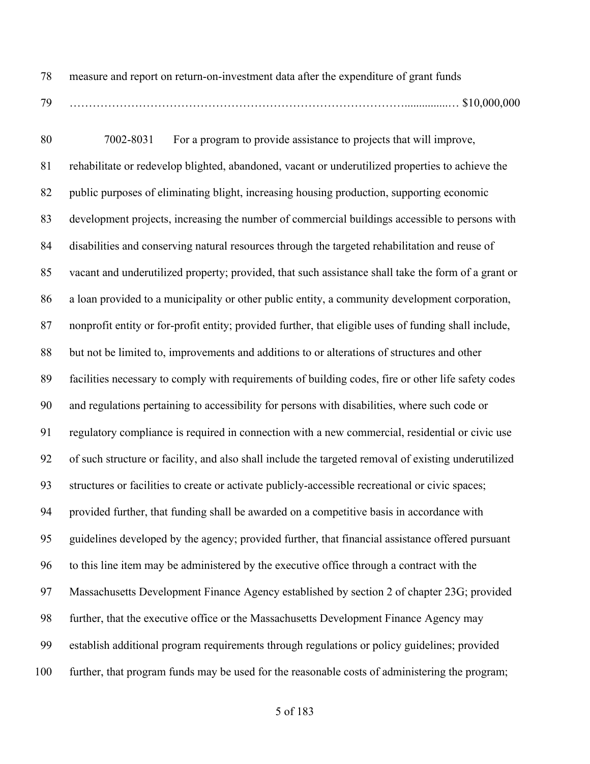measure and report on return-on-investment data after the expenditure of grant funds ………………………………………………………………………………................… $10,000,000

7002-8031 For a program to provide assistance to projects that will improve, rehabilitate or redevelop blighted, abandoned, vacant or underutilized properties to achieve the public purposes of eliminating blight, increasing housing production, supporting economic development projects, increasing the number of commercial buildings accessible to persons with disabilities and conserving natural resources through the targeted rehabilitation and reuse of vacant and underutilized property; provided, that such assistance shall take the form of a grant or a loan provided to a municipality or other public entity, a community development corporation, nonprofit entity or for-profit entity; provided further, that eligible uses of funding shall include, but not be limited to, improvements and additions to or alterations of structures and other facilities necessary to comply with requirements of building codes, fire or other life safety codes and regulations pertaining to accessibility for persons with disabilities, where such code or regulatory compliance is required in connection with a new commercial, residential or civic use of such structure or facility, and also shall include the targeted removal of existing underutilized structures or facilities to create or activate publicly-accessible recreational or civic spaces; provided further, that funding shall be awarded on a competitive basis in accordance with guidelines developed by the agency; provided further, that financial assistance offered pursuant to this line item may be administered by the executive office through a contract with the Massachusetts Development Finance Agency established by section 2 of chapter 23G; provided further, that the executive office or the Massachusetts Development Finance Agency may establish additional program requirements through regulations or policy guidelines; provided further, that program funds may be used for the reasonable costs of administering the program;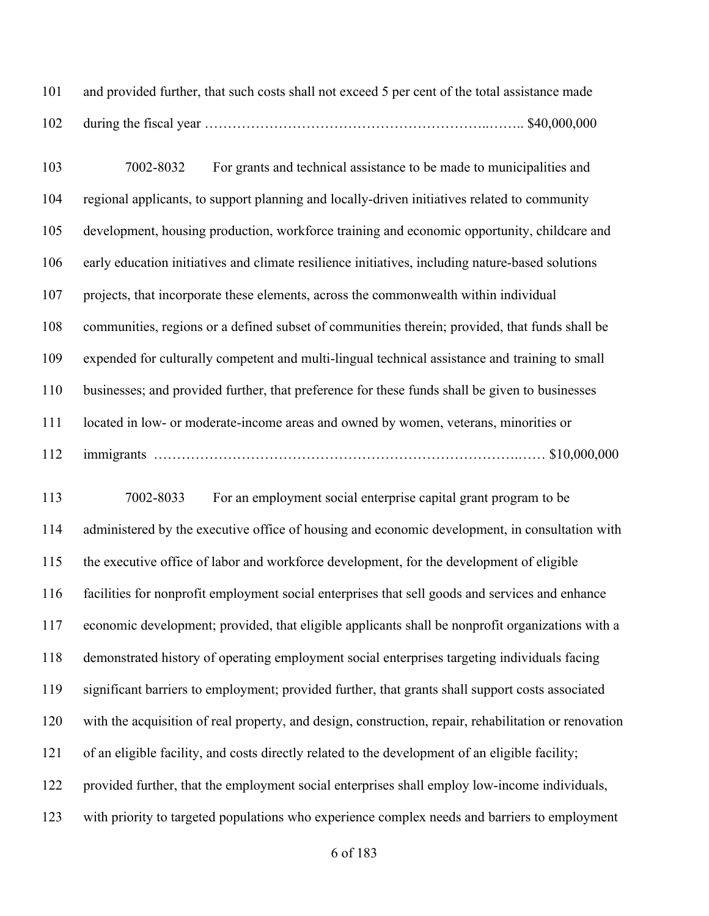101 and provided further, that such costs shall not exceed 5 per cent of the total assistance made

102 during the fiscal year ……………………………………………………..…….. $40,000,000

103 7002-8032 For grants and technical assistance to be made to municipalities and

104 regional applicants, to support planning and locally-driven initiatives related to community

105 development, housing production, workforce training and economic opportunity, childcare and

106 early education initiatives and climate resilience initiatives, including nature-based solutions

107 projects, that incorporate these elements, across the commonwealth within individual

108 communities, regions or a defined subset of communities therein; provided, that funds shall be

109 expended for culturally competent and multi-lingual technical assistance and training to small

110 businesses; and provided further, that preference for these funds shall be given to businesses

111 located in low- or moderate-income areas and owned by women, veterans, minorities or

112 immigrants ……………………………………………………………….…… $10,000,000

113 7002-8033 For an employment social enterprise capital grant program to be

114 administered by the executive office of housing and economic development, in consultation with

115 the executive office of labor and workforce development, for the development of eligible

116 facilities for nonprofit employment social enterprises that sell goods and services and enhance

117 economic development; provided, that eligible applicants shall be nonprofit organizations with a

118 demonstrated history of operating employment social enterprises targeting individuals facing

119 significant barriers to employment; provided further, that grants shall support costs associated

120 with the acquisition of real property, and design, construction, repair, rehabilitation or renovation

121 of an eligible facility, and costs directly related to the development of an eligible facility;

122 provided further, that the employment social enterprises shall employ low-income individuals,

123 with priority to targeted populations who experience complex needs and barriers to employment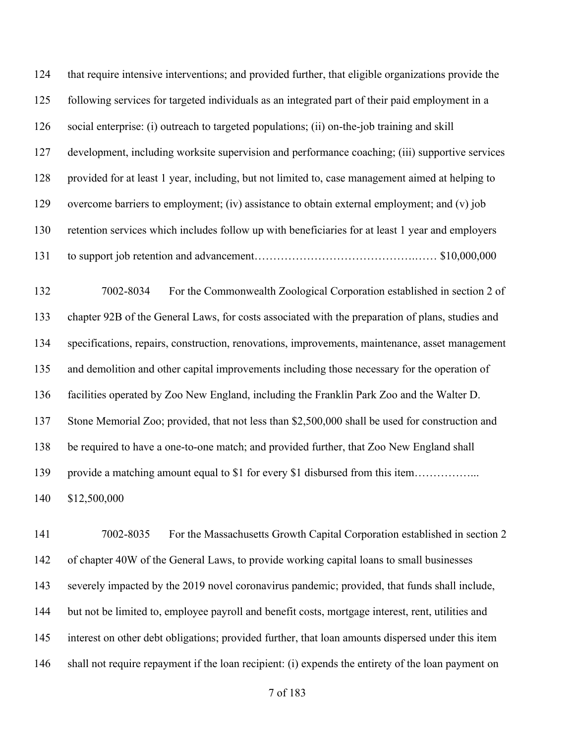that require intensive interventions; and provided further, that eligible organizations provide the following services for targeted individuals as an integrated part of their paid employment in a social enterprise: (i) outreach to targeted populations; (ii) on-the-job training and skill development, including worksite supervision and performance coaching; (iii) supportive services provided for at least 1 year, including, but not limited to, case management aimed at helping to overcome barriers to employment; (iv) assistance to obtain external employment; and (v) job retention services which includes follow up with beneficiaries for at least 1 year and employers to support job retention and advancement…………………………………….…… $10,000,000

7002-8034 For the Commonwealth Zoological Corporation established in section 2 of chapter 92B of the General Laws, for costs associated with the preparation of plans, studies and specifications, repairs, construction, renovations, improvements, maintenance, asset management and demolition and other capital improvements including those necessary for the operation of facilities operated by Zoo New England, including the Franklin Park Zoo and the Walter D. Stone Memorial Zoo; provided, that not less than $2,500,000 shall be used for construction and be required to have a one-to-one match; and provided further, that Zoo New England shall provide a matching amount equal to $1 for every $1 disbursed from this item……………... $12,500,000

7002-8035 For the Massachusetts Growth Capital Corporation established in section 2 of chapter 40W of the General Laws, to provide working capital loans to small businesses severely impacted by the 2019 novel coronavirus pandemic; provided, that funds shall include, but not be limited to, employee payroll and benefit costs, mortgage interest, rent, utilities and interest on other debt obligations; provided further, that loan amounts dispersed under this item shall not require repayment if the loan recipient: (i) expends the entirety of the loan payment on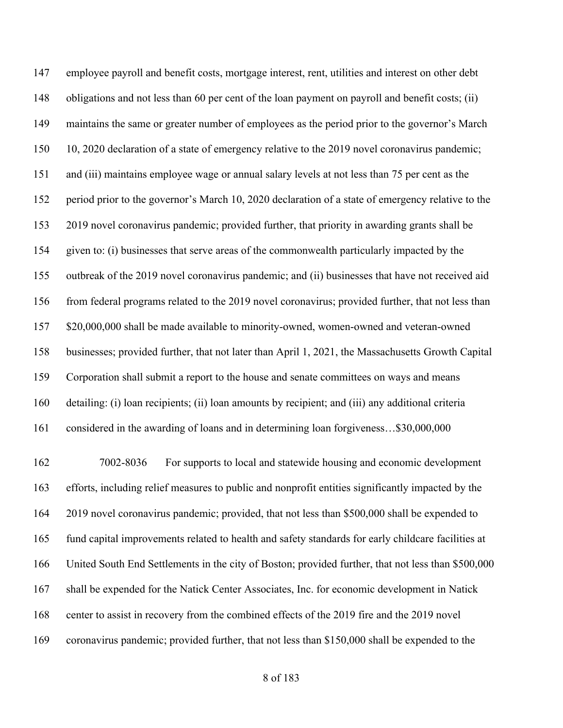employee payroll and benefit costs, mortgage interest, rent, utilities and interest on other debt obligations and not less than 60 per cent of the loan payment on payroll and benefit costs; (ii) maintains the same or greater number of employees as the period prior to the governor's March 10, 2020 declaration of a state of emergency relative to the 2019 novel coronavirus pandemic; and (iii) maintains employee wage or annual salary levels at not less than 75 per cent as the period prior to the governor's March 10, 2020 declaration of a state of emergency relative to the 2019 novel coronavirus pandemic; provided further, that priority in awarding grants shall be given to: (i) businesses that serve areas of the commonwealth particularly impacted by the outbreak of the 2019 novel coronavirus pandemic; and (ii) businesses that have not received aid from federal programs related to the 2019 novel coronavirus; provided further, that not less than $20,000,000 shall be made available to minority-owned, women-owned and veteran-owned businesses; provided further, that not later than April 1, 2021, the Massachusetts Growth Capital Corporation shall submit a report to the house and senate committees on ways and means detailing: (i) loan recipients; (ii) loan amounts by recipient; and (iii) any additional criteria considered in the awarding of loans and in determining loan forgiveness…$30,000,000

7002-8036 For supports to local and statewide housing and economic development efforts, including relief measures to public and nonprofit entities significantly impacted by the 2019 novel coronavirus pandemic; provided, that not less than $500,000 shall be expended to fund capital improvements related to health and safety standards for early childcare facilities at United South End Settlements in the city of Boston; provided further, that not less than $500,000 shall be expended for the Natick Center Associates, Inc. for economic development in Natick center to assist in recovery from the combined effects of the 2019 fire and the 2019 novel coronavirus pandemic; provided further, that not less than $150,000 shall be expended to the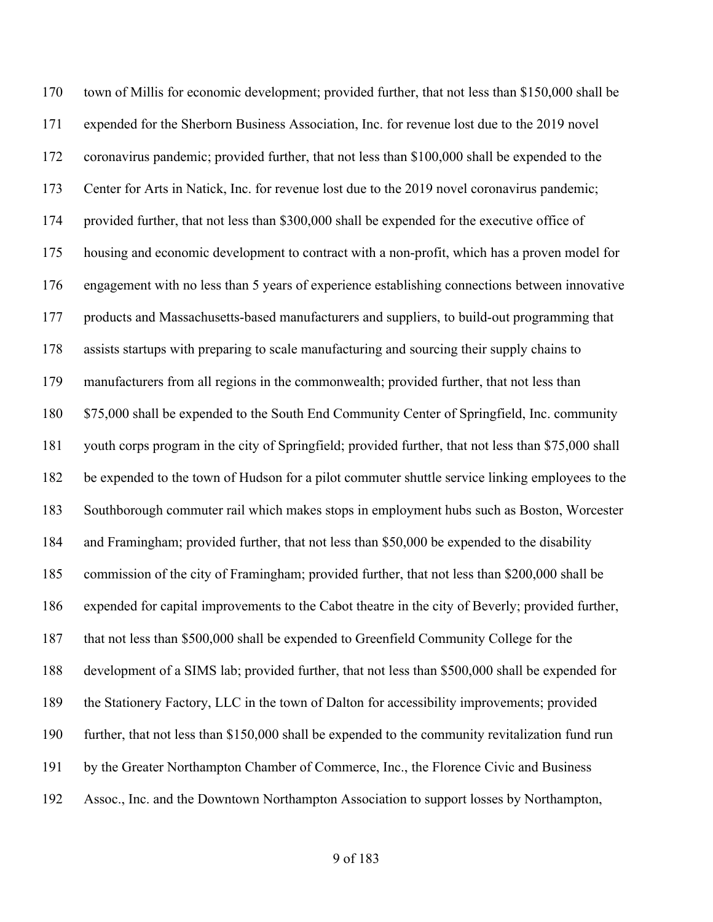170 town of Millis for economic development; provided further, that not less than $150,000 shall be
171 expended for the Sherborn Business Association, Inc. for revenue lost due to the 2019 novel
172 coronavirus pandemic; provided further, that not less than $100,000 shall be expended to the
173 Center for Arts in Natick, Inc. for revenue lost due to the 2019 novel coronavirus pandemic;
174 provided further, that not less than $300,000 shall be expended for the executive office of
175 housing and economic development to contract with a non-profit, which has a proven model for
176 engagement with no less than 5 years of experience establishing connections between innovative
177 products and Massachusetts-based manufacturers and suppliers, to build-out programming that
178 assists startups with preparing to scale manufacturing and sourcing their supply chains to
179 manufacturers from all regions in the commonwealth; provided further, that not less than
180 $75,000 shall be expended to the South End Community Center of Springfield, Inc. community
181 youth corps program in the city of Springfield; provided further, that not less than $75,000 shall
182 be expended to the town of Hudson for a pilot commuter shuttle service linking employees to the
183 Southborough commuter rail which makes stops in employment hubs such as Boston, Worcester
184 and Framingham; provided further, that not less than $50,000 be expended to the disability
185 commission of the city of Framingham; provided further, that not less than $200,000 shall be
186 expended for capital improvements to the Cabot theatre in the city of Beverly; provided further,
187 that not less than $500,000 shall be expended to Greenfield Community College for the
188 development of a SIMS lab; provided further, that not less than $500,000 shall be expended for
189 the Stationery Factory, LLC in the town of Dalton for accessibility improvements; provided
190 further, that not less than $150,000 shall be expended to the community revitalization fund run
191 by the Greater Northampton Chamber of Commerce, Inc., the Florence Civic and Business
192 Assoc., Inc. and the Downtown Northampton Association to support losses by Northampton,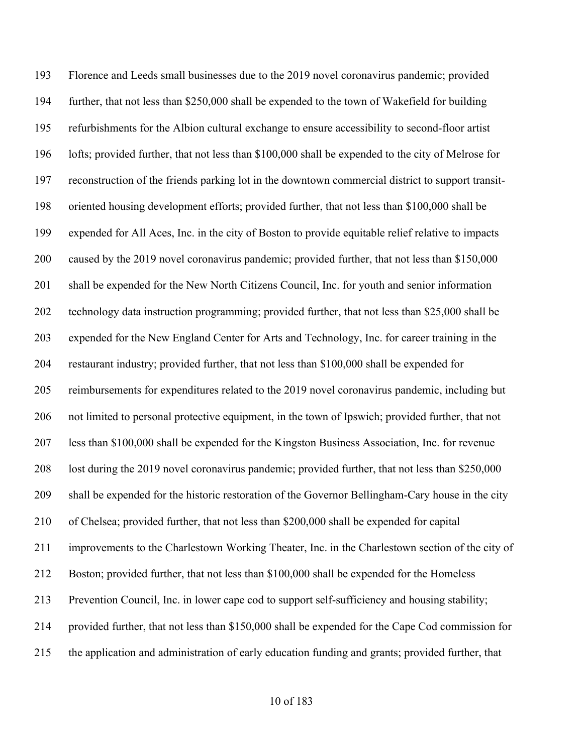Florence and Leeds small businesses due to the 2019 novel coronavirus pandemic; provided further, that not less than $250,000 shall be expended to the town of Wakefield for building refurbishments for the Albion cultural exchange to ensure accessibility to second-floor artist lofts; provided further, that not less than $100,000 shall be expended to the city of Melrose for reconstruction of the friends parking lot in the downtown commercial district to support transit-oriented housing development efforts; provided further, that not less than $100,000 shall be expended for All Aces, Inc. in the city of Boston to provide equitable relief relative to impacts caused by the 2019 novel coronavirus pandemic; provided further, that not less than $150,000 shall be expended for the New North Citizens Council, Inc. for youth and senior information technology data instruction programming; provided further, that not less than $25,000 shall be expended for the New England Center for Arts and Technology, Inc. for career training in the restaurant industry; provided further, that not less than $100,000 shall be expended for reimbursements for expenditures related to the 2019 novel coronavirus pandemic, including but not limited to personal protective equipment, in the town of Ipswich; provided further, that not less than $100,000 shall be expended for the Kingston Business Association, Inc. for revenue lost during the 2019 novel coronavirus pandemic; provided further, that not less than $250,000 shall be expended for the historic restoration of the Governor Bellingham-Cary house in the city of Chelsea; provided further, that not less than $200,000 shall be expended for capital improvements to the Charlestown Working Theater, Inc. in the Charlestown section of the city of Boston; provided further, that not less than $100,000 shall be expended for the Homeless Prevention Council, Inc. in lower cape cod to support self-sufficiency and housing stability; provided further, that not less than $150,000 shall be expended for the Cape Cod commission for the application and administration of early education funding and grants; provided further, that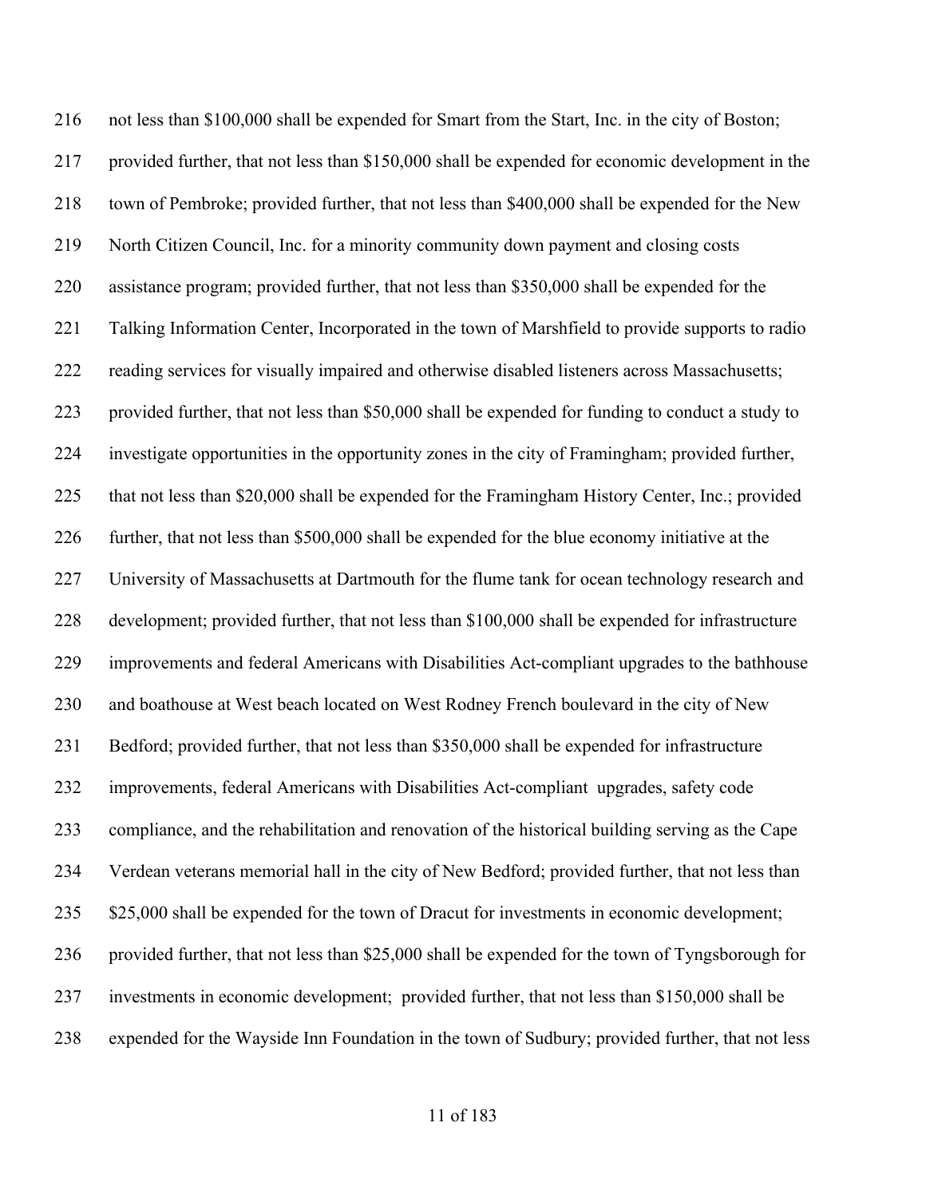not less than $100,000 shall be expended for Smart from the Start, Inc. in the city of Boston; provided further, that not less than $150,000 shall be expended for economic development in the town of Pembroke; provided further, that not less than $400,000 shall be expended for the New North Citizen Council, Inc. for a minority community down payment and closing costs assistance program; provided further, that not less than $350,000 shall be expended for the Talking Information Center, Incorporated in the town of Marshfield to provide supports to radio reading services for visually impaired and otherwise disabled listeners across Massachusetts; provided further, that not less than $50,000 shall be expended for funding to conduct a study to investigate opportunities in the opportunity zones in the city of Framingham; provided further, that not less than $20,000 shall be expended for the Framingham History Center, Inc.; provided further, that not less than $500,000 shall be expended for the blue economy initiative at the University of Massachusetts at Dartmouth for the flume tank for ocean technology research and development; provided further, that not less than $100,000 shall be expended for infrastructure improvements and federal Americans with Disabilities Act-compliant upgrades to the bathhouse and boathouse at West beach located on West Rodney French boulevard in the city of New Bedford; provided further, that not less than $350,000 shall be expended for infrastructure improvements, federal Americans with Disabilities Act-compliant upgrades, safety code compliance, and the rehabilitation and renovation of the historical building serving as the Cape Verdean veterans memorial hall in the city of New Bedford; provided further, that not less than $25,000 shall be expended for the town of Dracut for investments in economic development; provided further, that not less than $25,000 shall be expended for the town of Tyngsborough for investments in economic development; provided further, that not less than $150,000 shall be expended for the Wayside Inn Foundation in the town of Sudbury; provided further, that not less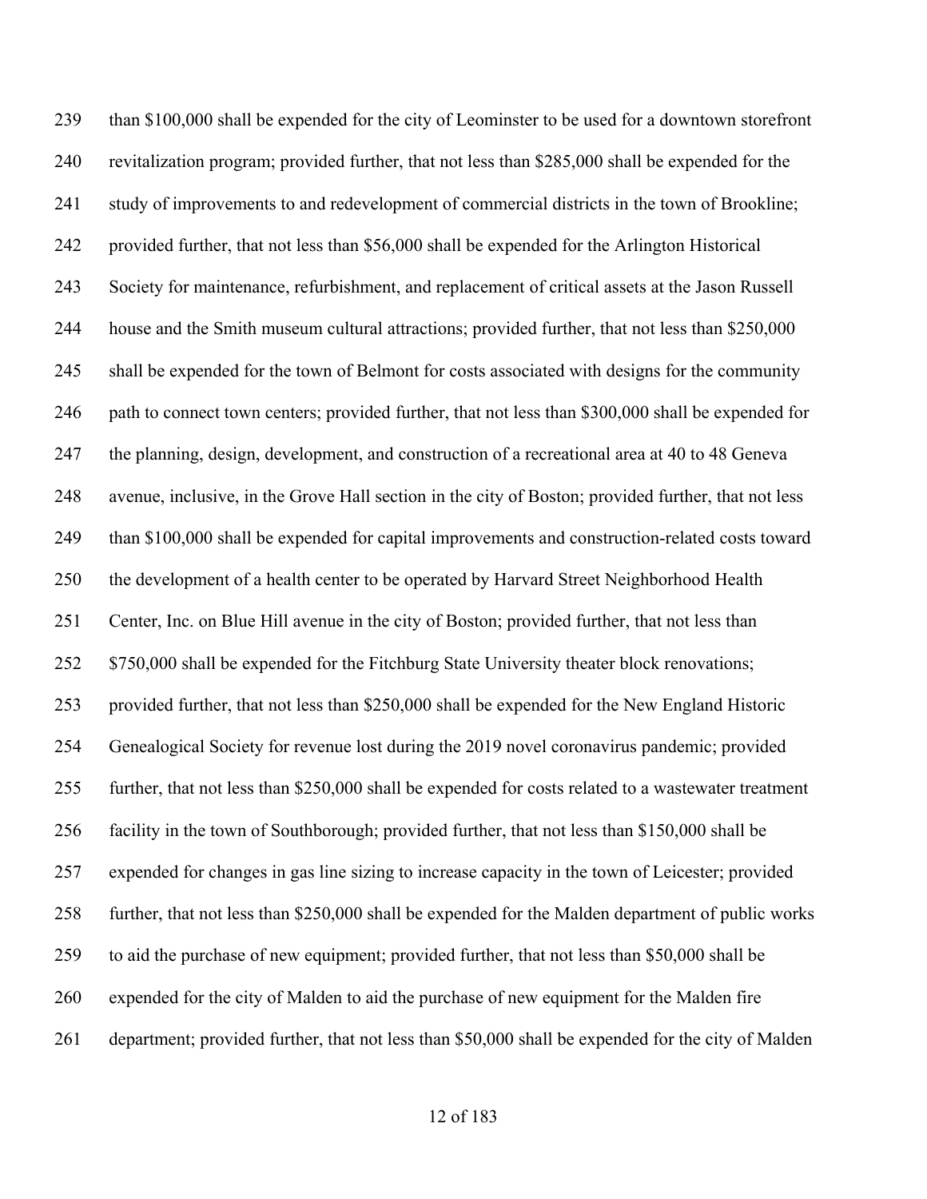239 than $100,000 shall be expended for the city of Leominster to be used for a downtown storefront
240 revitalization program; provided further, that not less than $285,000 shall be expended for the
241 study of improvements to and redevelopment of commercial districts in the town of Brookline;
242 provided further, that not less than $56,000 shall be expended for the Arlington Historical
243 Society for maintenance, refurbishment, and replacement of critical assets at the Jason Russell
244 house and the Smith museum cultural attractions; provided further, that not less than $250,000
245 shall be expended for the town of Belmont for costs associated with designs for the community
246 path to connect town centers; provided further, that not less than $300,000 shall be expended for
247 the planning, design, development, and construction of a recreational area at 40 to 48 Geneva
248 avenue, inclusive, in the Grove Hall section in the city of Boston; provided further, that not less
249 than $100,000 shall be expended for capital improvements and construction-related costs toward
250 the development of a health center to be operated by Harvard Street Neighborhood Health
251 Center, Inc. on Blue Hill avenue in the city of Boston; provided further, that not less than
252 $750,000 shall be expended for the Fitchburg State University theater block renovations;
253 provided further, that not less than $250,000 shall be expended for the New England Historic
254 Genealogical Society for revenue lost during the 2019 novel coronavirus pandemic; provided
255 further, that not less than $250,000 shall be expended for costs related to a wastewater treatment
256 facility in the town of Southborough; provided further, that not less than $150,000 shall be
257 expended for changes in gas line sizing to increase capacity in the town of Leicester; provided
258 further, that not less than $250,000 shall be expended for the Malden department of public works
259 to aid the purchase of new equipment; provided further, that not less than $50,000 shall be
260 expended for the city of Malden to aid the purchase of new equipment for the Malden fire
261 department; provided further, that not less than $50,000 shall be expended for the city of Malden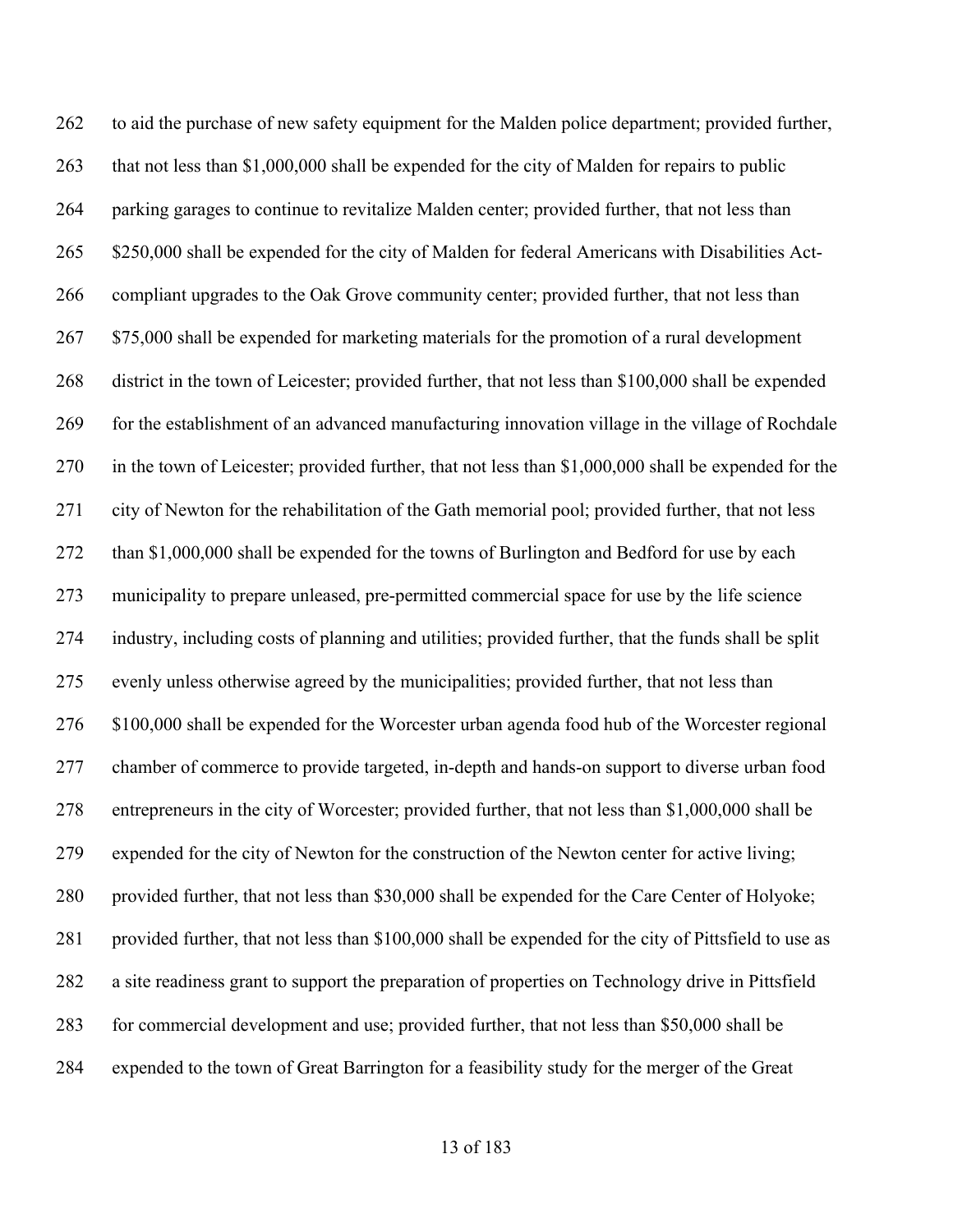262 to aid the purchase of new safety equipment for the Malden police department; provided further,
263 that not less than $1,000,000 shall be expended for the city of Malden for repairs to public
264 parking garages to continue to revitalize Malden center; provided further, that not less than
265 $250,000 shall be expended for the city of Malden for federal Americans with Disabilities Act-
266 compliant upgrades to the Oak Grove community center; provided further, that not less than
267 $75,000 shall be expended for marketing materials for the promotion of a rural development
268 district in the town of Leicester; provided further, that not less than $100,000 shall be expended
269 for the establishment of an advanced manufacturing innovation village in the village of Rochdale
270 in the town of Leicester; provided further, that not less than $1,000,000 shall be expended for the
271 city of Newton for the rehabilitation of the Gath memorial pool; provided further, that not less
272 than $1,000,000 shall be expended for the towns of Burlington and Bedford for use by each
273 municipality to prepare unleased, pre-permitted commercial space for use by the life science
274 industry, including costs of planning and utilities; provided further, that the funds shall be split
275 evenly unless otherwise agreed by the municipalities; provided further, that not less than
276 $100,000 shall be expended for the Worcester urban agenda food hub of the Worcester regional
277 chamber of commerce to provide targeted, in-depth and hands-on support to diverse urban food
278 entrepreneurs in the city of Worcester; provided further, that not less than $1,000,000 shall be
279 expended for the city of Newton for the construction of the Newton center for active living;
280 provided further, that not less than $30,000 shall be expended for the Care Center of Holyoke;
281 provided further, that not less than $100,000 shall be expended for the city of Pittsfield to use as
282 a site readiness grant to support the preparation of properties on Technology drive in Pittsfield
283 for commercial development and use; provided further, that not less than $50,000 shall be
284 expended to the town of Great Barrington for a feasibility study for the merger of the Great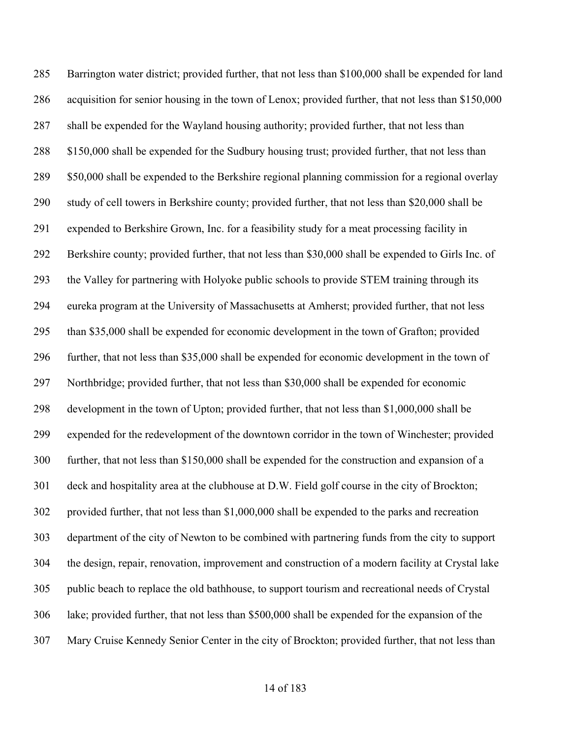Barrington water district; provided further, that not less than $100,000 shall be expended for land acquisition for senior housing in the town of Lenox; provided further, that not less than $150,000 shall be expended for the Wayland housing authority; provided further, that not less than $150,000 shall be expended for the Sudbury housing trust; provided further, that not less than $50,000 shall be expended to the Berkshire regional planning commission for a regional overlay study of cell towers in Berkshire county; provided further, that not less than $20,000 shall be expended to Berkshire Grown, Inc. for a feasibility study for a meat processing facility in Berkshire county; provided further, that not less than $30,000 shall be expended to Girls Inc. of the Valley for partnering with Holyoke public schools to provide STEM training through its eureka program at the University of Massachusetts at Amherst; provided further, that not less than $35,000 shall be expended for economic development in the town of Grafton; provided further, that not less than $35,000 shall be expended for economic development in the town of Northbridge; provided further, that not less than $30,000 shall be expended for economic development in the town of Upton; provided further, that not less than $1,000,000 shall be expended for the redevelopment of the downtown corridor in the town of Winchester; provided further, that not less than $150,000 shall be expended for the construction and expansion of a deck and hospitality area at the clubhouse at D.W. Field golf course in the city of Brockton; provided further, that not less than $1,000,000 shall be expended to the parks and recreation department of the city of Newton to be combined with partnering funds from the city to support the design, repair, renovation, improvement and construction of a modern facility at Crystal lake public beach to replace the old bathhouse, to support tourism and recreational needs of Crystal lake; provided further, that not less than $500,000 shall be expended for the expansion of the Mary Cruise Kennedy Senior Center in the city of Brockton; provided further, that not less than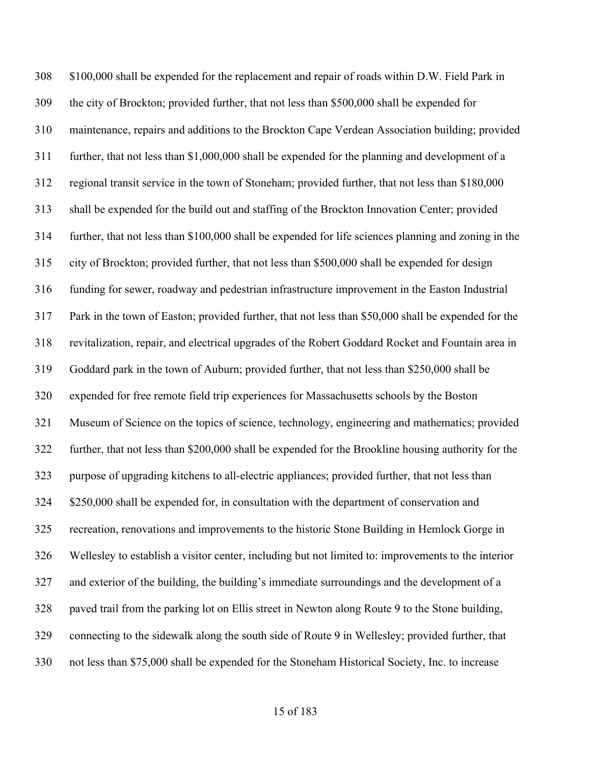308 $100,000 shall be expended for the replacement and repair of roads within D.W. Field Park in
309 the city of Brockton; provided further, that not less than $500,000 shall be expended for
310 maintenance, repairs and additions to the Brockton Cape Verdean Association building; provided
311 further, that not less than $1,000,000 shall be expended for the planning and development of a
312 regional transit service in the town of Stoneham; provided further, that not less than $180,000
313 shall be expended for the build out and staffing of the Brockton Innovation Center; provided
314 further, that not less than $100,000 shall be expended for life sciences planning and zoning in the
315 city of Brockton; provided further, that not less than $500,000 shall be expended for design
316 funding for sewer, roadway and pedestrian infrastructure improvement in the Easton Industrial
317 Park in the town of Easton; provided further, that not less than $50,000 shall be expended for the
318 revitalization, repair, and electrical upgrades of the Robert Goddard Rocket and Fountain area in
319 Goddard park in the town of Auburn; provided further, that not less than $250,000 shall be
320 expended for free remote field trip experiences for Massachusetts schools by the Boston
321 Museum of Science on the topics of science, technology, engineering and mathematics; provided
322 further, that not less than $200,000 shall be expended for the Brookline housing authority for the
323 purpose of upgrading kitchens to all-electric appliances; provided further, that not less than
324 $250,000 shall be expended for, in consultation with the department of conservation and
325 recreation, renovations and improvements to the historic Stone Building in Hemlock Gorge in
326 Wellesley to establish a visitor center, including but not limited to: improvements to the interior
327 and exterior of the building, the building's immediate surroundings and the development of a
328 paved trail from the parking lot on Ellis street in Newton along Route 9 to the Stone building,
329 connecting to the sidewalk along the south side of Route 9 in Wellesley; provided further, that
330 not less than $75,000 shall be expended for the Stoneham Historical Society, Inc. to increase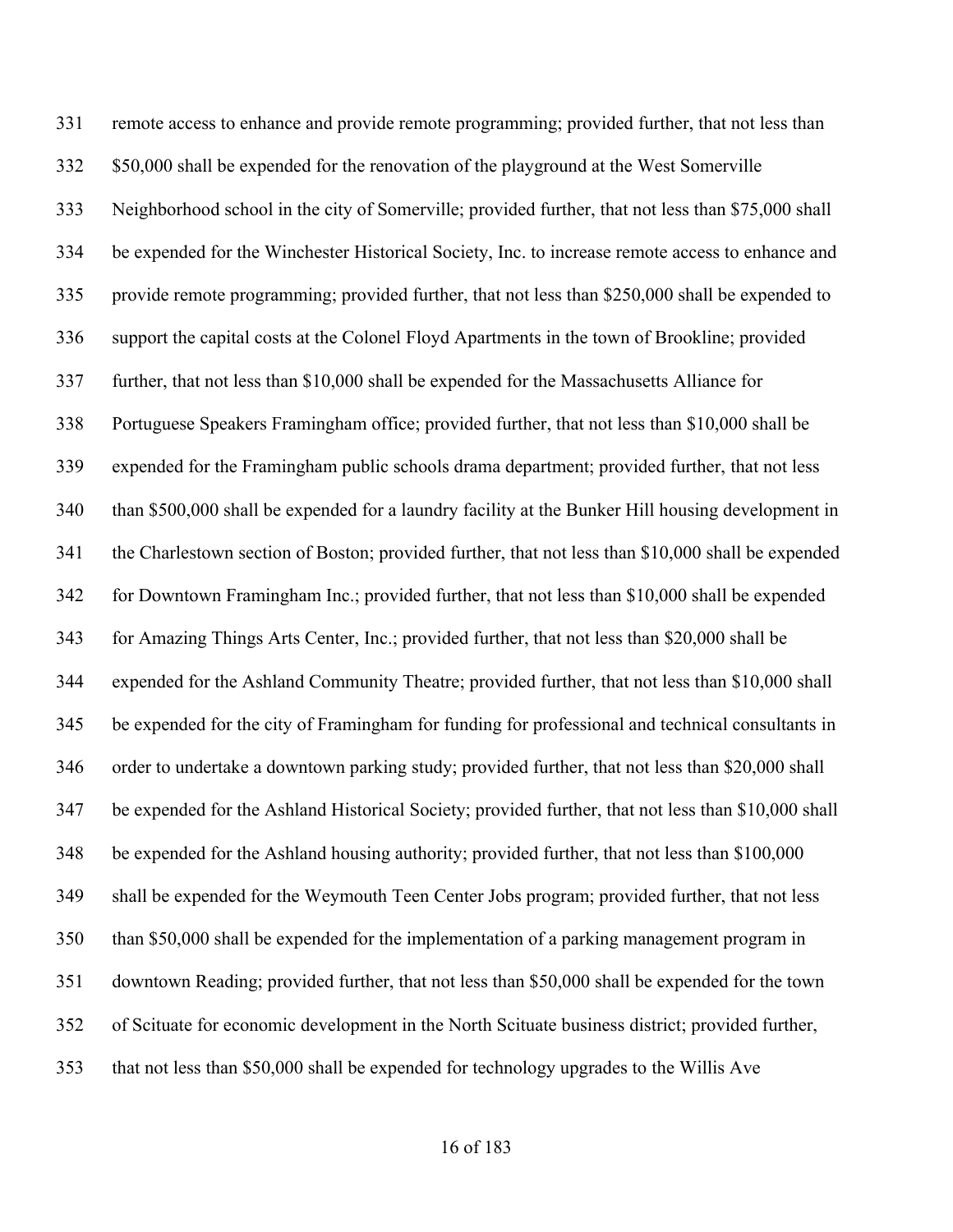331 remote access to enhance and provide remote programming; provided further, that not less than
332 $50,000 shall be expended for the renovation of the playground at the West Somerville
333 Neighborhood school in the city of Somerville; provided further, that not less than $75,000 shall
334 be expended for the Winchester Historical Society, Inc. to increase remote access to enhance and
335 provide remote programming; provided further, that not less than $250,000 shall be expended to
336 support the capital costs at the Colonel Floyd Apartments in the town of Brookline; provided
337 further, that not less than $10,000 shall be expended for the Massachusetts Alliance for
338 Portuguese Speakers Framingham office; provided further, that not less than $10,000 shall be
339 expended for the Framingham public schools drama department; provided further, that not less
340 than $500,000 shall be expended for a laundry facility at the Bunker Hill housing development in
341 the Charlestown section of Boston; provided further, that not less than $10,000 shall be expended
342 for Downtown Framingham Inc.; provided further, that not less than $10,000 shall be expended
343 for Amazing Things Arts Center, Inc.; provided further, that not less than $20,000 shall be
344 expended for the Ashland Community Theatre; provided further, that not less than $10,000 shall
345 be expended for the city of Framingham for funding for professional and technical consultants in
346 order to undertake a downtown parking study; provided further, that not less than $20,000 shall
347 be expended for the Ashland Historical Society; provided further, that not less than $10,000 shall
348 be expended for the Ashland housing authority; provided further, that not less than $100,000
349 shall be expended for the Weymouth Teen Center Jobs program; provided further, that not less
350 than $50,000 shall be expended for the implementation of a parking management program in
351 downtown Reading; provided further, that not less than $50,000 shall be expended for the town
352 of Scituate for economic development in the North Scituate business district; provided further,
353 that not less than $50,000 shall be expended for technology upgrades to the Willis Ave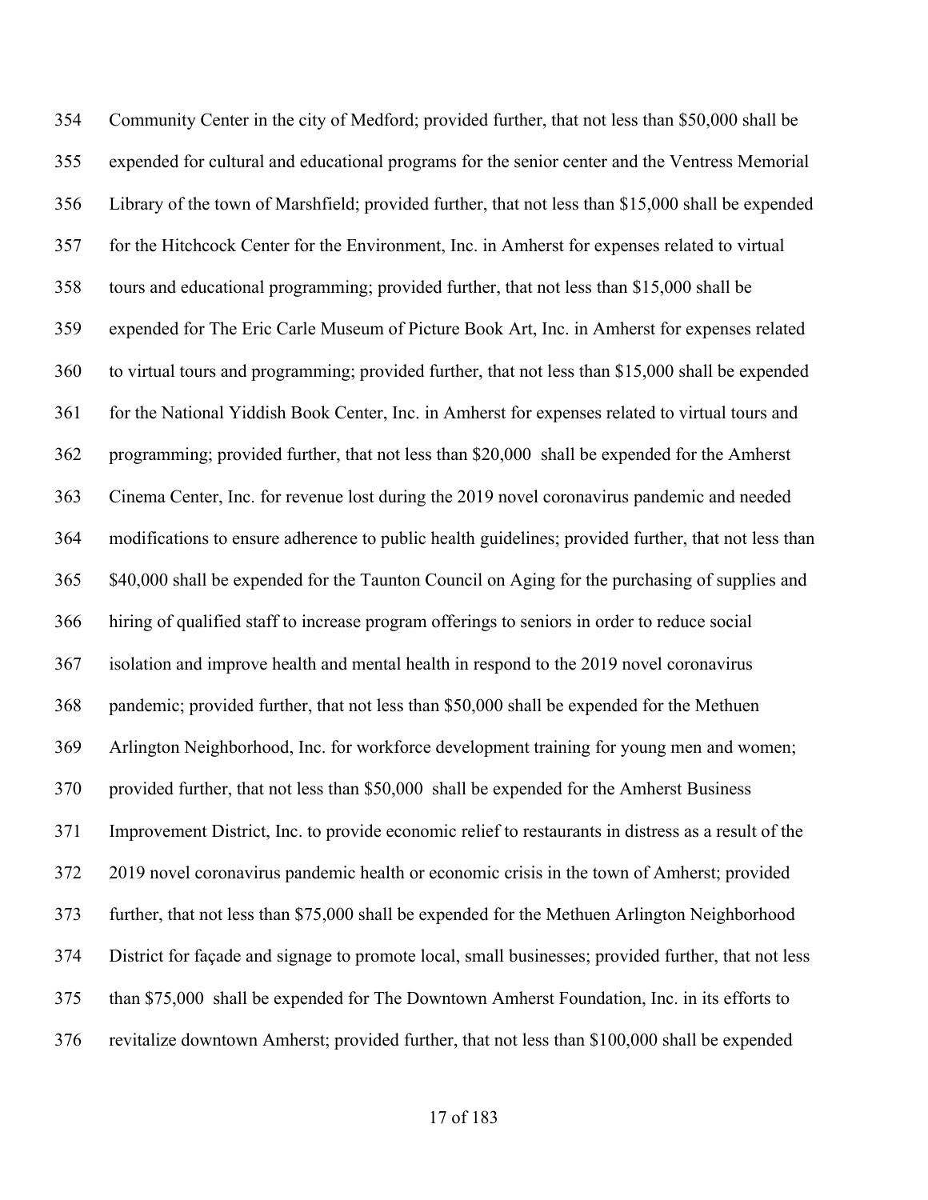354 Community Center in the city of Medford; provided further, that not less than $50,000 shall be
355 expended for cultural and educational programs for the senior center and the Ventress Memorial
356 Library of the town of Marshfield; provided further, that not less than $15,000 shall be expended
357 for the Hitchcock Center for the Environment, Inc. in Amherst for expenses related to virtual
358 tours and educational programming; provided further, that not less than $15,000 shall be
359 expended for The Eric Carle Museum of Picture Book Art, Inc. in Amherst for expenses related
360 to virtual tours and programming; provided further, that not less than $15,000 shall be expended
361 for the National Yiddish Book Center, Inc. in Amherst for expenses related to virtual tours and
362 programming; provided further, that not less than $20,000 shall be expended for the Amherst
363 Cinema Center, Inc. for revenue lost during the 2019 novel coronavirus pandemic and needed
364 modifications to ensure adherence to public health guidelines; provided further, that not less than
365 $40,000 shall be expended for the Taunton Council on Aging for the purchasing of supplies and
366 hiring of qualified staff to increase program offerings to seniors in order to reduce social
367 isolation and improve health and mental health in respond to the 2019 novel coronavirus
368 pandemic; provided further, that not less than $50,000 shall be expended for the Methuen
369 Arlington Neighborhood, Inc. for workforce development training for young men and women;
370 provided further, that not less than $50,000 shall be expended for the Amherst Business
371 Improvement District, Inc. to provide economic relief to restaurants in distress as a result of the
372 2019 novel coronavirus pandemic health or economic crisis in the town of Amherst; provided
373 further, that not less than $75,000 shall be expended for the Methuen Arlington Neighborhood
374 District for façade and signage to promote local, small businesses; provided further, that not less
375 than $75,000 shall be expended for The Downtown Amherst Foundation, Inc. in its efforts to
376 revitalize downtown Amherst; provided further, that not less than $100,000 shall be expended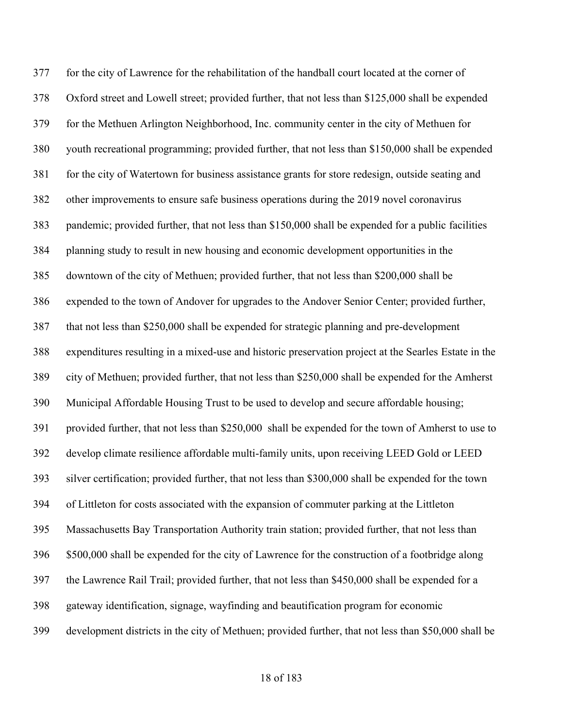377 for the city of Lawrence for the rehabilitation of the handball court located at the corner of
378 Oxford street and Lowell street; provided further, that not less than $125,000 shall be expended
379 for the Methuen Arlington Neighborhood, Inc. community center in the city of Methuen for
380 youth recreational programming; provided further, that not less than $150,000 shall be expended
381 for the city of Watertown for business assistance grants for store redesign, outside seating and
382 other improvements to ensure safe business operations during the 2019 novel coronavirus
383 pandemic; provided further, that not less than $150,000 shall be expended for a public facilities
384 planning study to result in new housing and economic development opportunities in the
385 downtown of the city of Methuen; provided further, that not less than $200,000 shall be
386 expended to the town of Andover for upgrades to the Andover Senior Center; provided further,
387 that not less than $250,000 shall be expended for strategic planning and pre-development
388 expenditures resulting in a mixed-use and historic preservation project at the Searles Estate in the
389 city of Methuen; provided further, that not less than $250,000 shall be expended for the Amherst
390 Municipal Affordable Housing Trust to be used to develop and secure affordable housing;
391 provided further, that not less than $250,000 shall be expended for the town of Amherst to use to
392 develop climate resilience affordable multi-family units, upon receiving LEED Gold or LEED
393 silver certification; provided further, that not less than $300,000 shall be expended for the town
394 of Littleton for costs associated with the expansion of commuter parking at the Littleton
395 Massachusetts Bay Transportation Authority train station; provided further, that not less than
396 $500,000 shall be expended for the city of Lawrence for the construction of a footbridge along
397 the Lawrence Rail Trail; provided further, that not less than $450,000 shall be expended for a
398 gateway identification, signage, wayfinding and beautification program for economic
399 development districts in the city of Methuen; provided further, that not less than $50,000 shall be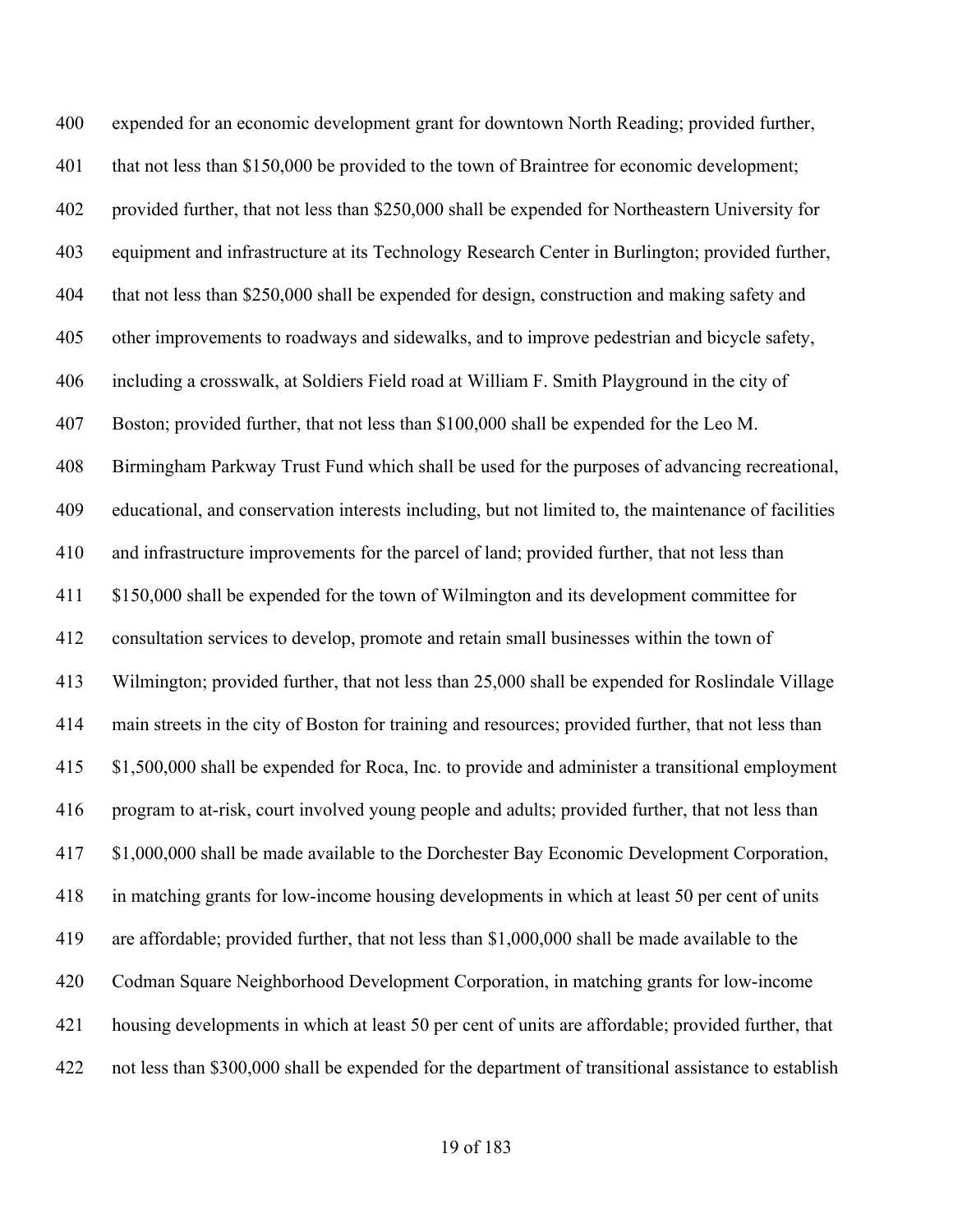400 expended for an economic development grant for downtown North Reading; provided further,
401 that not less than $150,000 be provided to the town of Braintree for economic development;
402 provided further, that not less than $250,000 shall be expended for Northeastern University for
403 equipment and infrastructure at its Technology Research Center in Burlington; provided further,
404 that not less than $250,000 shall be expended for design, construction and making safety and
405 other improvements to roadways and sidewalks, and to improve pedestrian and bicycle safety,
406 including a crosswalk, at Soldiers Field road at William F. Smith Playground in the city of
407 Boston; provided further, that not less than $100,000 shall be expended for the Leo M.
408 Birmingham Parkway Trust Fund which shall be used for the purposes of advancing recreational,
409 educational, and conservation interests including, but not limited to, the maintenance of facilities
410 and infrastructure improvements for the parcel of land; provided further, that not less than
411 $150,000 shall be expended for the town of Wilmington and its development committee for
412 consultation services to develop, promote and retain small businesses within the town of
413 Wilmington; provided further, that not less than 25,000 shall be expended for Roslindale Village
414 main streets in the city of Boston for training and resources; provided further, that not less than
415 $1,500,000 shall be expended for Roca, Inc. to provide and administer a transitional employment
416 program to at-risk, court involved young people and adults; provided further, that not less than
417 $1,000,000 shall be made available to the Dorchester Bay Economic Development Corporation,
418 in matching grants for low-income housing developments in which at least 50 per cent of units
419 are affordable; provided further, that not less than $1,000,000 shall be made available to the
420 Codman Square Neighborhood Development Corporation, in matching grants for low-income
421 housing developments in which at least 50 per cent of units are affordable; provided further, that
422 not less than $300,000 shall be expended for the department of transitional assistance to establish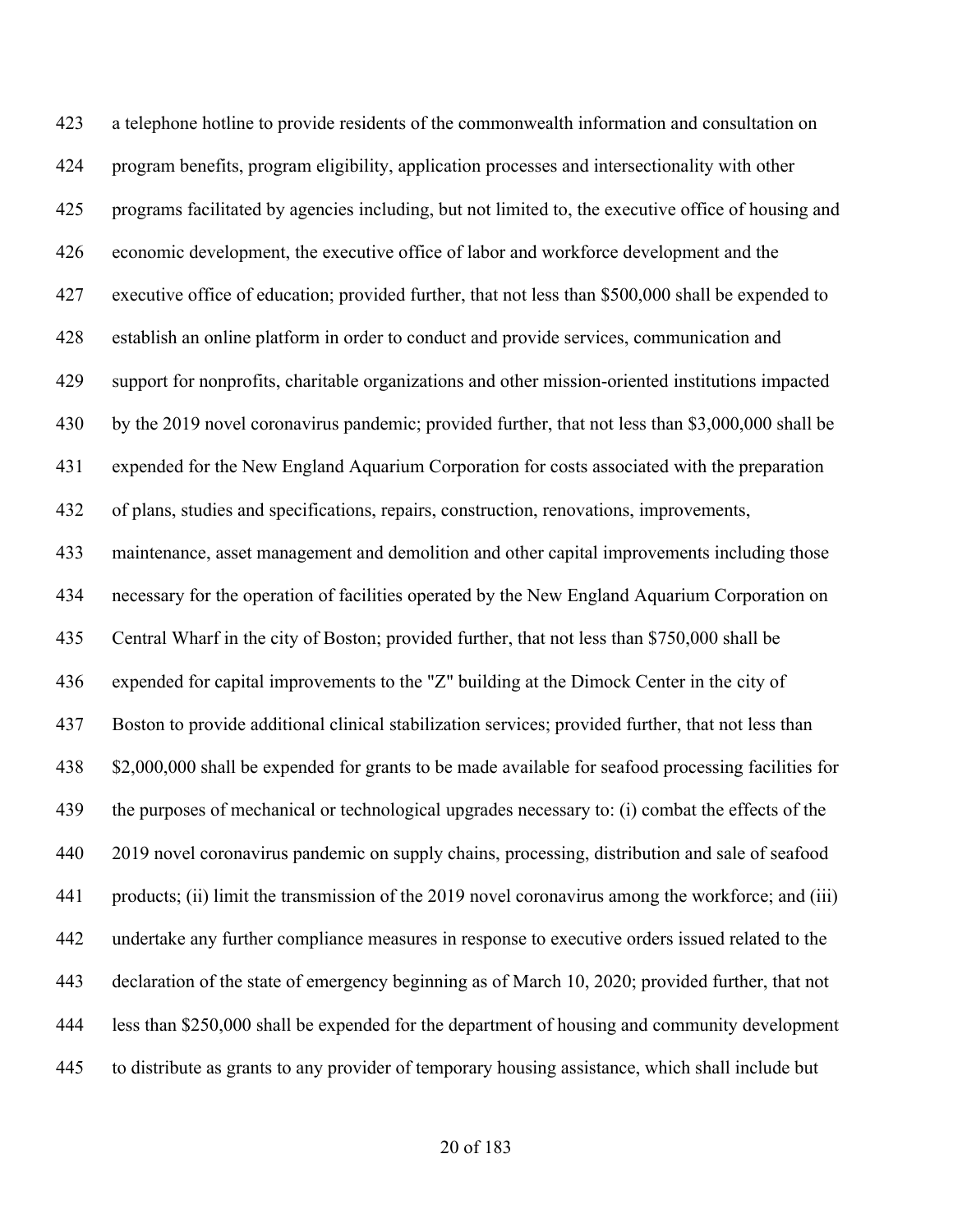a telephone hotline to provide residents of the commonwealth information and consultation on program benefits, program eligibility, application processes and intersectionality with other programs facilitated by agencies including, but not limited to, the executive office of housing and economic development, the executive office of labor and workforce development and the executive office of education; provided further, that not less than $500,000 shall be expended to establish an online platform in order to conduct and provide services, communication and support for nonprofits, charitable organizations and other mission-oriented institutions impacted by the 2019 novel coronavirus pandemic; provided further, that not less than $3,000,000 shall be expended for the New England Aquarium Corporation for costs associated with the preparation of plans, studies and specifications, repairs, construction, renovations, improvements, maintenance, asset management and demolition and other capital improvements including those necessary for the operation of facilities operated by the New England Aquarium Corporation on Central Wharf in the city of Boston; provided further, that not less than $750,000 shall be expended for capital improvements to the "Z" building at the Dimock Center in the city of Boston to provide additional clinical stabilization services; provided further, that not less than $2,000,000 shall be expended for grants to be made available for seafood processing facilities for the purposes of mechanical or technological upgrades necessary to: (i) combat the effects of the 2019 novel coronavirus pandemic on supply chains, processing, distribution and sale of seafood products; (ii) limit the transmission of the 2019 novel coronavirus among the workforce; and (iii) undertake any further compliance measures in response to executive orders issued related to the declaration of the state of emergency beginning as of March 10, 2020; provided further, that not less than $250,000 shall be expended for the department of housing and community development to distribute as grants to any provider of temporary housing assistance, which shall include but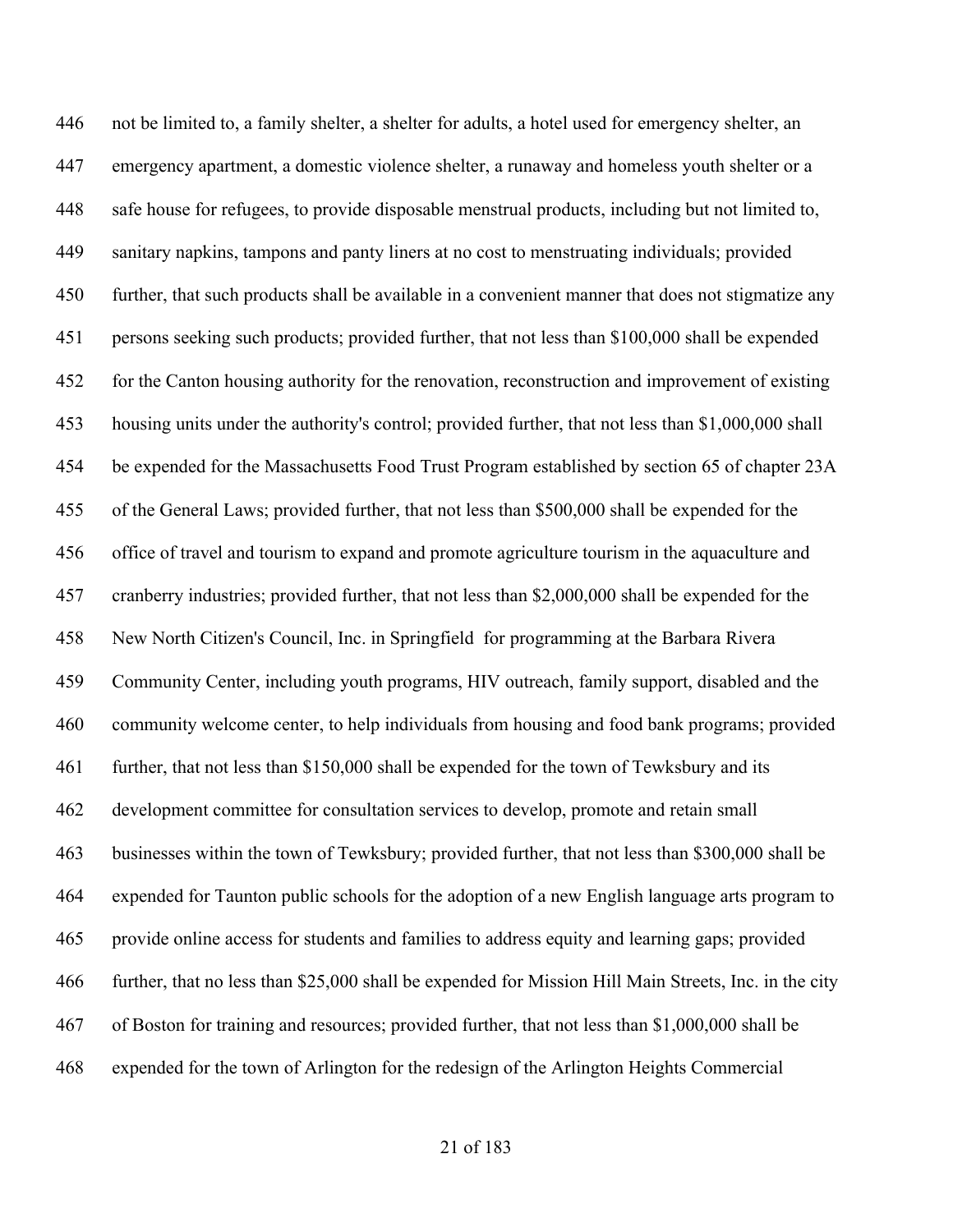446 not be limited to, a family shelter, a shelter for adults, a hotel used for emergency shelter, an
447 emergency apartment, a domestic violence shelter, a runaway and homeless youth shelter or a
448 safe house for refugees, to provide disposable menstrual products, including but not limited to,
449 sanitary napkins, tampons and panty liners at no cost to menstruating individuals; provided
450 further, that such products shall be available in a convenient manner that does not stigmatize any
451 persons seeking such products; provided further, that not less than $100,000 shall be expended
452 for the Canton housing authority for the renovation, reconstruction and improvement of existing
453 housing units under the authority's control; provided further, that not less than $1,000,000 shall
454 be expended for the Massachusetts Food Trust Program established by section 65 of chapter 23A
455 of the General Laws; provided further, that not less than $500,000 shall be expended for the
456 office of travel and tourism to expand and promote agriculture tourism in the aquaculture and
457 cranberry industries; provided further, that not less than $2,000,000 shall be expended for the
458 New North Citizen's Council, Inc. in Springfield for programming at the Barbara Rivera
459 Community Center, including youth programs, HIV outreach, family support, disabled and the
460 community welcome center, to help individuals from housing and food bank programs; provided
461 further, that not less than $150,000 shall be expended for the town of Tewksbury and its
462 development committee for consultation services to develop, promote and retain small
463 businesses within the town of Tewksbury; provided further, that not less than $300,000 shall be
464 expended for Taunton public schools for the adoption of a new English language arts program to
465 provide online access for students and families to address equity and learning gaps; provided
466 further, that no less than $25,000 shall be expended for Mission Hill Main Streets, Inc. in the city
467 of Boston for training and resources; provided further, that not less than $1,000,000 shall be
468 expended for the town of Arlington for the redesign of the Arlington Heights Commercial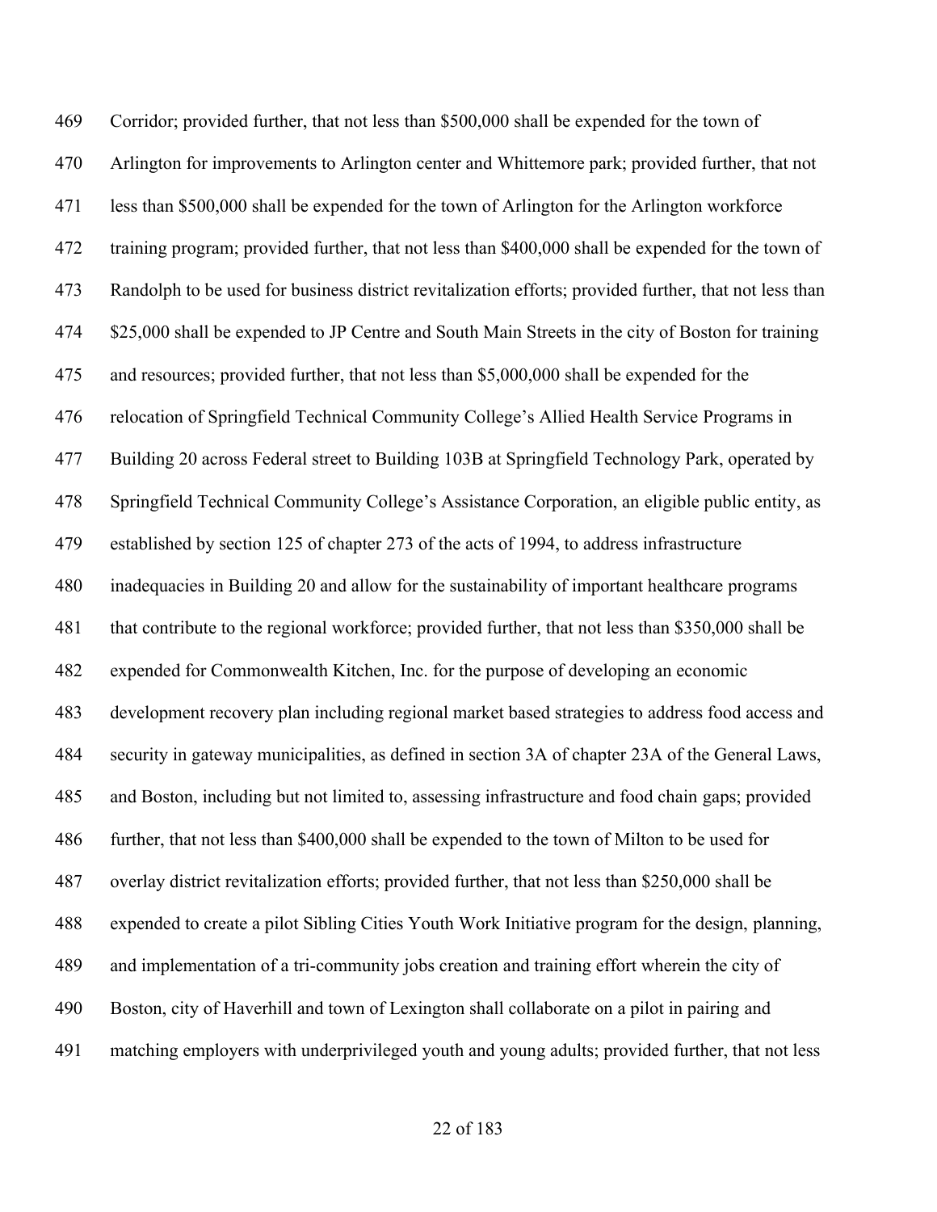469 Corridor; provided further, that not less than $500,000 shall be expended for the town of
470 Arlington for improvements to Arlington center and Whittemore park; provided further, that not
471 less than $500,000 shall be expended for the town of Arlington for the Arlington workforce
472 training program; provided further, that not less than $400,000 shall be expended for the town of
473 Randolph to be used for business district revitalization efforts; provided further, that not less than
474 $25,000 shall be expended to JP Centre and South Main Streets in the city of Boston for training
475 and resources; provided further, that not less than $5,000,000 shall be expended for the
476 relocation of Springfield Technical Community College's Allied Health Service Programs in
477 Building 20 across Federal street to Building 103B at Springfield Technology Park, operated by
478 Springfield Technical Community College's Assistance Corporation, an eligible public entity, as
479 established by section 125 of chapter 273 of the acts of 1994, to address infrastructure
480 inadequacies in Building 20 and allow for the sustainability of important healthcare programs
481 that contribute to the regional workforce; provided further, that not less than $350,000 shall be
482 expended for Commonwealth Kitchen, Inc. for the purpose of developing an economic
483 development recovery plan including regional market based strategies to address food access and
484 security in gateway municipalities, as defined in section 3A of chapter 23A of the General Laws,
485 and Boston, including but not limited to, assessing infrastructure and food chain gaps; provided
486 further, that not less than $400,000 shall be expended to the town of Milton to be used for
487 overlay district revitalization efforts; provided further, that not less than $250,000 shall be
488 expended to create a pilot Sibling Cities Youth Work Initiative program for the design, planning,
489 and implementation of a tri-community jobs creation and training effort wherein the city of
490 Boston, city of Haverhill and town of Lexington shall collaborate on a pilot in pairing and
491 matching employers with underprivileged youth and young adults; provided further, that not less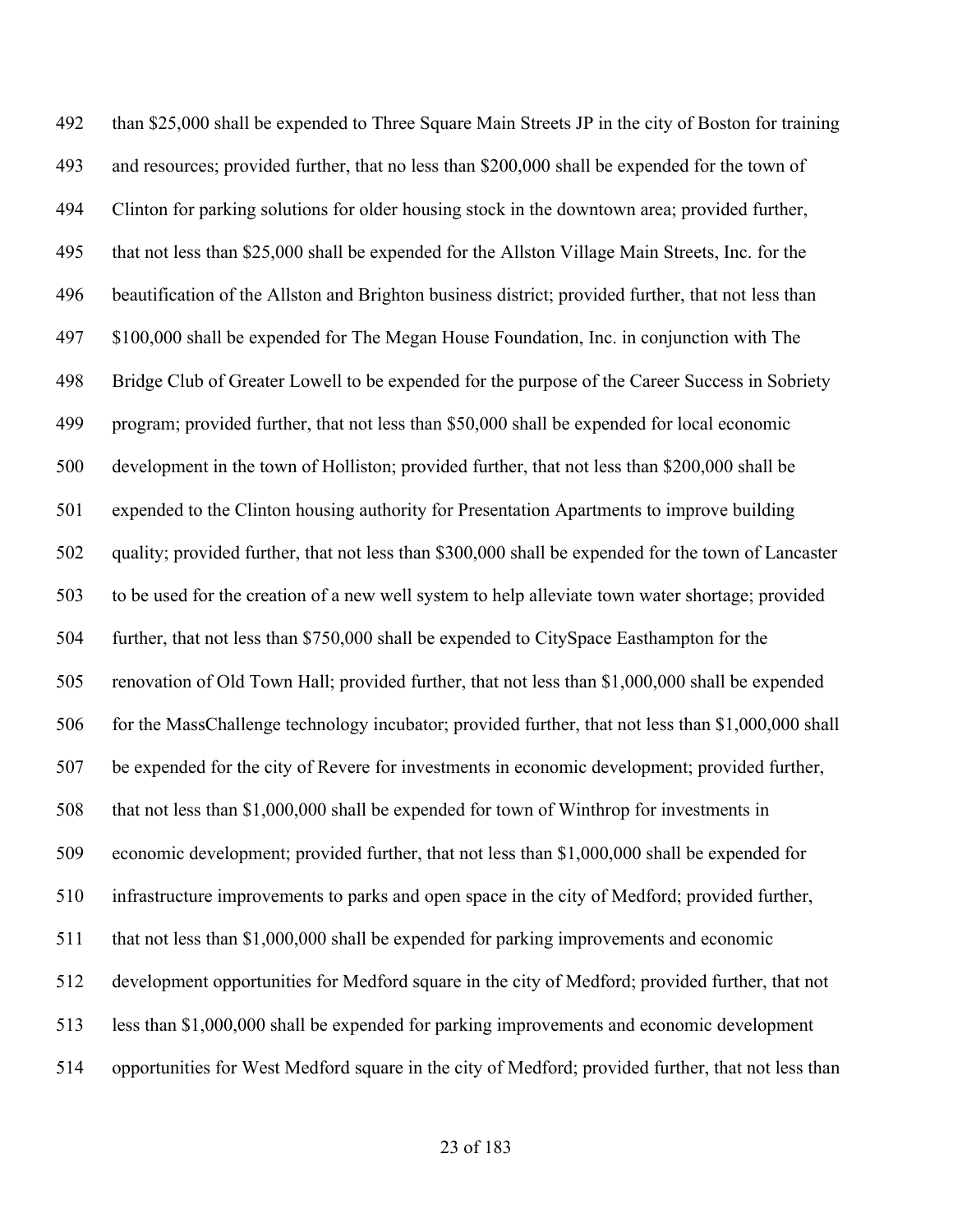than $25,000 shall be expended to Three Square Main Streets JP in the city of Boston for training and resources; provided further, that no less than $200,000 shall be expended for the town of Clinton for parking solutions for older housing stock in the downtown area; provided further, that not less than $25,000 shall be expended for the Allston Village Main Streets, Inc. for the beautification of the Allston and Brighton business district; provided further, that not less than $100,000 shall be expended for The Megan House Foundation, Inc. in conjunction with The Bridge Club of Greater Lowell to be expended for the purpose of the Career Success in Sobriety program; provided further, that not less than $50,000 shall be expended for local economic development in the town of Holliston; provided further, that not less than $200,000 shall be expended to the Clinton housing authority for Presentation Apartments to improve building quality; provided further, that not less than $300,000 shall be expended for the town of Lancaster to be used for the creation of a new well system to help alleviate town water shortage; provided further, that not less than $750,000 shall be expended to CitySpace Easthampton for the renovation of Old Town Hall; provided further, that not less than $1,000,000 shall be expended for the MassChallenge technology incubator; provided further, that not less than $1,000,000 shall be expended for the city of Revere for investments in economic development; provided further, that not less than $1,000,000 shall be expended for town of Winthrop for investments in economic development; provided further, that not less than $1,000,000 shall be expended for infrastructure improvements to parks and open space in the city of Medford; provided further, that not less than $1,000,000 shall be expended for parking improvements and economic development opportunities for Medford square in the city of Medford; provided further, that not less than $1,000,000 shall be expended for parking improvements and economic development opportunities for West Medford square in the city of Medford; provided further, that not less than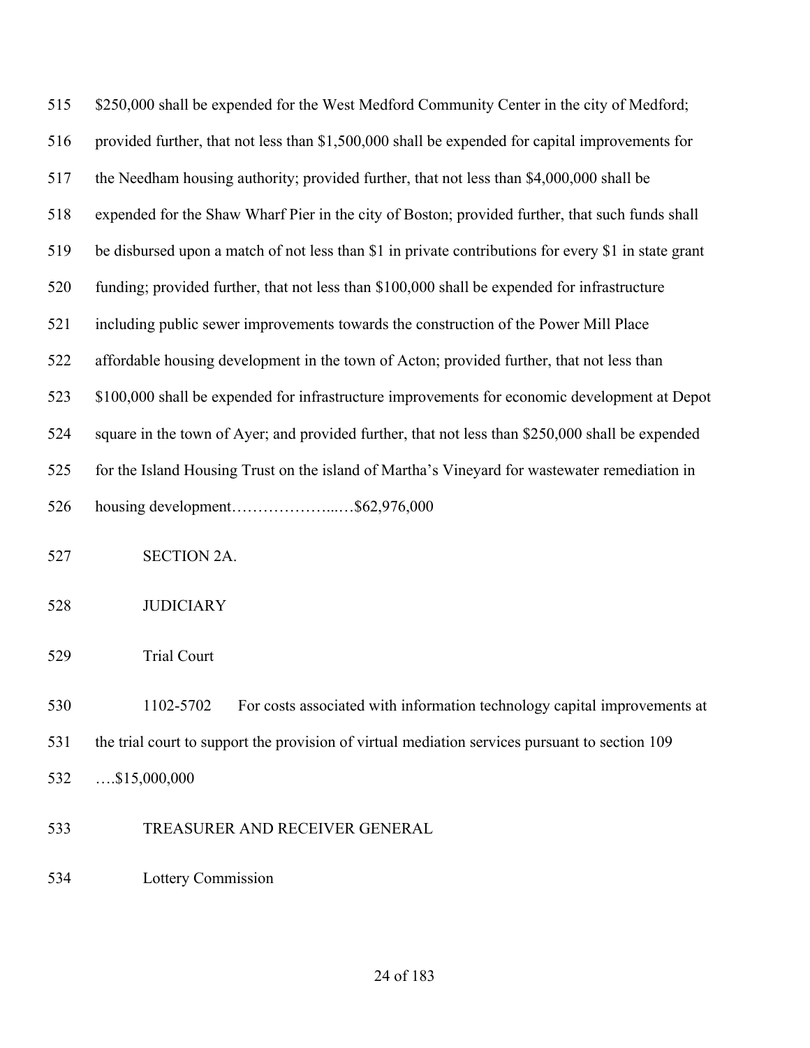$250,000 shall be expended for the West Medford Community Center in the city of Medford; provided further, that not less than $1,500,000 shall be expended for capital improvements for the Needham housing authority; provided further, that not less than $4,000,000 shall be expended for the Shaw Wharf Pier in the city of Boston; provided further, that such funds shall be disbursed upon a match of not less than $1 in private contributions for every $1 in state grant funding; provided further, that not less than $100,000 shall be expended for infrastructure including public sewer improvements towards the construction of the Power Mill Place affordable housing development in the town of Acton; provided further, that not less than $100,000 shall be expended for infrastructure improvements for economic development at Depot square in the town of Ayer; and provided further, that not less than $250,000 shall be expended for the Island Housing Trust on the island of Martha's Vineyard for wastewater remediation in housing development………………...…$62,976,000

SECTION 2A.

JUDICIARY

Trial Court

1102-5702 For costs associated with information technology capital improvements at the trial court to support the provision of virtual mediation services pursuant to section 109 ….$15,000,000

TREASURER AND RECEIVER GENERAL

Lottery Commission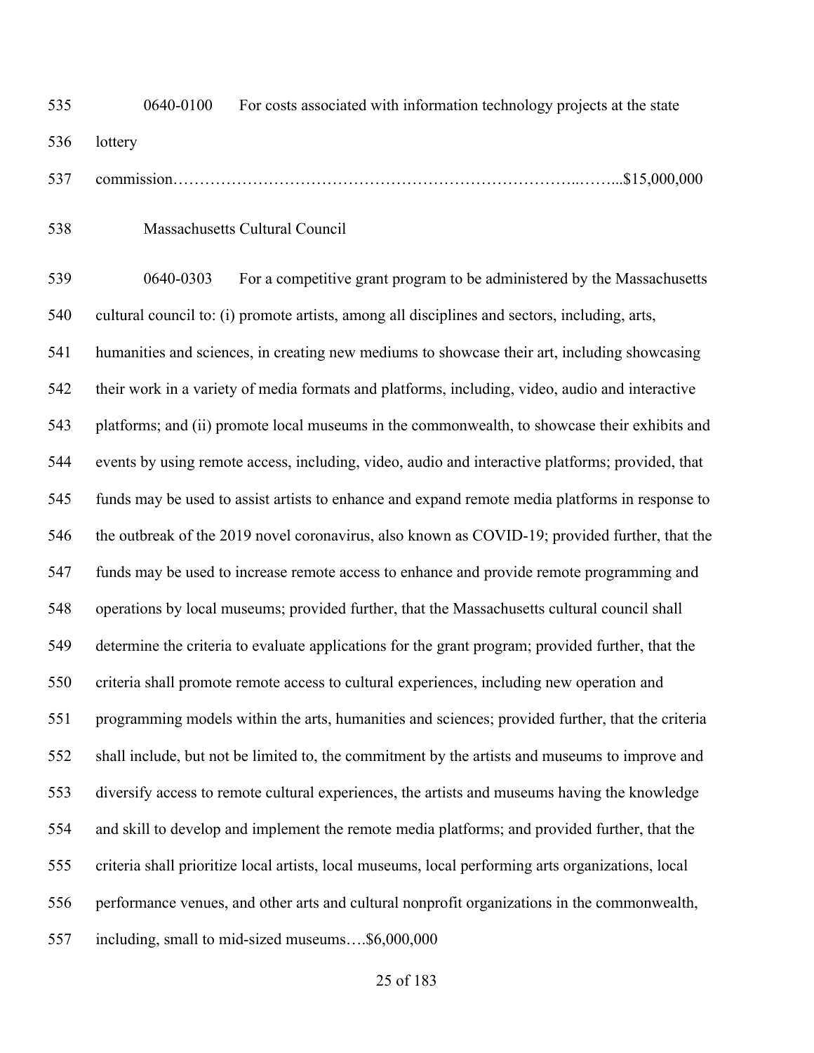0640-0100 For costs associated with information technology projects at the state lottery commission…………………………………………………………………..……...$15,000,000

Massachusetts Cultural Council

0640-0303 For a competitive grant program to be administered by the Massachusetts cultural council to: (i) promote artists, among all disciplines and sectors, including, arts, humanities and sciences, in creating new mediums to showcase their art, including showcasing their work in a variety of media formats and platforms, including, video, audio and interactive platforms; and (ii) promote local museums in the commonwealth, to showcase their exhibits and events by using remote access, including, video, audio and interactive platforms; provided, that funds may be used to assist artists to enhance and expand remote media platforms in response to the outbreak of the 2019 novel coronavirus, also known as COVID-19; provided further, that the funds may be used to increase remote access to enhance and provide remote programming and operations by local museums; provided further, that the Massachusetts cultural council shall determine the criteria to evaluate applications for the grant program; provided further, that the criteria shall promote remote access to cultural experiences, including new operation and programming models within the arts, humanities and sciences; provided further, that the criteria shall include, but not be limited to, the commitment by the artists and museums to improve and diversify access to remote cultural experiences, the artists and museums having the knowledge and skill to develop and implement the remote media platforms; and provided further, that the criteria shall prioritize local artists, local museums, local performing arts organizations, local performance venues, and other arts and cultural nonprofit organizations in the commonwealth, including, small to mid-sized museums….$6,000,000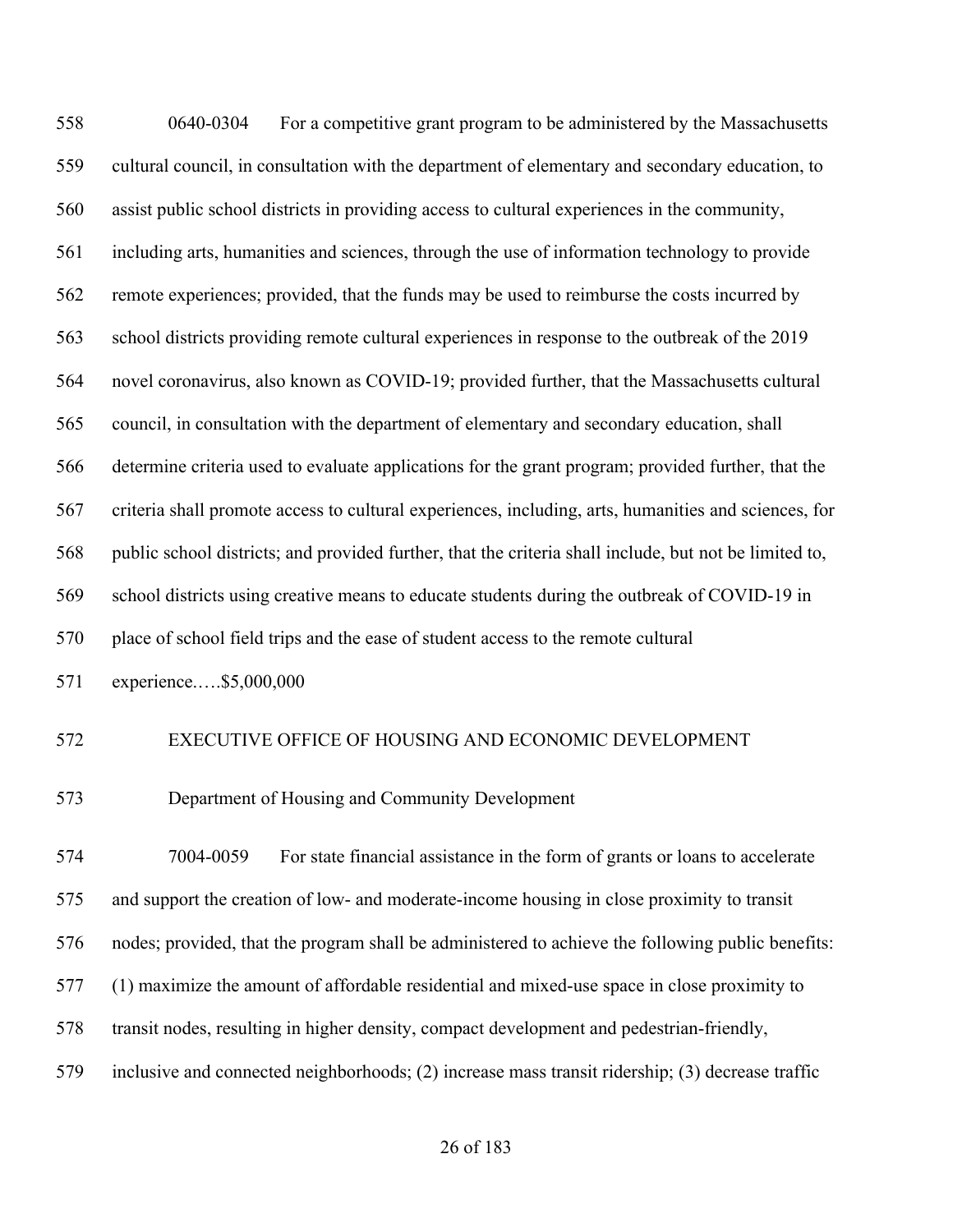0640-0304 For a competitive grant program to be administered by the Massachusetts cultural council, in consultation with the department of elementary and secondary education, to assist public school districts in providing access to cultural experiences in the community, including arts, humanities and sciences, through the use of information technology to provide remote experiences; provided, that the funds may be used to reimburse the costs incurred by school districts providing remote cultural experiences in response to the outbreak of the 2019 novel coronavirus, also known as COVID-19; provided further, that the Massachusetts cultural council, in consultation with the department of elementary and secondary education, shall determine criteria used to evaluate applications for the grant program; provided further, that the criteria shall promote access to cultural experiences, including, arts, humanities and sciences, for public school districts; and provided further, that the criteria shall include, but not be limited to, school districts using creative means to educate students during the outbreak of COVID-19 in place of school field trips and the ease of student access to the remote cultural experience.….$5,000,000

EXECUTIVE OFFICE OF HOUSING AND ECONOMIC DEVELOPMENT

Department of Housing and Community Development

7004-0059 For state financial assistance in the form of grants or loans to accelerate and support the creation of low- and moderate-income housing in close proximity to transit nodes; provided, that the program shall be administered to achieve the following public benefits: (1) maximize the amount of affordable residential and mixed-use space in close proximity to transit nodes, resulting in higher density, compact development and pedestrian-friendly, inclusive and connected neighborhoods; (2) increase mass transit ridership; (3) decrease traffic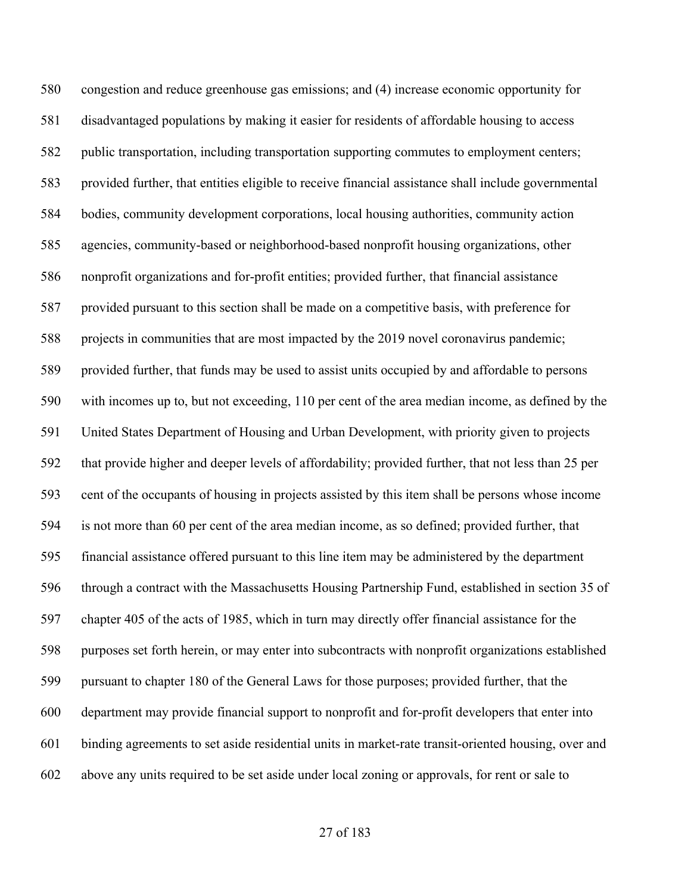580 congestion and reduce greenhouse gas emissions; and (4) increase economic opportunity for
581 disadvantaged populations by making it easier for residents of affordable housing to access
582 public transportation, including transportation supporting commutes to employment centers;
583 provided further, that entities eligible to receive financial assistance shall include governmental
584 bodies, community development corporations, local housing authorities, community action
585 agencies, community-based or neighborhood-based nonprofit housing organizations, other
586 nonprofit organizations and for-profit entities; provided further, that financial assistance
587 provided pursuant to this section shall be made on a competitive basis, with preference for
588 projects in communities that are most impacted by the 2019 novel coronavirus pandemic;
589 provided further, that funds may be used to assist units occupied by and affordable to persons
590 with incomes up to, but not exceeding, 110 per cent of the area median income, as defined by the
591 United States Department of Housing and Urban Development, with priority given to projects
592 that provide higher and deeper levels of affordability; provided further, that not less than 25 per
593 cent of the occupants of housing in projects assisted by this item shall be persons whose income
594 is not more than 60 per cent of the area median income, as so defined; provided further, that
595 financial assistance offered pursuant to this line item may be administered by the department
596 through a contract with the Massachusetts Housing Partnership Fund, established in section 35 of
597 chapter 405 of the acts of 1985, which in turn may directly offer financial assistance for the
598 purposes set forth herein, or may enter into subcontracts with nonprofit organizations established
599 pursuant to chapter 180 of the General Laws for those purposes; provided further, that the
600 department may provide financial support to nonprofit and for-profit developers that enter into
601 binding agreements to set aside residential units in market-rate transit-oriented housing, over and
602 above any units required to be set aside under local zoning or approvals, for rent or sale to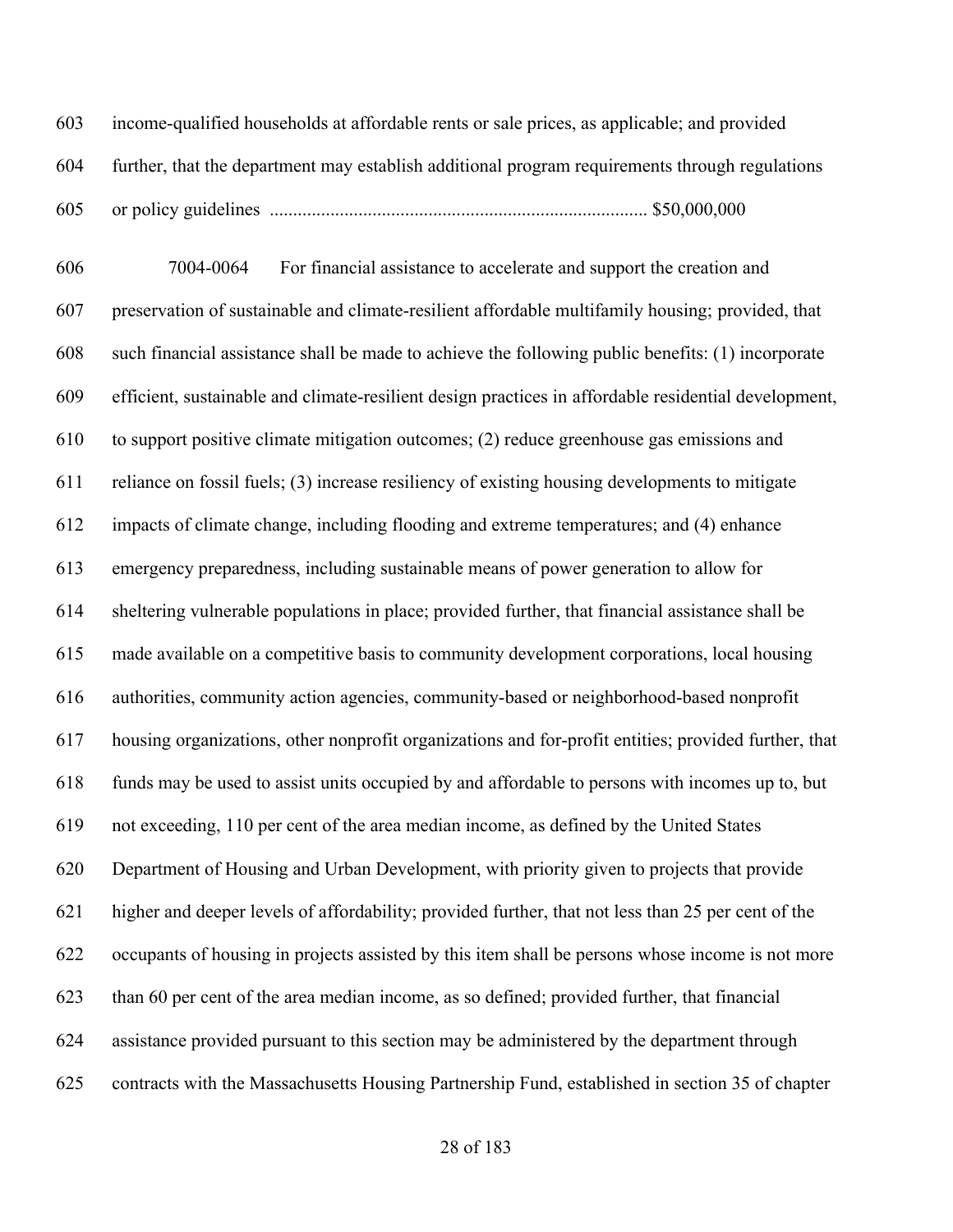income-qualified households at affordable rents or sale prices, as applicable; and provided further, that the department may establish additional program requirements through regulations or policy guidelines ................................................................................ $50,000,000

7004-0064 For financial assistance to accelerate and support the creation and preservation of sustainable and climate-resilient affordable multifamily housing; provided, that such financial assistance shall be made to achieve the following public benefits: (1) incorporate efficient, sustainable and climate-resilient design practices in affordable residential development, to support positive climate mitigation outcomes; (2) reduce greenhouse gas emissions and reliance on fossil fuels; (3) increase resiliency of existing housing developments to mitigate impacts of climate change, including flooding and extreme temperatures; and (4) enhance emergency preparedness, including sustainable means of power generation to allow for sheltering vulnerable populations in place; provided further, that financial assistance shall be made available on a competitive basis to community development corporations, local housing authorities, community action agencies, community-based or neighborhood-based nonprofit housing organizations, other nonprofit organizations and for-profit entities; provided further, that funds may be used to assist units occupied by and affordable to persons with incomes up to, but not exceeding, 110 per cent of the area median income, as defined by the United States Department of Housing and Urban Development, with priority given to projects that provide higher and deeper levels of affordability; provided further, that not less than 25 per cent of the occupants of housing in projects assisted by this item shall be persons whose income is not more than 60 per cent of the area median income, as so defined; provided further, that financial assistance provided pursuant to this section may be administered by the department through contracts with the Massachusetts Housing Partnership Fund, established in section 35 of chapter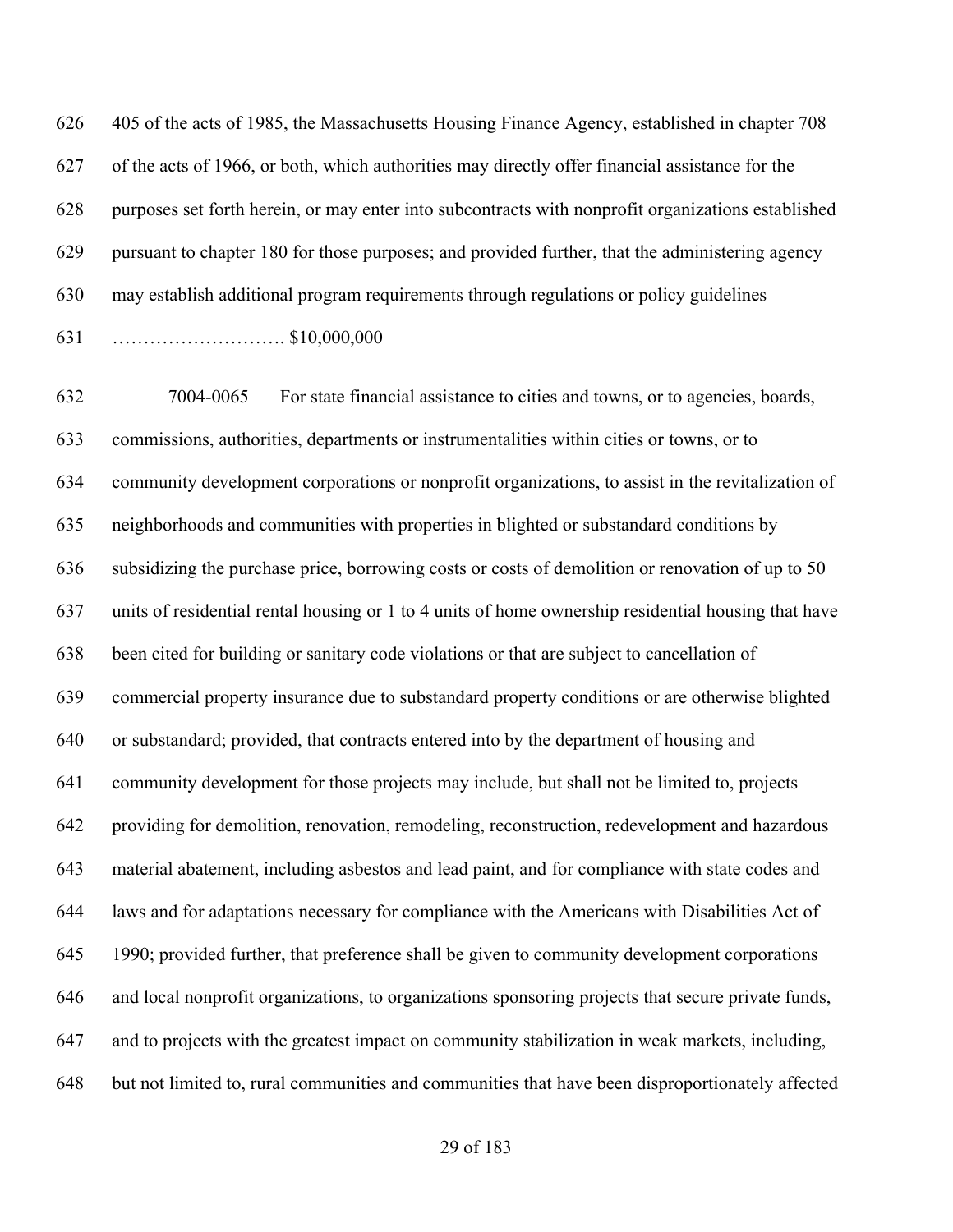405 of the acts of 1985, the Massachusetts Housing Finance Agency, established in chapter 708 of the acts of 1966, or both, which authorities may directly offer financial assistance for the purposes set forth herein, or may enter into subcontracts with nonprofit organizations established pursuant to chapter 180 for those purposes; and provided further, that the administering agency may establish additional program requirements through regulations or policy guidelines ………………………. $10,000,000

7004-0065 For state financial assistance to cities and towns, or to agencies, boards, commissions, authorities, departments or instrumentalities within cities or towns, or to community development corporations or nonprofit organizations, to assist in the revitalization of neighborhoods and communities with properties in blighted or substandard conditions by subsidizing the purchase price, borrowing costs or costs of demolition or renovation of up to 50 units of residential rental housing or 1 to 4 units of home ownership residential housing that have been cited for building or sanitary code violations or that are subject to cancellation of commercial property insurance due to substandard property conditions or are otherwise blighted or substandard; provided, that contracts entered into by the department of housing and community development for those projects may include, but shall not be limited to, projects providing for demolition, renovation, remodeling, reconstruction, redevelopment and hazardous material abatement, including asbestos and lead paint, and for compliance with state codes and laws and for adaptations necessary for compliance with the Americans with Disabilities Act of 1990; provided further, that preference shall be given to community development corporations and local nonprofit organizations, to organizations sponsoring projects that secure private funds, and to projects with the greatest impact on community stabilization in weak markets, including, but not limited to, rural communities and communities that have been disproportionately affected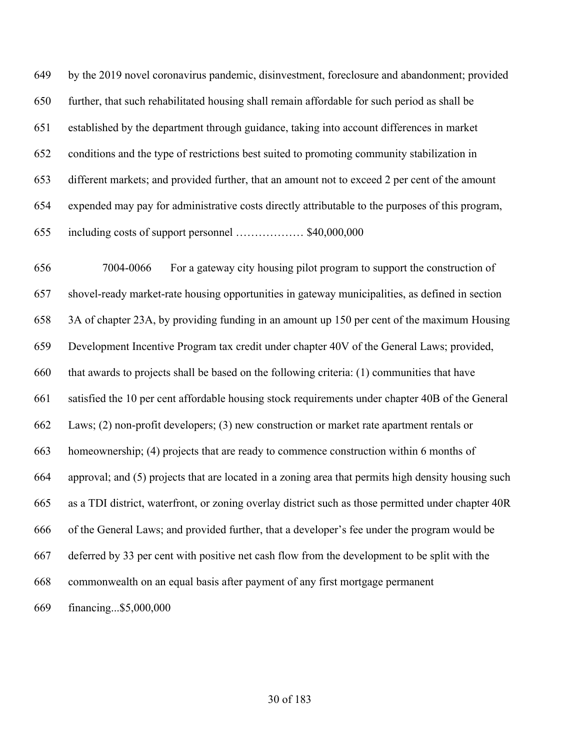by the 2019 novel coronavirus pandemic, disinvestment, foreclosure and abandonment; provided further, that such rehabilitated housing shall remain affordable for such period as shall be established by the department through guidance, taking into account differences in market conditions and the type of restrictions best suited to promoting community stabilization in different markets; and provided further, that an amount not to exceed 2 per cent of the amount expended may pay for administrative costs directly attributable to the purposes of this program, including costs of support personnel ……………… $40,000,000

7004-0066 For a gateway city housing pilot program to support the construction of shovel-ready market-rate housing opportunities in gateway municipalities, as defined in section 3A of chapter 23A, by providing funding in an amount up 150 per cent of the maximum Housing Development Incentive Program tax credit under chapter 40V of the General Laws; provided, that awards to projects shall be based on the following criteria: (1) communities that have satisfied the 10 per cent affordable housing stock requirements under chapter 40B of the General Laws; (2) non-profit developers; (3) new construction or market rate apartment rentals or homeownership; (4) projects that are ready to commence construction within 6 months of approval; and (5) projects that are located in a zoning area that permits high density housing such as a TDI district, waterfront, or zoning overlay district such as those permitted under chapter 40R of the General Laws; and provided further, that a developer's fee under the program would be deferred by 33 per cent with positive net cash flow from the development to be split with the commonwealth on an equal basis after payment of any first mortgage permanent financing...$5,000,000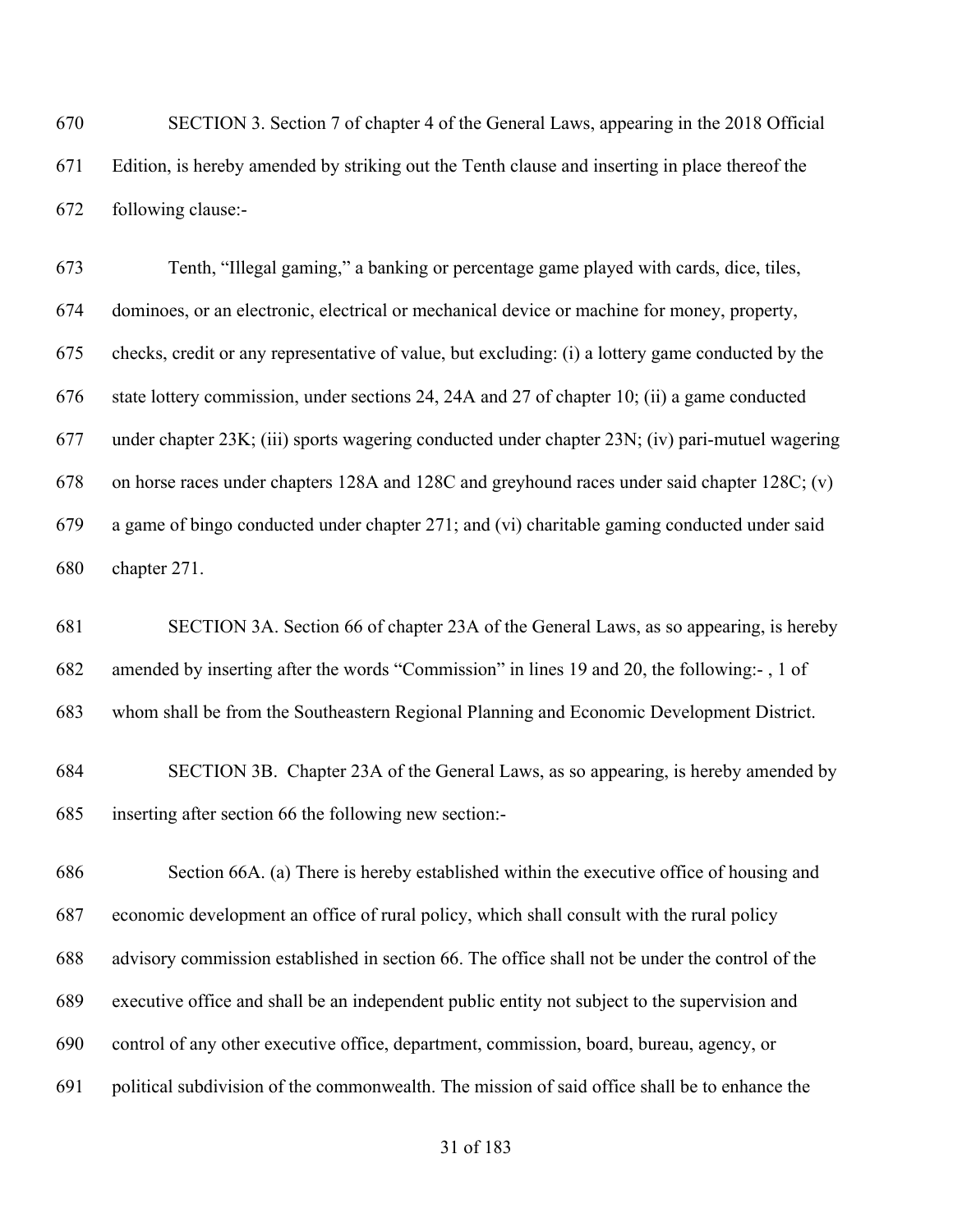SECTION 3. Section 7 of chapter 4 of the General Laws, appearing in the 2018 Official Edition, is hereby amended by striking out the Tenth clause and inserting in place thereof the following clause:-

Tenth, "Illegal gaming," a banking or percentage game played with cards, dice, tiles, dominoes, or an electronic, electrical or mechanical device or machine for money, property, checks, credit or any representative of value, but excluding: (i) a lottery game conducted by the state lottery commission, under sections 24, 24A and 27 of chapter 10; (ii) a game conducted under chapter 23K; (iii) sports wagering conducted under chapter 23N; (iv) pari-mutuel wagering on horse races under chapters 128A and 128C and greyhound races under said chapter 128C; (v) a game of bingo conducted under chapter 271; and (vi) charitable gaming conducted under said chapter 271.

SECTION 3A. Section 66 of chapter 23A of the General Laws, as so appearing, is hereby amended by inserting after the words "Commission" in lines 19 and 20, the following:- , 1 of whom shall be from the Southeastern Regional Planning and Economic Development District.

SECTION 3B. Chapter 23A of the General Laws, as so appearing, is hereby amended by inserting after section 66 the following new section:-

Section 66A. (a) There is hereby established within the executive office of housing and economic development an office of rural policy, which shall consult with the rural policy advisory commission established in section 66. The office shall not be under the control of the executive office and shall be an independent public entity not subject to the supervision and control of any other executive office, department, commission, board, bureau, agency, or political subdivision of the commonwealth. The mission of said office shall be to enhance the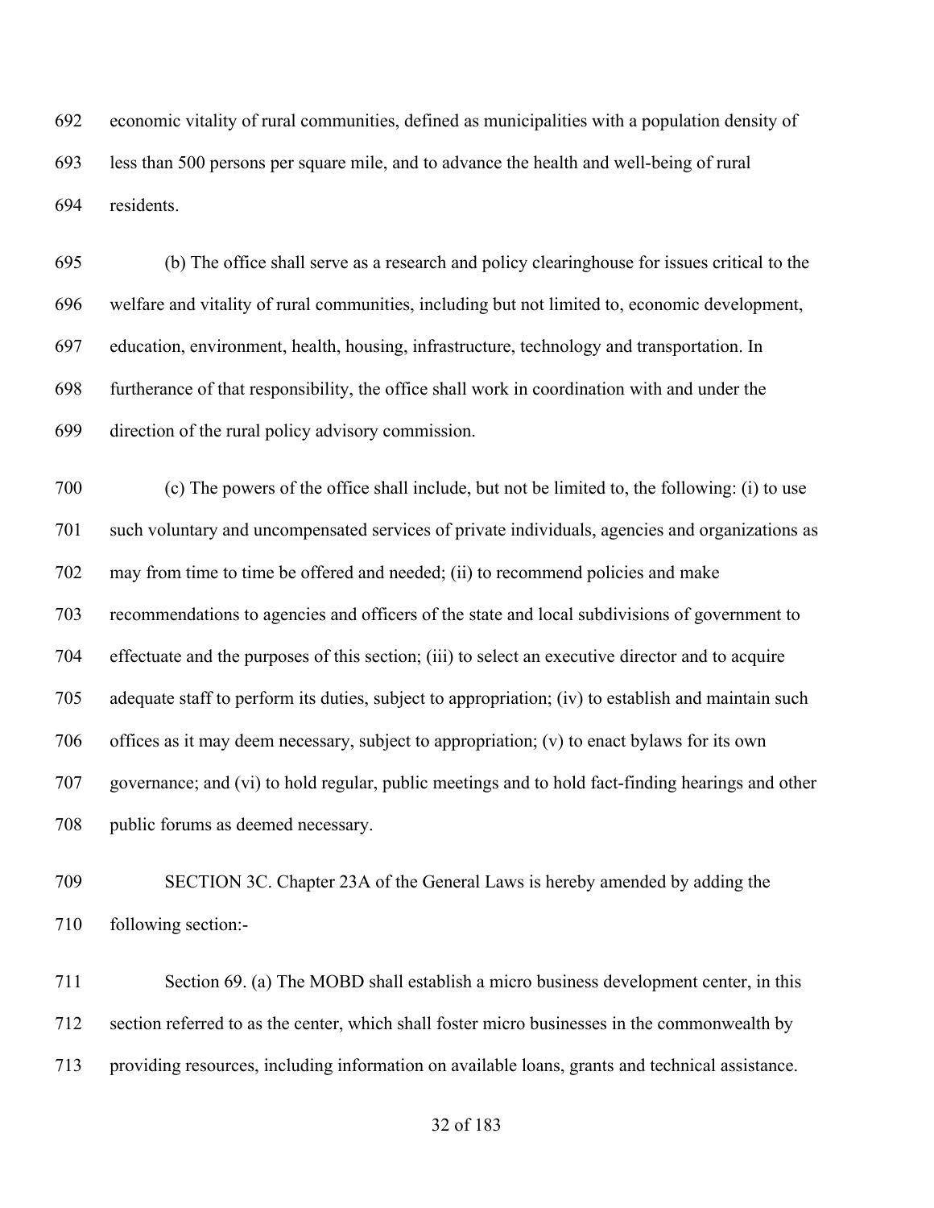economic vitality of rural communities, defined as municipalities with a population density of less than 500 persons per square mile, and to advance the health and well-being of rural residents.

(b) The office shall serve as a research and policy clearinghouse for issues critical to the welfare and vitality of rural communities, including but not limited to, economic development, education, environment, health, housing, infrastructure, technology and transportation. In furtherance of that responsibility, the office shall work in coordination with and under the direction of the rural policy advisory commission.

(c) The powers of the office shall include, but not be limited to, the following: (i) to use such voluntary and uncompensated services of private individuals, agencies and organizations as may from time to time be offered and needed; (ii) to recommend policies and make recommendations to agencies and officers of the state and local subdivisions of government to effectuate and the purposes of this section; (iii) to select an executive director and to acquire adequate staff to perform its duties, subject to appropriation; (iv) to establish and maintain such offices as it may deem necessary, subject to appropriation; (v) to enact bylaws for its own governance; and (vi) to hold regular, public meetings and to hold fact-finding hearings and other public forums as deemed necessary.

SECTION 3C. Chapter 23A of the General Laws is hereby amended by adding the following section:-

Section 69. (a) The MOBD shall establish a micro business development center, in this section referred to as the center, which shall foster micro businesses in the commonwealth by providing resources, including information on available loans, grants and technical assistance.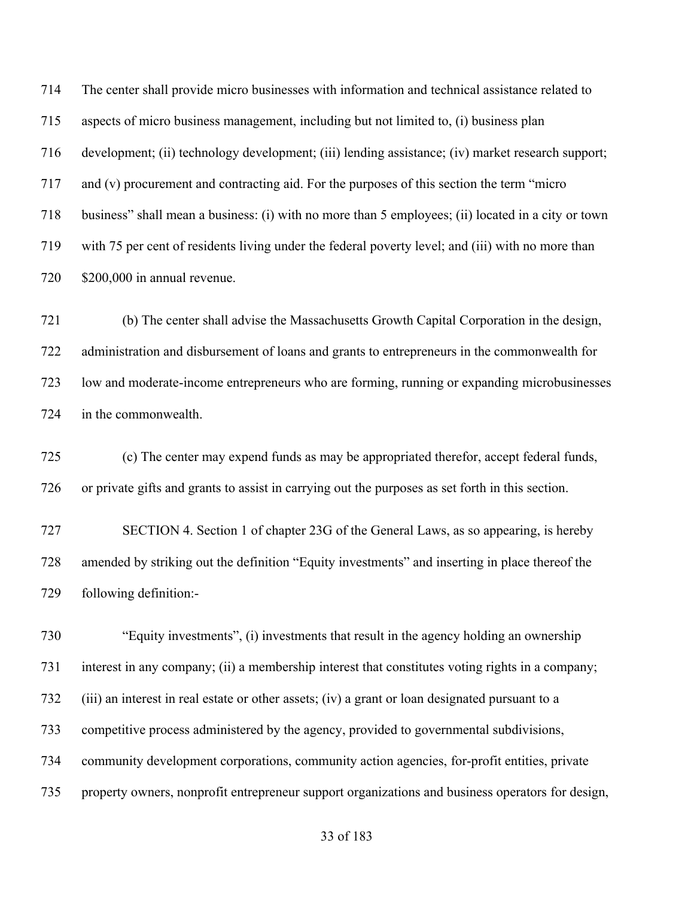The center shall provide micro businesses with information and technical assistance related to aspects of micro business management, including but not limited to, (i) business plan development; (ii) technology development; (iii) lending assistance; (iv) market research support; and (v) procurement and contracting aid. For the purposes of this section the term "micro business" shall mean a business: (i) with no more than 5 employees; (ii) located in a city or town with 75 per cent of residents living under the federal poverty level; and (iii) with no more than $200,000 in annual revenue.

(b) The center shall advise the Massachusetts Growth Capital Corporation in the design, administration and disbursement of loans and grants to entrepreneurs in the commonwealth for low and moderate-income entrepreneurs who are forming, running or expanding microbusinesses in the commonwealth.

(c) The center may expend funds as may be appropriated therefor, accept federal funds, or private gifts and grants to assist in carrying out the purposes as set forth in this section.

SECTION 4. Section 1 of chapter 23G of the General Laws, as so appearing, is hereby amended by striking out the definition "Equity investments" and inserting in place thereof the following definition:-

"Equity investments", (i) investments that result in the agency holding an ownership interest in any company; (ii) a membership interest that constitutes voting rights in a company; (iii) an interest in real estate or other assets; (iv) a grant or loan designated pursuant to a competitive process administered by the agency, provided to governmental subdivisions, community development corporations, community action agencies, for-profit entities, private property owners, nonprofit entrepreneur support organizations and business operators for design,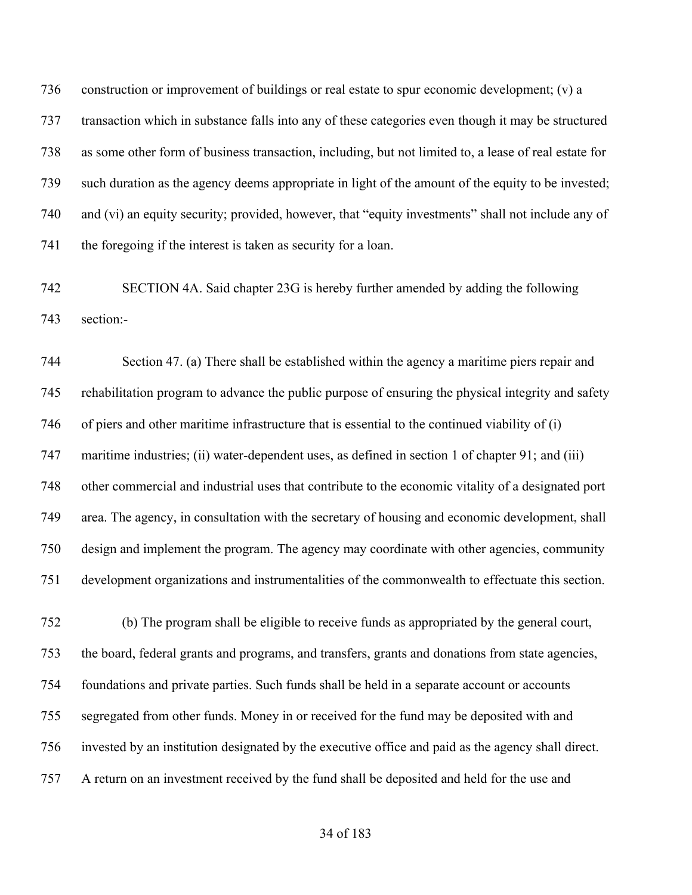construction or improvement of buildings or real estate to spur economic development; (v) a transaction which in substance falls into any of these categories even though it may be structured as some other form of business transaction, including, but not limited to, a lease of real estate for such duration as the agency deems appropriate in light of the amount of the equity to be invested; and (vi) an equity security; provided, however, that "equity investments" shall not include any of the foregoing if the interest is taken as security for a loan.

SECTION 4A. Said chapter 23G is hereby further amended by adding the following section:-

Section 47. (a) There shall be established within the agency a maritime piers repair and rehabilitation program to advance the public purpose of ensuring the physical integrity and safety of piers and other maritime infrastructure that is essential to the continued viability of (i) maritime industries; (ii) water-dependent uses, as defined in section 1 of chapter 91; and (iii) other commercial and industrial uses that contribute to the economic vitality of a designated port area. The agency, in consultation with the secretary of housing and economic development, shall design and implement the program. The agency may coordinate with other agencies, community development organizations and instrumentalities of the commonwealth to effectuate this section.

(b) The program shall be eligible to receive funds as appropriated by the general court, the board, federal grants and programs, and transfers, grants and donations from state agencies, foundations and private parties. Such funds shall be held in a separate account or accounts segregated from other funds. Money in or received for the fund may be deposited with and invested by an institution designated by the executive office and paid as the agency shall direct. A return on an investment received by the fund shall be deposited and held for the use and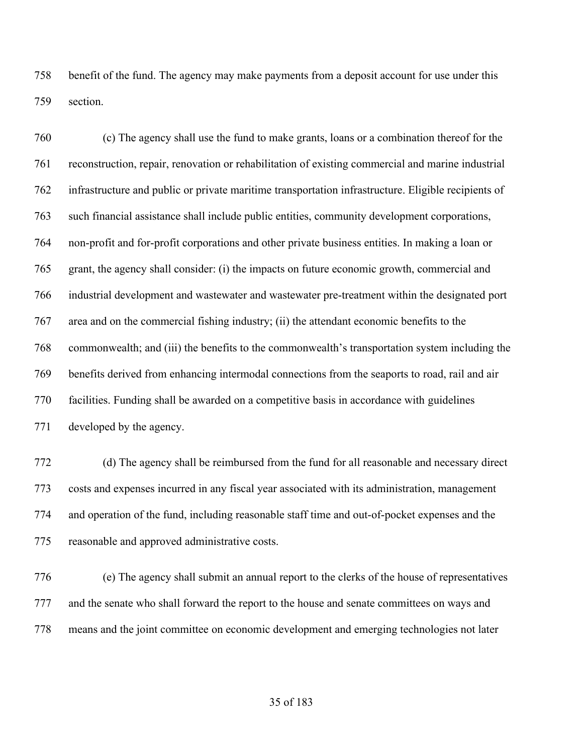benefit of the fund. The agency may make payments from a deposit account for use under this section.

(c) The agency shall use the fund to make grants, loans or a combination thereof for the reconstruction, repair, renovation or rehabilitation of existing commercial and marine industrial infrastructure and public or private maritime transportation infrastructure. Eligible recipients of such financial assistance shall include public entities, community development corporations, non-profit and for-profit corporations and other private business entities. In making a loan or grant, the agency shall consider: (i) the impacts on future economic growth, commercial and industrial development and wastewater and wastewater pre-treatment within the designated port area and on the commercial fishing industry; (ii) the attendant economic benefits to the commonwealth; and (iii) the benefits to the commonwealth's transportation system including the benefits derived from enhancing intermodal connections from the seaports to road, rail and air facilities. Funding shall be awarded on a competitive basis in accordance with guidelines developed by the agency.

(d) The agency shall be reimbursed from the fund for all reasonable and necessary direct costs and expenses incurred in any fiscal year associated with its administration, management and operation of the fund, including reasonable staff time and out-of-pocket expenses and the reasonable and approved administrative costs.

(e) The agency shall submit an annual report to the clerks of the house of representatives and the senate who shall forward the report to the house and senate committees on ways and means and the joint committee on economic development and emerging technologies not later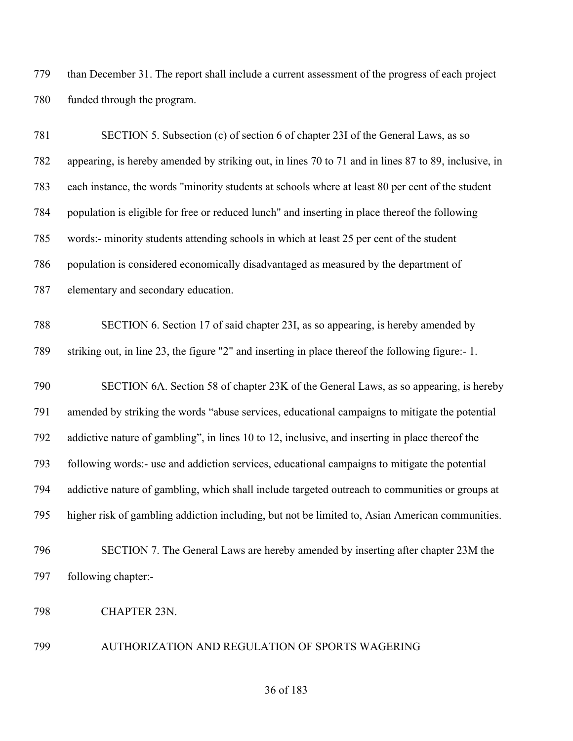than December 31. The report shall include a current assessment of the progress of each project funded through the program.

SECTION 5. Subsection (c) of section 6 of chapter 23I of the General Laws, as so appearing, is hereby amended by striking out, in lines 70 to 71 and in lines 87 to 89, inclusive, in each instance, the words "minority students at schools where at least 80 per cent of the student population is eligible for free or reduced lunch" and inserting in place thereof the following words:- minority students attending schools in which at least 25 per cent of the student population is considered economically disadvantaged as measured by the department of elementary and secondary education.

SECTION 6. Section 17 of said chapter 23I, as so appearing, is hereby amended by striking out, in line 23, the figure "2" and inserting in place thereof the following figure:- 1.

SECTION 6A. Section 58 of chapter 23K of the General Laws, as so appearing, is hereby amended by striking the words "abuse services, educational campaigns to mitigate the potential addictive nature of gambling", in lines 10 to 12, inclusive, and inserting in place thereof the following words:- use and addiction services, educational campaigns to mitigate the potential addictive nature of gambling, which shall include targeted outreach to communities or groups at higher risk of gambling addiction including, but not be limited to, Asian American communities.

SECTION 7. The General Laws are hereby amended by inserting after chapter 23M the following chapter:-

CHAPTER 23N.

AUTHORIZATION AND REGULATION OF SPORTS WAGERING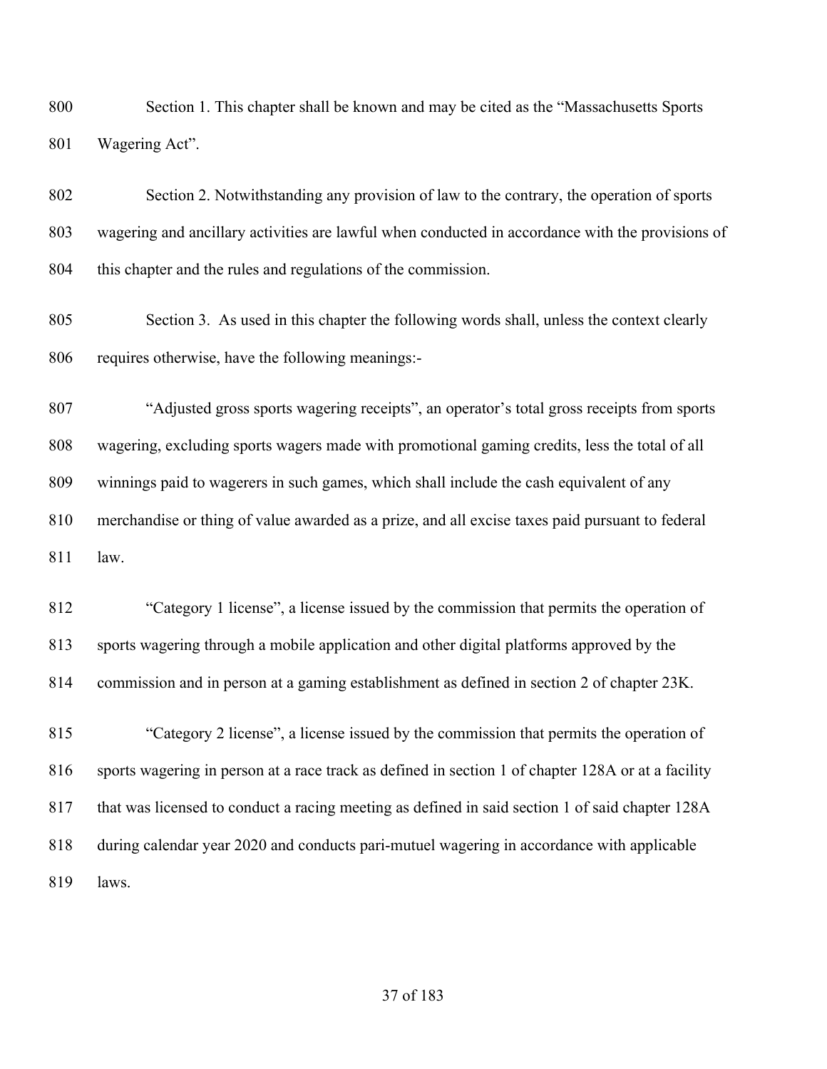Section 1. This chapter shall be known and may be cited as the "Massachusetts Sports Wagering Act".

Section 2. Notwithstanding any provision of law to the contrary, the operation of sports wagering and ancillary activities are lawful when conducted in accordance with the provisions of this chapter and the rules and regulations of the commission.

Section 3. As used in this chapter the following words shall, unless the context clearly requires otherwise, have the following meanings:-

"Adjusted gross sports wagering receipts", an operator's total gross receipts from sports wagering, excluding sports wagers made with promotional gaming credits, less the total of all winnings paid to wagerers in such games, which shall include the cash equivalent of any merchandise or thing of value awarded as a prize, and all excise taxes paid pursuant to federal law.

"Category 1 license", a license issued by the commission that permits the operation of sports wagering through a mobile application and other digital platforms approved by the commission and in person at a gaming establishment as defined in section 2 of chapter 23K.

"Category 2 license", a license issued by the commission that permits the operation of sports wagering in person at a race track as defined in section 1 of chapter 128A or at a facility that was licensed to conduct a racing meeting as defined in said section 1 of said chapter 128A during calendar year 2020 and conducts pari-mutuel wagering in accordance with applicable laws.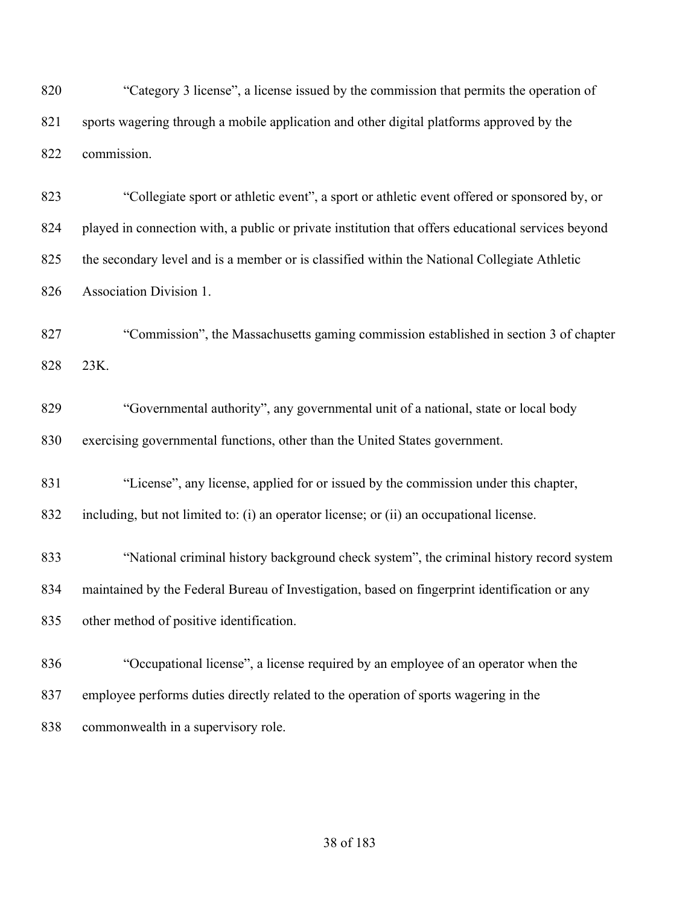"Category 3 license", a license issued by the commission that permits the operation of sports wagering through a mobile application and other digital platforms approved by the commission.

"Collegiate sport or athletic event", a sport or athletic event offered or sponsored by, or played in connection with, a public or private institution that offers educational services beyond the secondary level and is a member or is classified within the National Collegiate Athletic Association Division 1.

"Commission", the Massachusetts gaming commission established in section 3 of chapter 23K.

"Governmental authority", any governmental unit of a national, state or local body exercising governmental functions, other than the United States government.

"License", any license, applied for or issued by the commission under this chapter, including, but not limited to: (i) an operator license; or (ii) an occupational license.

"National criminal history background check system", the criminal history record system maintained by the Federal Bureau of Investigation, based on fingerprint identification or any other method of positive identification.

"Occupational license", a license required by an employee of an operator when the employee performs duties directly related to the operation of sports wagering in the commonwealth in a supervisory role.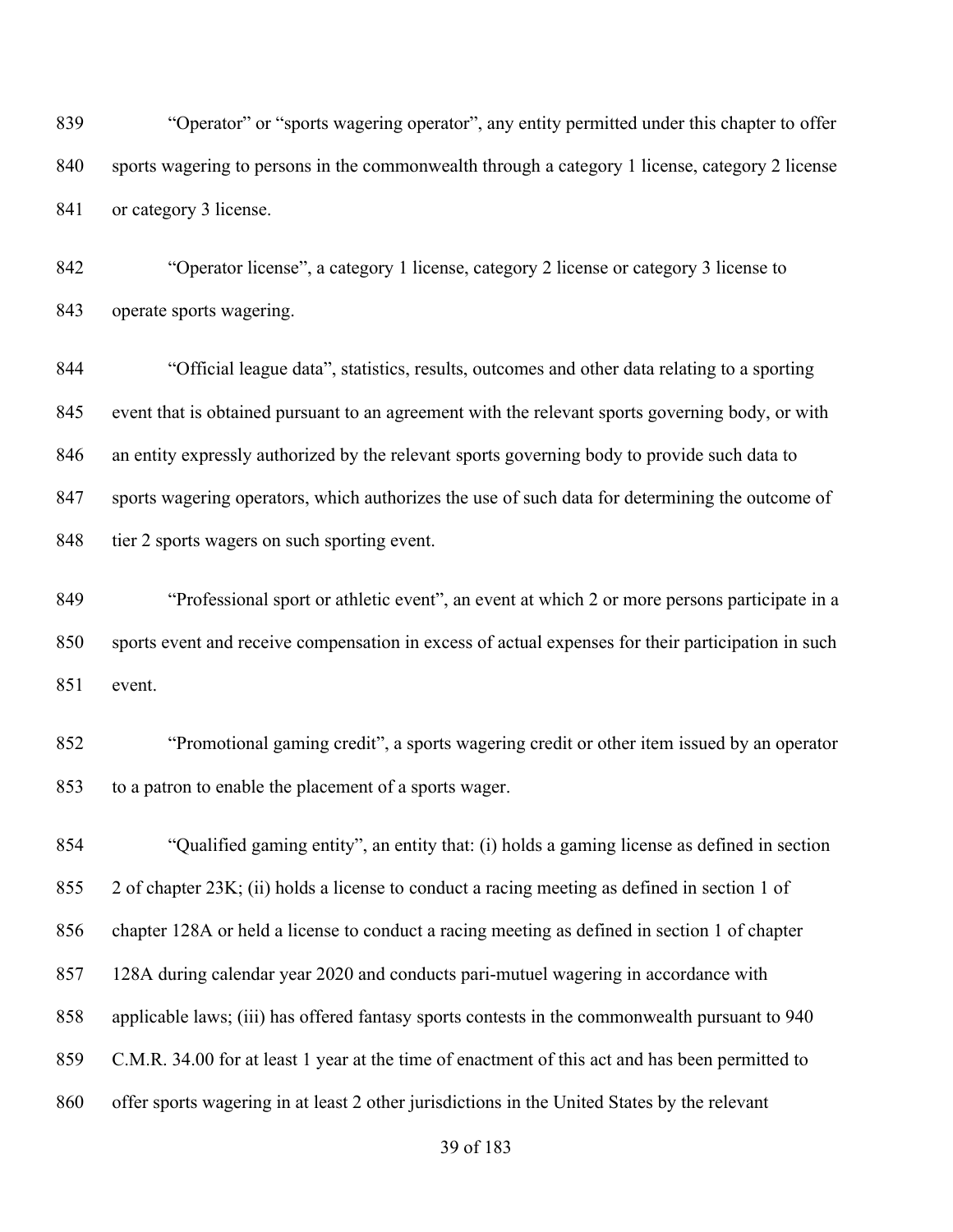"Operator" or "sports wagering operator", any entity permitted under this chapter to offer sports wagering to persons in the commonwealth through a category 1 license, category 2 license or category 3 license.

"Operator license", a category 1 license, category 2 license or category 3 license to operate sports wagering.

"Official league data", statistics, results, outcomes and other data relating to a sporting event that is obtained pursuant to an agreement with the relevant sports governing body, or with an entity expressly authorized by the relevant sports governing body to provide such data to sports wagering operators, which authorizes the use of such data for determining the outcome of tier 2 sports wagers on such sporting event.

"Professional sport or athletic event", an event at which 2 or more persons participate in a sports event and receive compensation in excess of actual expenses for their participation in such event.

"Promotional gaming credit", a sports wagering credit or other item issued by an operator to a patron to enable the placement of a sports wager.

"Qualified gaming entity", an entity that: (i) holds a gaming license as defined in section 2 of chapter 23K; (ii) holds a license to conduct a racing meeting as defined in section 1 of chapter 128A or held a license to conduct a racing meeting as defined in section 1 of chapter 128A during calendar year 2020 and conducts pari-mutuel wagering in accordance with applicable laws; (iii) has offered fantasy sports contests in the commonwealth pursuant to 940 C.M.R. 34.00 for at least 1 year at the time of enactment of this act and has been permitted to offer sports wagering in at least 2 other jurisdictions in the United States by the relevant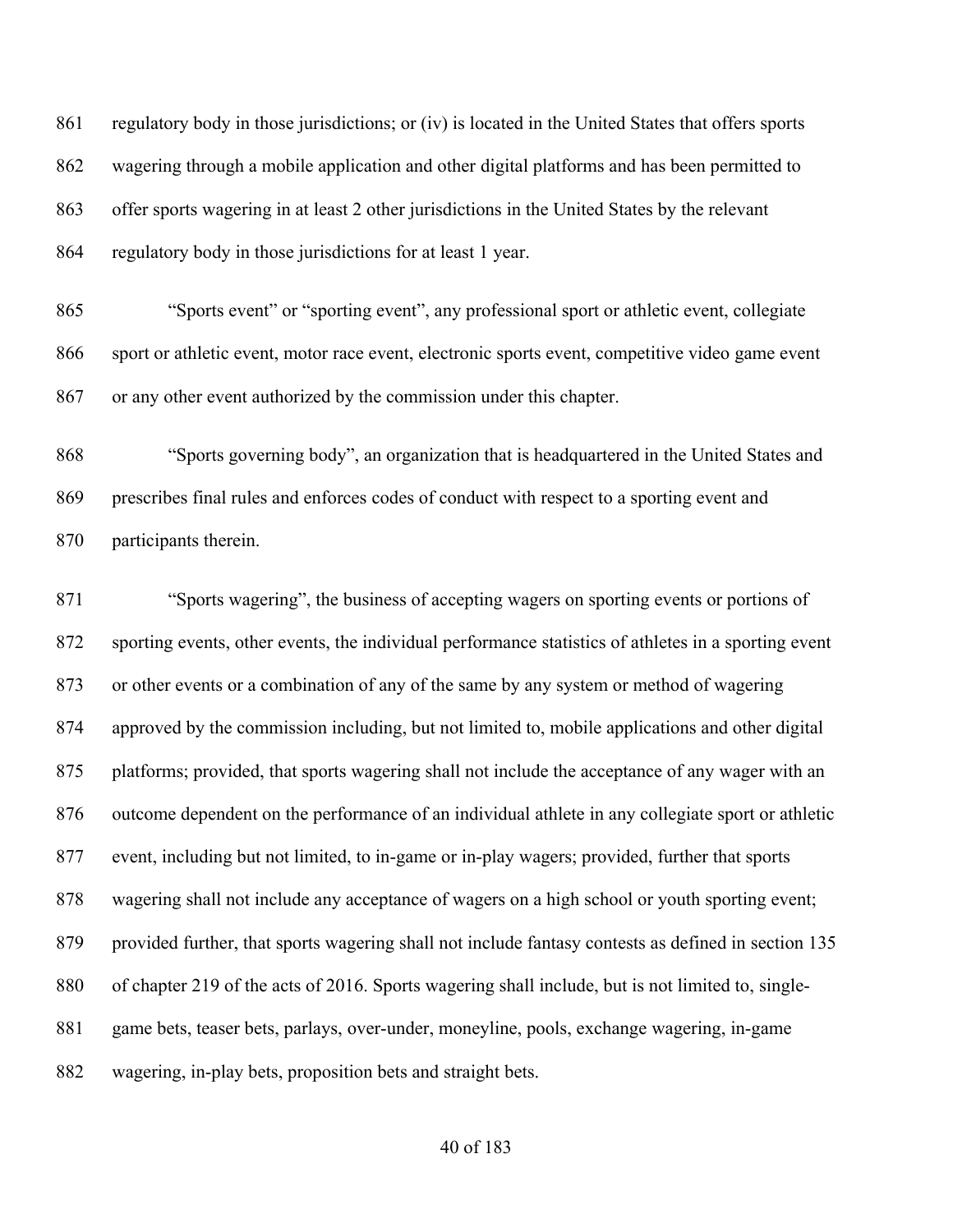regulatory body in those jurisdictions; or (iv) is located in the United States that offers sports wagering through a mobile application and other digital platforms and has been permitted to offer sports wagering in at least 2 other jurisdictions in the United States by the relevant regulatory body in those jurisdictions for at least 1 year.

"Sports event" or "sporting event", any professional sport or athletic event, collegiate sport or athletic event, motor race event, electronic sports event, competitive video game event or any other event authorized by the commission under this chapter.

"Sports governing body", an organization that is headquartered in the United States and prescribes final rules and enforces codes of conduct with respect to a sporting event and participants therein.

"Sports wagering", the business of accepting wagers on sporting events or portions of sporting events, other events, the individual performance statistics of athletes in a sporting event or other events or a combination of any of the same by any system or method of wagering approved by the commission including, but not limited to, mobile applications and other digital platforms; provided, that sports wagering shall not include the acceptance of any wager with an outcome dependent on the performance of an individual athlete in any collegiate sport or athletic event, including but not limited, to in-game or in-play wagers; provided, further that sports wagering shall not include any acceptance of wagers on a high school or youth sporting event; provided further, that sports wagering shall not include fantasy contests as defined in section 135 of chapter 219 of the acts of 2016. Sports wagering shall include, but is not limited to, single-game bets, teaser bets, parlays, over-under, moneyline, pools, exchange wagering, in-game wagering, in-play bets, proposition bets and straight bets.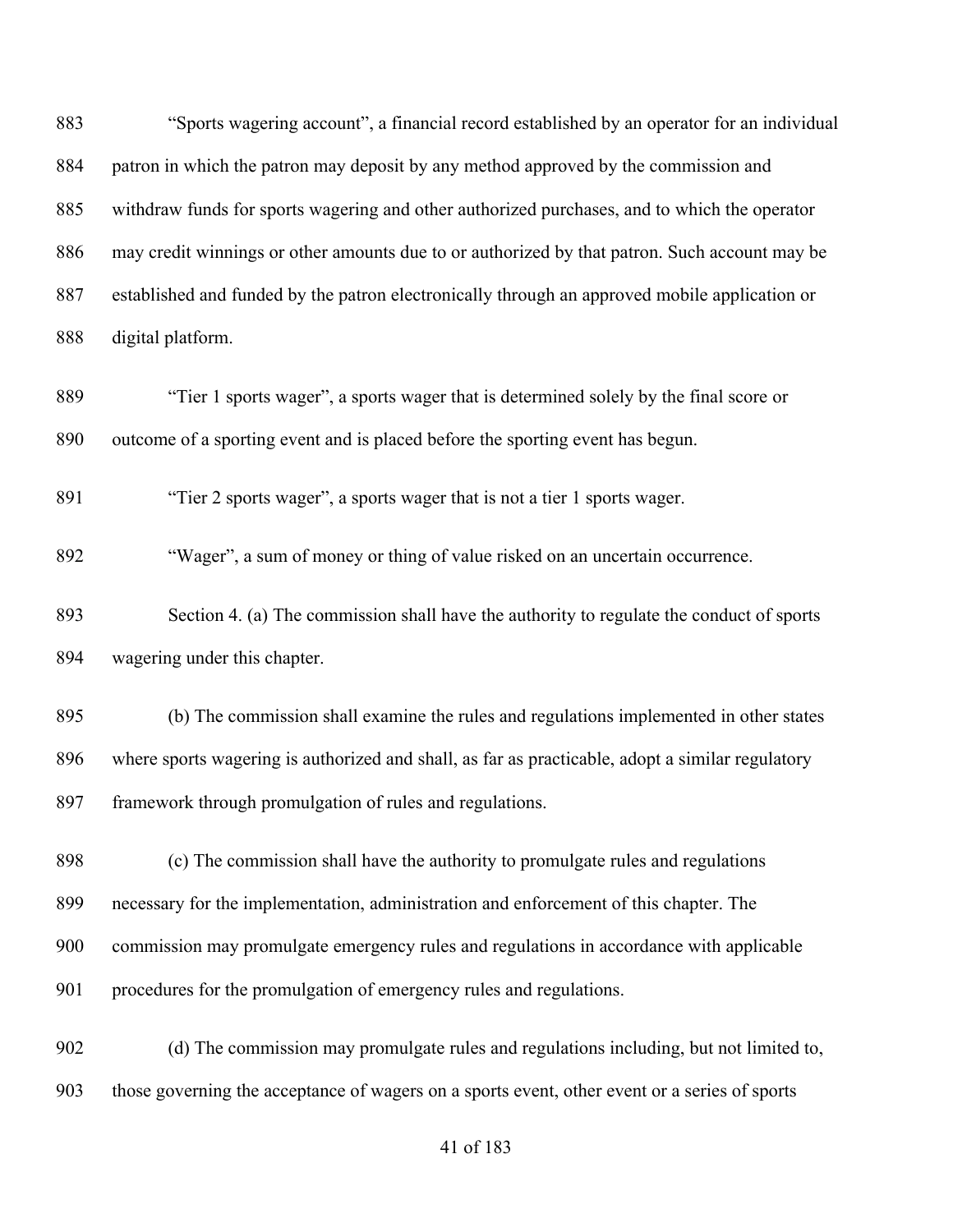"Sports wagering account", a financial record established by an operator for an individual patron in which the patron may deposit by any method approved by the commission and withdraw funds for sports wagering and other authorized purchases, and to which the operator may credit winnings or other amounts due to or authorized by that patron. Such account may be established and funded by the patron electronically through an approved mobile application or digital platform.

"Tier 1 sports wager", a sports wager that is determined solely by the final score or outcome of a sporting event and is placed before the sporting event has begun.

"Tier 2 sports wager", a sports wager that is not a tier 1 sports wager.

"Wager", a sum of money or thing of value risked on an uncertain occurrence.

Section 4. (a) The commission shall have the authority to regulate the conduct of sports wagering under this chapter.

(b) The commission shall examine the rules and regulations implemented in other states where sports wagering is authorized and shall, as far as practicable, adopt a similar regulatory framework through promulgation of rules and regulations.

(c) The commission shall have the authority to promulgate rules and regulations necessary for the implementation, administration and enforcement of this chapter. The commission may promulgate emergency rules and regulations in accordance with applicable procedures for the promulgation of emergency rules and regulations.

(d) The commission may promulgate rules and regulations including, but not limited to, those governing the acceptance of wagers on a sports event, other event or a series of sports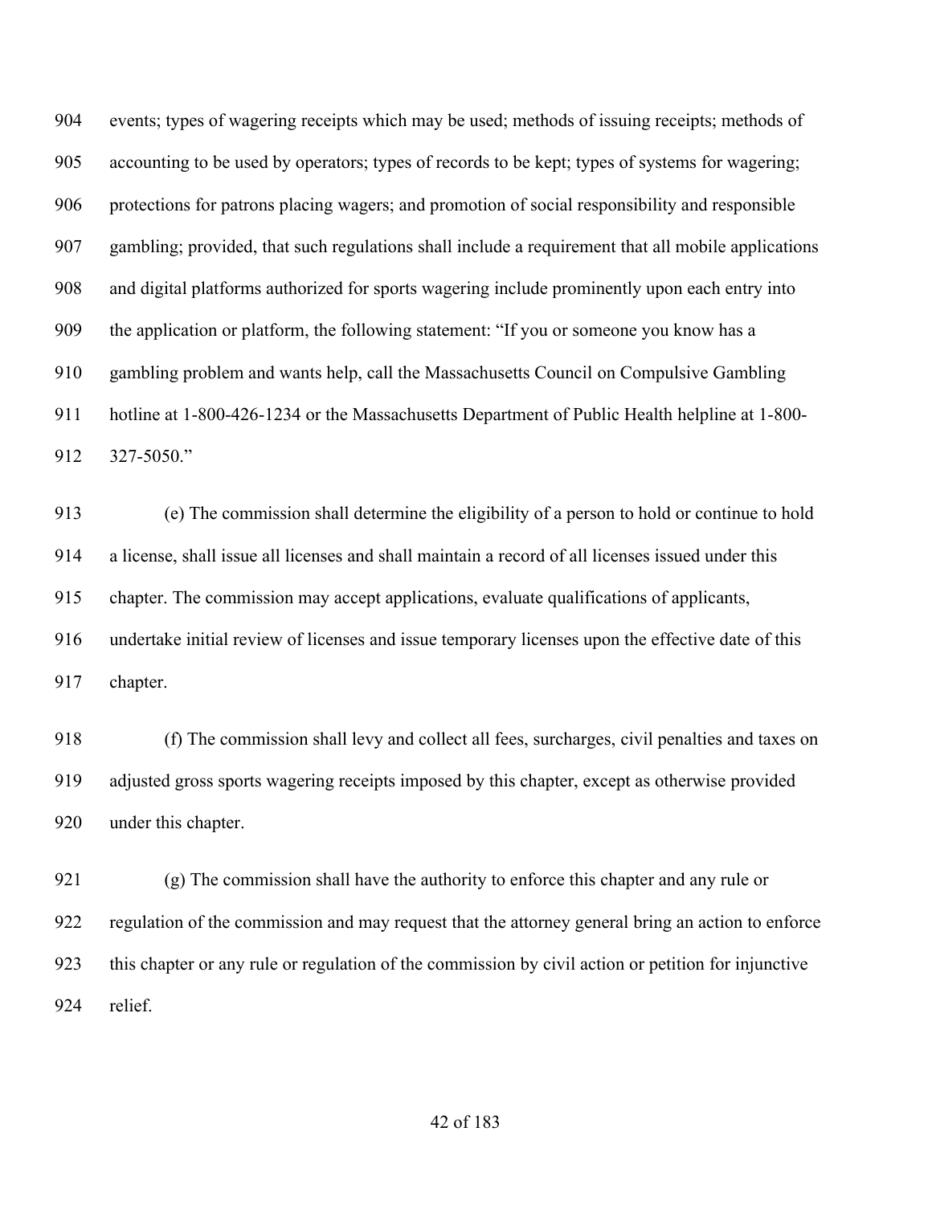events; types of wagering receipts which may be used; methods of issuing receipts; methods of accounting to be used by operators; types of records to be kept; types of systems for wagering; protections for patrons placing wagers; and promotion of social responsibility and responsible gambling; provided, that such regulations shall include a requirement that all mobile applications and digital platforms authorized for sports wagering include prominently upon each entry into the application or platform, the following statement: "If you or someone you know has a gambling problem and wants help, call the Massachusetts Council on Compulsive Gambling hotline at 1-800-426-1234 or the Massachusetts Department of Public Health helpline at 1-800-327-5050."

(e) The commission shall determine the eligibility of a person to hold or continue to hold a license, shall issue all licenses and shall maintain a record of all licenses issued under this chapter. The commission may accept applications, evaluate qualifications of applicants, undertake initial review of licenses and issue temporary licenses upon the effective date of this chapter.

(f) The commission shall levy and collect all fees, surcharges, civil penalties and taxes on adjusted gross sports wagering receipts imposed by this chapter, except as otherwise provided under this chapter.

(g) The commission shall have the authority to enforce this chapter and any rule or regulation of the commission and may request that the attorney general bring an action to enforce this chapter or any rule or regulation of the commission by civil action or petition for injunctive relief.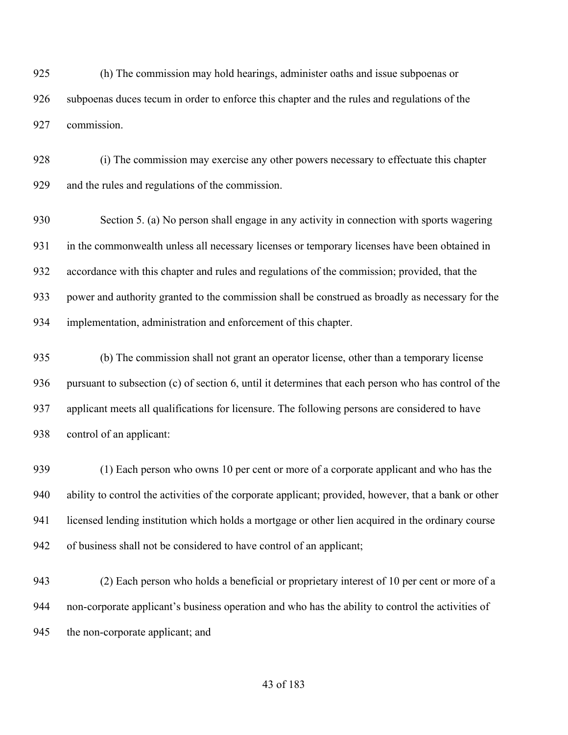(h) The commission may hold hearings, administer oaths and issue subpoenas or subpoenas duces tecum in order to enforce this chapter and the rules and regulations of the commission.

(i) The commission may exercise any other powers necessary to effectuate this chapter and the rules and regulations of the commission.

Section 5. (a) No person shall engage in any activity in connection with sports wagering in the commonwealth unless all necessary licenses or temporary licenses have been obtained in accordance with this chapter and rules and regulations of the commission; provided, that the power and authority granted to the commission shall be construed as broadly as necessary for the implementation, administration and enforcement of this chapter.

(b) The commission shall not grant an operator license, other than a temporary license pursuant to subsection (c) of section 6, until it determines that each person who has control of the applicant meets all qualifications for licensure. The following persons are considered to have control of an applicant:

(1) Each person who owns 10 per cent or more of a corporate applicant and who has the ability to control the activities of the corporate applicant; provided, however, that a bank or other licensed lending institution which holds a mortgage or other lien acquired in the ordinary course of business shall not be considered to have control of an applicant;

(2) Each person who holds a beneficial or proprietary interest of 10 per cent or more of a non-corporate applicant's business operation and who has the ability to control the activities of the non-corporate applicant; and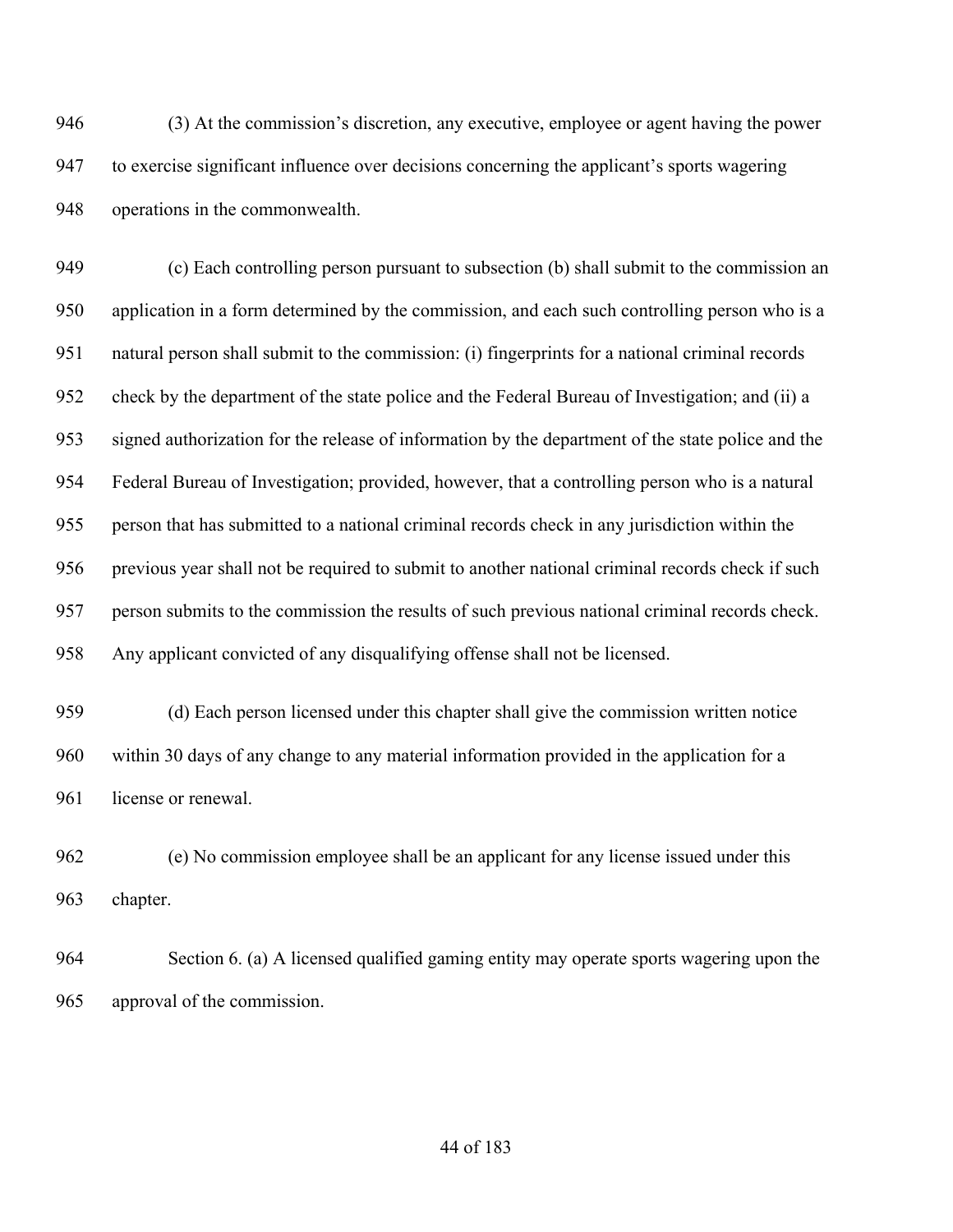(3) At the commission's discretion, any executive, employee or agent having the power to exercise significant influence over decisions concerning the applicant's sports wagering operations in the commonwealth.

(c) Each controlling person pursuant to subsection (b) shall submit to the commission an application in a form determined by the commission, and each such controlling person who is a natural person shall submit to the commission: (i) fingerprints for a national criminal records check by the department of the state police and the Federal Bureau of Investigation; and (ii) a signed authorization for the release of information by the department of the state police and the Federal Bureau of Investigation; provided, however, that a controlling person who is a natural person that has submitted to a national criminal records check in any jurisdiction within the previous year shall not be required to submit to another national criminal records check if such person submits to the commission the results of such previous national criminal records check. Any applicant convicted of any disqualifying offense shall not be licensed.

(d) Each person licensed under this chapter shall give the commission written notice within 30 days of any change to any material information provided in the application for a license or renewal.

(e) No commission employee shall be an applicant for any license issued under this chapter.

Section 6. (a) A licensed qualified gaming entity may operate sports wagering upon the approval of the commission.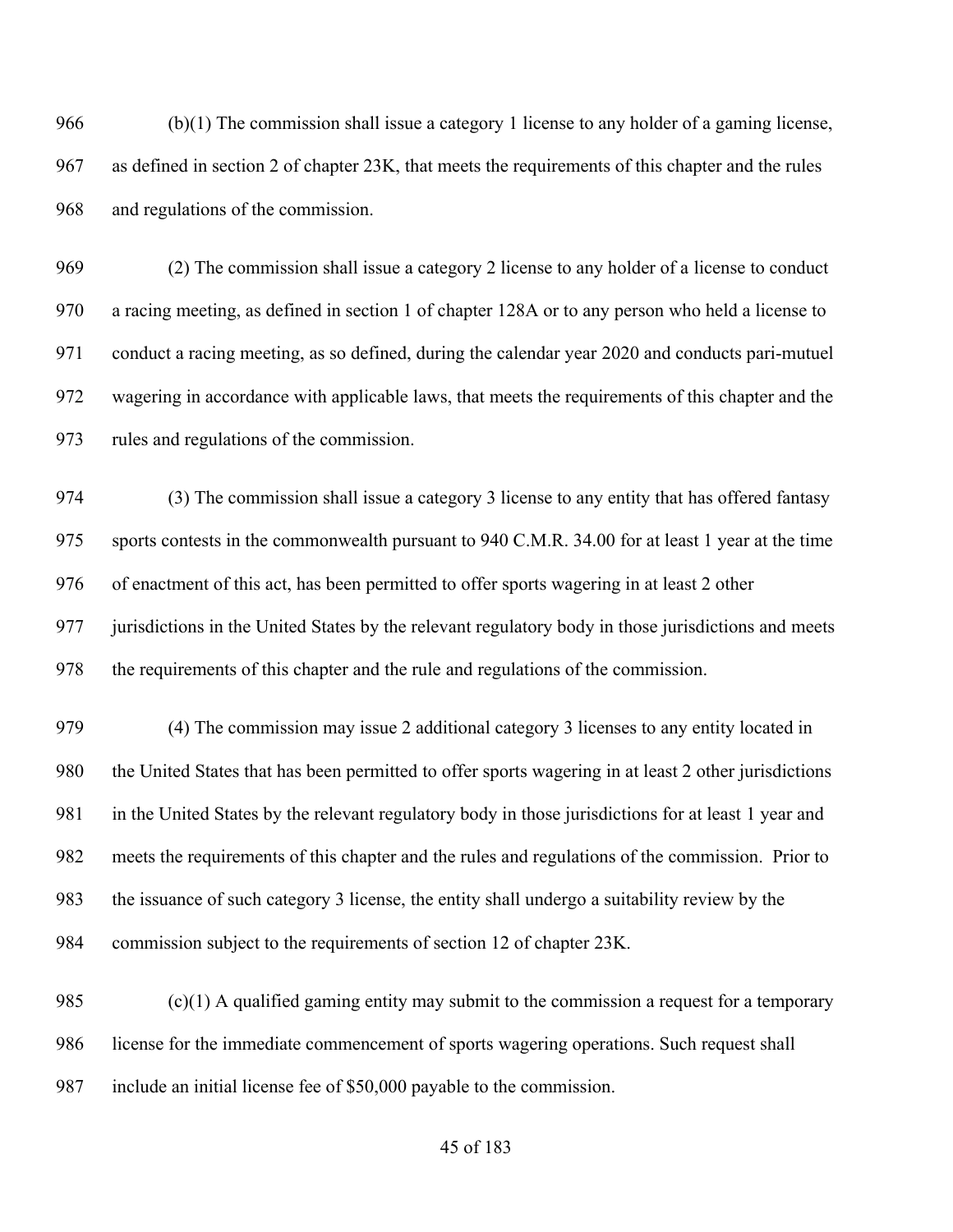(b)(1) The commission shall issue a category 1 license to any holder of a gaming license, as defined in section 2 of chapter 23K, that meets the requirements of this chapter and the rules and regulations of the commission.

(2) The commission shall issue a category 2 license to any holder of a license to conduct a racing meeting, as defined in section 1 of chapter 128A or to any person who held a license to conduct a racing meeting, as so defined, during the calendar year 2020 and conducts pari-mutuel wagering in accordance with applicable laws, that meets the requirements of this chapter and the rules and regulations of the commission.

(3) The commission shall issue a category 3 license to any entity that has offered fantasy sports contests in the commonwealth pursuant to 940 C.M.R. 34.00 for at least 1 year at the time of enactment of this act, has been permitted to offer sports wagering in at least 2 other jurisdictions in the United States by the relevant regulatory body in those jurisdictions and meets the requirements of this chapter and the rule and regulations of the commission.

(4) The commission may issue 2 additional category 3 licenses to any entity located in the United States that has been permitted to offer sports wagering in at least 2 other jurisdictions in the United States by the relevant regulatory body in those jurisdictions for at least 1 year and meets the requirements of this chapter and the rules and regulations of the commission. Prior to the issuance of such category 3 license, the entity shall undergo a suitability review by the commission subject to the requirements of section 12 of chapter 23K.

(c)(1) A qualified gaming entity may submit to the commission a request for a temporary license for the immediate commencement of sports wagering operations. Such request shall include an initial license fee of $50,000 payable to the commission.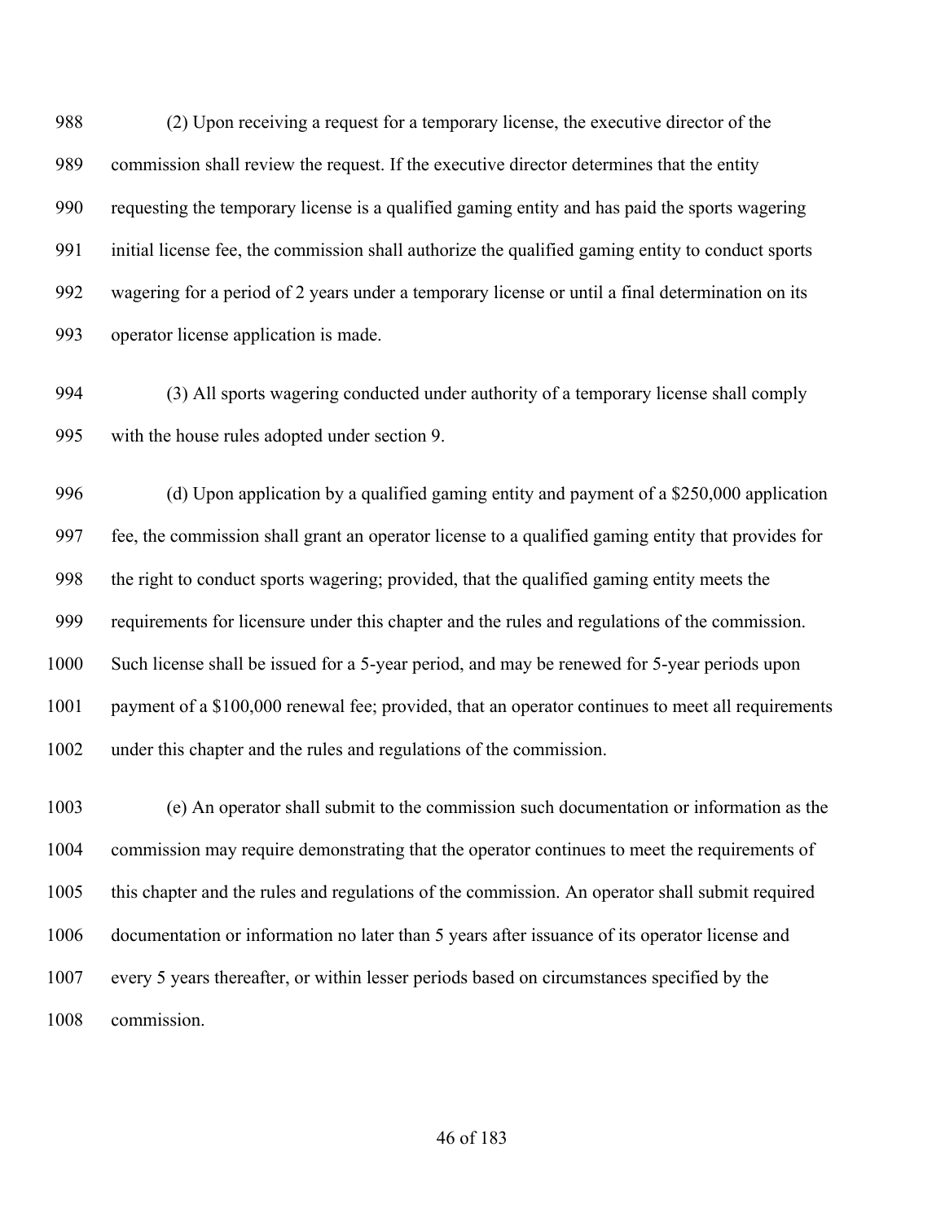(2) Upon receiving a request for a temporary license, the executive director of the commission shall review the request. If the executive director determines that the entity requesting the temporary license is a qualified gaming entity and has paid the sports wagering initial license fee, the commission shall authorize the qualified gaming entity to conduct sports wagering for a period of 2 years under a temporary license or until a final determination on its operator license application is made.

(3) All sports wagering conducted under authority of a temporary license shall comply with the house rules adopted under section 9.

(d) Upon application by a qualified gaming entity and payment of a $250,000 application fee, the commission shall grant an operator license to a qualified gaming entity that provides for the right to conduct sports wagering; provided, that the qualified gaming entity meets the requirements for licensure under this chapter and the rules and regulations of the commission. Such license shall be issued for a 5-year period, and may be renewed for 5-year periods upon payment of a $100,000 renewal fee; provided, that an operator continues to meet all requirements under this chapter and the rules and regulations of the commission.

(e) An operator shall submit to the commission such documentation or information as the commission may require demonstrating that the operator continues to meet the requirements of this chapter and the rules and regulations of the commission. An operator shall submit required documentation or information no later than 5 years after issuance of its operator license and every 5 years thereafter, or within lesser periods based on circumstances specified by the commission.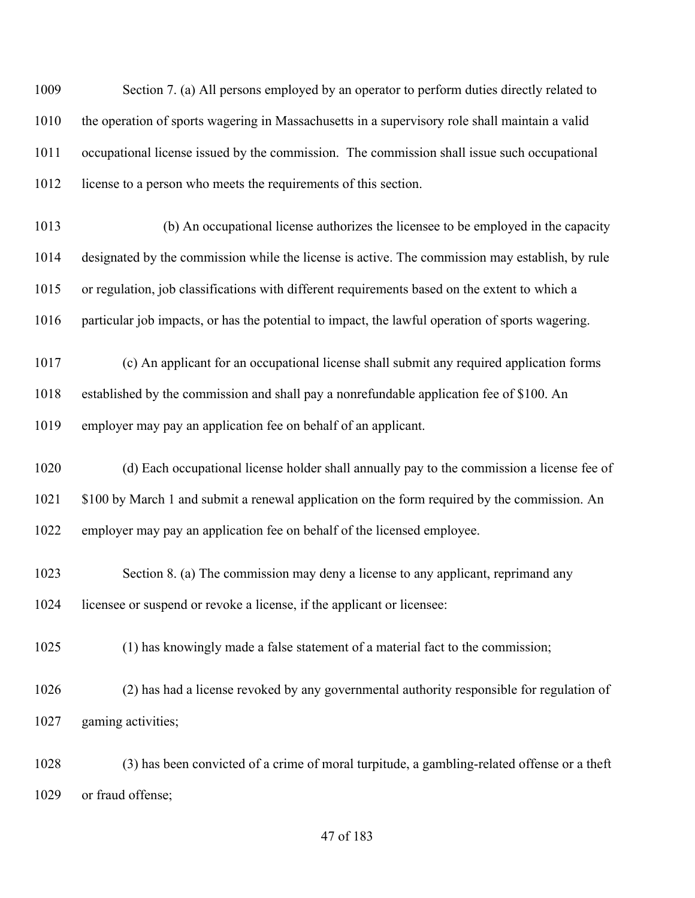Section 7. (a) All persons employed by an operator to perform duties directly related to the operation of sports wagering in Massachusetts in a supervisory role shall maintain a valid occupational license issued by the commission. The commission shall issue such occupational license to a person who meets the requirements of this section.

(b) An occupational license authorizes the licensee to be employed in the capacity designated by the commission while the license is active. The commission may establish, by rule or regulation, job classifications with different requirements based on the extent to which a particular job impacts, or has the potential to impact, the lawful operation of sports wagering.

(c) An applicant for an occupational license shall submit any required application forms established by the commission and shall pay a nonrefundable application fee of $100. An employer may pay an application fee on behalf of an applicant.

(d) Each occupational license holder shall annually pay to the commission a license fee of $100 by March 1 and submit a renewal application on the form required by the commission. An employer may pay an application fee on behalf of the licensed employee.

Section 8. (a) The commission may deny a license to any applicant, reprimand any licensee or suspend or revoke a license, if the applicant or licensee:

(1) has knowingly made a false statement of a material fact to the commission;

(2) has had a license revoked by any governmental authority responsible for regulation of gaming activities;

(3) has been convicted of a crime of moral turpitude, a gambling-related offense or a theft or fraud offense;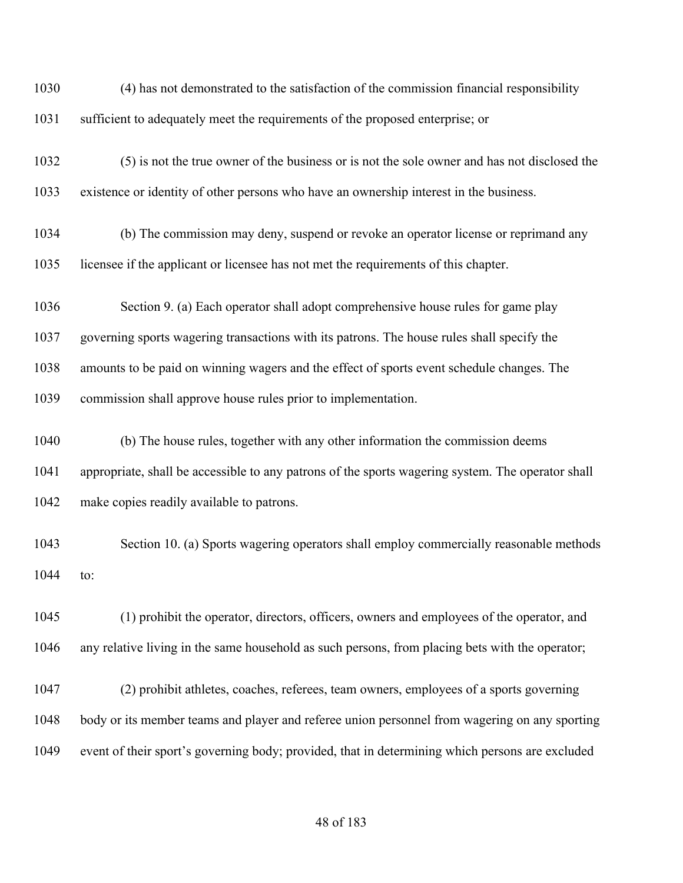(4) has not demonstrated to the satisfaction of the commission financial responsibility sufficient to adequately meet the requirements of the proposed enterprise; or

(5) is not the true owner of the business or is not the sole owner and has not disclosed the existence or identity of other persons who have an ownership interest in the business.

(b) The commission may deny, suspend or revoke an operator license or reprimand any licensee if the applicant or licensee has not met the requirements of this chapter.

Section 9. (a) Each operator shall adopt comprehensive house rules for game play governing sports wagering transactions with its patrons. The house rules shall specify the amounts to be paid on winning wagers and the effect of sports event schedule changes. The commission shall approve house rules prior to implementation.

(b) The house rules, together with any other information the commission deems appropriate, shall be accessible to any patrons of the sports wagering system. The operator shall make copies readily available to patrons.

Section 10. (a) Sports wagering operators shall employ commercially reasonable methods to:

(1) prohibit the operator, directors, officers, owners and employees of the operator, and any relative living in the same household as such persons, from placing bets with the operator;

(2) prohibit athletes, coaches, referees, team owners, employees of a sports governing body or its member teams and player and referee union personnel from wagering on any sporting event of their sport's governing body; provided, that in determining which persons are excluded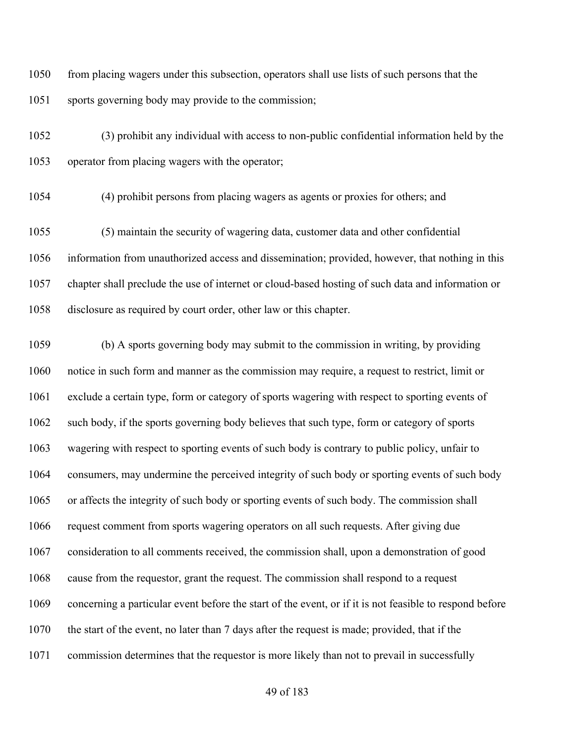from placing wagers under this subsection, operators shall use lists of such persons that the sports governing body may provide to the commission;

(3) prohibit any individual with access to non-public confidential information held by the operator from placing wagers with the operator;

(4) prohibit persons from placing wagers as agents or proxies for others; and

(5) maintain the security of wagering data, customer data and other confidential information from unauthorized access and dissemination; provided, however, that nothing in this chapter shall preclude the use of internet or cloud-based hosting of such data and information or disclosure as required by court order, other law or this chapter.

(b) A sports governing body may submit to the commission in writing, by providing notice in such form and manner as the commission may require, a request to restrict, limit or exclude a certain type, form or category of sports wagering with respect to sporting events of such body, if the sports governing body believes that such type, form or category of sports wagering with respect to sporting events of such body is contrary to public policy, unfair to consumers, may undermine the perceived integrity of such body or sporting events of such body or affects the integrity of such body or sporting events of such body. The commission shall request comment from sports wagering operators on all such requests. After giving due consideration to all comments received, the commission shall, upon a demonstration of good cause from the requestor, grant the request. The commission shall respond to a request concerning a particular event before the start of the event, or if it is not feasible to respond before the start of the event, no later than 7 days after the request is made; provided, that if the commission determines that the requestor is more likely than not to prevail in successfully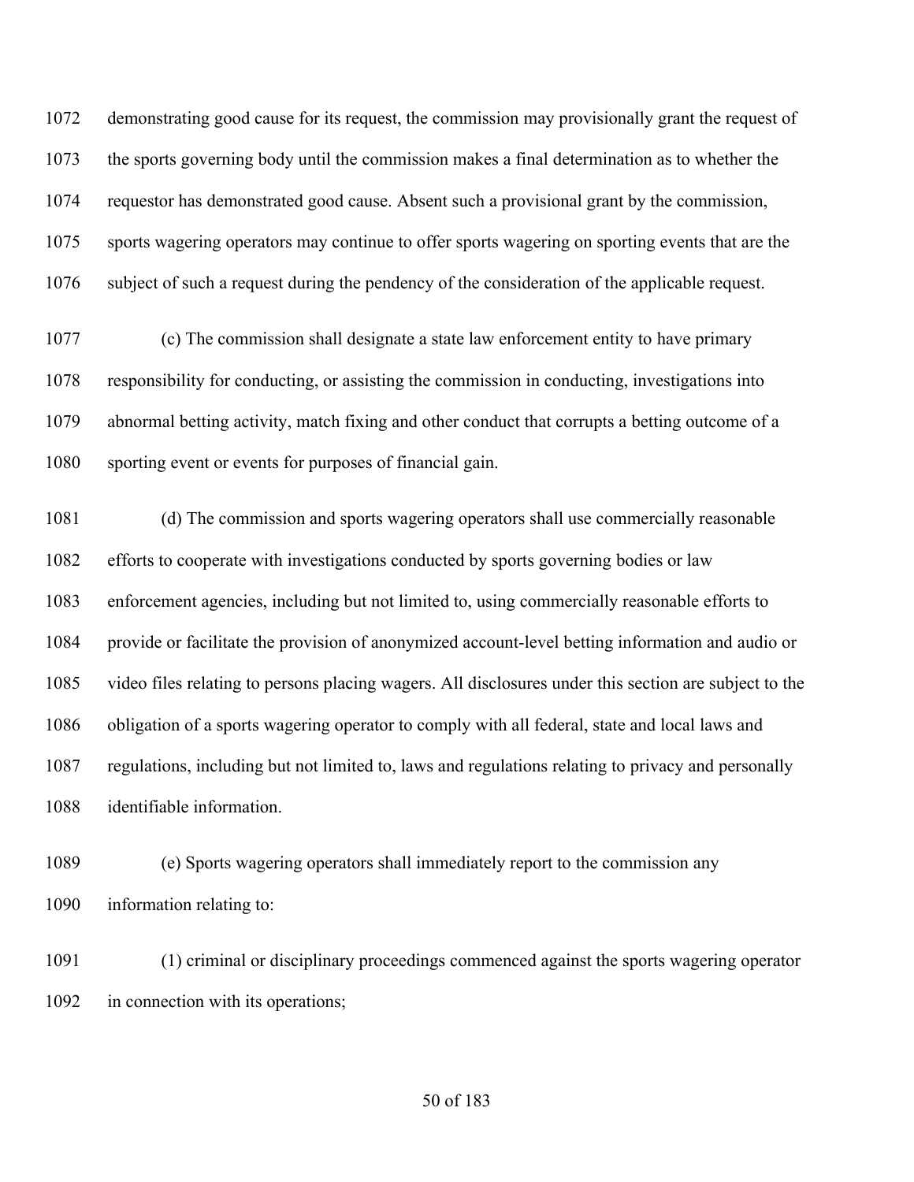demonstrating good cause for its request, the commission may provisionally grant the request of the sports governing body until the commission makes a final determination as to whether the requestor has demonstrated good cause. Absent such a provisional grant by the commission, sports wagering operators may continue to offer sports wagering on sporting events that are the subject of such a request during the pendency of the consideration of the applicable request.

(c) The commission shall designate a state law enforcement entity to have primary responsibility for conducting, or assisting the commission in conducting, investigations into abnormal betting activity, match fixing and other conduct that corrupts a betting outcome of a sporting event or events for purposes of financial gain.

(d) The commission and sports wagering operators shall use commercially reasonable efforts to cooperate with investigations conducted by sports governing bodies or law enforcement agencies, including but not limited to, using commercially reasonable efforts to provide or facilitate the provision of anonymized account-level betting information and audio or video files relating to persons placing wagers. All disclosures under this section are subject to the obligation of a sports wagering operator to comply with all federal, state and local laws and regulations, including but not limited to, laws and regulations relating to privacy and personally identifiable information.

(e) Sports wagering operators shall immediately report to the commission any information relating to:

(1) criminal or disciplinary proceedings commenced against the sports wagering operator in connection with its operations;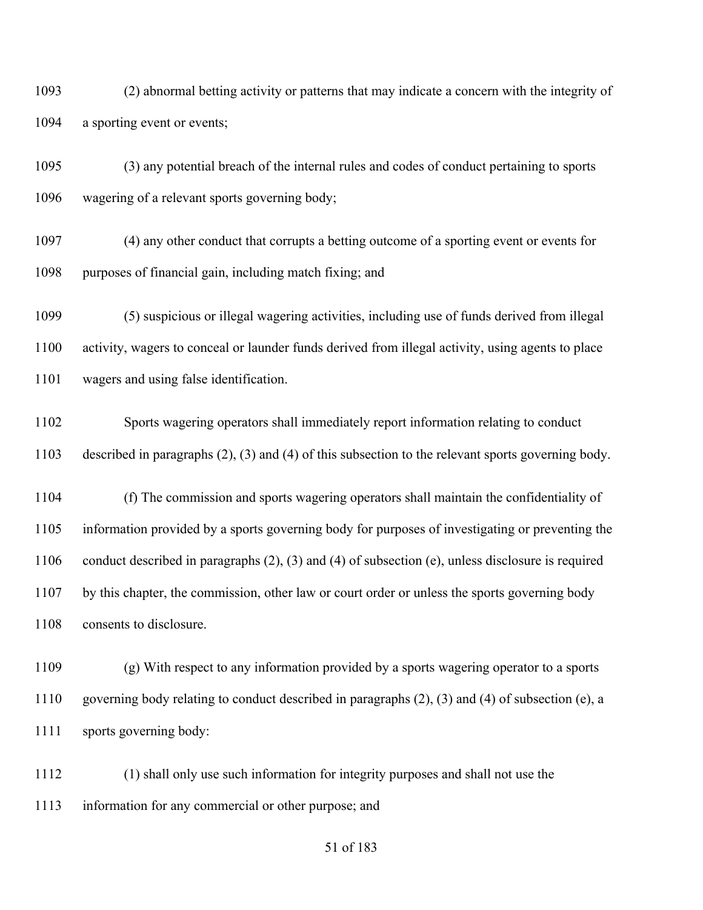(2) abnormal betting activity or patterns that may indicate a concern with the integrity of a sporting event or events;

(3) any potential breach of the internal rules and codes of conduct pertaining to sports wagering of a relevant sports governing body;

(4) any other conduct that corrupts a betting outcome of a sporting event or events for purposes of financial gain, including match fixing; and

(5) suspicious or illegal wagering activities, including use of funds derived from illegal activity, wagers to conceal or launder funds derived from illegal activity, using agents to place wagers and using false identification.

Sports wagering operators shall immediately report information relating to conduct described in paragraphs (2), (3) and (4) of this subsection to the relevant sports governing body.

(f) The commission and sports wagering operators shall maintain the confidentiality of information provided by a sports governing body for purposes of investigating or preventing the conduct described in paragraphs (2), (3) and (4) of subsection (e), unless disclosure is required by this chapter, the commission, other law or court order or unless the sports governing body consents to disclosure.

(g) With respect to any information provided by a sports wagering operator to a sports governing body relating to conduct described in paragraphs (2), (3) and (4) of subsection (e), a sports governing body:

(1) shall only use such information for integrity purposes and shall not use the information for any commercial or other purpose; and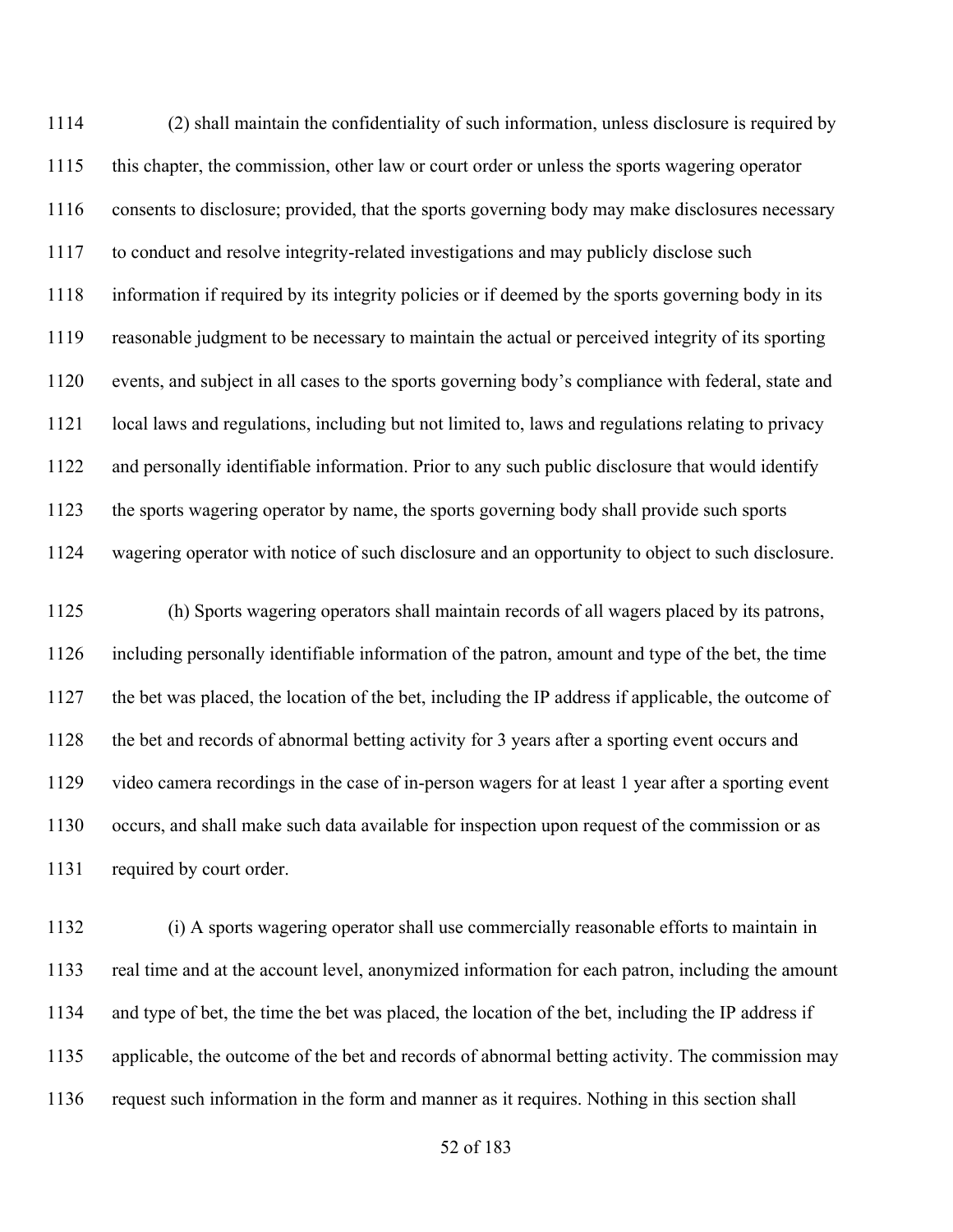(2) shall maintain the confidentiality of such information, unless disclosure is required by this chapter, the commission, other law or court order or unless the sports wagering operator consents to disclosure; provided, that the sports governing body may make disclosures necessary to conduct and resolve integrity-related investigations and may publicly disclose such information if required by its integrity policies or if deemed by the sports governing body in its reasonable judgment to be necessary to maintain the actual or perceived integrity of its sporting events, and subject in all cases to the sports governing body's compliance with federal, state and local laws and regulations, including but not limited to, laws and regulations relating to privacy and personally identifiable information. Prior to any such public disclosure that would identify the sports wagering operator by name, the sports governing body shall provide such sports wagering operator with notice of such disclosure and an opportunity to object to such disclosure.

(h) Sports wagering operators shall maintain records of all wagers placed by its patrons, including personally identifiable information of the patron, amount and type of the bet, the time the bet was placed, the location of the bet, including the IP address if applicable, the outcome of the bet and records of abnormal betting activity for 3 years after a sporting event occurs and video camera recordings in the case of in-person wagers for at least 1 year after a sporting event occurs, and shall make such data available for inspection upon request of the commission or as required by court order.

(i) A sports wagering operator shall use commercially reasonable efforts to maintain in real time and at the account level, anonymized information for each patron, including the amount and type of bet, the time the bet was placed, the location of the bet, including the IP address if applicable, the outcome of the bet and records of abnormal betting activity. The commission may request such information in the form and manner as it requires. Nothing in this section shall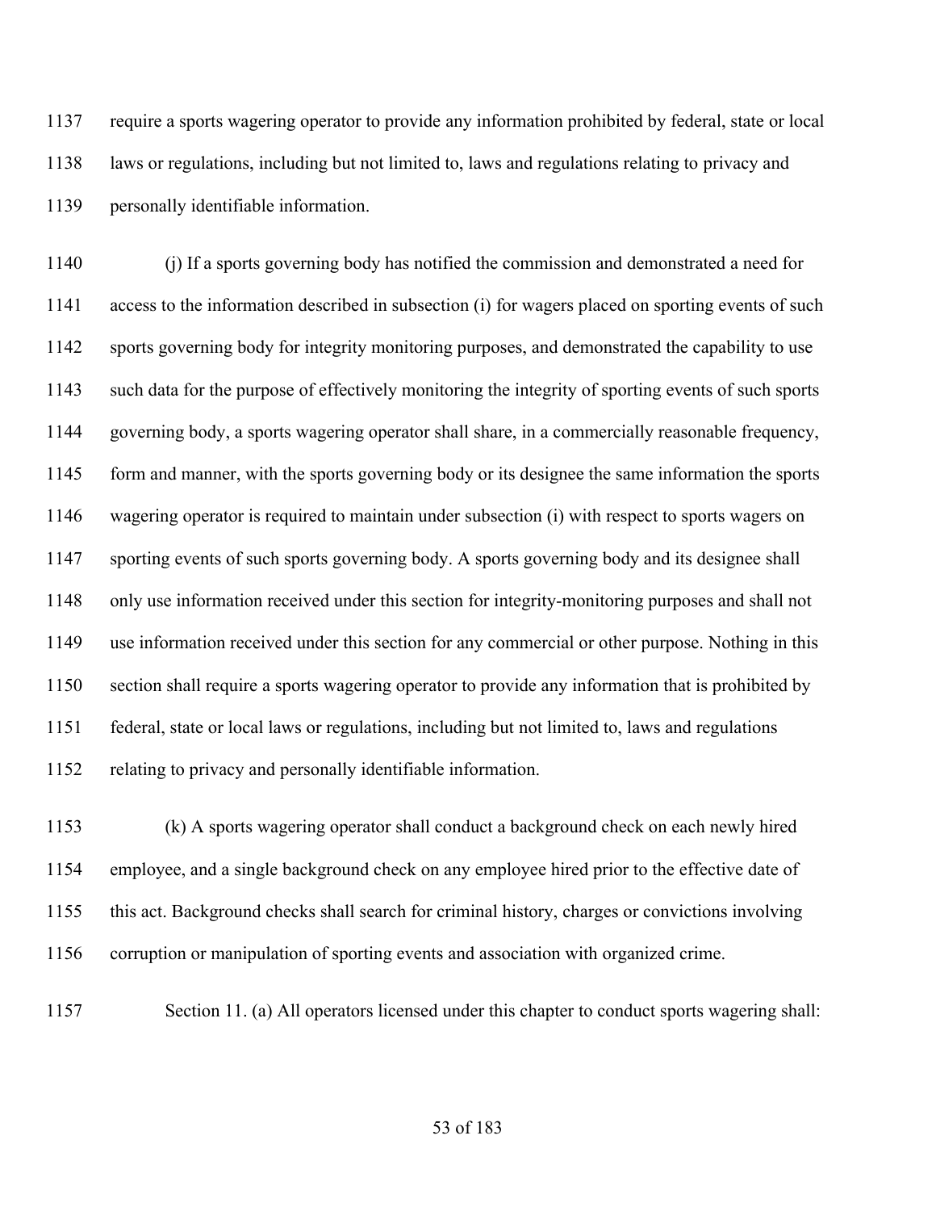require a sports wagering operator to provide any information prohibited by federal, state or local laws or regulations, including but not limited to, laws and regulations relating to privacy and personally identifiable information.

(j) If a sports governing body has notified the commission and demonstrated a need for access to the information described in subsection (i) for wagers placed on sporting events of such sports governing body for integrity monitoring purposes, and demonstrated the capability to use such data for the purpose of effectively monitoring the integrity of sporting events of such sports governing body, a sports wagering operator shall share, in a commercially reasonable frequency, form and manner, with the sports governing body or its designee the same information the sports wagering operator is required to maintain under subsection (i) with respect to sports wagers on sporting events of such sports governing body. A sports governing body and its designee shall only use information received under this section for integrity-monitoring purposes and shall not use information received under this section for any commercial or other purpose. Nothing in this section shall require a sports wagering operator to provide any information that is prohibited by federal, state or local laws or regulations, including but not limited to, laws and regulations relating to privacy and personally identifiable information.

(k) A sports wagering operator shall conduct a background check on each newly hired employee, and a single background check on any employee hired prior to the effective date of this act. Background checks shall search for criminal history, charges or convictions involving corruption or manipulation of sporting events and association with organized crime.

Section 11. (a) All operators licensed under this chapter to conduct sports wagering shall: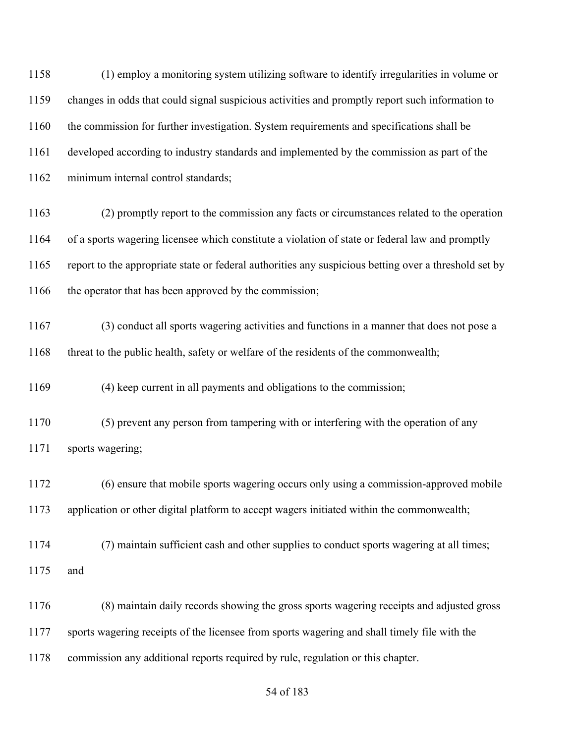(1) employ a monitoring system utilizing software to identify irregularities in volume or changes in odds that could signal suspicious activities and promptly report such information to the commission for further investigation. System requirements and specifications shall be developed according to industry standards and implemented by the commission as part of the minimum internal control standards;

(2) promptly report to the commission any facts or circumstances related to the operation of a sports wagering licensee which constitute a violation of state or federal law and promptly report to the appropriate state or federal authorities any suspicious betting over a threshold set by the operator that has been approved by the commission;

(3) conduct all sports wagering activities and functions in a manner that does not pose a threat to the public health, safety or welfare of the residents of the commonwealth;

(4) keep current in all payments and obligations to the commission;

(5) prevent any person from tampering with or interfering with the operation of any sports wagering;

(6) ensure that mobile sports wagering occurs only using a commission-approved mobile application or other digital platform to accept wagers initiated within the commonwealth;

(7) maintain sufficient cash and other supplies to conduct sports wagering at all times; and

(8) maintain daily records showing the gross sports wagering receipts and adjusted gross sports wagering receipts of the licensee from sports wagering and shall timely file with the commission any additional reports required by rule, regulation or this chapter.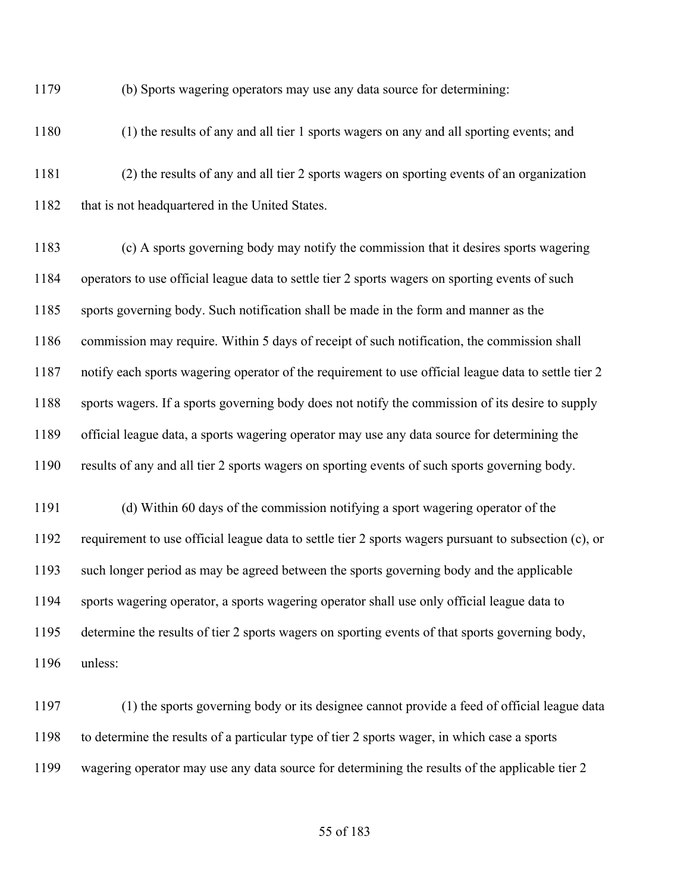(b) Sports wagering operators may use any data source for determining:

(1) the results of any and all tier 1 sports wagers on any and all sporting events; and

(2) the results of any and all tier 2 sports wagers on sporting events of an organization that is not headquartered in the United States.

(c) A sports governing body may notify the commission that it desires sports wagering operators to use official league data to settle tier 2 sports wagers on sporting events of such sports governing body. Such notification shall be made in the form and manner as the commission may require. Within 5 days of receipt of such notification, the commission shall notify each sports wagering operator of the requirement to use official league data to settle tier 2 sports wagers. If a sports governing body does not notify the commission of its desire to supply official league data, a sports wagering operator may use any data source for determining the results of any and all tier 2 sports wagers on sporting events of such sports governing body.

(d) Within 60 days of the commission notifying a sport wagering operator of the requirement to use official league data to settle tier 2 sports wagers pursuant to subsection (c), or such longer period as may be agreed between the sports governing body and the applicable sports wagering operator, a sports wagering operator shall use only official league data to determine the results of tier 2 sports wagers on sporting events of that sports governing body, unless:

(1) the sports governing body or its designee cannot provide a feed of official league data to determine the results of a particular type of tier 2 sports wager, in which case a sports wagering operator may use any data source for determining the results of the applicable tier 2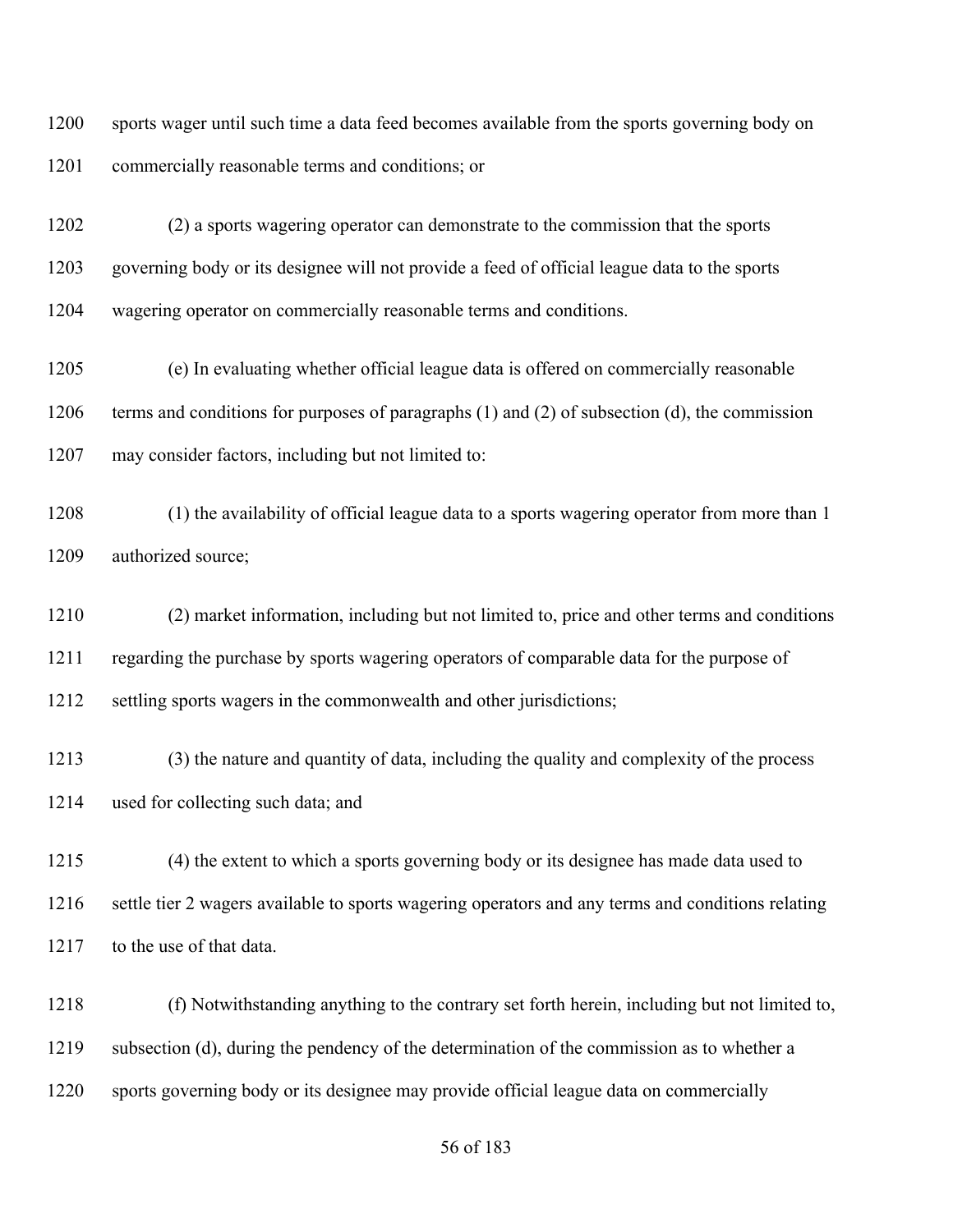sports wager until such time a data feed becomes available from the sports governing body on commercially reasonable terms and conditions; or

(2) a sports wagering operator can demonstrate to the commission that the sports governing body or its designee will not provide a feed of official league data to the sports wagering operator on commercially reasonable terms and conditions.

(e) In evaluating whether official league data is offered on commercially reasonable terms and conditions for purposes of paragraphs (1) and (2) of subsection (d), the commission may consider factors, including but not limited to:

(1) the availability of official league data to a sports wagering operator from more than 1 authorized source;

(2) market information, including but not limited to, price and other terms and conditions regarding the purchase by sports wagering operators of comparable data for the purpose of settling sports wagers in the commonwealth and other jurisdictions;

(3) the nature and quantity of data, including the quality and complexity of the process used for collecting such data; and

(4) the extent to which a sports governing body or its designee has made data used to settle tier 2 wagers available to sports wagering operators and any terms and conditions relating to the use of that data.

(f) Notwithstanding anything to the contrary set forth herein, including but not limited to, subsection (d), during the pendency of the determination of the commission as to whether a sports governing body or its designee may provide official league data on commercially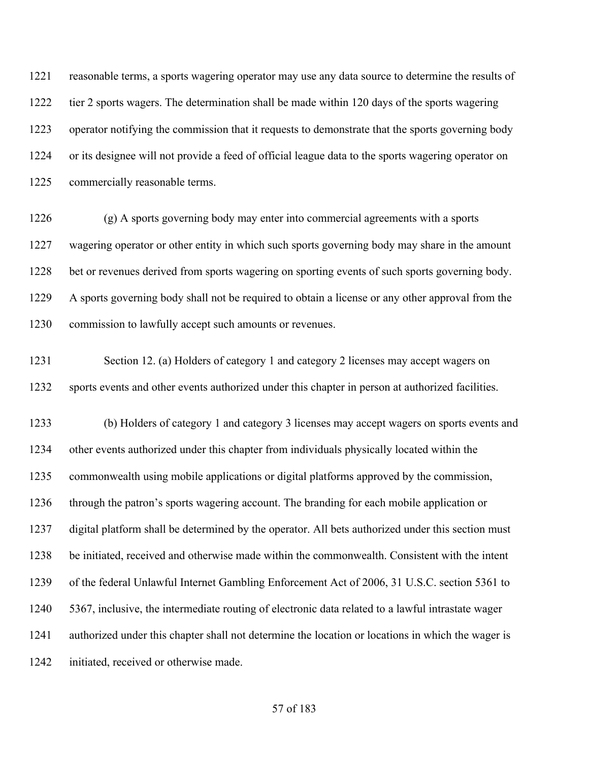reasonable terms, a sports wagering operator may use any data source to determine the results of tier 2 sports wagers. The determination shall be made within 120 days of the sports wagering operator notifying the commission that it requests to demonstrate that the sports governing body or its designee will not provide a feed of official league data to the sports wagering operator on commercially reasonable terms.

(g) A sports governing body may enter into commercial agreements with a sports wagering operator or other entity in which such sports governing body may share in the amount bet or revenues derived from sports wagering on sporting events of such sports governing body. A sports governing body shall not be required to obtain a license or any other approval from the commission to lawfully accept such amounts or revenues.

Section 12. (a) Holders of category 1 and category 2 licenses may accept wagers on sports events and other events authorized under this chapter in person at authorized facilities.

(b) Holders of category 1 and category 3 licenses may accept wagers on sports events and other events authorized under this chapter from individuals physically located within the commonwealth using mobile applications or digital platforms approved by the commission, through the patron's sports wagering account. The branding for each mobile application or digital platform shall be determined by the operator. All bets authorized under this section must be initiated, received and otherwise made within the commonwealth. Consistent with the intent of the federal Unlawful Internet Gambling Enforcement Act of 2006, 31 U.S.C. section 5361 to 5367, inclusive, the intermediate routing of electronic data related to a lawful intrastate wager authorized under this chapter shall not determine the location or locations in which the wager is initiated, received or otherwise made.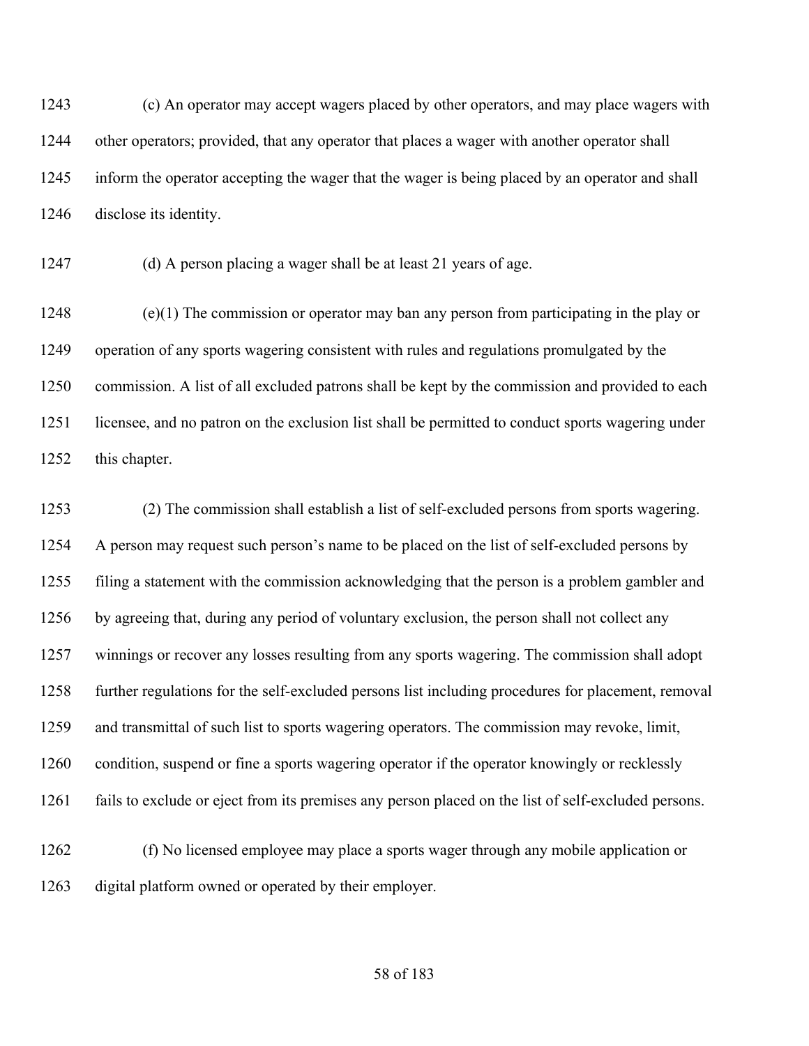(c) An operator may accept wagers placed by other operators, and may place wagers with other operators; provided, that any operator that places a wager with another operator shall inform the operator accepting the wager that the wager is being placed by an operator and shall disclose its identity.

(d) A person placing a wager shall be at least 21 years of age.

(e)(1) The commission or operator may ban any person from participating in the play or operation of any sports wagering consistent with rules and regulations promulgated by the commission. A list of all excluded patrons shall be kept by the commission and provided to each licensee, and no patron on the exclusion list shall be permitted to conduct sports wagering under this chapter.

(2) The commission shall establish a list of self-excluded persons from sports wagering. A person may request such person's name to be placed on the list of self-excluded persons by filing a statement with the commission acknowledging that the person is a problem gambler and by agreeing that, during any period of voluntary exclusion, the person shall not collect any winnings or recover any losses resulting from any sports wagering. The commission shall adopt further regulations for the self-excluded persons list including procedures for placement, removal and transmittal of such list to sports wagering operators. The commission may revoke, limit, condition, suspend or fine a sports wagering operator if the operator knowingly or recklessly fails to exclude or eject from its premises any person placed on the list of self-excluded persons.

(f) No licensed employee may place a sports wager through any mobile application or digital platform owned or operated by their employer.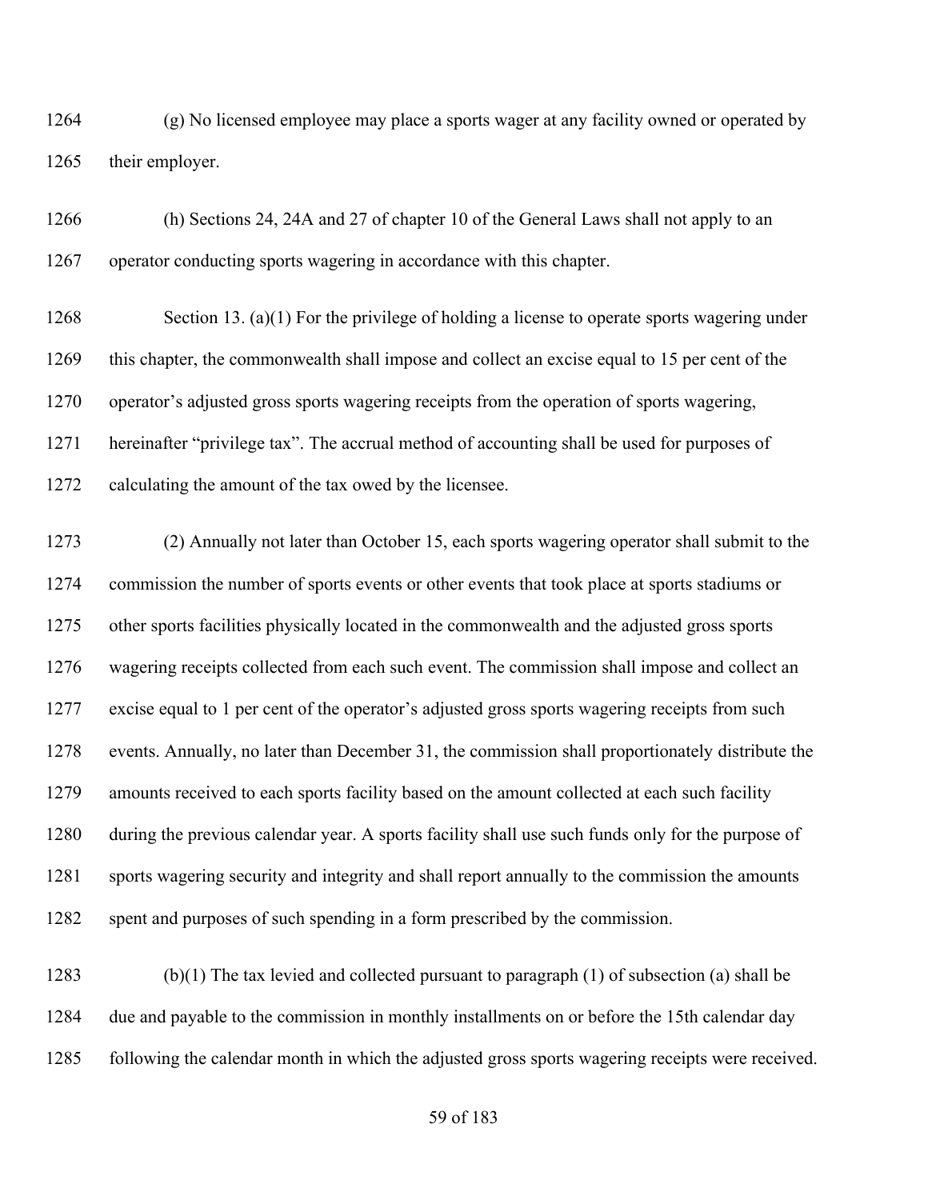(g) No licensed employee may place a sports wager at any facility owned or operated by their employer.

(h) Sections 24, 24A and 27 of chapter 10 of the General Laws shall not apply to an operator conducting sports wagering in accordance with this chapter.

Section 13. (a)(1) For the privilege of holding a license to operate sports wagering under this chapter, the commonwealth shall impose and collect an excise equal to 15 per cent of the operator's adjusted gross sports wagering receipts from the operation of sports wagering, hereinafter "privilege tax". The accrual method of accounting shall be used for purposes of calculating the amount of the tax owed by the licensee.

(2) Annually not later than October 15, each sports wagering operator shall submit to the commission the number of sports events or other events that took place at sports stadiums or other sports facilities physically located in the commonwealth and the adjusted gross sports wagering receipts collected from each such event. The commission shall impose and collect an excise equal to 1 per cent of the operator's adjusted gross sports wagering receipts from such events. Annually, no later than December 31, the commission shall proportionately distribute the amounts received to each sports facility based on the amount collected at each such facility during the previous calendar year. A sports facility shall use such funds only for the purpose of sports wagering security and integrity and shall report annually to the commission the amounts spent and purposes of such spending in a form prescribed by the commission.

(b)(1) The tax levied and collected pursuant to paragraph (1) of subsection (a) shall be due and payable to the commission in monthly installments on or before the 15th calendar day following the calendar month in which the adjusted gross sports wagering receipts were received.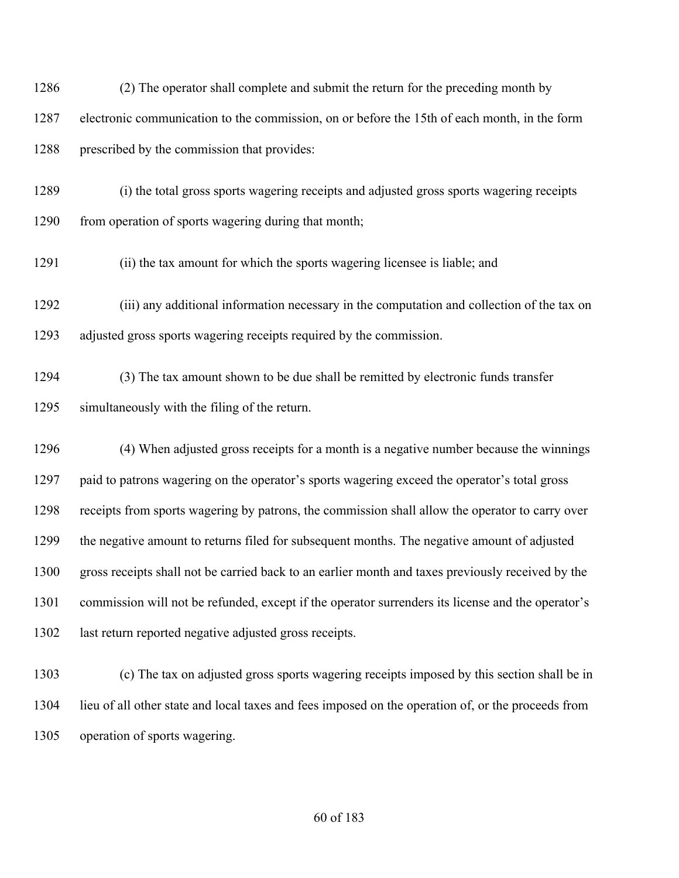(2) The operator shall complete and submit the return for the preceding month by electronic communication to the commission, on or before the 15th of each month, in the form prescribed by the commission that provides:

(i) the total gross sports wagering receipts and adjusted gross sports wagering receipts from operation of sports wagering during that month;

(ii) the tax amount for which the sports wagering licensee is liable; and

(iii) any additional information necessary in the computation and collection of the tax on adjusted gross sports wagering receipts required by the commission.

(3) The tax amount shown to be due shall be remitted by electronic funds transfer simultaneously with the filing of the return.

(4) When adjusted gross receipts for a month is a negative number because the winnings paid to patrons wagering on the operator's sports wagering exceed the operator's total gross receipts from sports wagering by patrons, the commission shall allow the operator to carry over the negative amount to returns filed for subsequent months. The negative amount of adjusted gross receipts shall not be carried back to an earlier month and taxes previously received by the commission will not be refunded, except if the operator surrenders its license and the operator's last return reported negative adjusted gross receipts.

(c) The tax on adjusted gross sports wagering receipts imposed by this section shall be in lieu of all other state and local taxes and fees imposed on the operation of, or the proceeds from operation of sports wagering.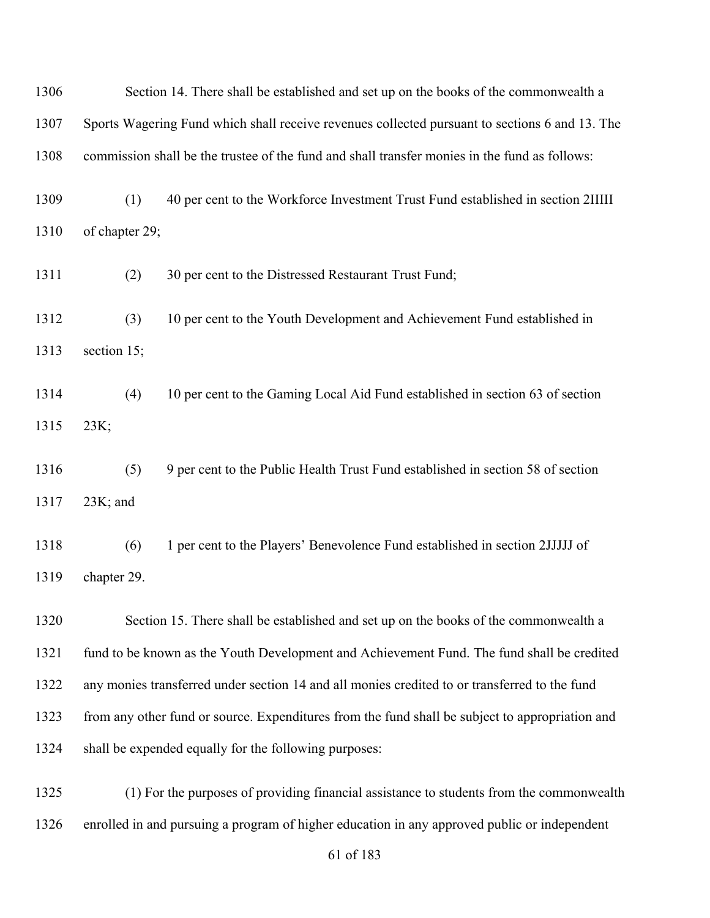Section 14. There shall be established and set up on the books of the commonwealth a Sports Wagering Fund which shall receive revenues collected pursuant to sections 6 and 13. The commission shall be the trustee of the fund and shall transfer monies in the fund as follows:

(1) 40 per cent to the Workforce Investment Trust Fund established in section 2IIIII of chapter 29;

(2) 30 per cent to the Distressed Restaurant Trust Fund;

(3) 10 per cent to the Youth Development and Achievement Fund established in section 15;

(4) 10 per cent to the Gaming Local Aid Fund established in section 63 of section 23K;

(5) 9 per cent to the Public Health Trust Fund established in section 58 of section 23K; and

(6) 1 per cent to the Players' Benevolence Fund established in section 2JJJJJ of chapter 29.

Section 15. There shall be established and set up on the books of the commonwealth a fund to be known as the Youth Development and Achievement Fund. The fund shall be credited any monies transferred under section 14 and all monies credited to or transferred to the fund from any other fund or source. Expenditures from the fund shall be subject to appropriation and shall be expended equally for the following purposes:

(1) For the purposes of providing financial assistance to students from the commonwealth enrolled in and pursuing a program of higher education in any approved public or independent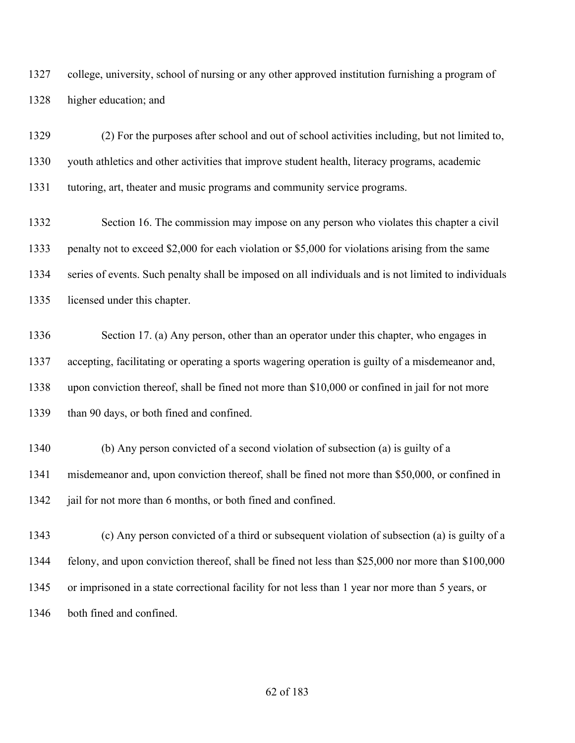college, university, school of nursing or any other approved institution furnishing a program of higher education; and

(2) For the purposes after school and out of school activities including, but not limited to, youth athletics and other activities that improve student health, literacy programs, academic tutoring, art, theater and music programs and community service programs.

Section 16. The commission may impose on any person who violates this chapter a civil penalty not to exceed $2,000 for each violation or $5,000 for violations arising from the same series of events. Such penalty shall be imposed on all individuals and is not limited to individuals licensed under this chapter.

Section 17. (a) Any person, other than an operator under this chapter, who engages in accepting, facilitating or operating a sports wagering operation is guilty of a misdemeanor and, upon conviction thereof, shall be fined not more than $10,000 or confined in jail for not more than 90 days, or both fined and confined.

(b) Any person convicted of a second violation of subsection (a) is guilty of a misdemeanor and, upon conviction thereof, shall be fined not more than $50,000, or confined in jail for not more than 6 months, or both fined and confined.

(c) Any person convicted of a third or subsequent violation of subsection (a) is guilty of a felony, and upon conviction thereof, shall be fined not less than $25,000 nor more than $100,000 or imprisoned in a state correctional facility for not less than 1 year nor more than 5 years, or both fined and confined.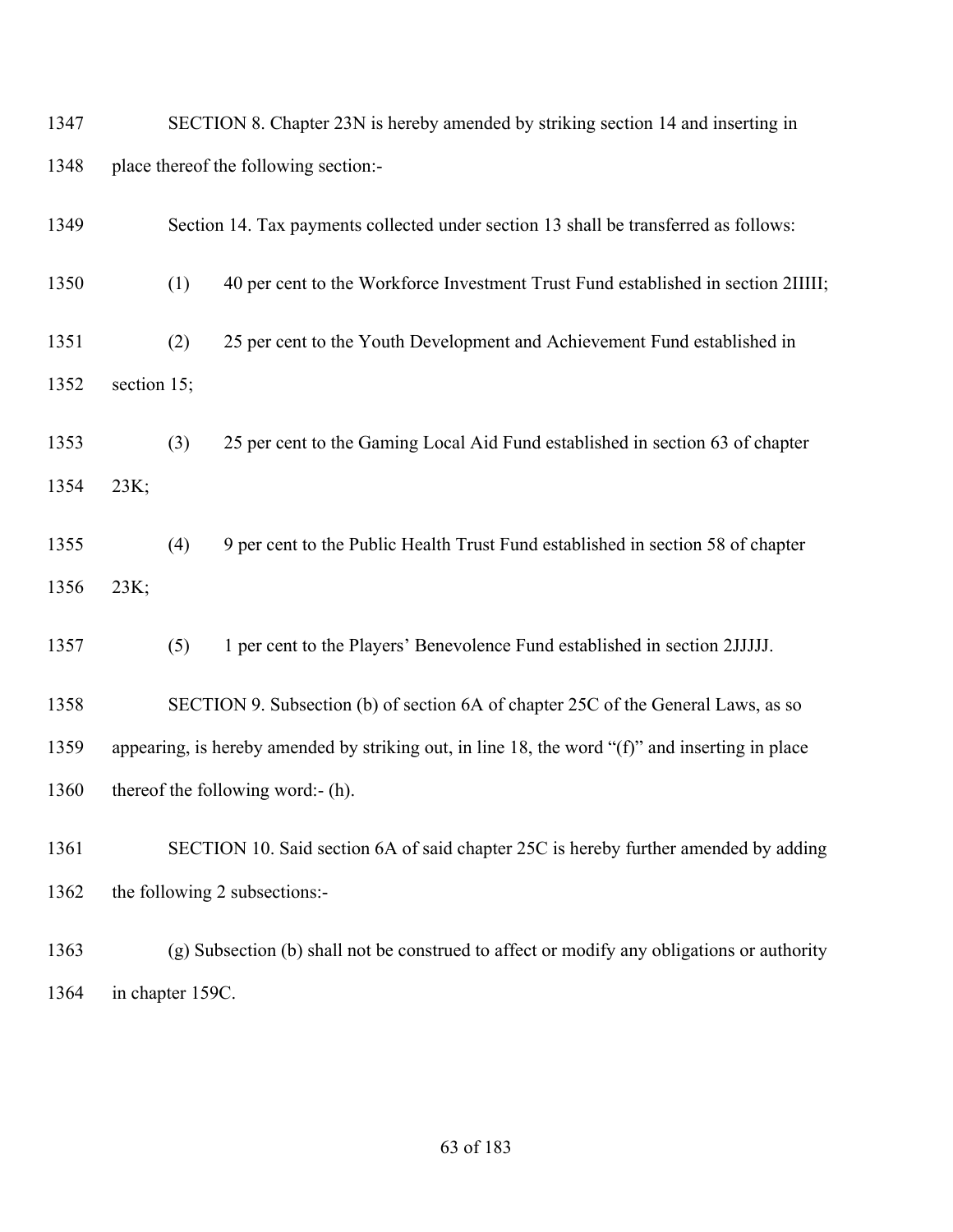SECTION 8. Chapter 23N is hereby amended by striking section 14 and inserting in place thereof the following section:-

Section 14. Tax payments collected under section 13 shall be transferred as follows:

(1) 40 per cent to the Workforce Investment Trust Fund established in section 2IIIII;

(2) 25 per cent to the Youth Development and Achievement Fund established in section 15;

(3) 25 per cent to the Gaming Local Aid Fund established in section 63 of chapter 23K;

(4) 9 per cent to the Public Health Trust Fund established in section 58 of chapter 23K;

(5) 1 per cent to the Players' Benevolence Fund established in section 2JJJJJ.

SECTION 9. Subsection (b) of section 6A of chapter 25C of the General Laws, as so appearing, is hereby amended by striking out, in line 18, the word "(f)" and inserting in place thereof the following word:- (h).

SECTION 10. Said section 6A of said chapter 25C is hereby further amended by adding the following 2 subsections:-

(g) Subsection (b) shall not be construed to affect or modify any obligations or authority in chapter 159C.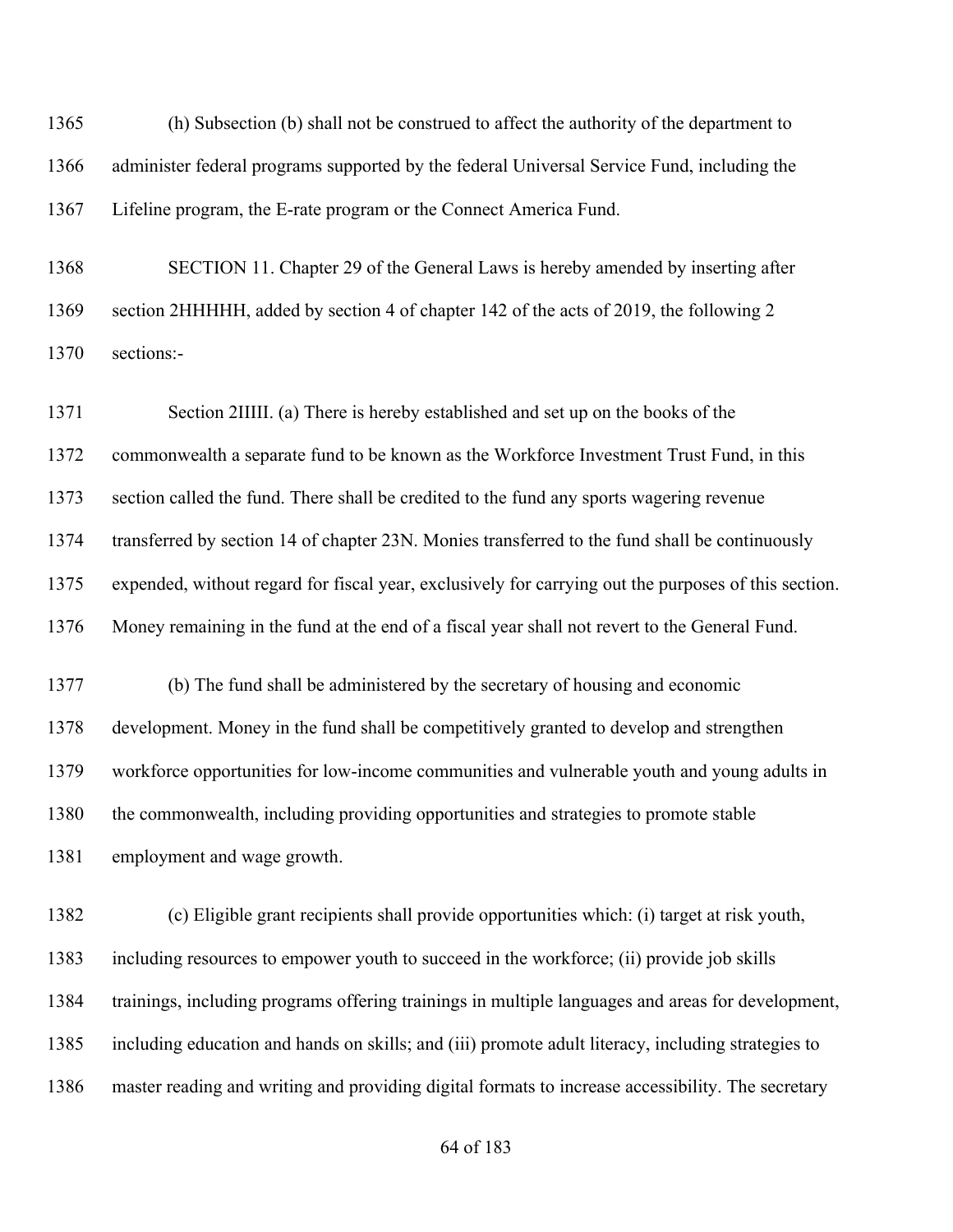(h) Subsection (b) shall not be construed to affect the authority of the department to administer federal programs supported by the federal Universal Service Fund, including the Lifeline program, the E-rate program or the Connect America Fund.

SECTION 11. Chapter 29 of the General Laws is hereby amended by inserting after section 2HHHHH, added by section 4 of chapter 142 of the acts of 2019, the following 2 sections:-

Section 2IIIII. (a) There is hereby established and set up on the books of the commonwealth a separate fund to be known as the Workforce Investment Trust Fund, in this section called the fund. There shall be credited to the fund any sports wagering revenue transferred by section 14 of chapter 23N. Monies transferred to the fund shall be continuously expended, without regard for fiscal year, exclusively for carrying out the purposes of this section. Money remaining in the fund at the end of a fiscal year shall not revert to the General Fund.

(b) The fund shall be administered by the secretary of housing and economic development. Money in the fund shall be competitively granted to develop and strengthen workforce opportunities for low-income communities and vulnerable youth and young adults in the commonwealth, including providing opportunities and strategies to promote stable employment and wage growth.

(c) Eligible grant recipients shall provide opportunities which: (i) target at risk youth, including resources to empower youth to succeed in the workforce; (ii) provide job skills trainings, including programs offering trainings in multiple languages and areas for development, including education and hands on skills; and (iii) promote adult literacy, including strategies to master reading and writing and providing digital formats to increase accessibility. The secretary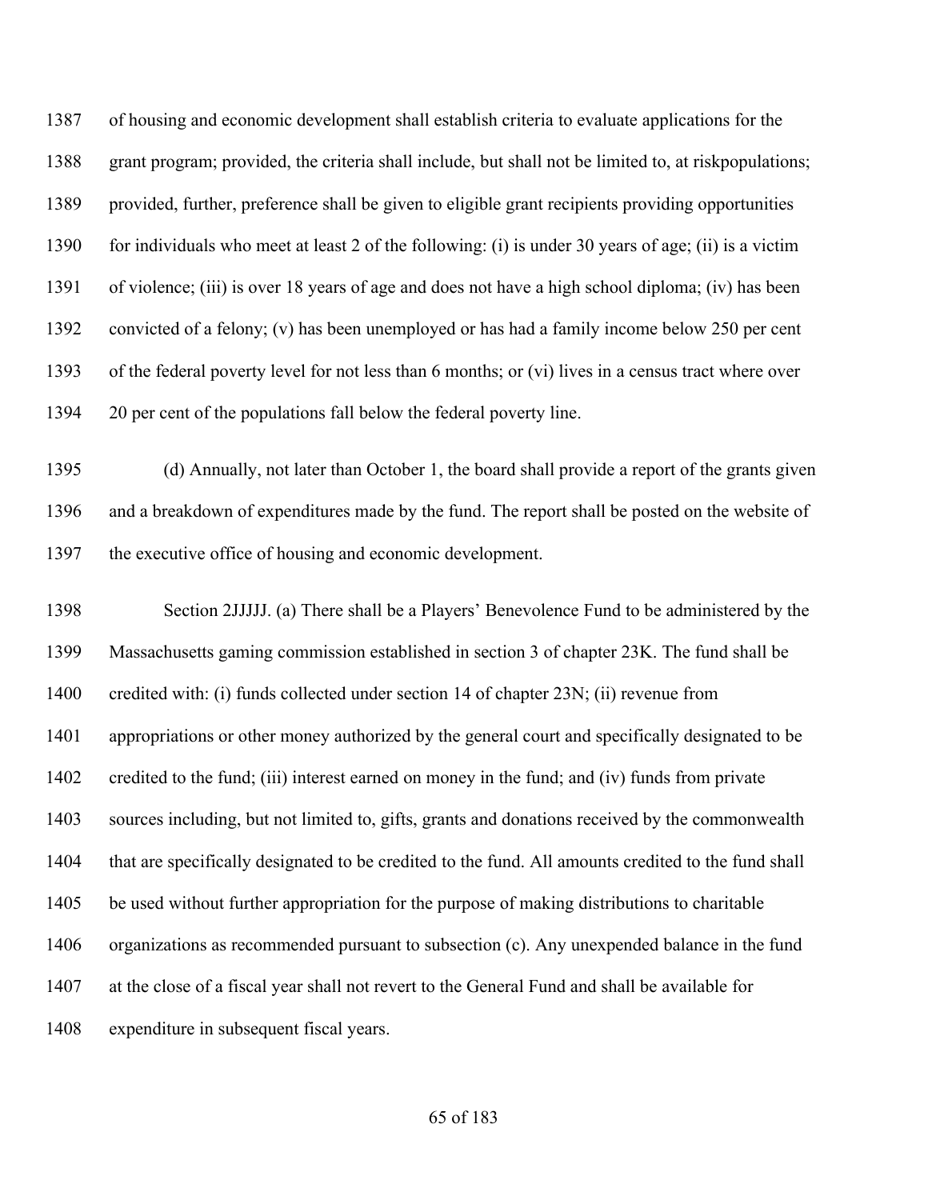of housing and economic development shall establish criteria to evaluate applications for the grant program; provided, the criteria shall include, but shall not be limited to, at riskpopulations; provided, further, preference shall be given to eligible grant recipients providing opportunities for individuals who meet at least 2 of the following: (i) is under 30 years of age; (ii) is a victim of violence; (iii) is over 18 years of age and does not have a high school diploma; (iv) has been convicted of a felony; (v) has been unemployed or has had a family income below 250 per cent of the federal poverty level for not less than 6 months; or (vi) lives in a census tract where over 20 per cent of the populations fall below the federal poverty line.

(d) Annually, not later than October 1, the board shall provide a report of the grants given and a breakdown of expenditures made by the fund. The report shall be posted on the website of the executive office of housing and economic development.

Section 2JJJJJ. (a) There shall be a Players' Benevolence Fund to be administered by the Massachusetts gaming commission established in section 3 of chapter 23K. The fund shall be credited with: (i) funds collected under section 14 of chapter 23N; (ii) revenue from appropriations or other money authorized by the general court and specifically designated to be credited to the fund; (iii) interest earned on money in the fund; and (iv) funds from private sources including, but not limited to, gifts, grants and donations received by the commonwealth that are specifically designated to be credited to the fund. All amounts credited to the fund shall be used without further appropriation for the purpose of making distributions to charitable organizations as recommended pursuant to subsection (c). Any unexpended balance in the fund at the close of a fiscal year shall not revert to the General Fund and shall be available for expenditure in subsequent fiscal years.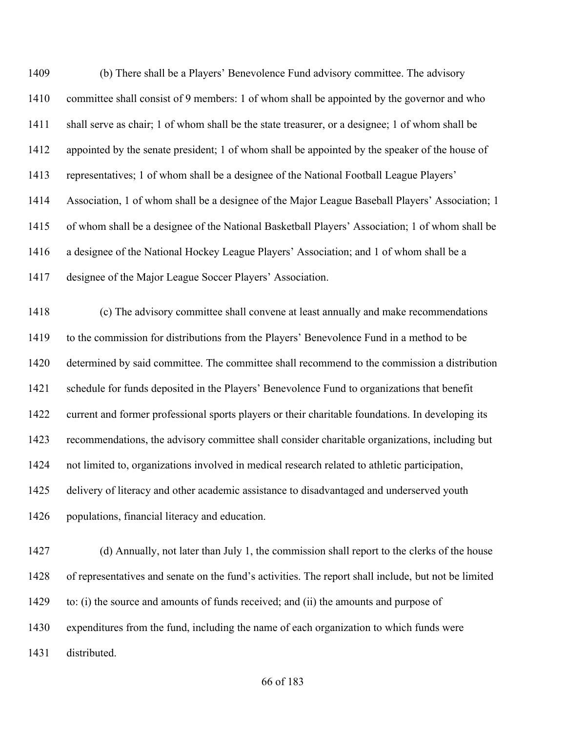(b) There shall be a Players' Benevolence Fund advisory committee. The advisory committee shall consist of 9 members: 1 of whom shall be appointed by the governor and who shall serve as chair; 1 of whom shall be the state treasurer, or a designee; 1 of whom shall be appointed by the senate president; 1 of whom shall be appointed by the speaker of the house of representatives; 1 of whom shall be a designee of the National Football League Players' Association, 1 of whom shall be a designee of the Major League Baseball Players' Association; 1 of whom shall be a designee of the National Basketball Players' Association; 1 of whom shall be a designee of the National Hockey League Players' Association; and 1 of whom shall be a designee of the Major League Soccer Players' Association.

(c) The advisory committee shall convene at least annually and make recommendations to the commission for distributions from the Players' Benevolence Fund in a method to be determined by said committee. The committee shall recommend to the commission a distribution schedule for funds deposited in the Players' Benevolence Fund to organizations that benefit current and former professional sports players or their charitable foundations. In developing its recommendations, the advisory committee shall consider charitable organizations, including but not limited to, organizations involved in medical research related to athletic participation, delivery of literacy and other academic assistance to disadvantaged and underserved youth populations, financial literacy and education.

(d) Annually, not later than July 1, the commission shall report to the clerks of the house of representatives and senate on the fund's activities. The report shall include, but not be limited to: (i) the source and amounts of funds received; and (ii) the amounts and purpose of expenditures from the fund, including the name of each organization to which funds were distributed.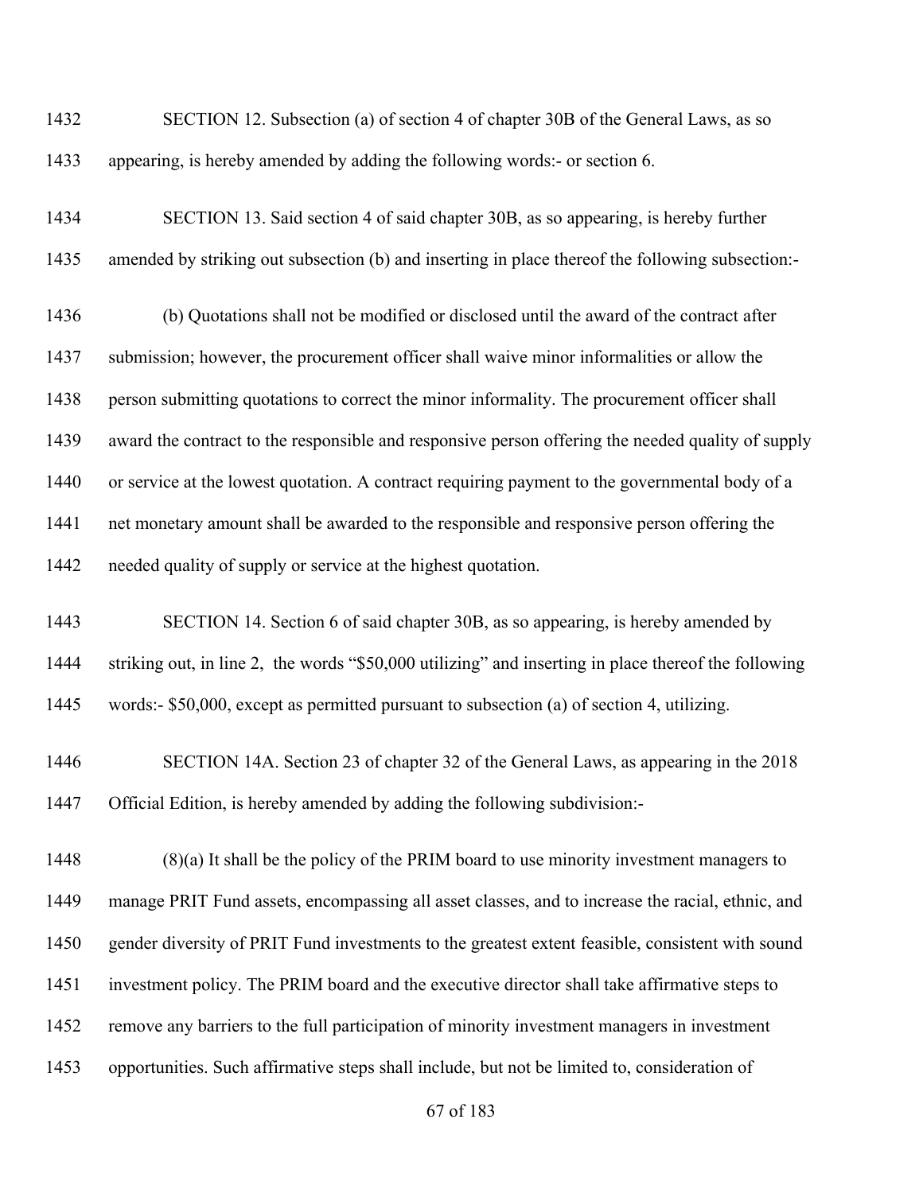SECTION 12. Subsection (a) of section 4 of chapter 30B of the General Laws, as so appearing, is hereby amended by adding the following words:- or section 6.

SECTION 13. Said section 4 of said chapter 30B, as so appearing, is hereby further amended by striking out subsection (b) and inserting in place thereof the following subsection:-

(b) Quotations shall not be modified or disclosed until the award of the contract after submission; however, the procurement officer shall waive minor informalities or allow the person submitting quotations to correct the minor informality. The procurement officer shall award the contract to the responsible and responsive person offering the needed quality of supply or service at the lowest quotation. A contract requiring payment to the governmental body of a net monetary amount shall be awarded to the responsible and responsive person offering the needed quality of supply or service at the highest quotation.

SECTION 14. Section 6 of said chapter 30B, as so appearing, is hereby amended by striking out, in line 2, the words "$50,000 utilizing" and inserting in place thereof the following words:- $50,000, except as permitted pursuant to subsection (a) of section 4, utilizing.

SECTION 14A. Section 23 of chapter 32 of the General Laws, as appearing in the 2018 Official Edition, is hereby amended by adding the following subdivision:-

(8)(a) It shall be the policy of the PRIM board to use minority investment managers to manage PRIT Fund assets, encompassing all asset classes, and to increase the racial, ethnic, and gender diversity of PRIT Fund investments to the greatest extent feasible, consistent with sound investment policy. The PRIM board and the executive director shall take affirmative steps to remove any barriers to the full participation of minority investment managers in investment opportunities. Such affirmative steps shall include, but not be limited to, consideration of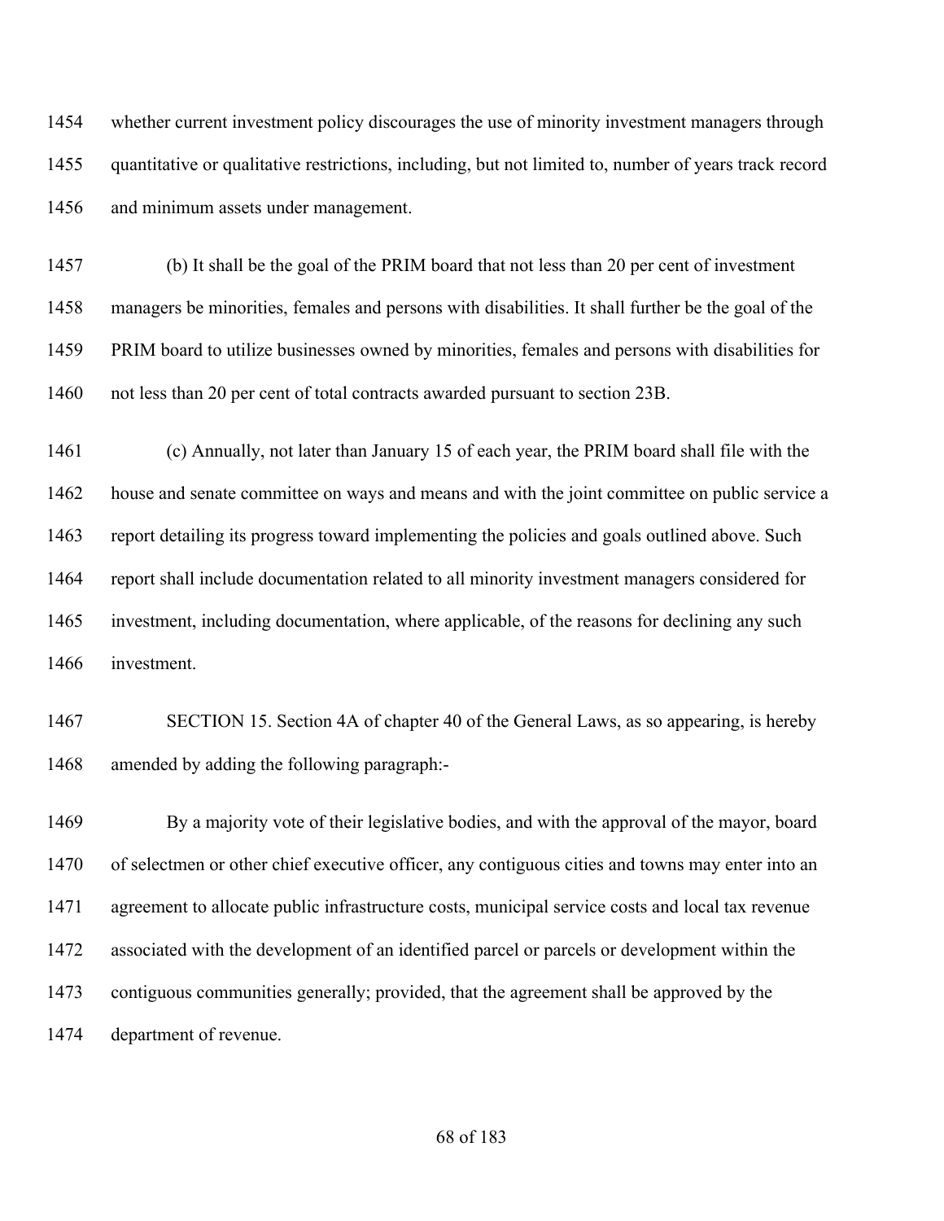whether current investment policy discourages the use of minority investment managers through quantitative or qualitative restrictions, including, but not limited to, number of years track record and minimum assets under management.

(b) It shall be the goal of the PRIM board that not less than 20 per cent of investment managers be minorities, females and persons with disabilities. It shall further be the goal of the PRIM board to utilize businesses owned by minorities, females and persons with disabilities for not less than 20 per cent of total contracts awarded pursuant to section 23B.

(c) Annually, not later than January 15 of each year, the PRIM board shall file with the house and senate committee on ways and means and with the joint committee on public service a report detailing its progress toward implementing the policies and goals outlined above. Such report shall include documentation related to all minority investment managers considered for investment, including documentation, where applicable, of the reasons for declining any such investment.

SECTION 15. Section 4A of chapter 40 of the General Laws, as so appearing, is hereby amended by adding the following paragraph:-

By a majority vote of their legislative bodies, and with the approval of the mayor, board of selectmen or other chief executive officer, any contiguous cities and towns may enter into an agreement to allocate public infrastructure costs, municipal service costs and local tax revenue associated with the development of an identified parcel or parcels or development within the contiguous communities generally; provided, that the agreement shall be approved by the department of revenue.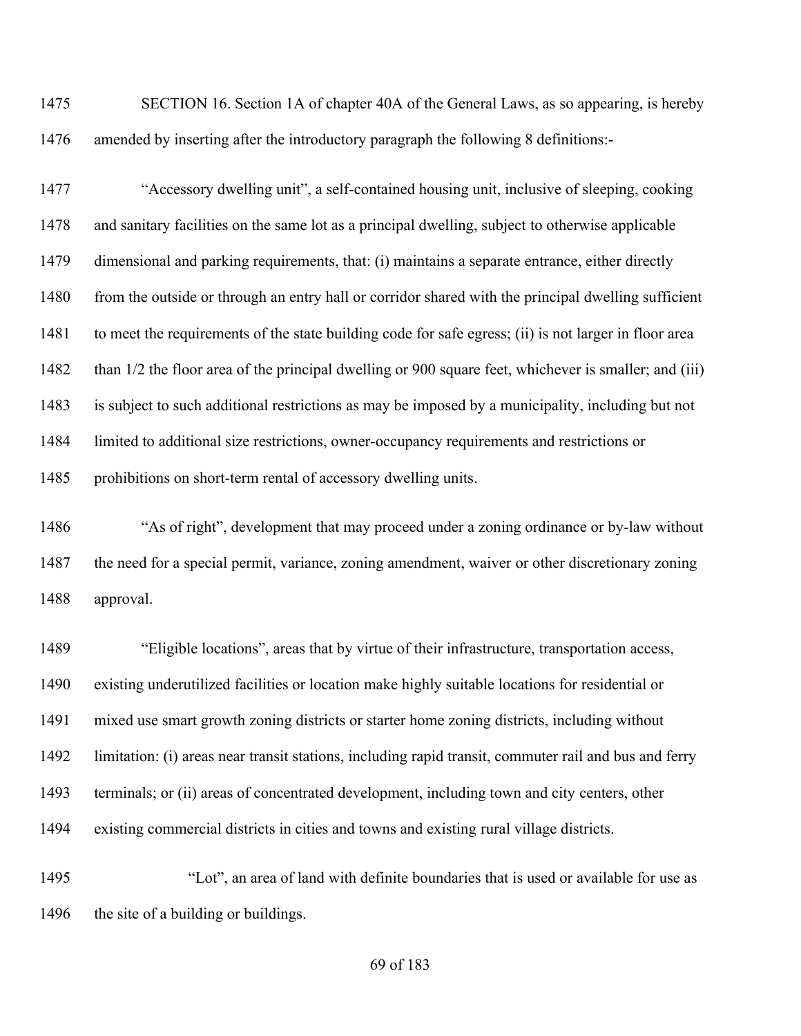1475 SECTION 16. Section 1A of chapter 40A of the General Laws, as so appearing, is hereby
1476 amended by inserting after the introductory paragraph the following 8 definitions:-

1477 "Accessory dwelling unit", a self-contained housing unit, inclusive of sleeping, cooking
1478 and sanitary facilities on the same lot as a principal dwelling, subject to otherwise applicable
1479 dimensional and parking requirements, that: (i) maintains a separate entrance, either directly
1480 from the outside or through an entry hall or corridor shared with the principal dwelling sufficient
1481 to meet the requirements of the state building code for safe egress; (ii) is not larger in floor area
1482 than 1/2 the floor area of the principal dwelling or 900 square feet, whichever is smaller; and (iii)
1483 is subject to such additional restrictions as may be imposed by a municipality, including but not
1484 limited to additional size restrictions, owner-occupancy requirements and restrictions or
1485 prohibitions on short-term rental of accessory dwelling units.

1486 "As of right", development that may proceed under a zoning ordinance or by-law without
1487 the need for a special permit, variance, zoning amendment, waiver or other discretionary zoning
1488 approval.

1489 "Eligible locations", areas that by virtue of their infrastructure, transportation access,
1490 existing underutilized facilities or location make highly suitable locations for residential or
1491 mixed use smart growth zoning districts or starter home zoning districts, including without
1492 limitation: (i) areas near transit stations, including rapid transit, commuter rail and bus and ferry
1493 terminals; or (ii) areas of concentrated development, including town and city centers, other
1494 existing commercial districts in cities and towns and existing rural village districts.

1495 "Lot", an area of land with definite boundaries that is used or available for use as
1496 the site of a building or buildings.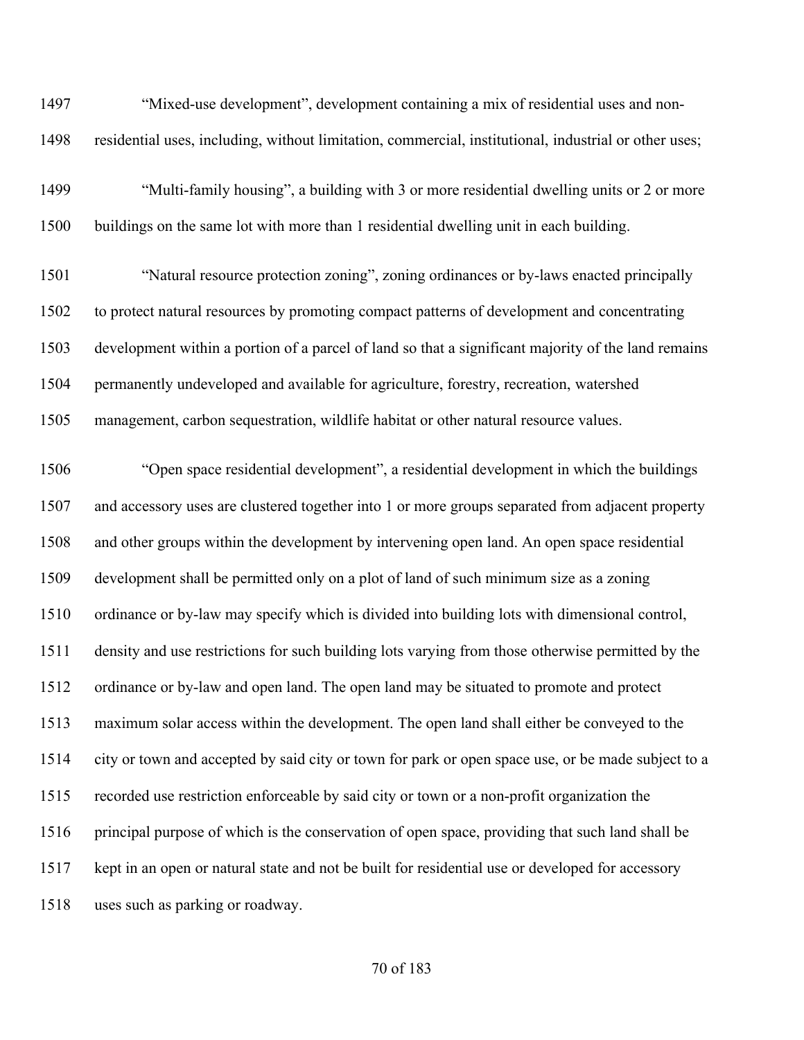1497 “Mixed-use development”, development containing a mix of residential uses and non-
1498 residential uses, including, without limitation, commercial, institutional, industrial or other uses;

1499 “Multi-family housing”, a building with 3 or more residential dwelling units or 2 or more
1500 buildings on the same lot with more than 1 residential dwelling unit in each building.

1501 “Natural resource protection zoning”, zoning ordinances or by-laws enacted principally
1502 to protect natural resources by promoting compact patterns of development and concentrating
1503 development within a portion of a parcel of land so that a significant majority of the land remains
1504 permanently undeveloped and available for agriculture, forestry, recreation, watershed
1505 management, carbon sequestration, wildlife habitat or other natural resource values.

1506 “Open space residential development”, a residential development in which the buildings
1507 and accessory uses are clustered together into 1 or more groups separated from adjacent property
1508 and other groups within the development by intervening open land. An open space residential
1509 development shall be permitted only on a plot of land of such minimum size as a zoning
1510 ordinance or by-law may specify which is divided into building lots with dimensional control,
1511 density and use restrictions for such building lots varying from those otherwise permitted by the
1512 ordinance or by-law and open land. The open land may be situated to promote and protect
1513 maximum solar access within the development. The open land shall either be conveyed to the
1514 city or town and accepted by said city or town for park or open space use, or be made subject to a
1515 recorded use restriction enforceable by said city or town or a non-profit organization the
1516 principal purpose of which is the conservation of open space, providing that such land shall be
1517 kept in an open or natural state and not be built for residential use or developed for accessory
1518 uses such as parking or roadway.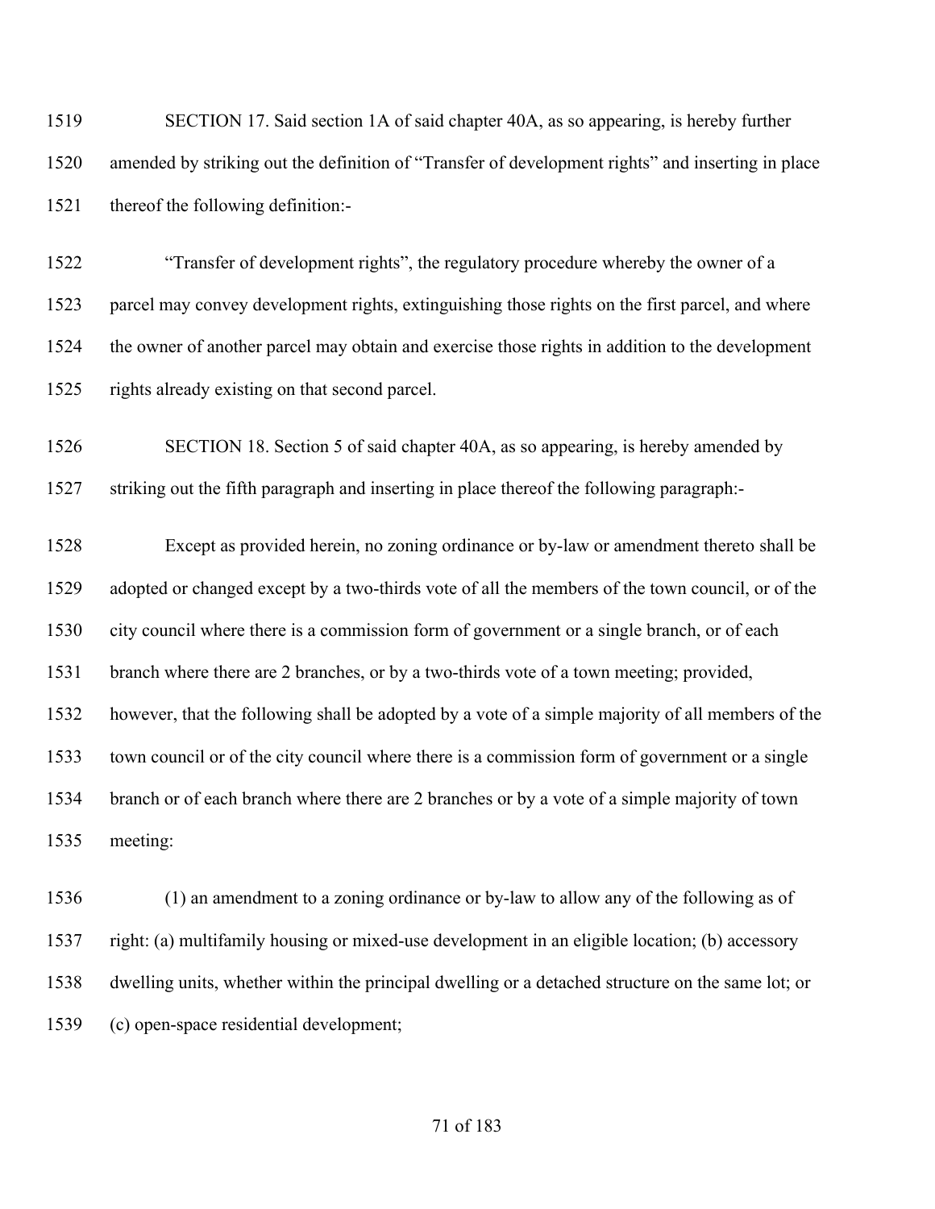SECTION 17. Said section 1A of said chapter 40A, as so appearing, is hereby further amended by striking out the definition of "Transfer of development rights" and inserting in place thereof the following definition:-

"Transfer of development rights", the regulatory procedure whereby the owner of a parcel may convey development rights, extinguishing those rights on the first parcel, and where the owner of another parcel may obtain and exercise those rights in addition to the development rights already existing on that second parcel.

SECTION 18. Section 5 of said chapter 40A, as so appearing, is hereby amended by striking out the fifth paragraph and inserting in place thereof the following paragraph:-

Except as provided herein, no zoning ordinance or by-law or amendment thereto shall be adopted or changed except by a two-thirds vote of all the members of the town council, or of the city council where there is a commission form of government or a single branch, or of each branch where there are 2 branches, or by a two-thirds vote of a town meeting; provided, however, that the following shall be adopted by a vote of a simple majority of all members of the town council or of the city council where there is a commission form of government or a single branch or of each branch where there are 2 branches or by a vote of a simple majority of town meeting:

(1) an amendment to a zoning ordinance or by-law to allow any of the following as of right: (a) multifamily housing or mixed-use development in an eligible location; (b) accessory dwelling units, whether within the principal dwelling or a detached structure on the same lot; or (c) open-space residential development;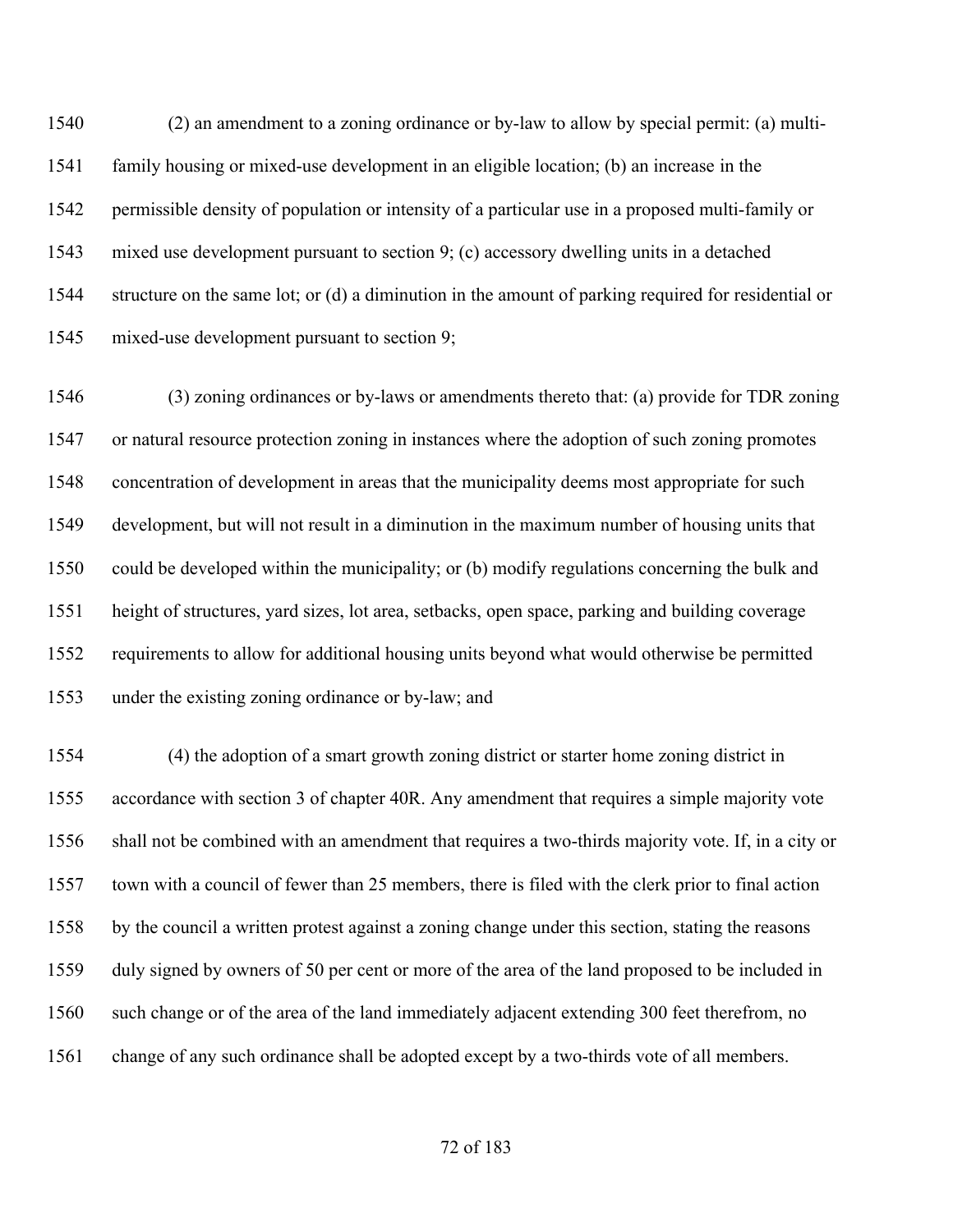(2) an amendment to a zoning ordinance or by-law to allow by special permit: (a) multi-family housing or mixed-use development in an eligible location; (b) an increase in the permissible density of population or intensity of a particular use in a proposed multi-family or mixed use development pursuant to section 9; (c) accessory dwelling units in a detached structure on the same lot; or (d) a diminution in the amount of parking required for residential or mixed-use development pursuant to section 9;

(3) zoning ordinances or by-laws or amendments thereto that: (a) provide for TDR zoning or natural resource protection zoning in instances where the adoption of such zoning promotes concentration of development in areas that the municipality deems most appropriate for such development, but will not result in a diminution in the maximum number of housing units that could be developed within the municipality; or (b) modify regulations concerning the bulk and height of structures, yard sizes, lot area, setbacks, open space, parking and building coverage requirements to allow for additional housing units beyond what would otherwise be permitted under the existing zoning ordinance or by-law; and

(4) the adoption of a smart growth zoning district or starter home zoning district in accordance with section 3 of chapter 40R. Any amendment that requires a simple majority vote shall not be combined with an amendment that requires a two-thirds majority vote. If, in a city or town with a council of fewer than 25 members, there is filed with the clerk prior to final action by the council a written protest against a zoning change under this section, stating the reasons duly signed by owners of 50 per cent or more of the area of the land proposed to be included in such change or of the area of the land immediately adjacent extending 300 feet therefrom, no change of any such ordinance shall be adopted except by a two-thirds vote of all members.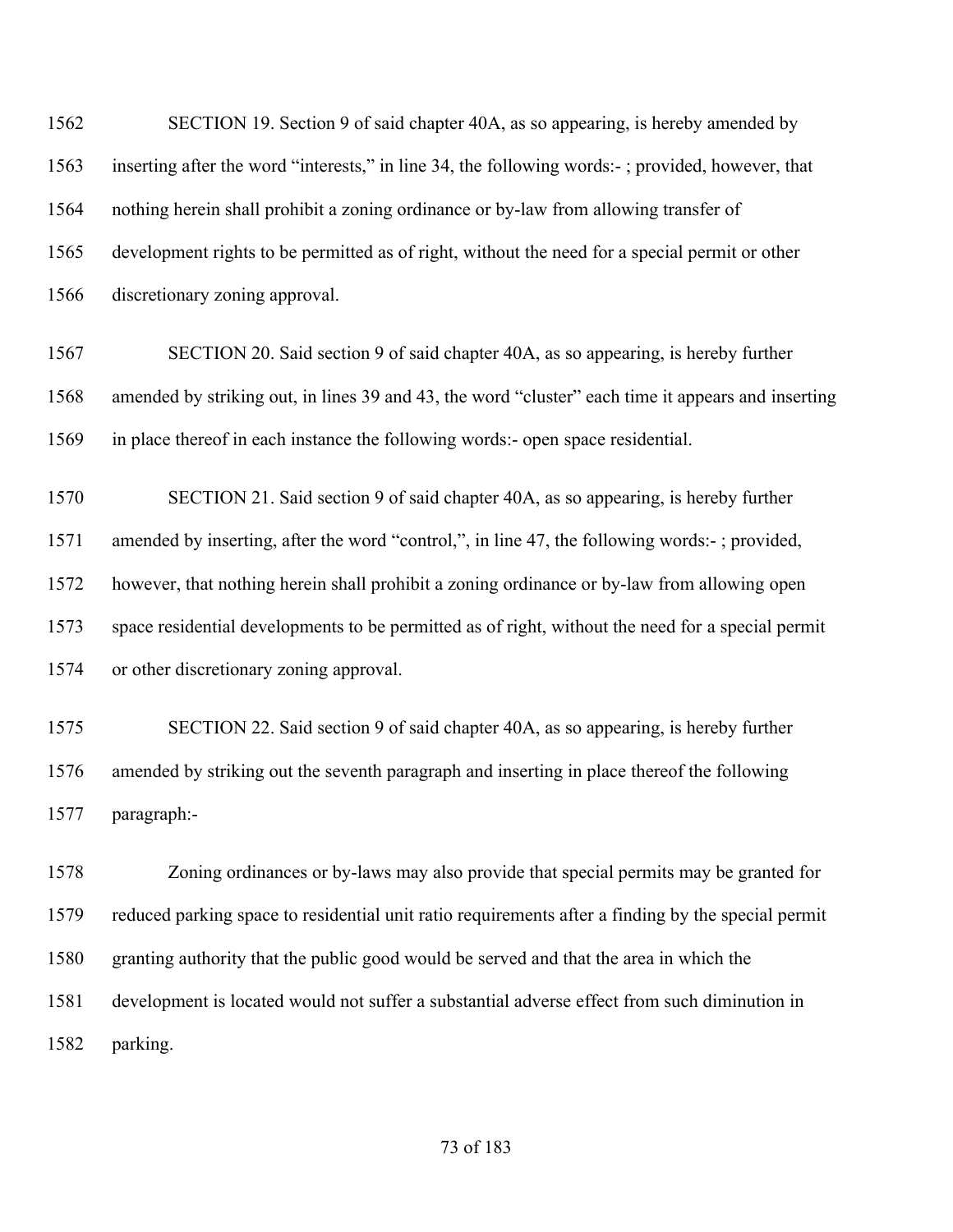SECTION 19. Section 9 of said chapter 40A, as so appearing, is hereby amended by inserting after the word "interests," in line 34, the following words:- ; provided, however, that nothing herein shall prohibit a zoning ordinance or by-law from allowing transfer of development rights to be permitted as of right, without the need for a special permit or other discretionary zoning approval.

SECTION 20. Said section 9 of said chapter 40A, as so appearing, is hereby further amended by striking out, in lines 39 and 43, the word "cluster" each time it appears and inserting in place thereof in each instance the following words:- open space residential.

SECTION 21. Said section 9 of said chapter 40A, as so appearing, is hereby further amended by inserting, after the word "control,", in line 47, the following words:- ; provided, however, that nothing herein shall prohibit a zoning ordinance or by-law from allowing open space residential developments to be permitted as of right, without the need for a special permit or other discretionary zoning approval.

SECTION 22. Said section 9 of said chapter 40A, as so appearing, is hereby further amended by striking out the seventh paragraph and inserting in place thereof the following paragraph:-

Zoning ordinances or by-laws may also provide that special permits may be granted for reduced parking space to residential unit ratio requirements after a finding by the special permit granting authority that the public good would be served and that the area in which the development is located would not suffer a substantial adverse effect from such diminution in parking.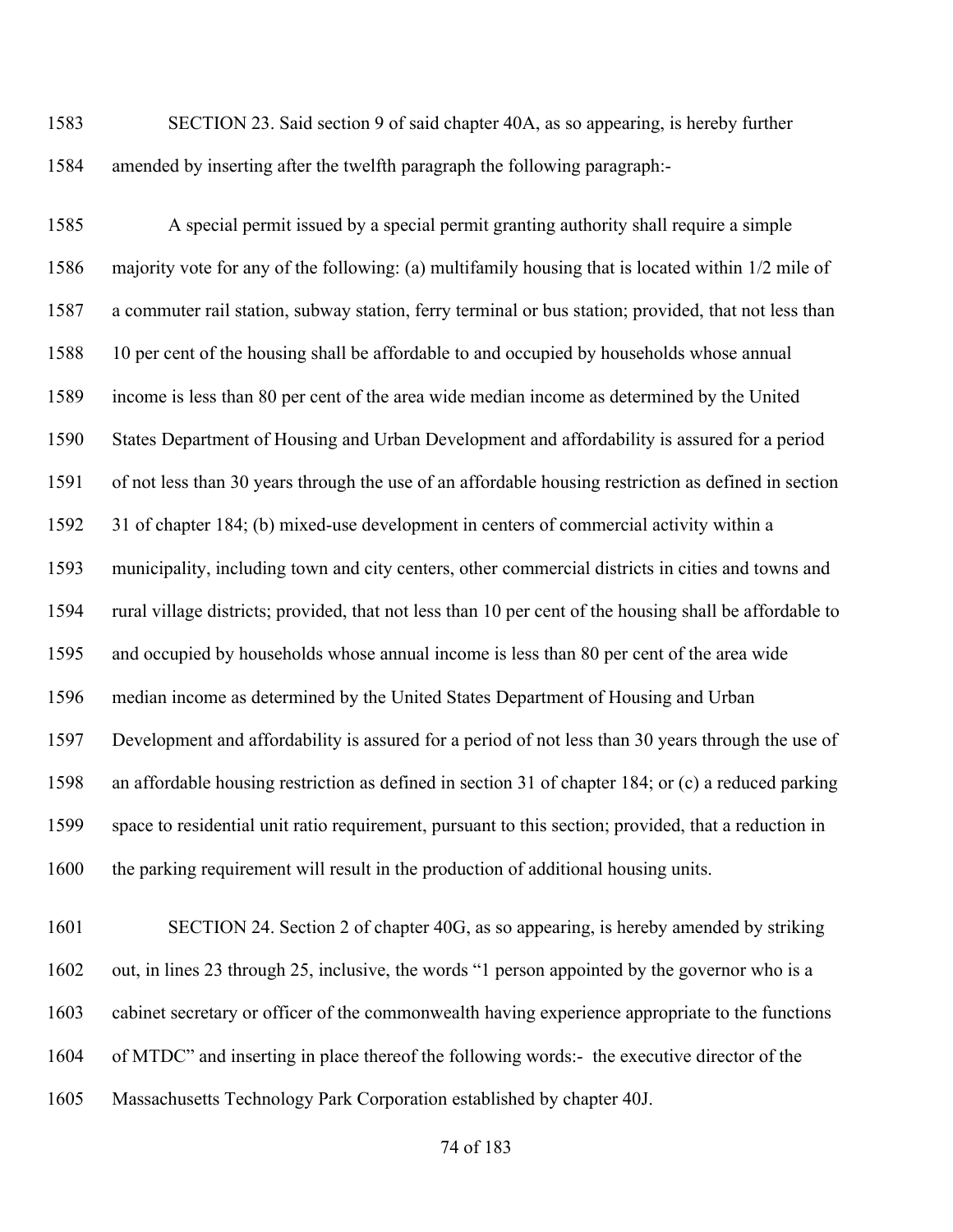SECTION 23. Said section 9 of said chapter 40A, as so appearing, is hereby further amended by inserting after the twelfth paragraph the following paragraph:-

A special permit issued by a special permit granting authority shall require a simple majority vote for any of the following: (a) multifamily housing that is located within 1/2 mile of a commuter rail station, subway station, ferry terminal or bus station; provided, that not less than 10 per cent of the housing shall be affordable to and occupied by households whose annual income is less than 80 per cent of the area wide median income as determined by the United States Department of Housing and Urban Development and affordability is assured for a period of not less than 30 years through the use of an affordable housing restriction as defined in section 31 of chapter 184; (b) mixed-use development in centers of commercial activity within a municipality, including town and city centers, other commercial districts in cities and towns and rural village districts; provided, that not less than 10 per cent of the housing shall be affordable to and occupied by households whose annual income is less than 80 per cent of the area wide median income as determined by the United States Department of Housing and Urban Development and affordability is assured for a period of not less than 30 years through the use of an affordable housing restriction as defined in section 31 of chapter 184; or (c) a reduced parking space to residential unit ratio requirement, pursuant to this section; provided, that a reduction in the parking requirement will result in the production of additional housing units.

SECTION 24. Section 2 of chapter 40G, as so appearing, is hereby amended by striking out, in lines 23 through 25, inclusive, the words "1 person appointed by the governor who is a cabinet secretary or officer of the commonwealth having experience appropriate to the functions of MTDC" and inserting in place thereof the following words:- the executive director of the Massachusetts Technology Park Corporation established by chapter 40J.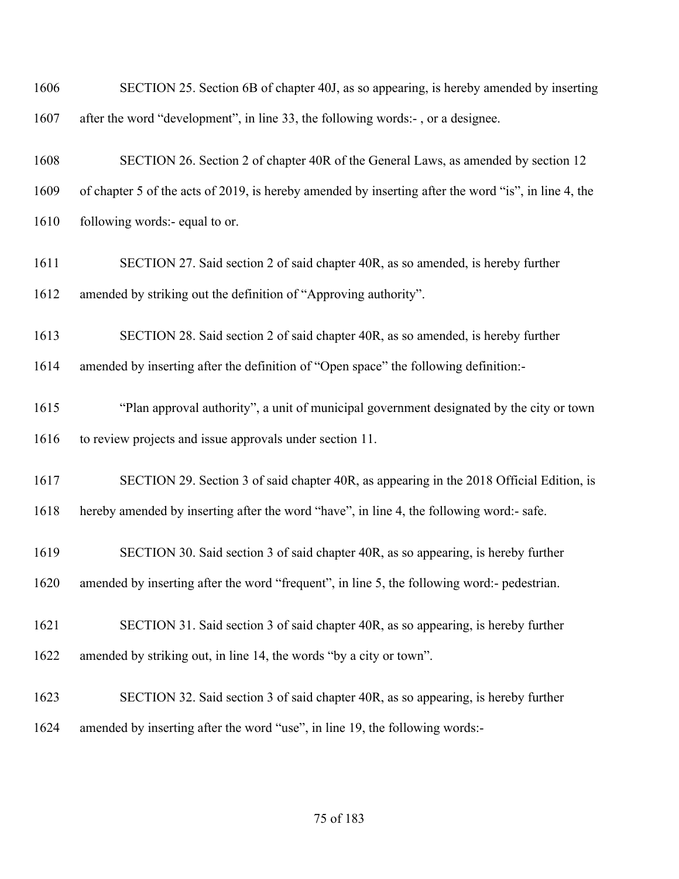1606 SECTION 25. Section 6B of chapter 40J, as so appearing, is hereby amended by inserting
1607 after the word "development", in line 33, the following words:- , or a designee.

1608 SECTION 26. Section 2 of chapter 40R of the General Laws, as amended by section 12
1609 of chapter 5 of the acts of 2019, is hereby amended by inserting after the word "is", in line 4, the
1610 following words:- equal to or.

1611 SECTION 27. Said section 2 of said chapter 40R, as so amended, is hereby further
1612 amended by striking out the definition of "Approving authority".

1613 SECTION 28. Said section 2 of said chapter 40R, as so amended, is hereby further
1614 amended by inserting after the definition of "Open space" the following definition:-

1615 "Plan approval authority", a unit of municipal government designated by the city or town
1616 to review projects and issue approvals under section 11.

1617 SECTION 29. Section 3 of said chapter 40R, as appearing in the 2018 Official Edition, is
1618 hereby amended by inserting after the word "have", in line 4, the following word:- safe.

1619 SECTION 30. Said section 3 of said chapter 40R, as so appearing, is hereby further
1620 amended by inserting after the word "frequent", in line 5, the following word:- pedestrian.

1621 SECTION 31. Said section 3 of said chapter 40R, as so appearing, is hereby further
1622 amended by striking out, in line 14, the words "by a city or town".

1623 SECTION 32. Said section 3 of said chapter 40R, as so appearing, is hereby further
1624 amended by inserting after the word "use", in line 19, the following words:-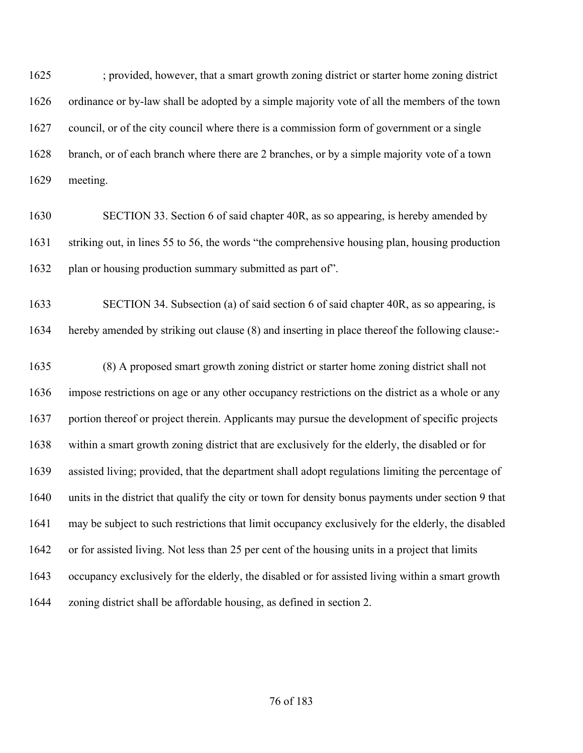; provided, however, that a smart growth zoning district or starter home zoning district ordinance or by-law shall be adopted by a simple majority vote of all the members of the town council, or of the city council where there is a commission form of government or a single branch, or of each branch where there are 2 branches, or by a simple majority vote of a town meeting.

SECTION 33. Section 6 of said chapter 40R, as so appearing, is hereby amended by striking out, in lines 55 to 56, the words "the comprehensive housing plan, housing production plan or housing production summary submitted as part of".

SECTION 34. Subsection (a) of said section 6 of said chapter 40R, as so appearing, is hereby amended by striking out clause (8) and inserting in place thereof the following clause:-

(8) A proposed smart growth zoning district or starter home zoning district shall not impose restrictions on age or any other occupancy restrictions on the district as a whole or any portion thereof or project therein. Applicants may pursue the development of specific projects within a smart growth zoning district that are exclusively for the elderly, the disabled or for assisted living; provided, that the department shall adopt regulations limiting the percentage of units in the district that qualify the city or town for density bonus payments under section 9 that may be subject to such restrictions that limit occupancy exclusively for the elderly, the disabled or for assisted living. Not less than 25 per cent of the housing units in a project that limits occupancy exclusively for the elderly, the disabled or for assisted living within a smart growth zoning district shall be affordable housing, as defined in section 2.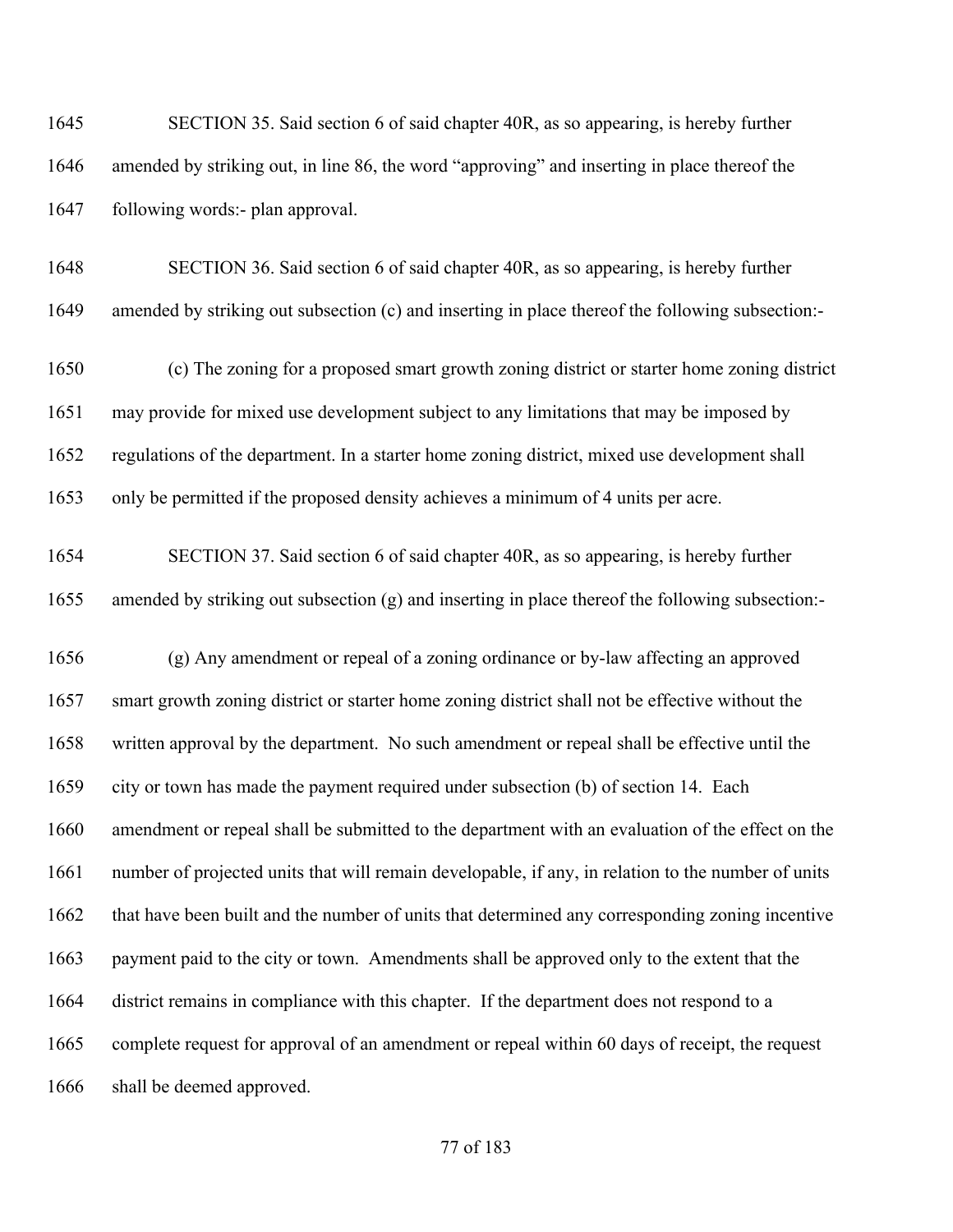SECTION 35. Said section 6 of said chapter 40R, as so appearing, is hereby further amended by striking out, in line 86, the word "approving" and inserting in place thereof the following words:- plan approval.

SECTION 36. Said section 6 of said chapter 40R, as so appearing, is hereby further amended by striking out subsection (c) and inserting in place thereof the following subsection:-

(c) The zoning for a proposed smart growth zoning district or starter home zoning district may provide for mixed use development subject to any limitations that may be imposed by regulations of the department. In a starter home zoning district, mixed use development shall only be permitted if the proposed density achieves a minimum of 4 units per acre.

SECTION 37. Said section 6 of said chapter 40R, as so appearing, is hereby further amended by striking out subsection (g) and inserting in place thereof the following subsection:-

(g) Any amendment or repeal of a zoning ordinance or by-law affecting an approved smart growth zoning district or starter home zoning district shall not be effective without the written approval by the department. No such amendment or repeal shall be effective until the city or town has made the payment required under subsection (b) of section 14. Each amendment or repeal shall be submitted to the department with an evaluation of the effect on the number of projected units that will remain developable, if any, in relation to the number of units that have been built and the number of units that determined any corresponding zoning incentive payment paid to the city or town. Amendments shall be approved only to the extent that the district remains in compliance with this chapter. If the department does not respond to a complete request for approval of an amendment or repeal within 60 days of receipt, the request shall be deemed approved.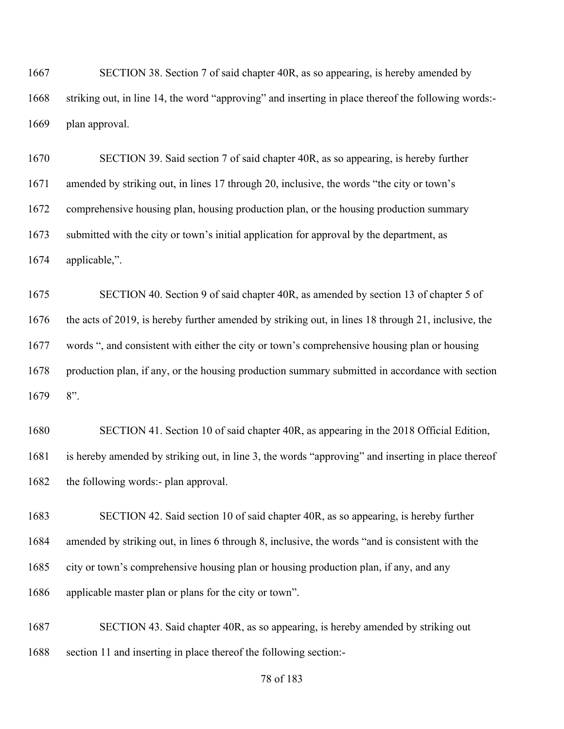SECTION 38. Section 7 of said chapter 40R, as so appearing, is hereby amended by striking out, in line 14, the word "approving" and inserting in place thereof the following words:- plan approval.

SECTION 39. Said section 7 of said chapter 40R, as so appearing, is hereby further amended by striking out, in lines 17 through 20, inclusive, the words "the city or town's comprehensive housing plan, housing production plan, or the housing production summary submitted with the city or town's initial application for approval by the department, as applicable,".

SECTION 40. Section 9 of said chapter 40R, as amended by section 13 of chapter 5 of the acts of 2019, is hereby further amended by striking out, in lines 18 through 21, inclusive, the words ", and consistent with either the city or town's comprehensive housing plan or housing production plan, if any, or the housing production summary submitted in accordance with section 8".

SECTION 41. Section 10 of said chapter 40R, as appearing in the 2018 Official Edition, is hereby amended by striking out, in line 3, the words "approving" and inserting in place thereof the following words:- plan approval.

SECTION 42. Said section 10 of said chapter 40R, as so appearing, is hereby further amended by striking out, in lines 6 through 8, inclusive, the words "and is consistent with the city or town's comprehensive housing plan or housing production plan, if any, and any applicable master plan or plans for the city or town".

SECTION 43. Said chapter 40R, as so appearing, is hereby amended by striking out section 11 and inserting in place thereof the following section:-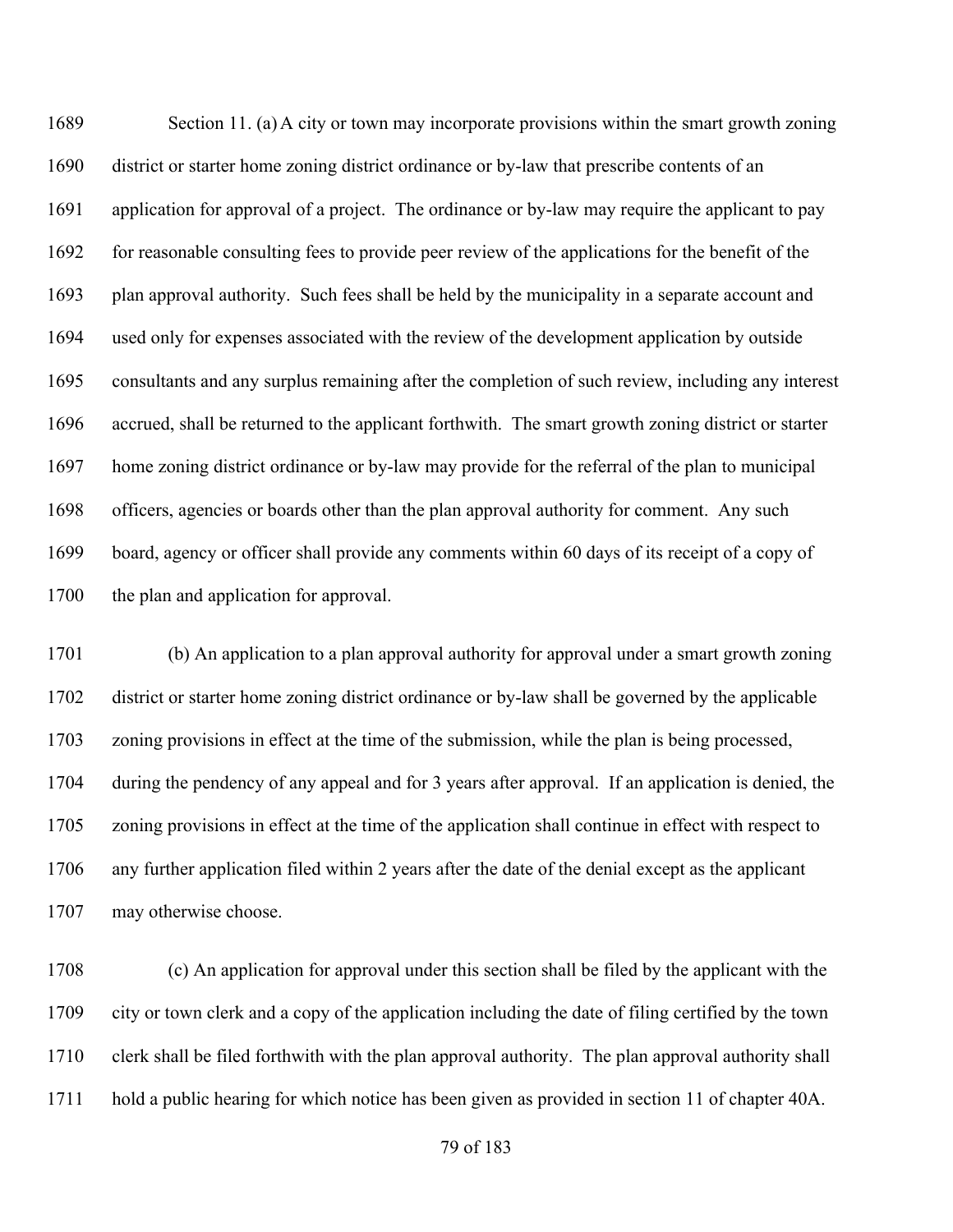Section 11. (a) A city or town may incorporate provisions within the smart growth zoning district or starter home zoning district ordinance or by-law that prescribe contents of an application for approval of a project. The ordinance or by-law may require the applicant to pay for reasonable consulting fees to provide peer review of the applications for the benefit of the plan approval authority. Such fees shall be held by the municipality in a separate account and used only for expenses associated with the review of the development application by outside consultants and any surplus remaining after the completion of such review, including any interest accrued, shall be returned to the applicant forthwith. The smart growth zoning district or starter home zoning district ordinance or by-law may provide for the referral of the plan to municipal officers, agencies or boards other than the plan approval authority for comment. Any such board, agency or officer shall provide any comments within 60 days of its receipt of a copy of the plan and application for approval.

(b) An application to a plan approval authority for approval under a smart growth zoning district or starter home zoning district ordinance or by-law shall be governed by the applicable zoning provisions in effect at the time of the submission, while the plan is being processed, during the pendency of any appeal and for 3 years after approval. If an application is denied, the zoning provisions in effect at the time of the application shall continue in effect with respect to any further application filed within 2 years after the date of the denial except as the applicant may otherwise choose.

(c) An application for approval under this section shall be filed by the applicant with the city or town clerk and a copy of the application including the date of filing certified by the town clerk shall be filed forthwith with the plan approval authority. The plan approval authority shall hold a public hearing for which notice has been given as provided in section 11 of chapter 40A.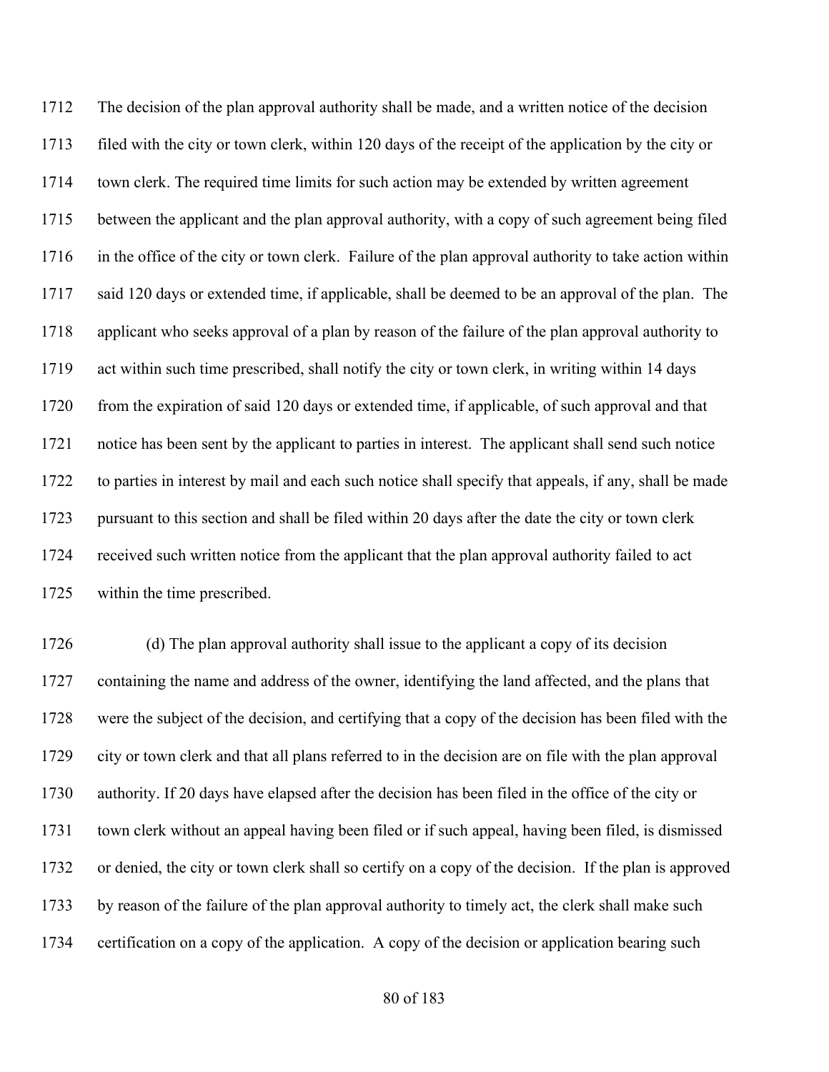The decision of the plan approval authority shall be made, and a written notice of the decision filed with the city or town clerk, within 120 days of the receipt of the application by the city or town clerk. The required time limits for such action may be extended by written agreement between the applicant and the plan approval authority, with a copy of such agreement being filed in the office of the city or town clerk. Failure of the plan approval authority to take action within said 120 days or extended time, if applicable, shall be deemed to be an approval of the plan. The applicant who seeks approval of a plan by reason of the failure of the plan approval authority to act within such time prescribed, shall notify the city or town clerk, in writing within 14 days from the expiration of said 120 days or extended time, if applicable, of such approval and that notice has been sent by the applicant to parties in interest. The applicant shall send such notice to parties in interest by mail and each such notice shall specify that appeals, if any, shall be made pursuant to this section and shall be filed within 20 days after the date the city or town clerk received such written notice from the applicant that the plan approval authority failed to act within the time prescribed.

(d) The plan approval authority shall issue to the applicant a copy of its decision containing the name and address of the owner, identifying the land affected, and the plans that were the subject of the decision, and certifying that a copy of the decision has been filed with the city or town clerk and that all plans referred to in the decision are on file with the plan approval authority. If 20 days have elapsed after the decision has been filed in the office of the city or town clerk without an appeal having been filed or if such appeal, having been filed, is dismissed or denied, the city or town clerk shall so certify on a copy of the decision. If the plan is approved by reason of the failure of the plan approval authority to timely act, the clerk shall make such certification on a copy of the application. A copy of the decision or application bearing such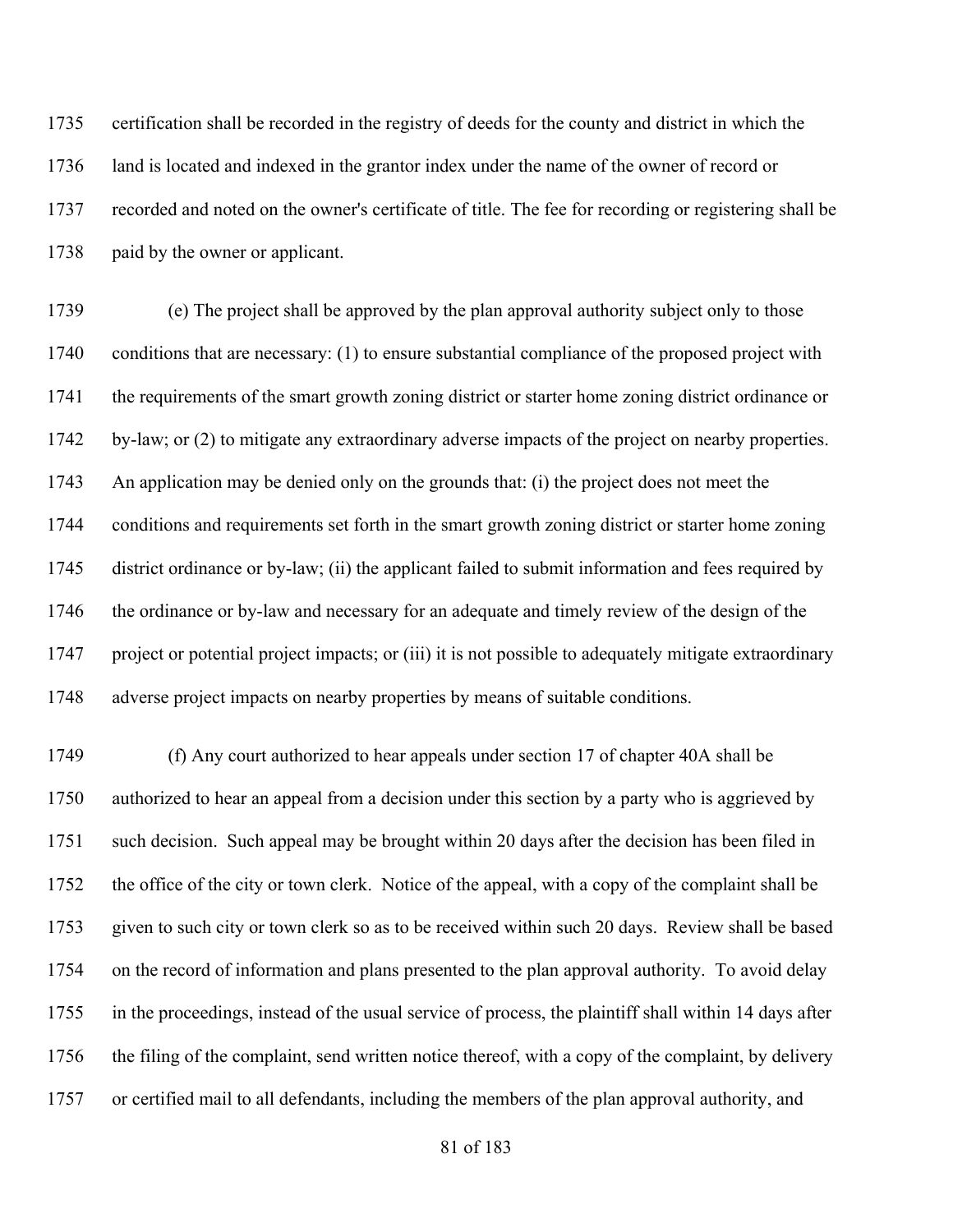certification shall be recorded in the registry of deeds for the county and district in which the land is located and indexed in the grantor index under the name of the owner of record or recorded and noted on the owner's certificate of title. The fee for recording or registering shall be paid by the owner or applicant.

(e) The project shall be approved by the plan approval authority subject only to those conditions that are necessary: (1) to ensure substantial compliance of the proposed project with the requirements of the smart growth zoning district or starter home zoning district ordinance or by-law; or (2) to mitigate any extraordinary adverse impacts of the project on nearby properties. An application may be denied only on the grounds that: (i) the project does not meet the conditions and requirements set forth in the smart growth zoning district or starter home zoning district ordinance or by-law; (ii) the applicant failed to submit information and fees required by the ordinance or by-law and necessary for an adequate and timely review of the design of the project or potential project impacts; or (iii) it is not possible to adequately mitigate extraordinary adverse project impacts on nearby properties by means of suitable conditions.

(f) Any court authorized to hear appeals under section 17 of chapter 40A shall be authorized to hear an appeal from a decision under this section by a party who is aggrieved by such decision. Such appeal may be brought within 20 days after the decision has been filed in the office of the city or town clerk. Notice of the appeal, with a copy of the complaint shall be given to such city or town clerk so as to be received within such 20 days. Review shall be based on the record of information and plans presented to the plan approval authority. To avoid delay in the proceedings, instead of the usual service of process, the plaintiff shall within 14 days after the filing of the complaint, send written notice thereof, with a copy of the complaint, by delivery or certified mail to all defendants, including the members of the plan approval authority, and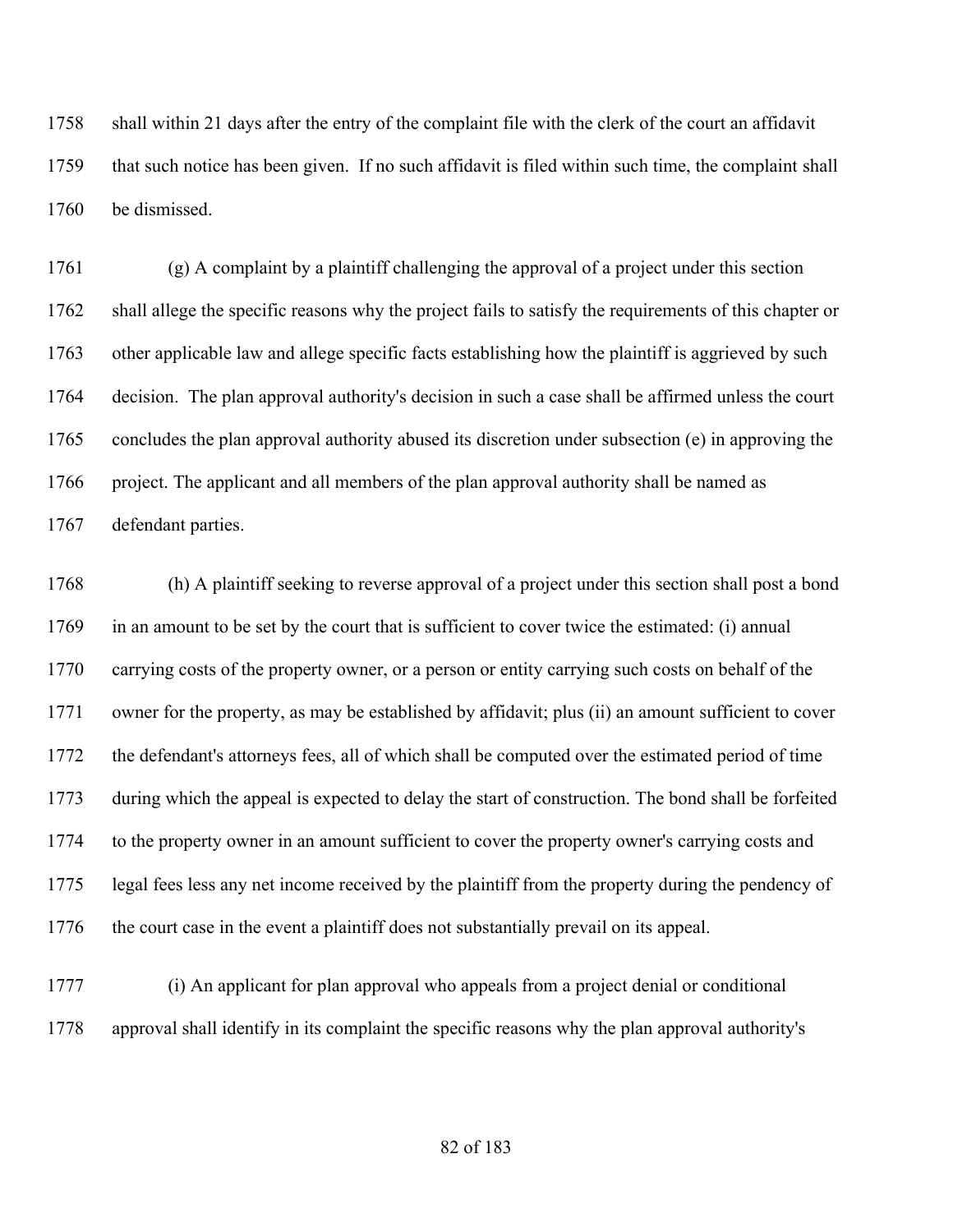shall within 21 days after the entry of the complaint file with the clerk of the court an affidavit that such notice has been given. If no such affidavit is filed within such time, the complaint shall be dismissed.

(g) A complaint by a plaintiff challenging the approval of a project under this section shall allege the specific reasons why the project fails to satisfy the requirements of this chapter or other applicable law and allege specific facts establishing how the plaintiff is aggrieved by such decision. The plan approval authority's decision in such a case shall be affirmed unless the court concludes the plan approval authority abused its discretion under subsection (e) in approving the project. The applicant and all members of the plan approval authority shall be named as defendant parties.

(h) A plaintiff seeking to reverse approval of a project under this section shall post a bond in an amount to be set by the court that is sufficient to cover twice the estimated: (i) annual carrying costs of the property owner, or a person or entity carrying such costs on behalf of the owner for the property, as may be established by affidavit; plus (ii) an amount sufficient to cover the defendant's attorneys fees, all of which shall be computed over the estimated period of time during which the appeal is expected to delay the start of construction. The bond shall be forfeited to the property owner in an amount sufficient to cover the property owner's carrying costs and legal fees less any net income received by the plaintiff from the property during the pendency of the court case in the event a plaintiff does not substantially prevail on its appeal.

(i) An applicant for plan approval who appeals from a project denial or conditional approval shall identify in its complaint the specific reasons why the plan approval authority's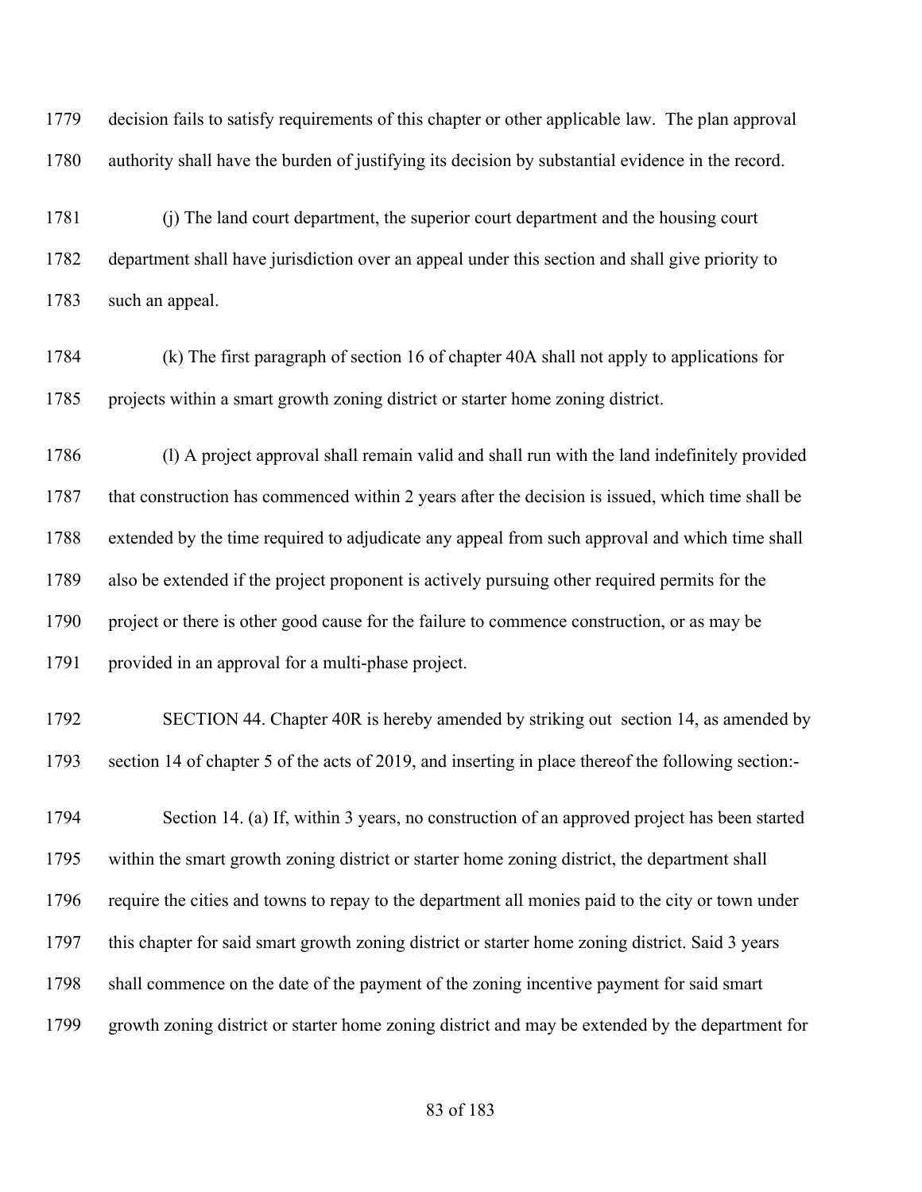decision fails to satisfy requirements of this chapter or other applicable law. The plan approval authority shall have the burden of justifying its decision by substantial evidence in the record.

(j) The land court department, the superior court department and the housing court department shall have jurisdiction over an appeal under this section and shall give priority to such an appeal.

(k) The first paragraph of section 16 of chapter 40A shall not apply to applications for projects within a smart growth zoning district or starter home zoning district.

(l) A project approval shall remain valid and shall run with the land indefinitely provided that construction has commenced within 2 years after the decision is issued, which time shall be extended by the time required to adjudicate any appeal from such approval and which time shall also be extended if the project proponent is actively pursuing other required permits for the project or there is other good cause for the failure to commence construction, or as may be provided in an approval for a multi-phase project.

SECTION 44. Chapter 40R is hereby amended by striking out section 14, as amended by section 14 of chapter 5 of the acts of 2019, and inserting in place thereof the following section:-

Section 14. (a) If, within 3 years, no construction of an approved project has been started within the smart growth zoning district or starter home zoning district, the department shall require the cities and towns to repay to the department all monies paid to the city or town under this chapter for said smart growth zoning district or starter home zoning district. Said 3 years shall commence on the date of the payment of the zoning incentive payment for said smart growth zoning district or starter home zoning district and may be extended by the department for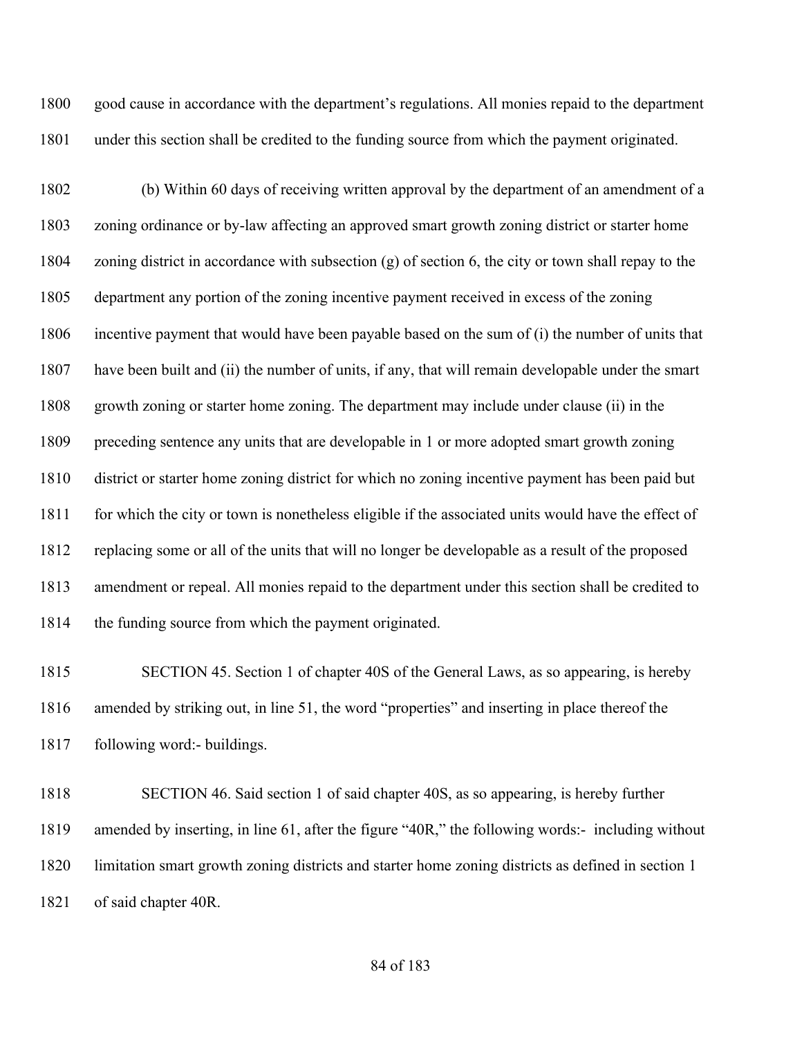good cause in accordance with the department's regulations. All monies repaid to the department under this section shall be credited to the funding source from which the payment originated.

(b) Within 60 days of receiving written approval by the department of an amendment of a zoning ordinance or by-law affecting an approved smart growth zoning district or starter home zoning district in accordance with subsection (g) of section 6, the city or town shall repay to the department any portion of the zoning incentive payment received in excess of the zoning incentive payment that would have been payable based on the sum of (i) the number of units that have been built and (ii) the number of units, if any, that will remain developable under the smart growth zoning or starter home zoning. The department may include under clause (ii) in the preceding sentence any units that are developable in 1 or more adopted smart growth zoning district or starter home zoning district for which no zoning incentive payment has been paid but for which the city or town is nonetheless eligible if the associated units would have the effect of replacing some or all of the units that will no longer be developable as a result of the proposed amendment or repeal. All monies repaid to the department under this section shall be credited to the funding source from which the payment originated.

SECTION 45. Section 1 of chapter 40S of the General Laws, as so appearing, is hereby amended by striking out, in line 51, the word "properties" and inserting in place thereof the following word:- buildings.

SECTION 46. Said section 1 of said chapter 40S, as so appearing, is hereby further amended by inserting, in line 61, after the figure "40R," the following words:- including without limitation smart growth zoning districts and starter home zoning districts as defined in section 1 of said chapter 40R.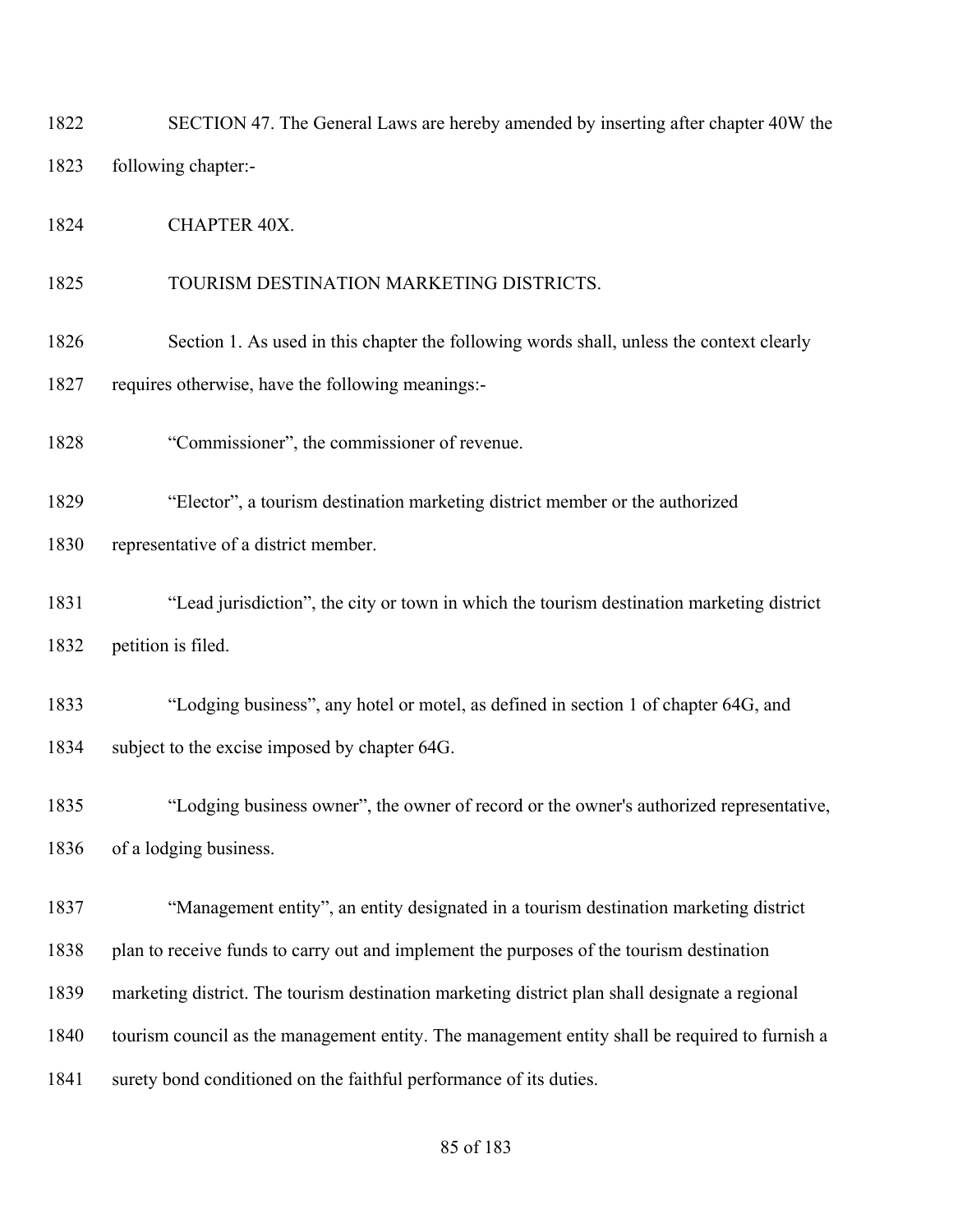SECTION 47. The General Laws are hereby amended by inserting after chapter 40W the following chapter:-

CHAPTER 40X.

TOURISM DESTINATION MARKETING DISTRICTS.

Section 1. As used in this chapter the following words shall, unless the context clearly requires otherwise, have the following meanings:-

"Commissioner", the commissioner of revenue.

"Elector", a tourism destination marketing district member or the authorized representative of a district member.

"Lead jurisdiction", the city or town in which the tourism destination marketing district petition is filed.

"Lodging business", any hotel or motel, as defined in section 1 of chapter 64G, and subject to the excise imposed by chapter 64G.

"Lodging business owner", the owner of record or the owner's authorized representative, of a lodging business.

"Management entity", an entity designated in a tourism destination marketing district plan to receive funds to carry out and implement the purposes of the tourism destination marketing district. The tourism destination marketing district plan shall designate a regional tourism council as the management entity. The management entity shall be required to furnish a surety bond conditioned on the faithful performance of its duties.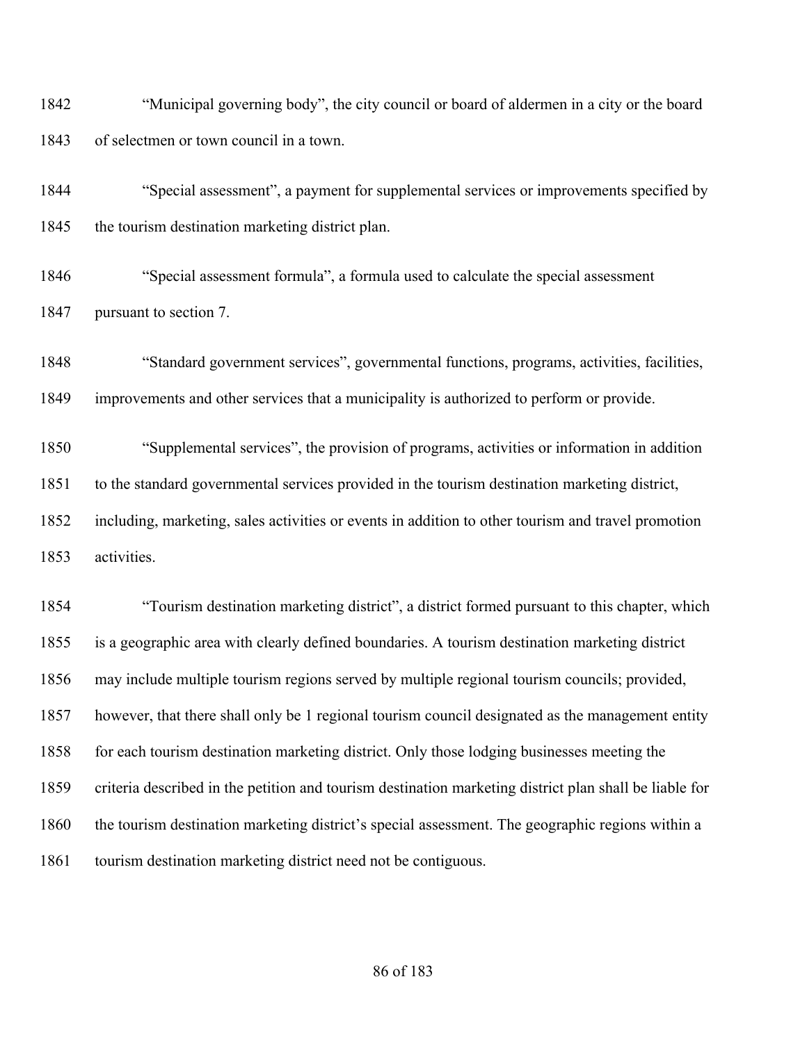"Municipal governing body", the city council or board of aldermen in a city or the board of selectmen or town council in a town.

"Special assessment", a payment for supplemental services or improvements specified by the tourism destination marketing district plan.

"Special assessment formula", a formula used to calculate the special assessment pursuant to section 7.

"Standard government services", governmental functions, programs, activities, facilities, improvements and other services that a municipality is authorized to perform or provide.

"Supplemental services", the provision of programs, activities or information in addition to the standard governmental services provided in the tourism destination marketing district, including, marketing, sales activities or events in addition to other tourism and travel promotion activities.

"Tourism destination marketing district", a district formed pursuant to this chapter, which is a geographic area with clearly defined boundaries. A tourism destination marketing district may include multiple tourism regions served by multiple regional tourism councils; provided, however, that there shall only be 1 regional tourism council designated as the management entity for each tourism destination marketing district. Only those lodging businesses meeting the criteria described in the petition and tourism destination marketing district plan shall be liable for the tourism destination marketing district's special assessment. The geographic regions within a tourism destination marketing district need not be contiguous.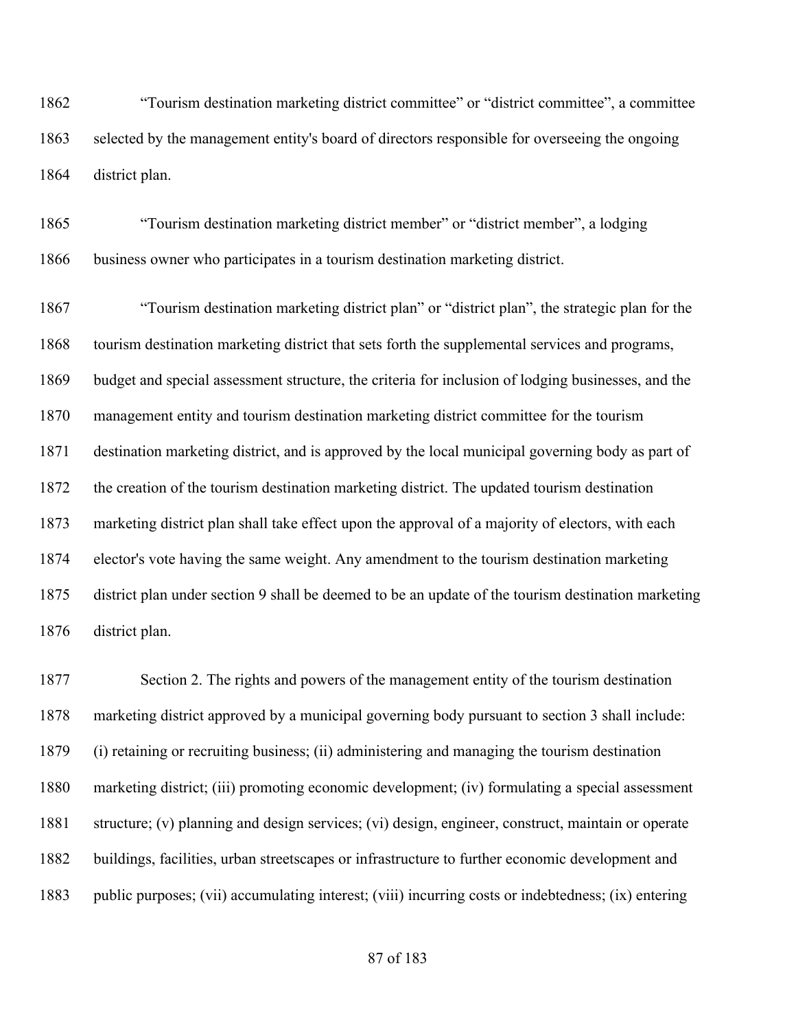1862 "Tourism destination marketing district committee" or "district committee", a committee 1863 selected by the management entity's board of directors responsible for overseeing the ongoing 1864 district plan.

1865 "Tourism destination marketing district member" or "district member", a lodging 1866 business owner who participates in a tourism destination marketing district.

1867 "Tourism destination marketing district plan" or "district plan", the strategic plan for the 1868 tourism destination marketing district that sets forth the supplemental services and programs, 1869 budget and special assessment structure, the criteria for inclusion of lodging businesses, and the 1870 management entity and tourism destination marketing district committee for the tourism 1871 destination marketing district, and is approved by the local municipal governing body as part of 1872 the creation of the tourism destination marketing district. The updated tourism destination 1873 marketing district plan shall take effect upon the approval of a majority of electors, with each 1874 elector's vote having the same weight. Any amendment to the tourism destination marketing 1875 district plan under section 9 shall be deemed to be an update of the tourism destination marketing 1876 district plan.

1877 Section 2. The rights and powers of the management entity of the tourism destination 1878 marketing district approved by a municipal governing body pursuant to section 3 shall include: 1879 (i) retaining or recruiting business; (ii) administering and managing the tourism destination 1880 marketing district; (iii) promoting economic development; (iv) formulating a special assessment 1881 structure; (v) planning and design services; (vi) design, engineer, construct, maintain or operate 1882 buildings, facilities, urban streetscapes or infrastructure to further economic development and 1883 public purposes; (vii) accumulating interest; (viii) incurring costs or indebtedness; (ix) entering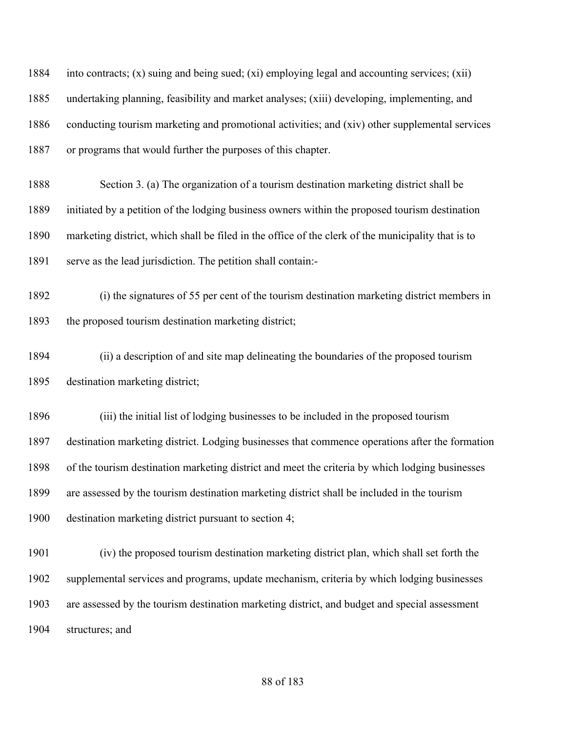into contracts; (x) suing and being sued; (xi) employing legal and accounting services; (xii) undertaking planning, feasibility and market analyses; (xiii) developing, implementing, and conducting tourism marketing and promotional activities; and (xiv) other supplemental services or programs that would further the purposes of this chapter.

Section 3. (a) The organization of a tourism destination marketing district shall be initiated by a petition of the lodging business owners within the proposed tourism destination marketing district, which shall be filed in the office of the clerk of the municipality that is to serve as the lead jurisdiction. The petition shall contain:-

(i) the signatures of 55 per cent of the tourism destination marketing district members in the proposed tourism destination marketing district;

(ii) a description of and site map delineating the boundaries of the proposed tourism destination marketing district;

(iii) the initial list of lodging businesses to be included in the proposed tourism destination marketing district. Lodging businesses that commence operations after the formation of the tourism destination marketing district and meet the criteria by which lodging businesses are assessed by the tourism destination marketing district shall be included in the tourism destination marketing district pursuant to section 4;

(iv) the proposed tourism destination marketing district plan, which shall set forth the supplemental services and programs, update mechanism, criteria by which lodging businesses are assessed by the tourism destination marketing district, and budget and special assessment structures; and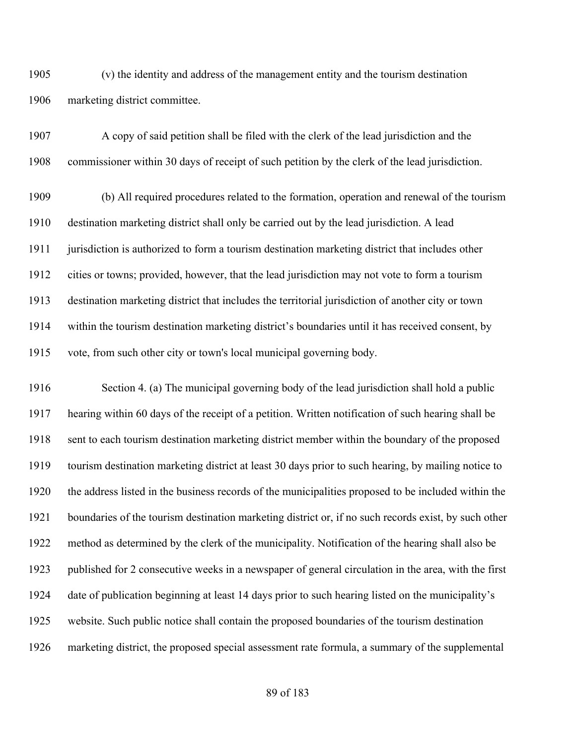(v) the identity and address of the management entity and the tourism destination marketing district committee.

A copy of said petition shall be filed with the clerk of the lead jurisdiction and the commissioner within 30 days of receipt of such petition by the clerk of the lead jurisdiction.

(b) All required procedures related to the formation, operation and renewal of the tourism destination marketing district shall only be carried out by the lead jurisdiction. A lead jurisdiction is authorized to form a tourism destination marketing district that includes other cities or towns; provided, however, that the lead jurisdiction may not vote to form a tourism destination marketing district that includes the territorial jurisdiction of another city or town within the tourism destination marketing district's boundaries until it has received consent, by vote, from such other city or town's local municipal governing body.

Section 4. (a) The municipal governing body of the lead jurisdiction shall hold a public hearing within 60 days of the receipt of a petition. Written notification of such hearing shall be sent to each tourism destination marketing district member within the boundary of the proposed tourism destination marketing district at least 30 days prior to such hearing, by mailing notice to the address listed in the business records of the municipalities proposed to be included within the boundaries of the tourism destination marketing district or, if no such records exist, by such other method as determined by the clerk of the municipality. Notification of the hearing shall also be published for 2 consecutive weeks in a newspaper of general circulation in the area, with the first date of publication beginning at least 14 days prior to such hearing listed on the municipality's website. Such public notice shall contain the proposed boundaries of the tourism destination marketing district, the proposed special assessment rate formula, a summary of the supplemental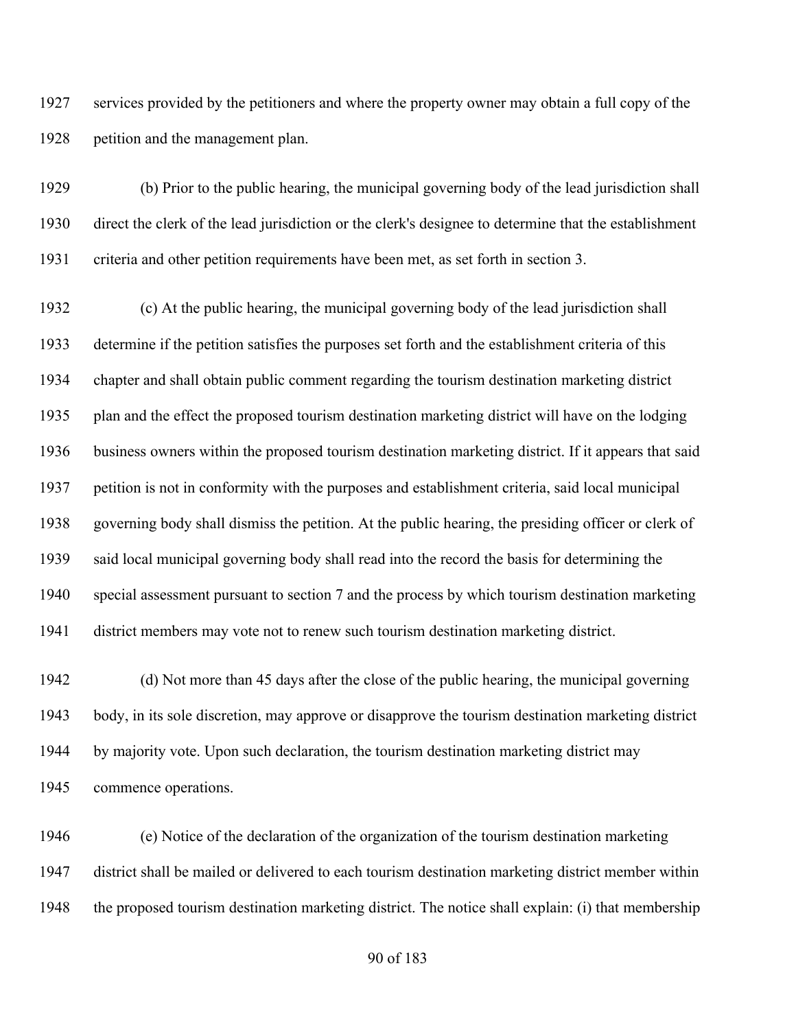services provided by the petitioners and where the property owner may obtain a full copy of the petition and the management plan.

(b) Prior to the public hearing, the municipal governing body of the lead jurisdiction shall direct the clerk of the lead jurisdiction or the clerk's designee to determine that the establishment criteria and other petition requirements have been met, as set forth in section 3.

(c) At the public hearing, the municipal governing body of the lead jurisdiction shall determine if the petition satisfies the purposes set forth and the establishment criteria of this chapter and shall obtain public comment regarding the tourism destination marketing district plan and the effect the proposed tourism destination marketing district will have on the lodging business owners within the proposed tourism destination marketing district. If it appears that said petition is not in conformity with the purposes and establishment criteria, said local municipal governing body shall dismiss the petition. At the public hearing, the presiding officer or clerk of said local municipal governing body shall read into the record the basis for determining the special assessment pursuant to section 7 and the process by which tourism destination marketing district members may vote not to renew such tourism destination marketing district.

(d) Not more than 45 days after the close of the public hearing, the municipal governing body, in its sole discretion, may approve or disapprove the tourism destination marketing district by majority vote. Upon such declaration, the tourism destination marketing district may commence operations.

(e) Notice of the declaration of the organization of the tourism destination marketing district shall be mailed or delivered to each tourism destination marketing district member within the proposed tourism destination marketing district. The notice shall explain: (i) that membership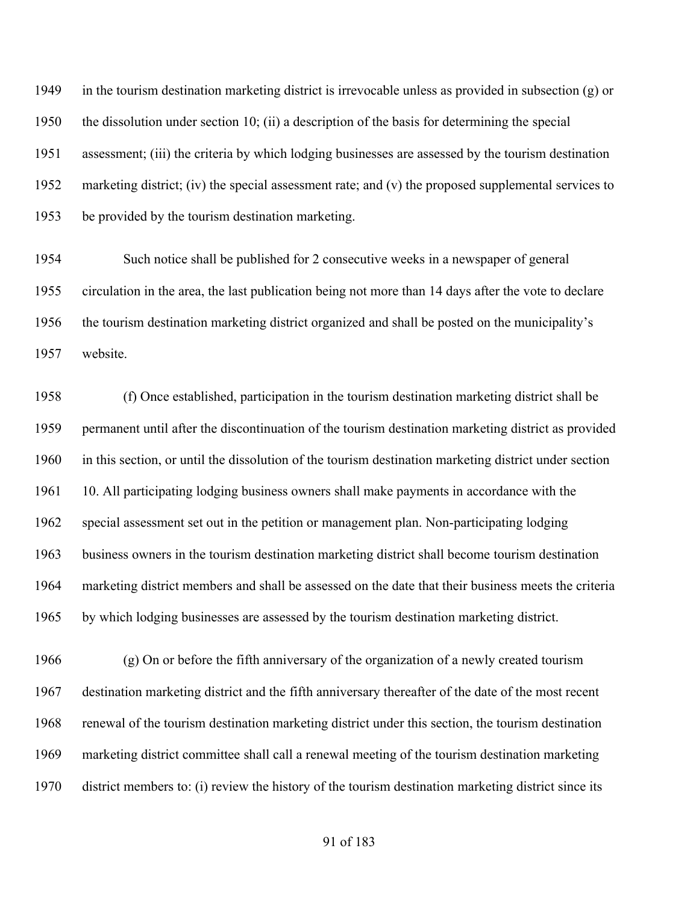in the tourism destination marketing district is irrevocable unless as provided in subsection (g) or the dissolution under section 10; (ii) a description of the basis for determining the special assessment; (iii) the criteria by which lodging businesses are assessed by the tourism destination marketing district; (iv) the special assessment rate; and (v) the proposed supplemental services to be provided by the tourism destination marketing.

Such notice shall be published for 2 consecutive weeks in a newspaper of general circulation in the area, the last publication being not more than 14 days after the vote to declare the tourism destination marketing district organized and shall be posted on the municipality's website.

(f) Once established, participation in the tourism destination marketing district shall be permanent until after the discontinuation of the tourism destination marketing district as provided in this section, or until the dissolution of the tourism destination marketing district under section 10. All participating lodging business owners shall make payments in accordance with the special assessment set out in the petition or management plan. Non-participating lodging business owners in the tourism destination marketing district shall become tourism destination marketing district members and shall be assessed on the date that their business meets the criteria by which lodging businesses are assessed by the tourism destination marketing district.

(g) On or before the fifth anniversary of the organization of a newly created tourism destination marketing district and the fifth anniversary thereafter of the date of the most recent renewal of the tourism destination marketing district under this section, the tourism destination marketing district committee shall call a renewal meeting of the tourism destination marketing district members to: (i) review the history of the tourism destination marketing district since its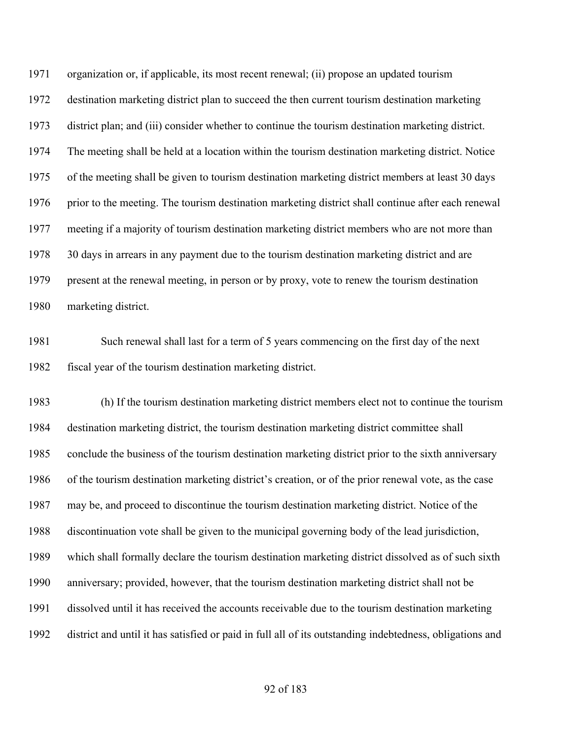organization or, if applicable, its most recent renewal; (ii) propose an updated tourism destination marketing district plan to succeed the then current tourism destination marketing district plan; and (iii) consider whether to continue the tourism destination marketing district. The meeting shall be held at a location within the tourism destination marketing district. Notice of the meeting shall be given to tourism destination marketing district members at least 30 days prior to the meeting. The tourism destination marketing district shall continue after each renewal meeting if a majority of tourism destination marketing district members who are not more than 30 days in arrears in any payment due to the tourism destination marketing district and are present at the renewal meeting, in person or by proxy, vote to renew the tourism destination marketing district.

Such renewal shall last for a term of 5 years commencing on the first day of the next fiscal year of the tourism destination marketing district.

(h) If the tourism destination marketing district members elect not to continue the tourism destination marketing district, the tourism destination marketing district committee shall conclude the business of the tourism destination marketing district prior to the sixth anniversary of the tourism destination marketing district's creation, or of the prior renewal vote, as the case may be, and proceed to discontinue the tourism destination marketing district. Notice of the discontinuation vote shall be given to the municipal governing body of the lead jurisdiction, which shall formally declare the tourism destination marketing district dissolved as of such sixth anniversary; provided, however, that the tourism destination marketing district shall not be dissolved until it has received the accounts receivable due to the tourism destination marketing district and until it has satisfied or paid in full all of its outstanding indebtedness, obligations and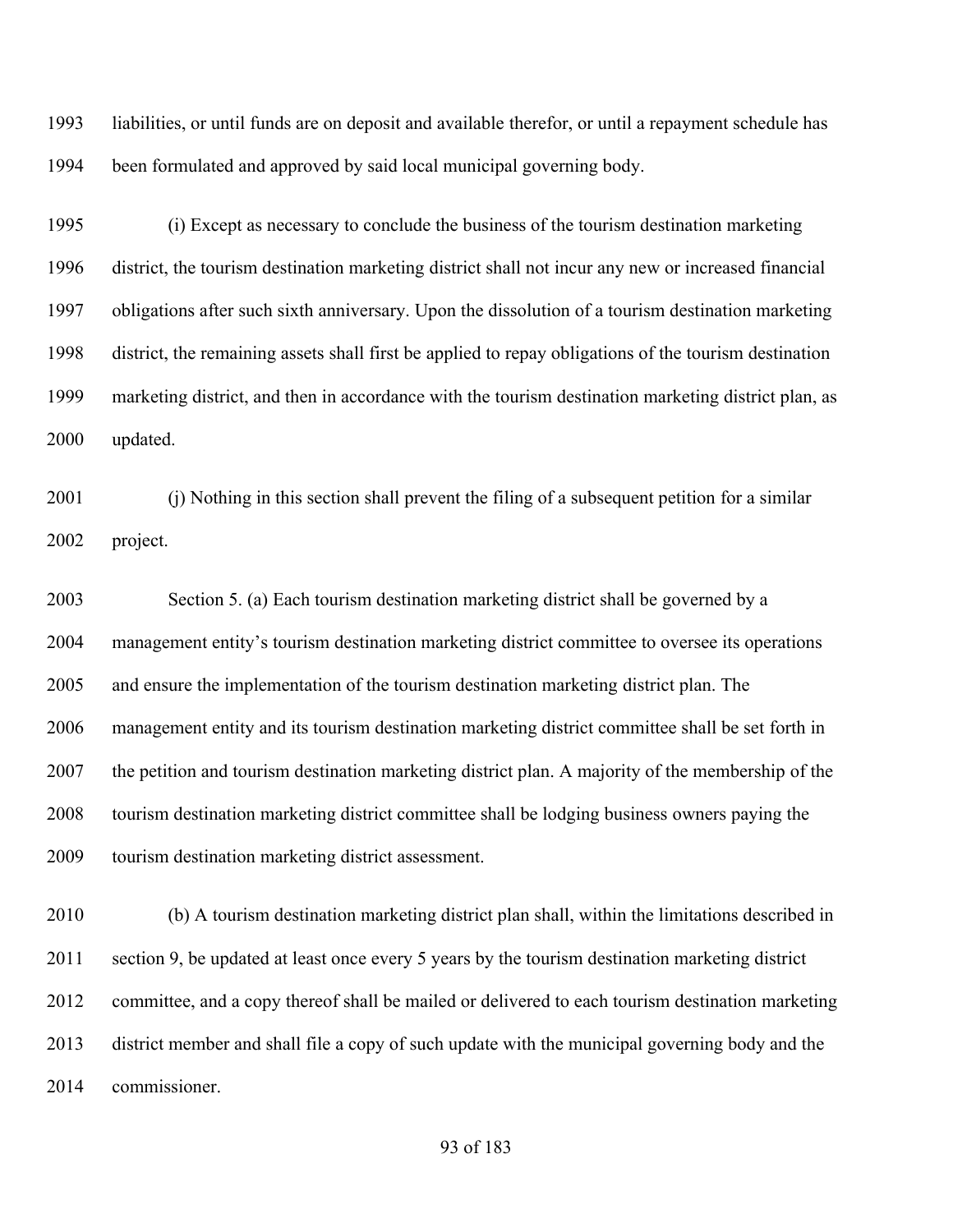liabilities, or until funds are on deposit and available therefor, or until a repayment schedule has been formulated and approved by said local municipal governing body.

(i) Except as necessary to conclude the business of the tourism destination marketing district, the tourism destination marketing district shall not incur any new or increased financial obligations after such sixth anniversary. Upon the dissolution of a tourism destination marketing district, the remaining assets shall first be applied to repay obligations of the tourism destination marketing district, and then in accordance with the tourism destination marketing district plan, as updated.

(j) Nothing in this section shall prevent the filing of a subsequent petition for a similar project.

Section 5. (a) Each tourism destination marketing district shall be governed by a management entity's tourism destination marketing district committee to oversee its operations and ensure the implementation of the tourism destination marketing district plan. The management entity and its tourism destination marketing district committee shall be set forth in the petition and tourism destination marketing district plan. A majority of the membership of the tourism destination marketing district committee shall be lodging business owners paying the tourism destination marketing district assessment.

(b) A tourism destination marketing district plan shall, within the limitations described in section 9, be updated at least once every 5 years by the tourism destination marketing district committee, and a copy thereof shall be mailed or delivered to each tourism destination marketing district member and shall file a copy of such update with the municipal governing body and the commissioner.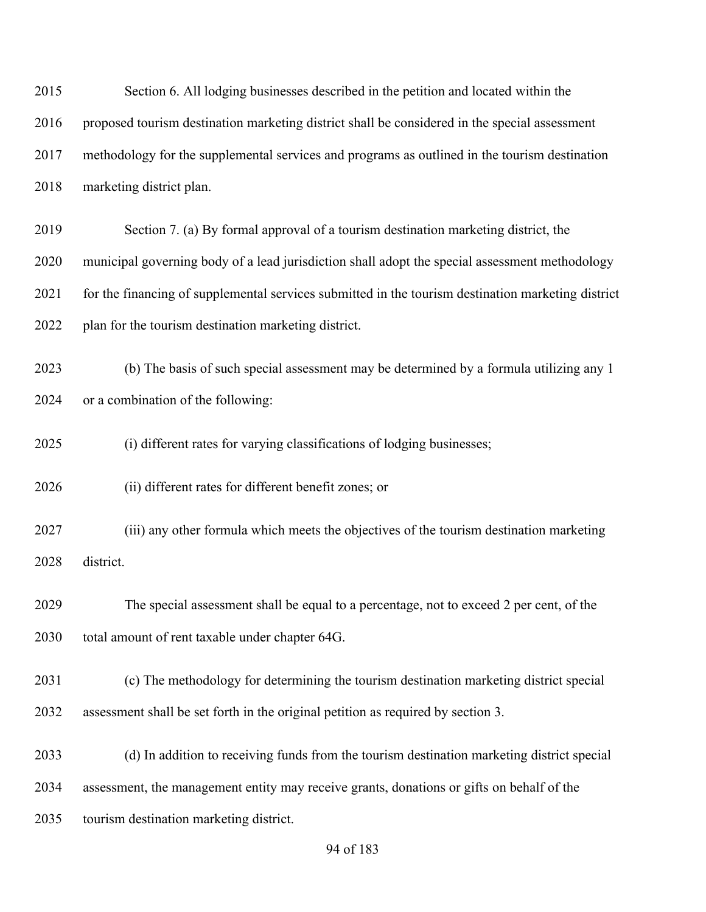Section 6. All lodging businesses described in the petition and located within the proposed tourism destination marketing district shall be considered in the special assessment methodology for the supplemental services and programs as outlined in the tourism destination marketing district plan.

Section 7. (a) By formal approval of a tourism destination marketing district, the municipal governing body of a lead jurisdiction shall adopt the special assessment methodology for the financing of supplemental services submitted in the tourism destination marketing district plan for the tourism destination marketing district.

(b) The basis of such special assessment may be determined by a formula utilizing any 1 or a combination of the following:

(i) different rates for varying classifications of lodging businesses;

(ii) different rates for different benefit zones; or

(iii) any other formula which meets the objectives of the tourism destination marketing district.

The special assessment shall be equal to a percentage, not to exceed 2 per cent, of the total amount of rent taxable under chapter 64G.

(c) The methodology for determining the tourism destination marketing district special assessment shall be set forth in the original petition as required by section 3.

(d) In addition to receiving funds from the tourism destination marketing district special assessment, the management entity may receive grants, donations or gifts on behalf of the tourism destination marketing district.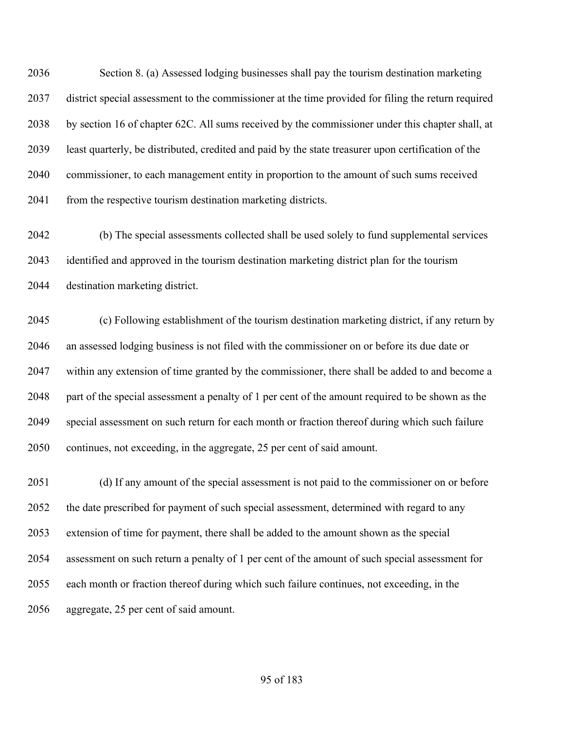Section 8. (a) Assessed lodging businesses shall pay the tourism destination marketing district special assessment to the commissioner at the time provided for filing the return required by section 16 of chapter 62C. All sums received by the commissioner under this chapter shall, at least quarterly, be distributed, credited and paid by the state treasurer upon certification of the commissioner, to each management entity in proportion to the amount of such sums received from the respective tourism destination marketing districts.

(b) The special assessments collected shall be used solely to fund supplemental services identified and approved in the tourism destination marketing district plan for the tourism destination marketing district.

(c) Following establishment of the tourism destination marketing district, if any return by an assessed lodging business is not filed with the commissioner on or before its due date or within any extension of time granted by the commissioner, there shall be added to and become a part of the special assessment a penalty of 1 per cent of the amount required to be shown as the special assessment on such return for each month or fraction thereof during which such failure continues, not exceeding, in the aggregate, 25 per cent of said amount.

(d) If any amount of the special assessment is not paid to the commissioner on or before the date prescribed for payment of such special assessment, determined with regard to any extension of time for payment, there shall be added to the amount shown as the special assessment on such return a penalty of 1 per cent of the amount of such special assessment for each month or fraction thereof during which such failure continues, not exceeding, in the aggregate, 25 per cent of said amount.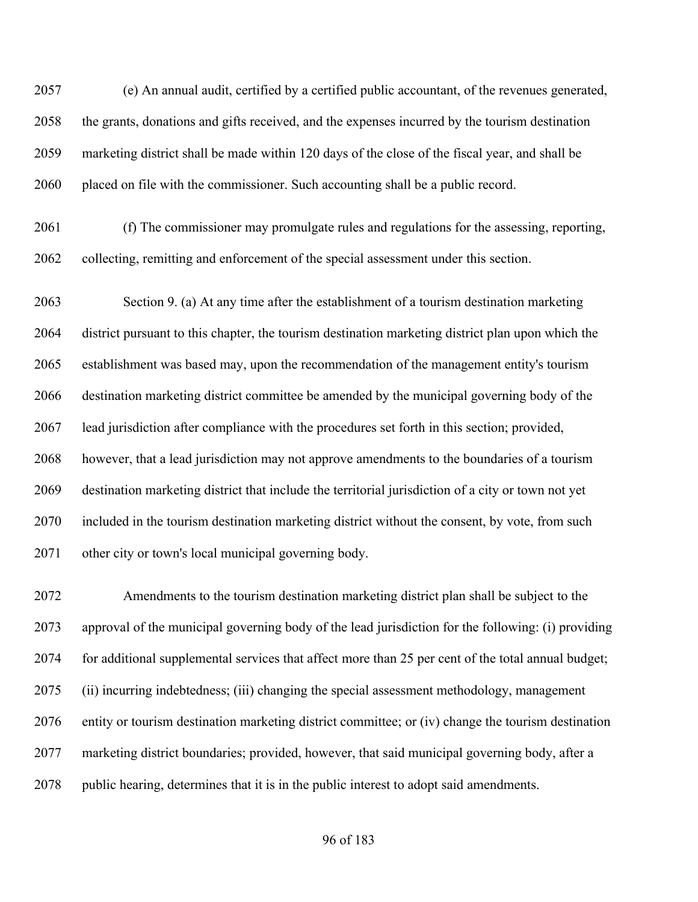(e) An annual audit, certified by a certified public accountant, of the revenues generated, the grants, donations and gifts received, and the expenses incurred by the tourism destination marketing district shall be made within 120 days of the close of the fiscal year, and shall be placed on file with the commissioner. Such accounting shall be a public record.

(f) The commissioner may promulgate rules and regulations for the assessing, reporting, collecting, remitting and enforcement of the special assessment under this section.

Section 9. (a) At any time after the establishment of a tourism destination marketing district pursuant to this chapter, the tourism destination marketing district plan upon which the establishment was based may, upon the recommendation of the management entity's tourism destination marketing district committee be amended by the municipal governing body of the lead jurisdiction after compliance with the procedures set forth in this section; provided, however, that a lead jurisdiction may not approve amendments to the boundaries of a tourism destination marketing district that include the territorial jurisdiction of a city or town not yet included in the tourism destination marketing district without the consent, by vote, from such other city or town's local municipal governing body.

Amendments to the tourism destination marketing district plan shall be subject to the approval of the municipal governing body of the lead jurisdiction for the following: (i) providing for additional supplemental services that affect more than 25 per cent of the total annual budget; (ii) incurring indebtedness; (iii) changing the special assessment methodology, management entity or tourism destination marketing district committee; or (iv) change the tourism destination marketing district boundaries; provided, however, that said municipal governing body, after a public hearing, determines that it is in the public interest to adopt said amendments.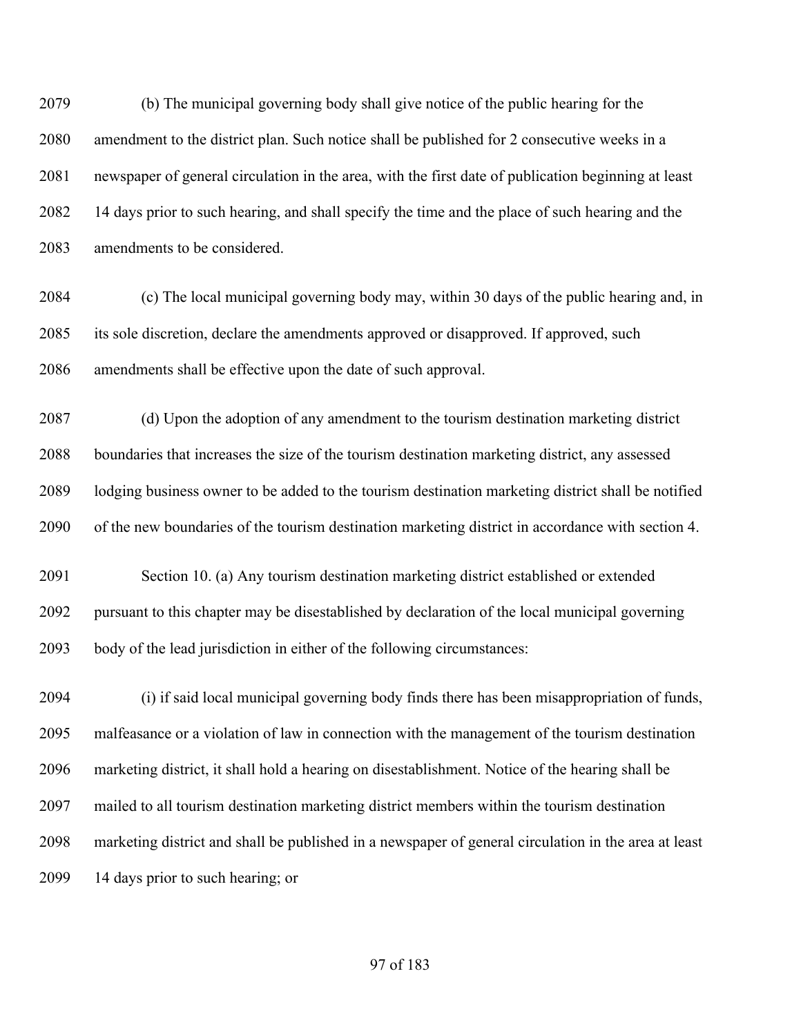(b) The municipal governing body shall give notice of the public hearing for the amendment to the district plan. Such notice shall be published for 2 consecutive weeks in a newspaper of general circulation in the area, with the first date of publication beginning at least 14 days prior to such hearing, and shall specify the time and the place of such hearing and the amendments to be considered.

(c) The local municipal governing body may, within 30 days of the public hearing and, in its sole discretion, declare the amendments approved or disapproved. If approved, such amendments shall be effective upon the date of such approval.

(d) Upon the adoption of any amendment to the tourism destination marketing district boundaries that increases the size of the tourism destination marketing district, any assessed lodging business owner to be added to the tourism destination marketing district shall be notified of the new boundaries of the tourism destination marketing district in accordance with section 4.

Section 10. (a) Any tourism destination marketing district established or extended pursuant to this chapter may be disestablished by declaration of the local municipal governing body of the lead jurisdiction in either of the following circumstances:

(i) if said local municipal governing body finds there has been misappropriation of funds, malfeasance or a violation of law in connection with the management of the tourism destination marketing district, it shall hold a hearing on disestablishment. Notice of the hearing shall be mailed to all tourism destination marketing district members within the tourism destination marketing district and shall be published in a newspaper of general circulation in the area at least 14 days prior to such hearing; or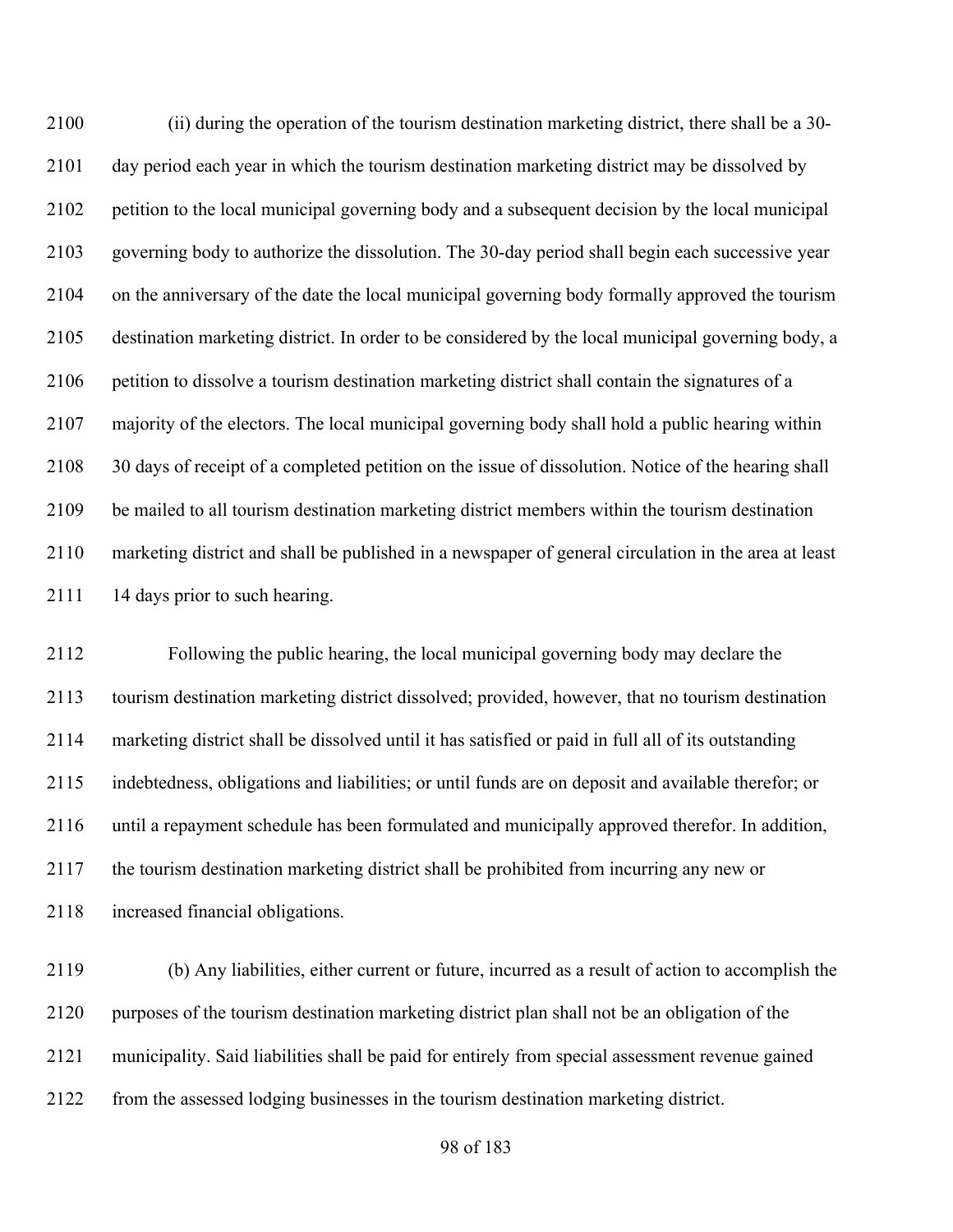(ii) during the operation of the tourism destination marketing district, there shall be a 30-day period each year in which the tourism destination marketing district may be dissolved by petition to the local municipal governing body and a subsequent decision by the local municipal governing body to authorize the dissolution. The 30-day period shall begin each successive year on the anniversary of the date the local municipal governing body formally approved the tourism destination marketing district. In order to be considered by the local municipal governing body, a petition to dissolve a tourism destination marketing district shall contain the signatures of a majority of the electors. The local municipal governing body shall hold a public hearing within 30 days of receipt of a completed petition on the issue of dissolution. Notice of the hearing shall be mailed to all tourism destination marketing district members within the tourism destination marketing district and shall be published in a newspaper of general circulation in the area at least 14 days prior to such hearing.

Following the public hearing, the local municipal governing body may declare the tourism destination marketing district dissolved; provided, however, that no tourism destination marketing district shall be dissolved until it has satisfied or paid in full all of its outstanding indebtedness, obligations and liabilities; or until funds are on deposit and available therefor; or until a repayment schedule has been formulated and municipally approved therefor. In addition, the tourism destination marketing district shall be prohibited from incurring any new or increased financial obligations.

(b) Any liabilities, either current or future, incurred as a result of action to accomplish the purposes of the tourism destination marketing district plan shall not be an obligation of the municipality. Said liabilities shall be paid for entirely from special assessment revenue gained from the assessed lodging businesses in the tourism destination marketing district.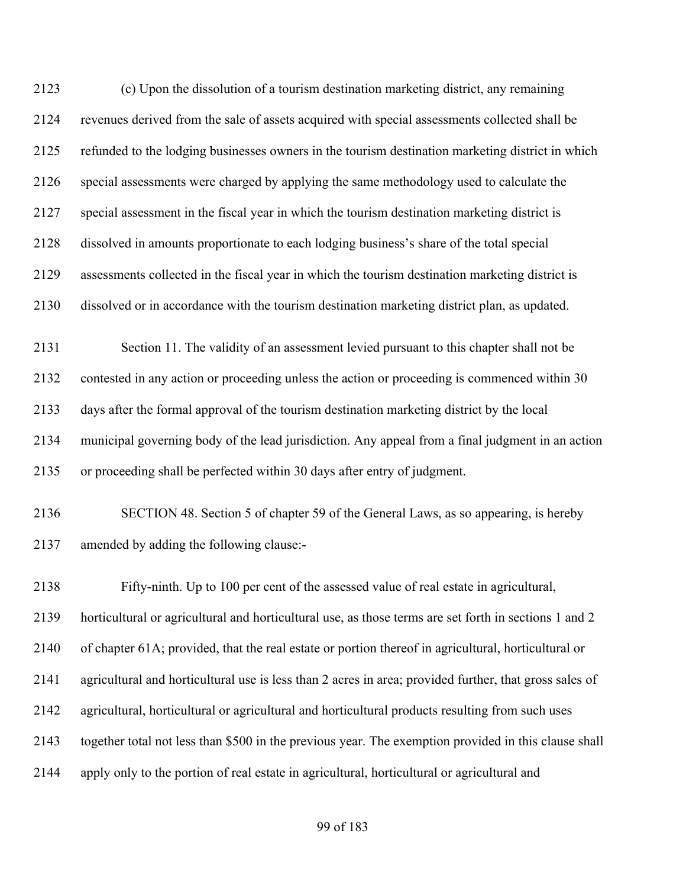(c) Upon the dissolution of a tourism destination marketing district, any remaining revenues derived from the sale of assets acquired with special assessments collected shall be refunded to the lodging businesses owners in the tourism destination marketing district in which special assessments were charged by applying the same methodology used to calculate the special assessment in the fiscal year in which the tourism destination marketing district is dissolved in amounts proportionate to each lodging business's share of the total special assessments collected in the fiscal year in which the tourism destination marketing district is dissolved or in accordance with the tourism destination marketing district plan, as updated.

Section 11. The validity of an assessment levied pursuant to this chapter shall not be contested in any action or proceeding unless the action or proceeding is commenced within 30 days after the formal approval of the tourism destination marketing district by the local municipal governing body of the lead jurisdiction. Any appeal from a final judgment in an action or proceeding shall be perfected within 30 days after entry of judgment.

SECTION 48. Section 5 of chapter 59 of the General Laws, as so appearing, is hereby amended by adding the following clause:-

Fifty-ninth. Up to 100 per cent of the assessed value of real estate in agricultural, horticultural or agricultural and horticultural use, as those terms are set forth in sections 1 and 2 of chapter 61A; provided, that the real estate or portion thereof in agricultural, horticultural or agricultural and horticultural use is less than 2 acres in area; provided further, that gross sales of agricultural, horticultural or agricultural and horticultural products resulting from such uses together total not less than $500 in the previous year. The exemption provided in this clause shall apply only to the portion of real estate in agricultural, horticultural or agricultural and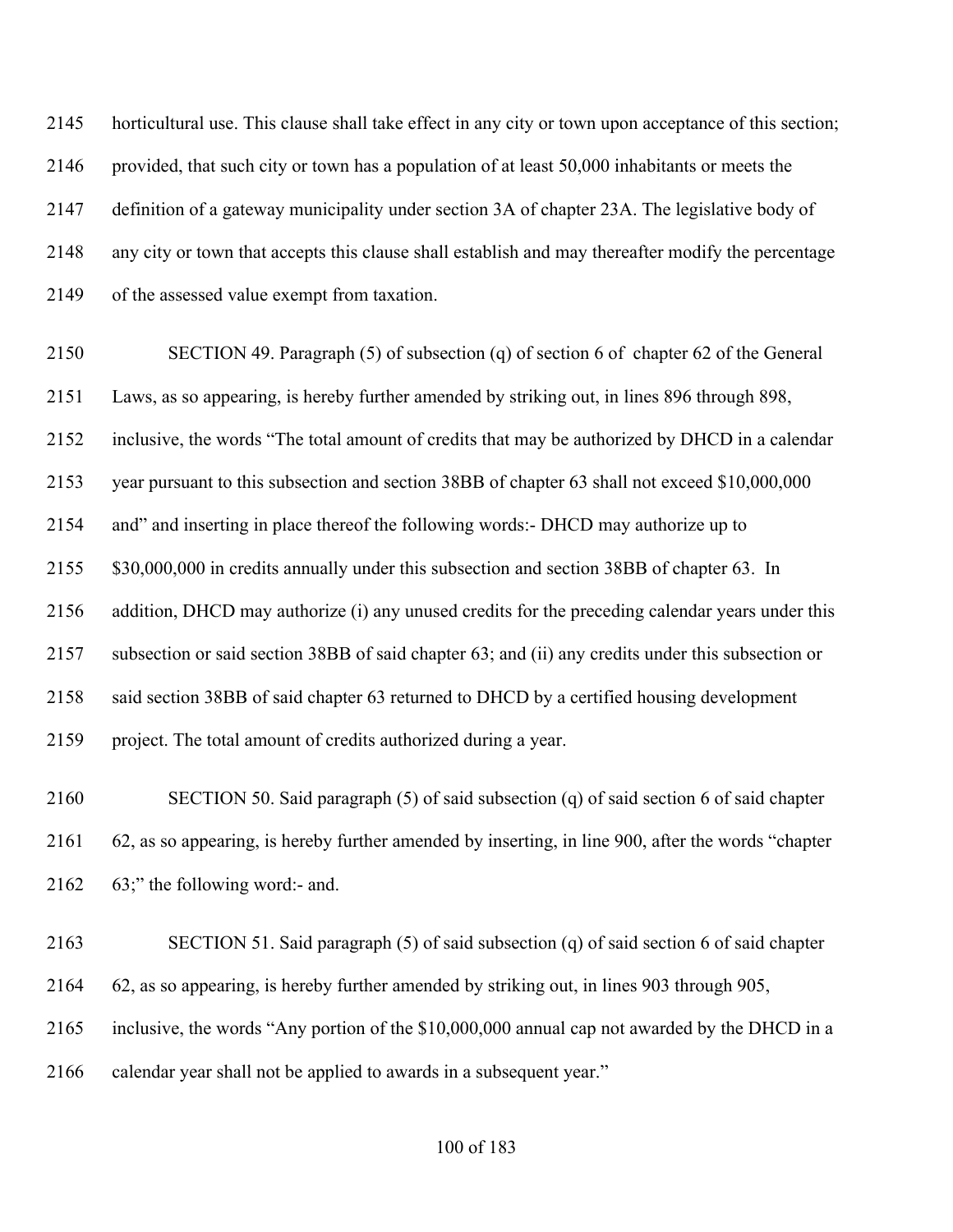2145 horticultural use. This clause shall take effect in any city or town upon acceptance of this section;
2146 provided, that such city or town has a population of at least 50,000 inhabitants or meets the
2147 definition of a gateway municipality under section 3A of chapter 23A. The legislative body of
2148 any city or town that accepts this clause shall establish and may thereafter modify the percentage
2149 of the assessed value exempt from taxation.

2150 SECTION 49. Paragraph (5) of subsection (q) of section 6 of chapter 62 of the General
2151 Laws, as so appearing, is hereby further amended by striking out, in lines 896 through 898,
2152 inclusive, the words "The total amount of credits that may be authorized by DHCD in a calendar
2153 year pursuant to this subsection and section 38BB of chapter 63 shall not exceed $10,000,000
2154 and" and inserting in place thereof the following words:- DHCD may authorize up to
2155 $30,000,000 in credits annually under this subsection and section 38BB of chapter 63. In
2156 addition, DHCD may authorize (i) any unused credits for the preceding calendar years under this
2157 subsection or said section 38BB of said chapter 63; and (ii) any credits under this subsection or
2158 said section 38BB of said chapter 63 returned to DHCD by a certified housing development
2159 project. The total amount of credits authorized during a year.

2160 SECTION 50. Said paragraph (5) of said subsection (q) of said section 6 of said chapter
2161 62, as so appearing, is hereby further amended by inserting, in line 900, after the words "chapter
2162 63;" the following word:- and.

2163 SECTION 51. Said paragraph (5) of said subsection (q) of said section 6 of said chapter
2164 62, as so appearing, is hereby further amended by striking out, in lines 903 through 905,
2165 inclusive, the words "Any portion of the $10,000,000 annual cap not awarded by the DHCD in a
2166 calendar year shall not be applied to awards in a subsequent year."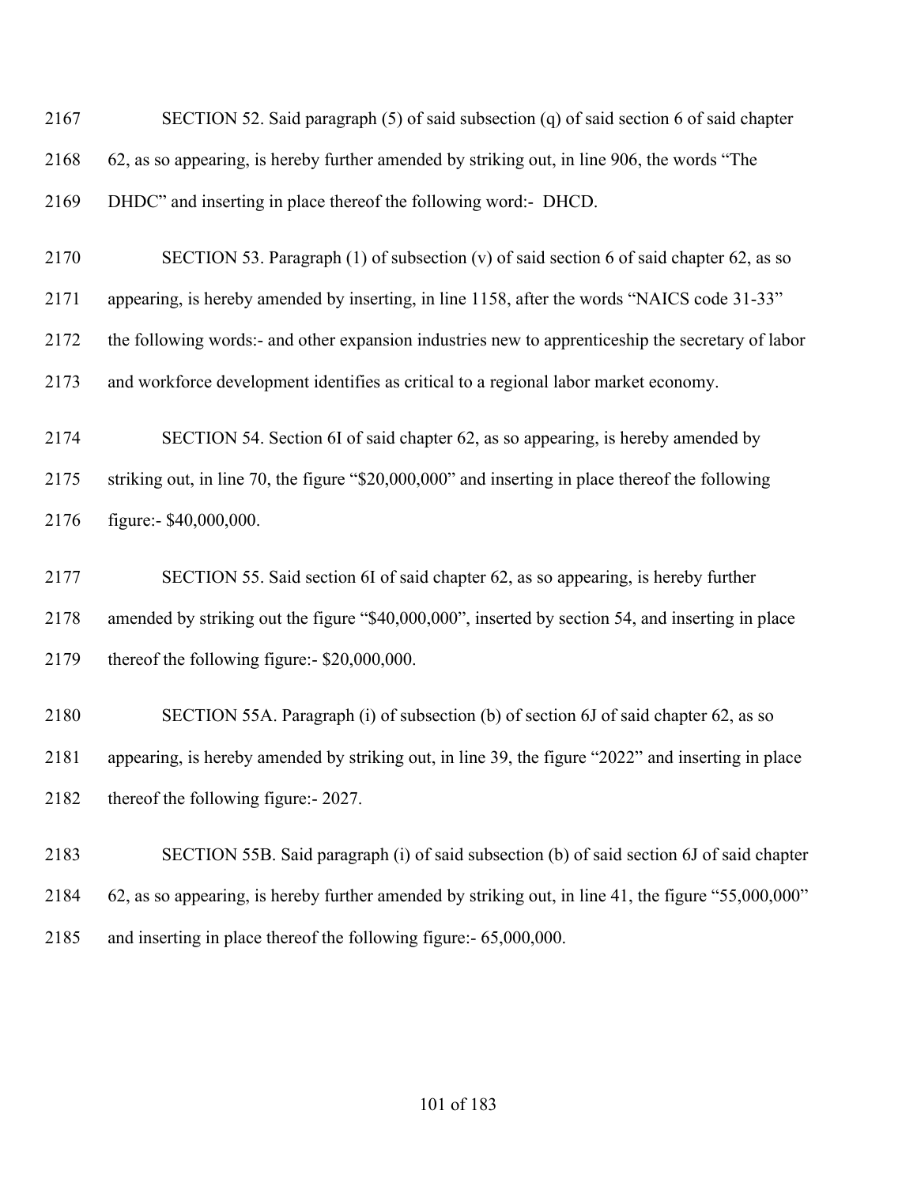SECTION 52. Said paragraph (5) of said subsection (q) of said section 6 of said chapter 62, as so appearing, is hereby further amended by striking out, in line 906, the words "The DHDC" and inserting in place thereof the following word:- DHCD.

SECTION 53. Paragraph (1) of subsection (v) of said section 6 of said chapter 62, as so appearing, is hereby amended by inserting, in line 1158, after the words "NAICS code 31-33" the following words:- and other expansion industries new to apprenticeship the secretary of labor and workforce development identifies as critical to a regional labor market economy.

SECTION 54. Section 6I of said chapter 62, as so appearing, is hereby amended by striking out, in line 70, the figure "$20,000,000" and inserting in place thereof the following figure:- $40,000,000.

SECTION 55. Said section 6I of said chapter 62, as so appearing, is hereby further amended by striking out the figure "$40,000,000", inserted by section 54, and inserting in place thereof the following figure:- $20,000,000.

SECTION 55A. Paragraph (i) of subsection (b) of section 6J of said chapter 62, as so appearing, is hereby amended by striking out, in line 39, the figure "2022" and inserting in place thereof the following figure:- 2027.

SECTION 55B. Said paragraph (i) of said subsection (b) of said section 6J of said chapter 62, as so appearing, is hereby further amended by striking out, in line 41, the figure "55,000,000" and inserting in place thereof the following figure:- 65,000,000.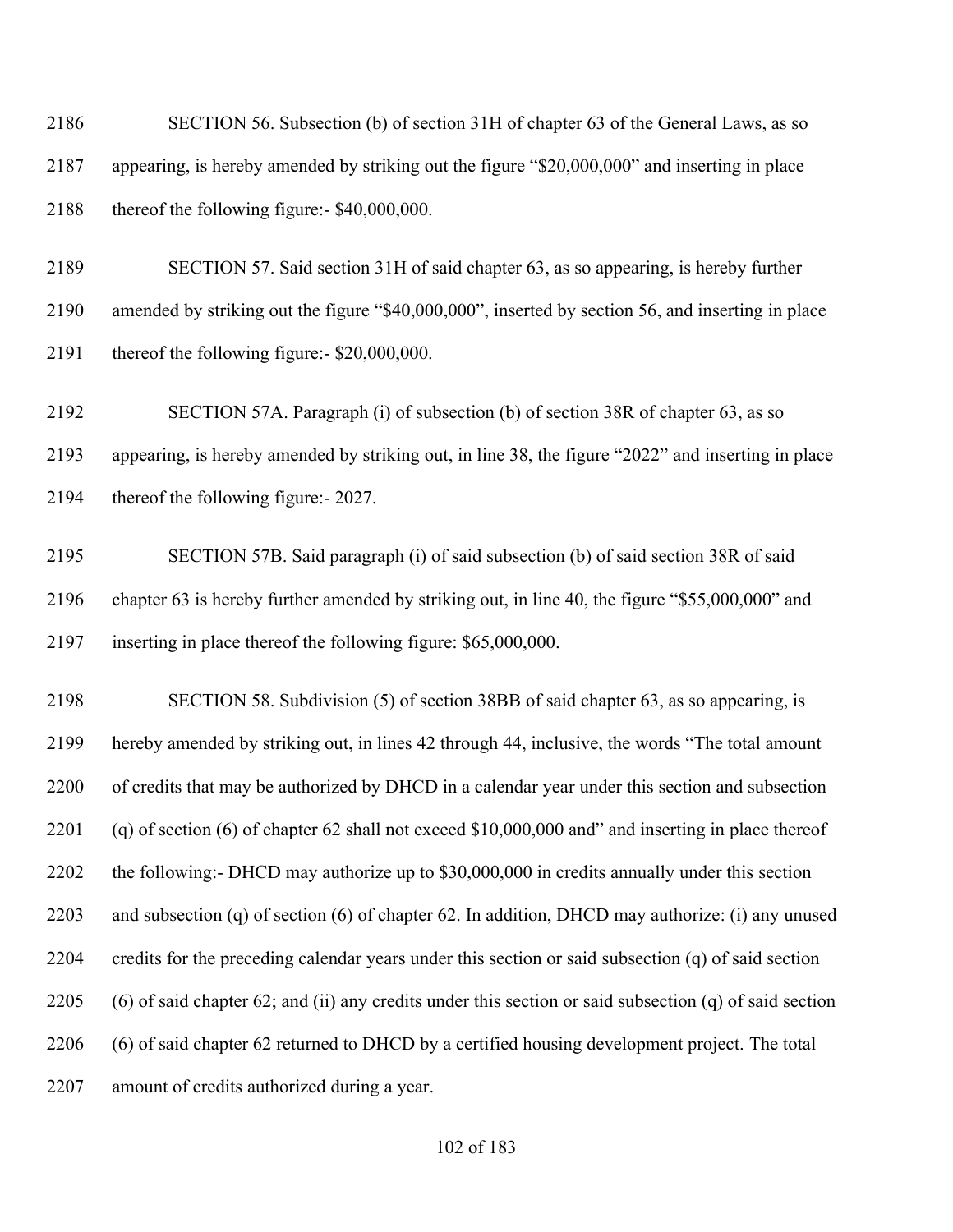SECTION 56. Subsection (b) of section 31H of chapter 63 of the General Laws, as so appearing, is hereby amended by striking out the figure "$20,000,000" and inserting in place thereof the following figure:- $40,000,000.

SECTION 57. Said section 31H of said chapter 63, as so appearing, is hereby further amended by striking out the figure "$40,000,000", inserted by section 56, and inserting in place thereof the following figure:- $20,000,000.

SECTION 57A. Paragraph (i) of subsection (b) of section 38R of chapter 63, as so appearing, is hereby amended by striking out, in line 38, the figure "2022" and inserting in place thereof the following figure:- 2027.

SECTION 57B. Said paragraph (i) of said subsection (b) of said section 38R of said chapter 63 is hereby further amended by striking out, in line 40, the figure "$55,000,000" and inserting in place thereof the following figure: $65,000,000.

SECTION 58. Subdivision (5) of section 38BB of said chapter 63, as so appearing, is hereby amended by striking out, in lines 42 through 44, inclusive, the words "The total amount of credits that may be authorized by DHCD in a calendar year under this section and subsection (q) of section (6) of chapter 62 shall not exceed $10,000,000 and" and inserting in place thereof the following:- DHCD may authorize up to $30,000,000 in credits annually under this section and subsection (q) of section (6) of chapter 62. In addition, DHCD may authorize: (i) any unused credits for the preceding calendar years under this section or said subsection (q) of said section (6) of said chapter 62; and (ii) any credits under this section or said subsection (q) of said section (6) of said chapter 62 returned to DHCD by a certified housing development project. The total amount of credits authorized during a year.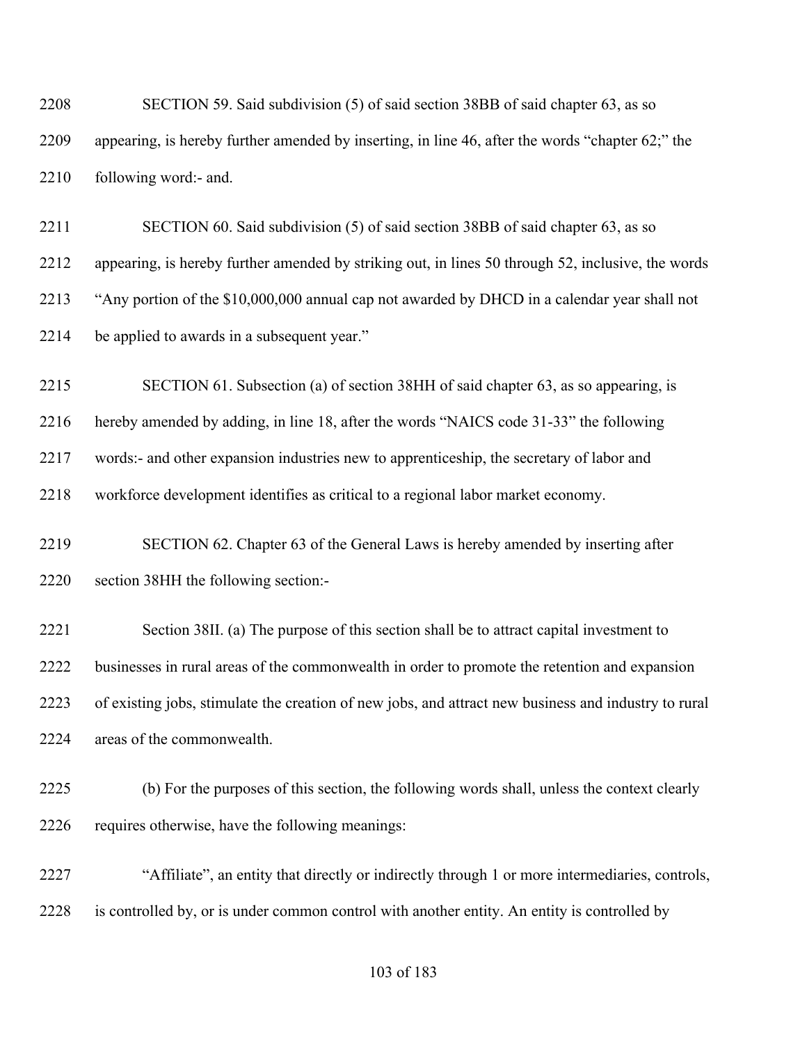SECTION 59. Said subdivision (5) of said section 38BB of said chapter 63, as so appearing, is hereby further amended by inserting, in line 46, after the words "chapter 62;" the following word:- and.

SECTION 60. Said subdivision (5) of said section 38BB of said chapter 63, as so appearing, is hereby further amended by striking out, in lines 50 through 52, inclusive, the words "Any portion of the $10,000,000 annual cap not awarded by DHCD in a calendar year shall not be applied to awards in a subsequent year."

SECTION 61. Subsection (a) of section 38HH of said chapter 63, as so appearing, is hereby amended by adding, in line 18, after the words "NAICS code 31-33" the following words:- and other expansion industries new to apprenticeship, the secretary of labor and workforce development identifies as critical to a regional labor market economy.

SECTION 62. Chapter 63 of the General Laws is hereby amended by inserting after section 38HH the following section:-

Section 38II. (a) The purpose of this section shall be to attract capital investment to businesses in rural areas of the commonwealth in order to promote the retention and expansion of existing jobs, stimulate the creation of new jobs, and attract new business and industry to rural areas of the commonwealth.

(b) For the purposes of this section, the following words shall, unless the context clearly requires otherwise, have the following meanings:

"Affiliate", an entity that directly or indirectly through 1 or more intermediaries, controls, is controlled by, or is under common control with another entity. An entity is controlled by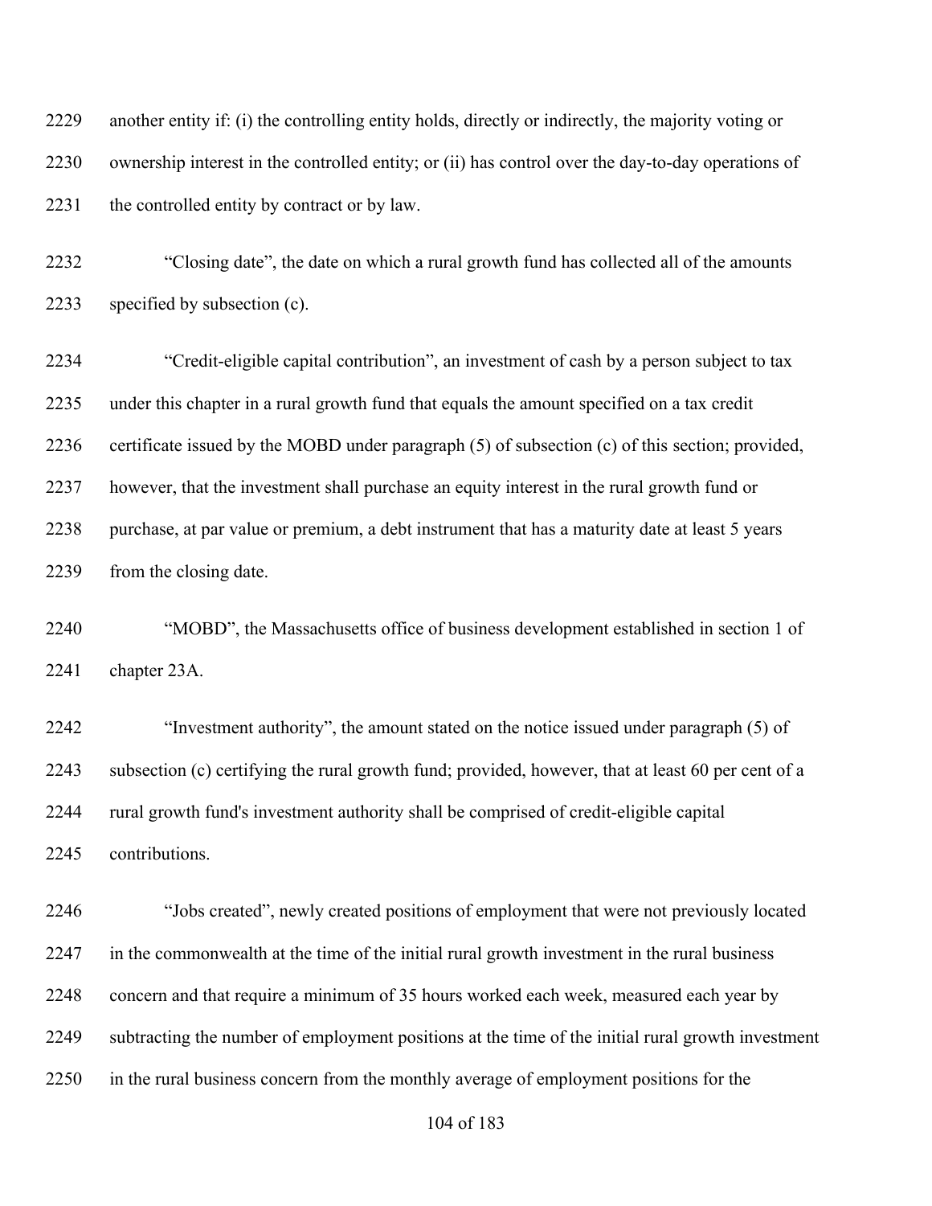another entity if: (i) the controlling entity holds, directly or indirectly, the majority voting or ownership interest in the controlled entity; or (ii) has control over the day-to-day operations of the controlled entity by contract or by law.

"Closing date", the date on which a rural growth fund has collected all of the amounts specified by subsection (c).

"Credit-eligible capital contribution", an investment of cash by a person subject to tax under this chapter in a rural growth fund that equals the amount specified on a tax credit certificate issued by the MOBD under paragraph (5) of subsection (c) of this section; provided, however, that the investment shall purchase an equity interest in the rural growth fund or purchase, at par value or premium, a debt instrument that has a maturity date at least 5 years from the closing date.

"MOBD", the Massachusetts office of business development established in section 1 of chapter 23A.

"Investment authority", the amount stated on the notice issued under paragraph (5) of subsection (c) certifying the rural growth fund; provided, however, that at least 60 per cent of a rural growth fund's investment authority shall be comprised of credit-eligible capital contributions.

"Jobs created", newly created positions of employment that were not previously located in the commonwealth at the time of the initial rural growth investment in the rural business concern and that require a minimum of 35 hours worked each week, measured each year by subtracting the number of employment positions at the time of the initial rural growth investment in the rural business concern from the monthly average of employment positions for the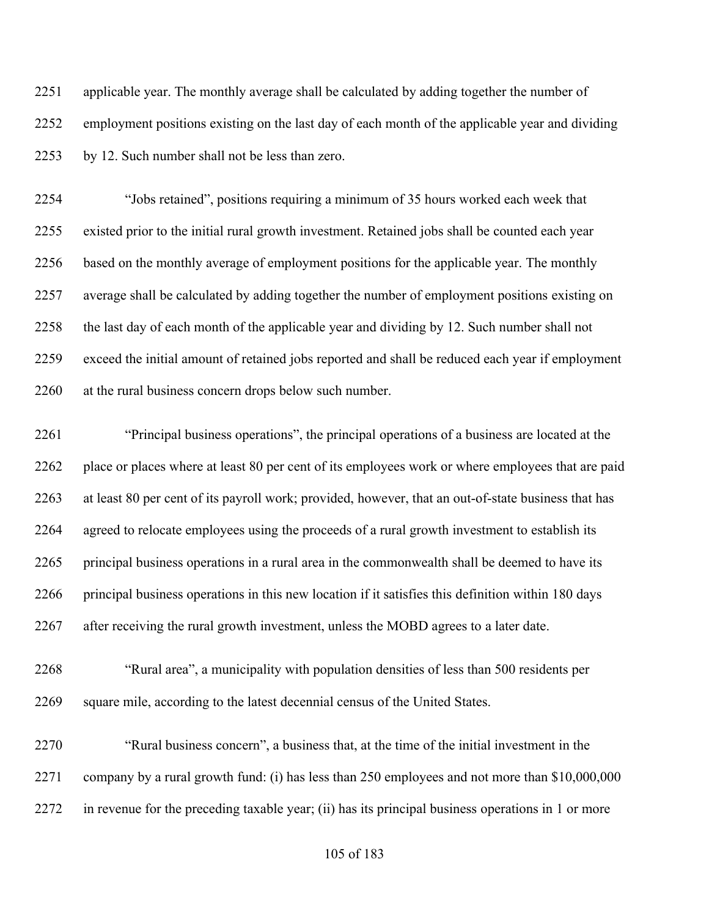applicable year. The monthly average shall be calculated by adding together the number of employment positions existing on the last day of each month of the applicable year and dividing by 12. Such number shall not be less than zero.

"Jobs retained", positions requiring a minimum of 35 hours worked each week that existed prior to the initial rural growth investment. Retained jobs shall be counted each year based on the monthly average of employment positions for the applicable year. The monthly average shall be calculated by adding together the number of employment positions existing on the last day of each month of the applicable year and dividing by 12. Such number shall not exceed the initial amount of retained jobs reported and shall be reduced each year if employment at the rural business concern drops below such number.

"Principal business operations", the principal operations of a business are located at the place or places where at least 80 per cent of its employees work or where employees that are paid at least 80 per cent of its payroll work; provided, however, that an out-of-state business that has agreed to relocate employees using the proceeds of a rural growth investment to establish its principal business operations in a rural area in the commonwealth shall be deemed to have its principal business operations in this new location if it satisfies this definition within 180 days after receiving the rural growth investment, unless the MOBD agrees to a later date.

"Rural area", a municipality with population densities of less than 500 residents per square mile, according to the latest decennial census of the United States.

"Rural business concern", a business that, at the time of the initial investment in the company by a rural growth fund: (i) has less than 250 employees and not more than $10,000,000 in revenue for the preceding taxable year; (ii) has its principal business operations in 1 or more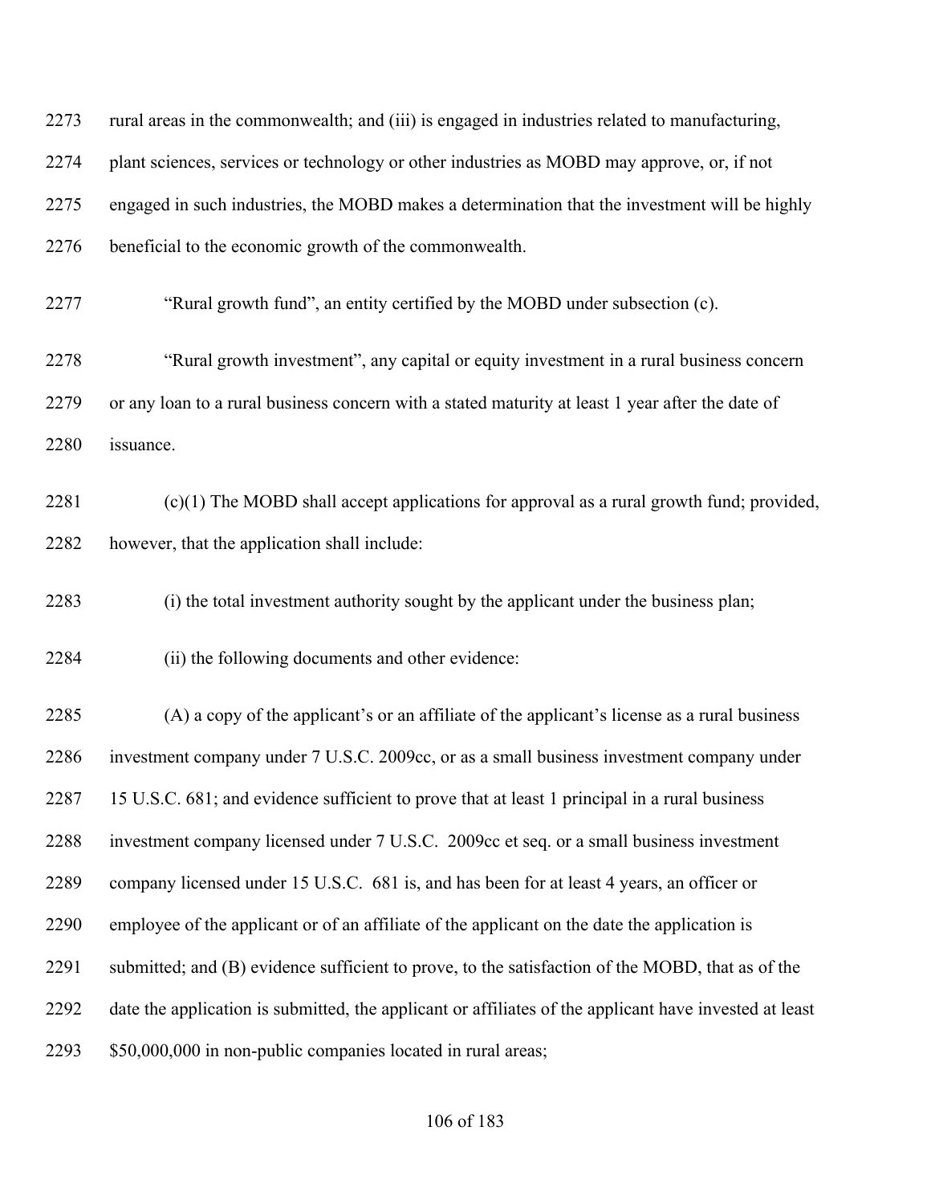rural areas in the commonwealth; and (iii) is engaged in industries related to manufacturing, plant sciences, services or technology or other industries as MOBD may approve, or, if not engaged in such industries, the MOBD makes a determination that the investment will be highly beneficial to the economic growth of the commonwealth.

"Rural growth fund", an entity certified by the MOBD under subsection (c).

"Rural growth investment", any capital or equity investment in a rural business concern or any loan to a rural business concern with a stated maturity at least 1 year after the date of issuance.

(c)(1) The MOBD shall accept applications for approval as a rural growth fund; provided, however, that the application shall include:

(i) the total investment authority sought by the applicant under the business plan;

(ii) the following documents and other evidence:

(A) a copy of the applicant's or an affiliate of the applicant's license as a rural business investment company under 7 U.S.C. 2009cc, or as a small business investment company under 15 U.S.C. 681; and evidence sufficient to prove that at least 1 principal in a rural business investment company licensed under 7 U.S.C. 2009cc et seq. or a small business investment company licensed under 15 U.S.C. 681 is, and has been for at least 4 years, an officer or employee of the applicant or of an affiliate of the applicant on the date the application is submitted; and (B) evidence sufficient to prove, to the satisfaction of the MOBD, that as of the date the application is submitted, the applicant or affiliates of the applicant have invested at least $50,000,000 in non-public companies located in rural areas;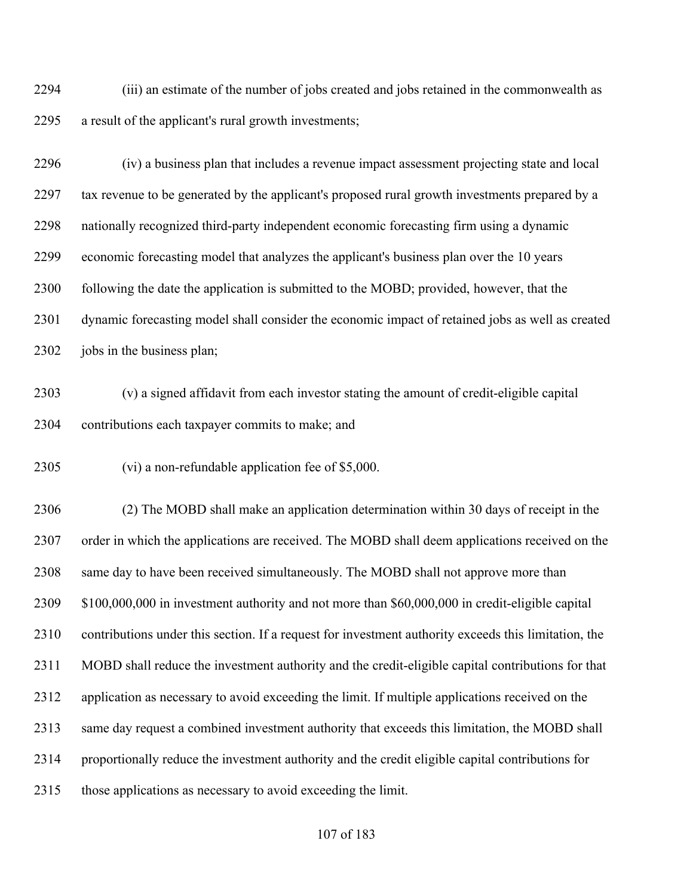(iii) an estimate of the number of jobs created and jobs retained in the commonwealth as a result of the applicant's rural growth investments;

(iv) a business plan that includes a revenue impact assessment projecting state and local tax revenue to be generated by the applicant's proposed rural growth investments prepared by a nationally recognized third-party independent economic forecasting firm using a dynamic economic forecasting model that analyzes the applicant's business plan over the 10 years following the date the application is submitted to the MOBD; provided, however, that the dynamic forecasting model shall consider the economic impact of retained jobs as well as created jobs in the business plan;

(v) a signed affidavit from each investor stating the amount of credit-eligible capital contributions each taxpayer commits to make; and

(vi) a non-refundable application fee of $5,000.

(2) The MOBD shall make an application determination within 30 days of receipt in the order in which the applications are received. The MOBD shall deem applications received on the same day to have been received simultaneously. The MOBD shall not approve more than $100,000,000 in investment authority and not more than $60,000,000 in credit-eligible capital contributions under this section. If a request for investment authority exceeds this limitation, the MOBD shall reduce the investment authority and the credit-eligible capital contributions for that application as necessary to avoid exceeding the limit. If multiple applications received on the same day request a combined investment authority that exceeds this limitation, the MOBD shall proportionally reduce the investment authority and the credit eligible capital contributions for those applications as necessary to avoid exceeding the limit.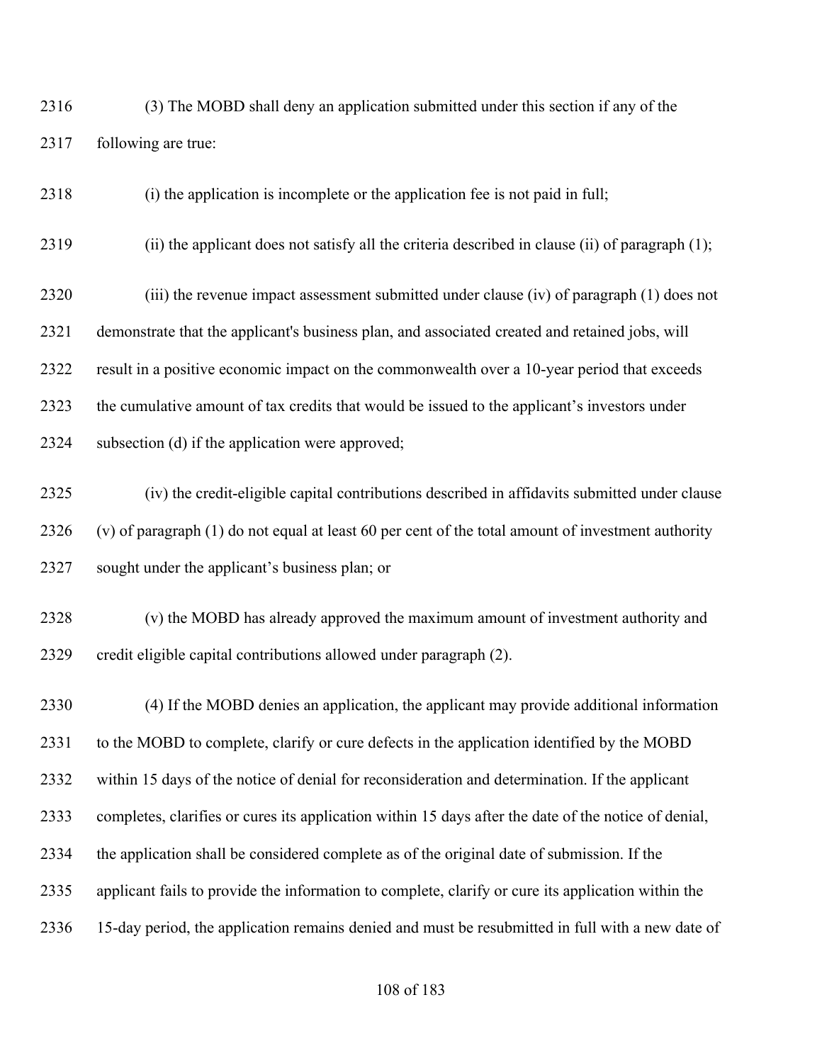(3) The MOBD shall deny an application submitted under this section if any of the following are true:

(i) the application is incomplete or the application fee is not paid in full;

(ii) the applicant does not satisfy all the criteria described in clause (ii) of paragraph (1);

(iii) the revenue impact assessment submitted under clause (iv) of paragraph (1) does not demonstrate that the applicant's business plan, and associated created and retained jobs, will result in a positive economic impact on the commonwealth over a 10-year period that exceeds the cumulative amount of tax credits that would be issued to the applicant's investors under subsection (d) if the application were approved;

(iv) the credit-eligible capital contributions described in affidavits submitted under clause (v) of paragraph (1) do not equal at least 60 per cent of the total amount of investment authority sought under the applicant's business plan; or

(v) the MOBD has already approved the maximum amount of investment authority and credit eligible capital contributions allowed under paragraph (2).

(4) If the MOBD denies an application, the applicant may provide additional information to the MOBD to complete, clarify or cure defects in the application identified by the MOBD within 15 days of the notice of denial for reconsideration and determination. If the applicant completes, clarifies or cures its application within 15 days after the date of the notice of denial, the application shall be considered complete as of the original date of submission. If the applicant fails to provide the information to complete, clarify or cure its application within the 15-day period, the application remains denied and must be resubmitted in full with a new date of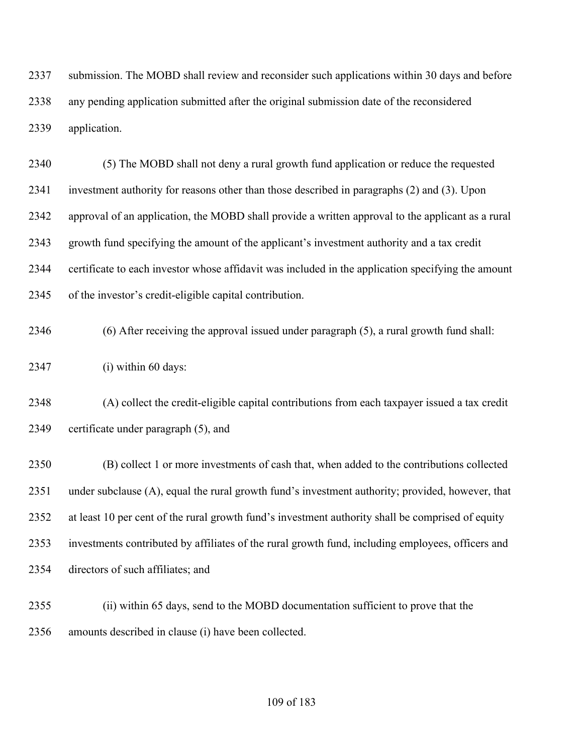submission. The MOBD shall review and reconsider such applications within 30 days and before any pending application submitted after the original submission date of the reconsidered application.

(5) The MOBD shall not deny a rural growth fund application or reduce the requested investment authority for reasons other than those described in paragraphs (2) and (3). Upon approval of an application, the MOBD shall provide a written approval to the applicant as a rural growth fund specifying the amount of the applicant's investment authority and a tax credit certificate to each investor whose affidavit was included in the application specifying the amount of the investor's credit-eligible capital contribution.

(6) After receiving the approval issued under paragraph (5), a rural growth fund shall:

(i) within 60 days:

(A) collect the credit-eligible capital contributions from each taxpayer issued a tax credit certificate under paragraph (5), and

(B) collect 1 or more investments of cash that, when added to the contributions collected under subclause (A), equal the rural growth fund's investment authority; provided, however, that at least 10 per cent of the rural growth fund's investment authority shall be comprised of equity investments contributed by affiliates of the rural growth fund, including employees, officers and directors of such affiliates; and

(ii) within 65 days, send to the MOBD documentation sufficient to prove that the amounts described in clause (i) have been collected.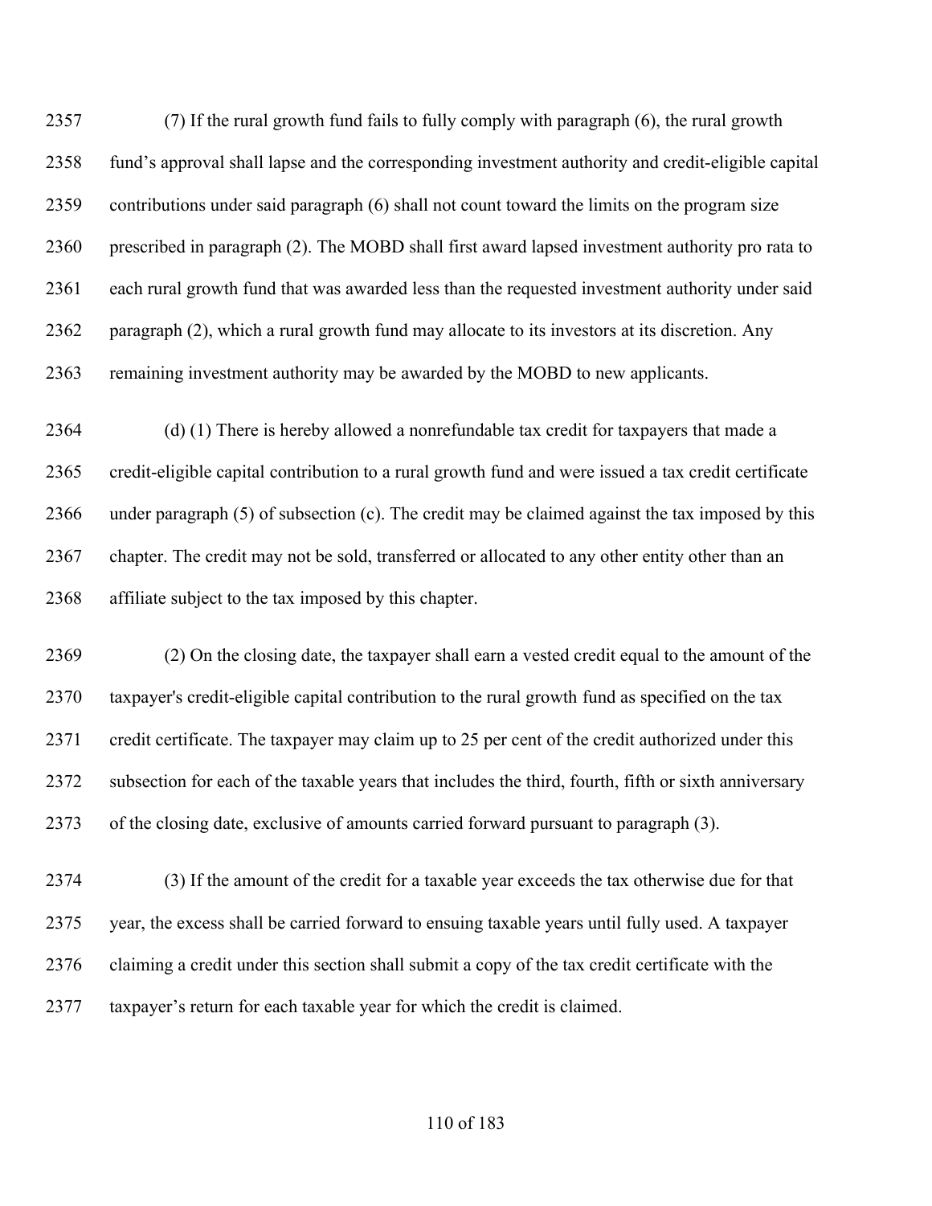(7) If the rural growth fund fails to fully comply with paragraph (6), the rural growth fund's approval shall lapse and the corresponding investment authority and credit-eligible capital contributions under said paragraph (6) shall not count toward the limits on the program size prescribed in paragraph (2). The MOBD shall first award lapsed investment authority pro rata to each rural growth fund that was awarded less than the requested investment authority under said paragraph (2), which a rural growth fund may allocate to its investors at its discretion. Any remaining investment authority may be awarded by the MOBD to new applicants.

(d) (1) There is hereby allowed a nonrefundable tax credit for taxpayers that made a credit-eligible capital contribution to a rural growth fund and were issued a tax credit certificate under paragraph (5) of subsection (c). The credit may be claimed against the tax imposed by this chapter. The credit may not be sold, transferred or allocated to any other entity other than an affiliate subject to the tax imposed by this chapter.

(2) On the closing date, the taxpayer shall earn a vested credit equal to the amount of the taxpayer's credit-eligible capital contribution to the rural growth fund as specified on the tax credit certificate. The taxpayer may claim up to 25 per cent of the credit authorized under this subsection for each of the taxable years that includes the third, fourth, fifth or sixth anniversary of the closing date, exclusive of amounts carried forward pursuant to paragraph (3).

(3) If the amount of the credit for a taxable year exceeds the tax otherwise due for that year, the excess shall be carried forward to ensuing taxable years until fully used. A taxpayer claiming a credit under this section shall submit a copy of the tax credit certificate with the taxpayer's return for each taxable year for which the credit is claimed.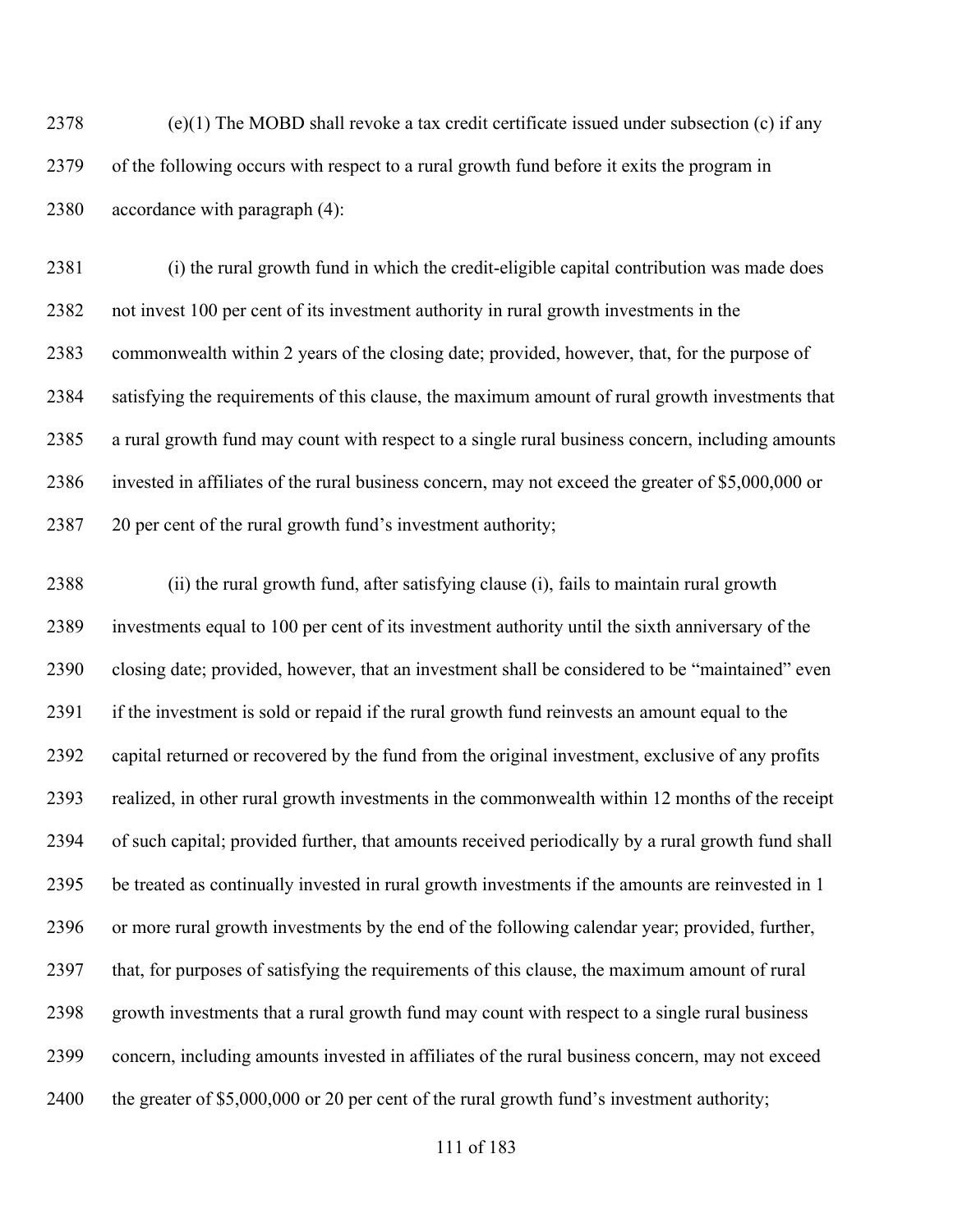2378 (e)(1) The MOBD shall revoke a tax credit certificate issued under subsection (c) if any
2379 of the following occurs with respect to a rural growth fund before it exits the program in
2380 accordance with paragraph (4):

2381 (i) the rural growth fund in which the credit-eligible capital contribution was made does
2382 not invest 100 per cent of its investment authority in rural growth investments in the
2383 commonwealth within 2 years of the closing date; provided, however, that, for the purpose of
2384 satisfying the requirements of this clause, the maximum amount of rural growth investments that
2385 a rural growth fund may count with respect to a single rural business concern, including amounts
2386 invested in affiliates of the rural business concern, may not exceed the greater of $5,000,000 or
2387 20 per cent of the rural growth fund's investment authority;

2388 (ii) the rural growth fund, after satisfying clause (i), fails to maintain rural growth
2389 investments equal to 100 per cent of its investment authority until the sixth anniversary of the
2390 closing date; provided, however, that an investment shall be considered to be "maintained" even
2391 if the investment is sold or repaid if the rural growth fund reinvests an amount equal to the
2392 capital returned or recovered by the fund from the original investment, exclusive of any profits
2393 realized, in other rural growth investments in the commonwealth within 12 months of the receipt
2394 of such capital; provided further, that amounts received periodically by a rural growth fund shall
2395 be treated as continually invested in rural growth investments if the amounts are reinvested in 1
2396 or more rural growth investments by the end of the following calendar year; provided, further,
2397 that, for purposes of satisfying the requirements of this clause, the maximum amount of rural
2398 growth investments that a rural growth fund may count with respect to a single rural business
2399 concern, including amounts invested in affiliates of the rural business concern, may not exceed
2400 the greater of $5,000,000 or 20 per cent of the rural growth fund's investment authority;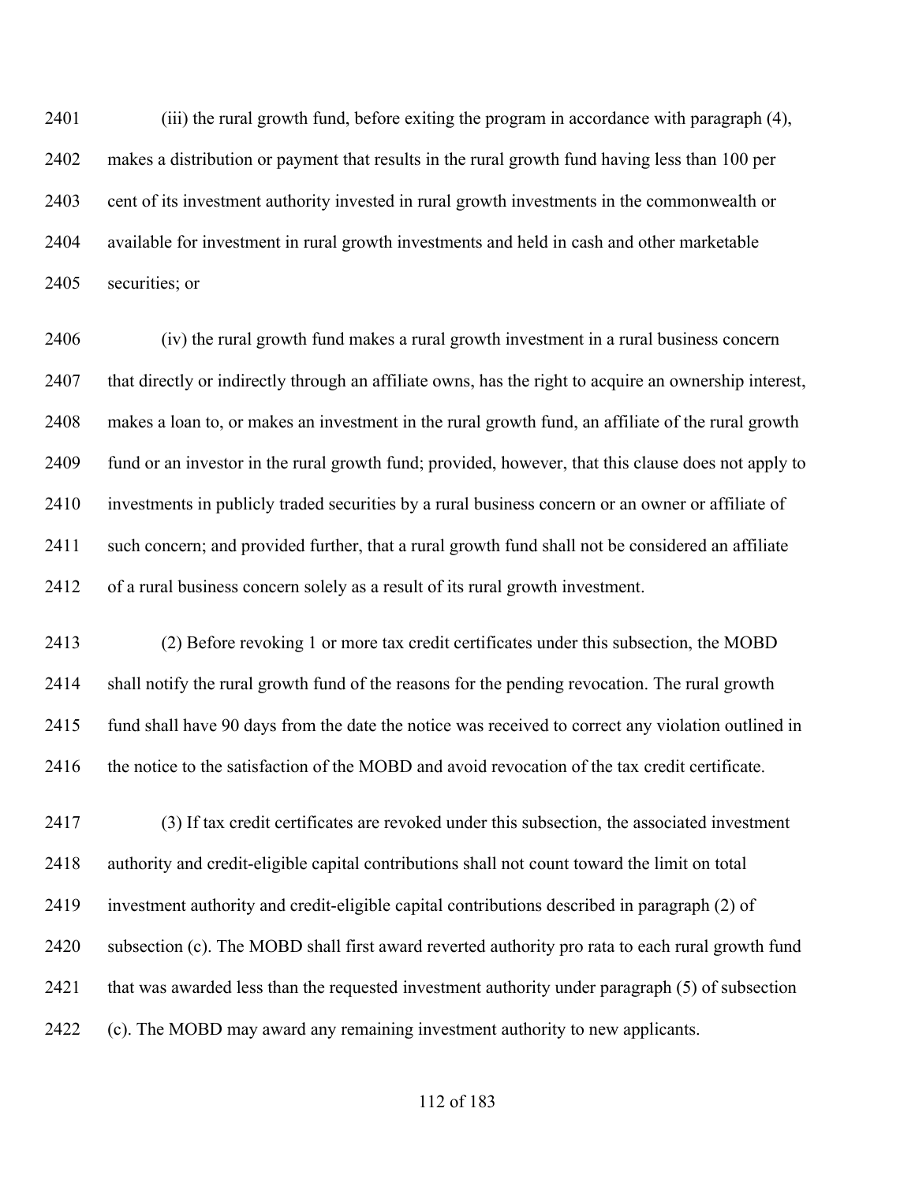(iii) the rural growth fund, before exiting the program in accordance with paragraph (4), makes a distribution or payment that results in the rural growth fund having less than 100 per cent of its investment authority invested in rural growth investments in the commonwealth or available for investment in rural growth investments and held in cash and other marketable securities; or

(iv) the rural growth fund makes a rural growth investment in a rural business concern that directly or indirectly through an affiliate owns, has the right to acquire an ownership interest, makes a loan to, or makes an investment in the rural growth fund, an affiliate of the rural growth fund or an investor in the rural growth fund; provided, however, that this clause does not apply to investments in publicly traded securities by a rural business concern or an owner or affiliate of such concern; and provided further, that a rural growth fund shall not be considered an affiliate of a rural business concern solely as a result of its rural growth investment.

(2) Before revoking 1 or more tax credit certificates under this subsection, the MOBD shall notify the rural growth fund of the reasons for the pending revocation. The rural growth fund shall have 90 days from the date the notice was received to correct any violation outlined in the notice to the satisfaction of the MOBD and avoid revocation of the tax credit certificate.

(3) If tax credit certificates are revoked under this subsection, the associated investment authority and credit-eligible capital contributions shall not count toward the limit on total investment authority and credit-eligible capital contributions described in paragraph (2) of subsection (c). The MOBD shall first award reverted authority pro rata to each rural growth fund that was awarded less than the requested investment authority under paragraph (5) of subsection (c). The MOBD may award any remaining investment authority to new applicants.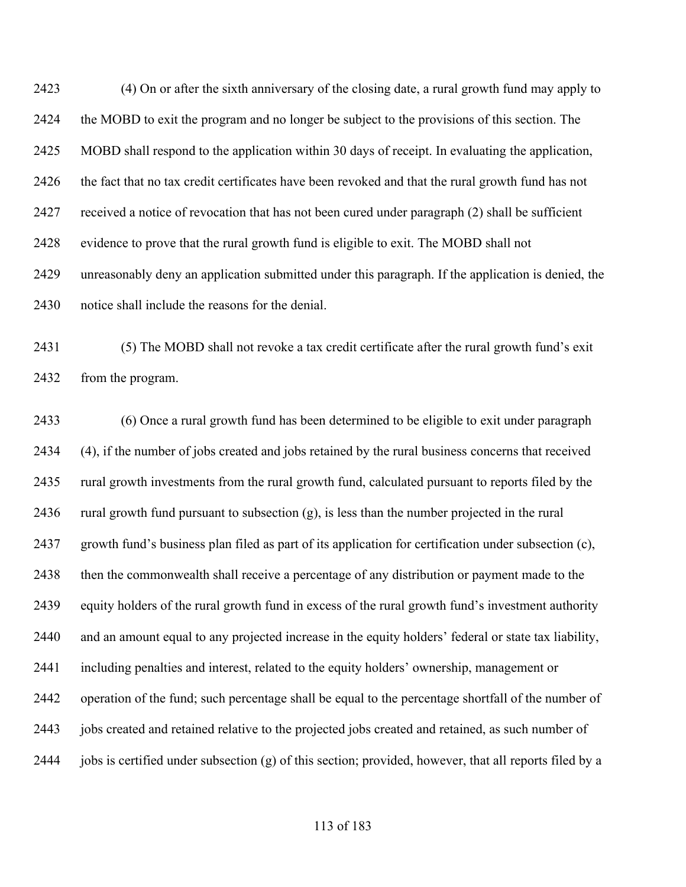(4) On or after the sixth anniversary of the closing date, a rural growth fund may apply to the MOBD to exit the program and no longer be subject to the provisions of this section. The MOBD shall respond to the application within 30 days of receipt. In evaluating the application, the fact that no tax credit certificates have been revoked and that the rural growth fund has not received a notice of revocation that has not been cured under paragraph (2) shall be sufficient evidence to prove that the rural growth fund is eligible to exit. The MOBD shall not unreasonably deny an application submitted under this paragraph. If the application is denied, the notice shall include the reasons for the denial.

(5) The MOBD shall not revoke a tax credit certificate after the rural growth fund's exit from the program.

(6) Once a rural growth fund has been determined to be eligible to exit under paragraph (4), if the number of jobs created and jobs retained by the rural business concerns that received rural growth investments from the rural growth fund, calculated pursuant to reports filed by the rural growth fund pursuant to subsection (g), is less than the number projected in the rural growth fund's business plan filed as part of its application for certification under subsection (c), then the commonwealth shall receive a percentage of any distribution or payment made to the equity holders of the rural growth fund in excess of the rural growth fund's investment authority and an amount equal to any projected increase in the equity holders' federal or state tax liability, including penalties and interest, related to the equity holders' ownership, management or operation of the fund; such percentage shall be equal to the percentage shortfall of the number of jobs created and retained relative to the projected jobs created and retained, as such number of jobs is certified under subsection (g) of this section; provided, however, that all reports filed by a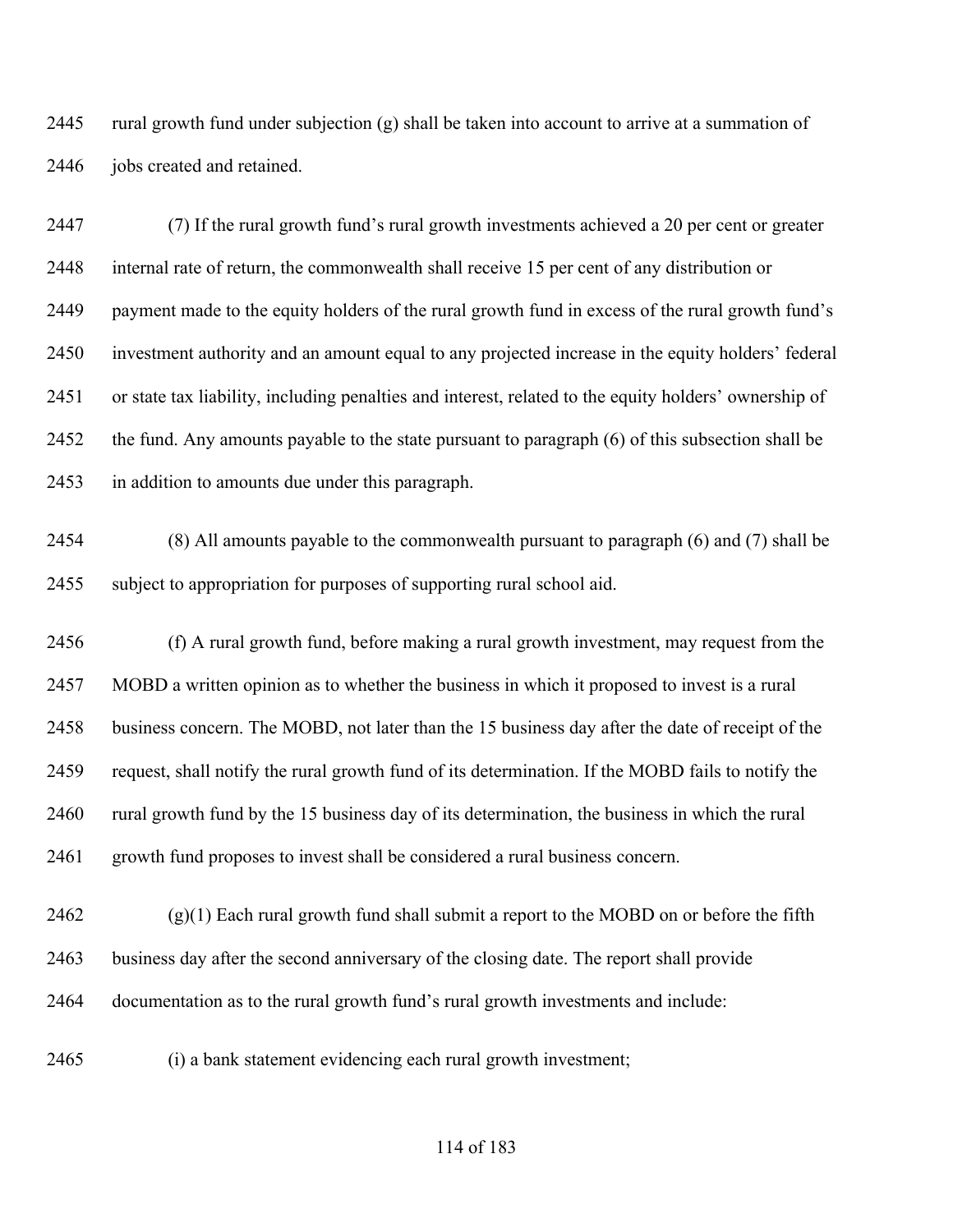rural growth fund under subjection (g) shall be taken into account to arrive at a summation of jobs created and retained.

(7) If the rural growth fund's rural growth investments achieved a 20 per cent or greater internal rate of return, the commonwealth shall receive 15 per cent of any distribution or payment made to the equity holders of the rural growth fund in excess of the rural growth fund's investment authority and an amount equal to any projected increase in the equity holders' federal or state tax liability, including penalties and interest, related to the equity holders' ownership of the fund. Any amounts payable to the state pursuant to paragraph (6) of this subsection shall be in addition to amounts due under this paragraph.

(8) All amounts payable to the commonwealth pursuant to paragraph (6) and (7) shall be subject to appropriation for purposes of supporting rural school aid.

(f) A rural growth fund, before making a rural growth investment, may request from the MOBD a written opinion as to whether the business in which it proposed to invest is a rural business concern. The MOBD, not later than the 15 business day after the date of receipt of the request, shall notify the rural growth fund of its determination. If the MOBD fails to notify the rural growth fund by the 15 business day of its determination, the business in which the rural growth fund proposes to invest shall be considered a rural business concern.

(g)(1) Each rural growth fund shall submit a report to the MOBD on or before the fifth business day after the second anniversary of the closing date. The report shall provide documentation as to the rural growth fund's rural growth investments and include:

(i) a bank statement evidencing each rural growth investment;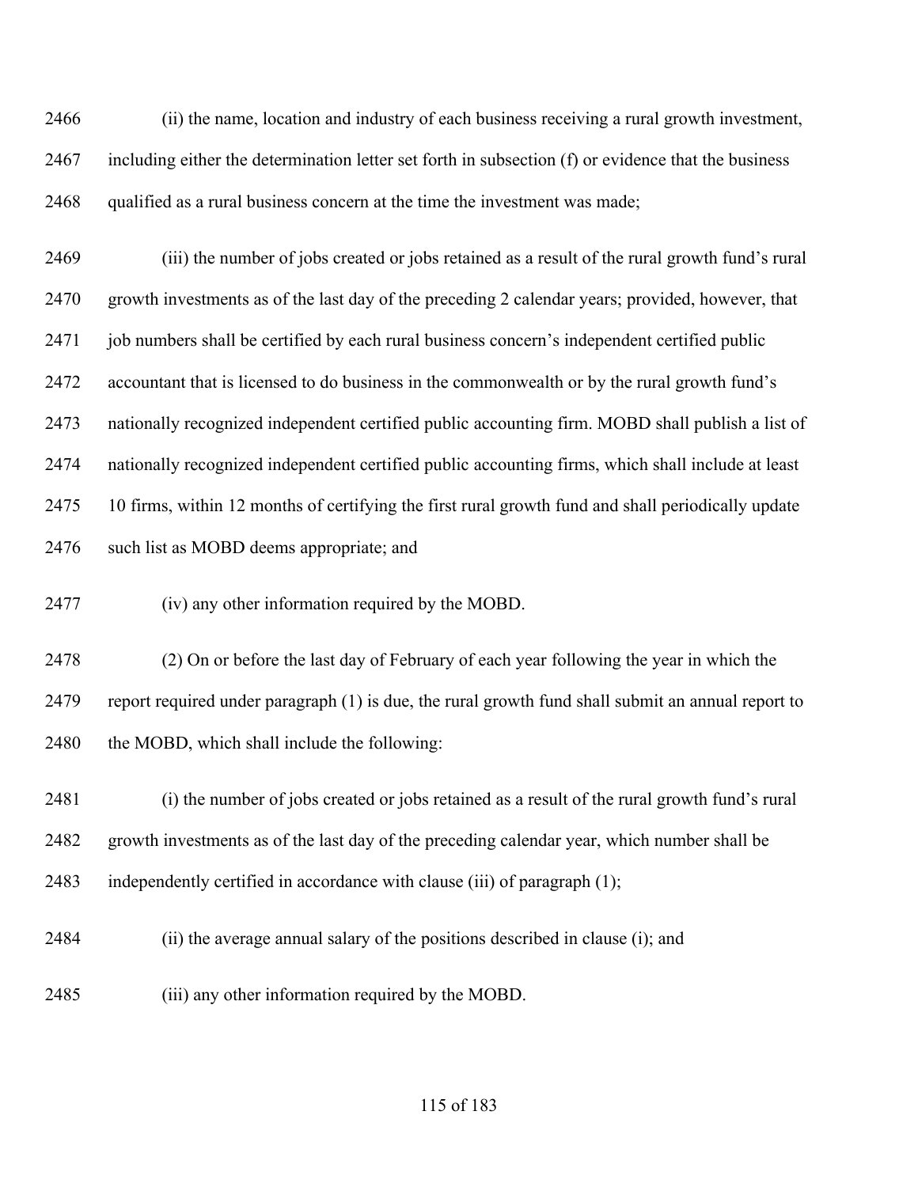(ii) the name, location and industry of each business receiving a rural growth investment, including either the determination letter set forth in subsection (f) or evidence that the business qualified as a rural business concern at the time the investment was made;

(iii) the number of jobs created or jobs retained as a result of the rural growth fund's rural growth investments as of the last day of the preceding 2 calendar years; provided, however, that job numbers shall be certified by each rural business concern's independent certified public accountant that is licensed to do business in the commonwealth or by the rural growth fund's nationally recognized independent certified public accounting firm. MOBD shall publish a list of nationally recognized independent certified public accounting firms, which shall include at least 10 firms, within 12 months of certifying the first rural growth fund and shall periodically update such list as MOBD deems appropriate; and

(iv) any other information required by the MOBD.

(2) On or before the last day of February of each year following the year in which the report required under paragraph (1) is due, the rural growth fund shall submit an annual report to the MOBD, which shall include the following:

(i) the number of jobs created or jobs retained as a result of the rural growth fund's rural growth investments as of the last day of the preceding calendar year, which number shall be independently certified in accordance with clause (iii) of paragraph (1);

(ii) the average annual salary of the positions described in clause (i); and

(iii) any other information required by the MOBD.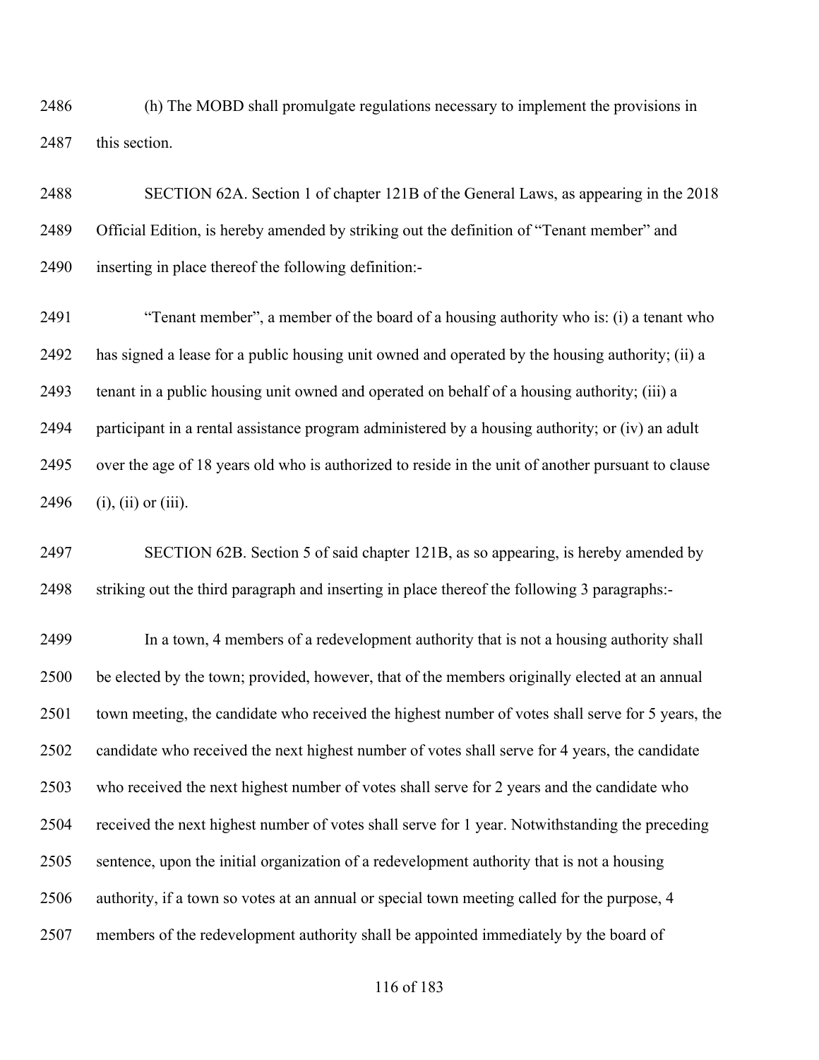(h) The MOBD shall promulgate regulations necessary to implement the provisions in this section.

SECTION 62A. Section 1 of chapter 121B of the General Laws, as appearing in the 2018 Official Edition, is hereby amended by striking out the definition of "Tenant member" and inserting in place thereof the following definition:-

"Tenant member", a member of the board of a housing authority who is: (i) a tenant who has signed a lease for a public housing unit owned and operated by the housing authority; (ii) a tenant in a public housing unit owned and operated on behalf of a housing authority; (iii) a participant in a rental assistance program administered by a housing authority; or (iv) an adult over the age of 18 years old who is authorized to reside in the unit of another pursuant to clause (i), (ii) or (iii).

SECTION 62B. Section 5 of said chapter 121B, as so appearing, is hereby amended by striking out the third paragraph and inserting in place thereof the following 3 paragraphs:-

In a town, 4 members of a redevelopment authority that is not a housing authority shall be elected by the town; provided, however, that of the members originally elected at an annual town meeting, the candidate who received the highest number of votes shall serve for 5 years, the candidate who received the next highest number of votes shall serve for 4 years, the candidate who received the next highest number of votes shall serve for 2 years and the candidate who received the next highest number of votes shall serve for 1 year. Notwithstanding the preceding sentence, upon the initial organization of a redevelopment authority that is not a housing authority, if a town so votes at an annual or special town meeting called for the purpose, 4 members of the redevelopment authority shall be appointed immediately by the board of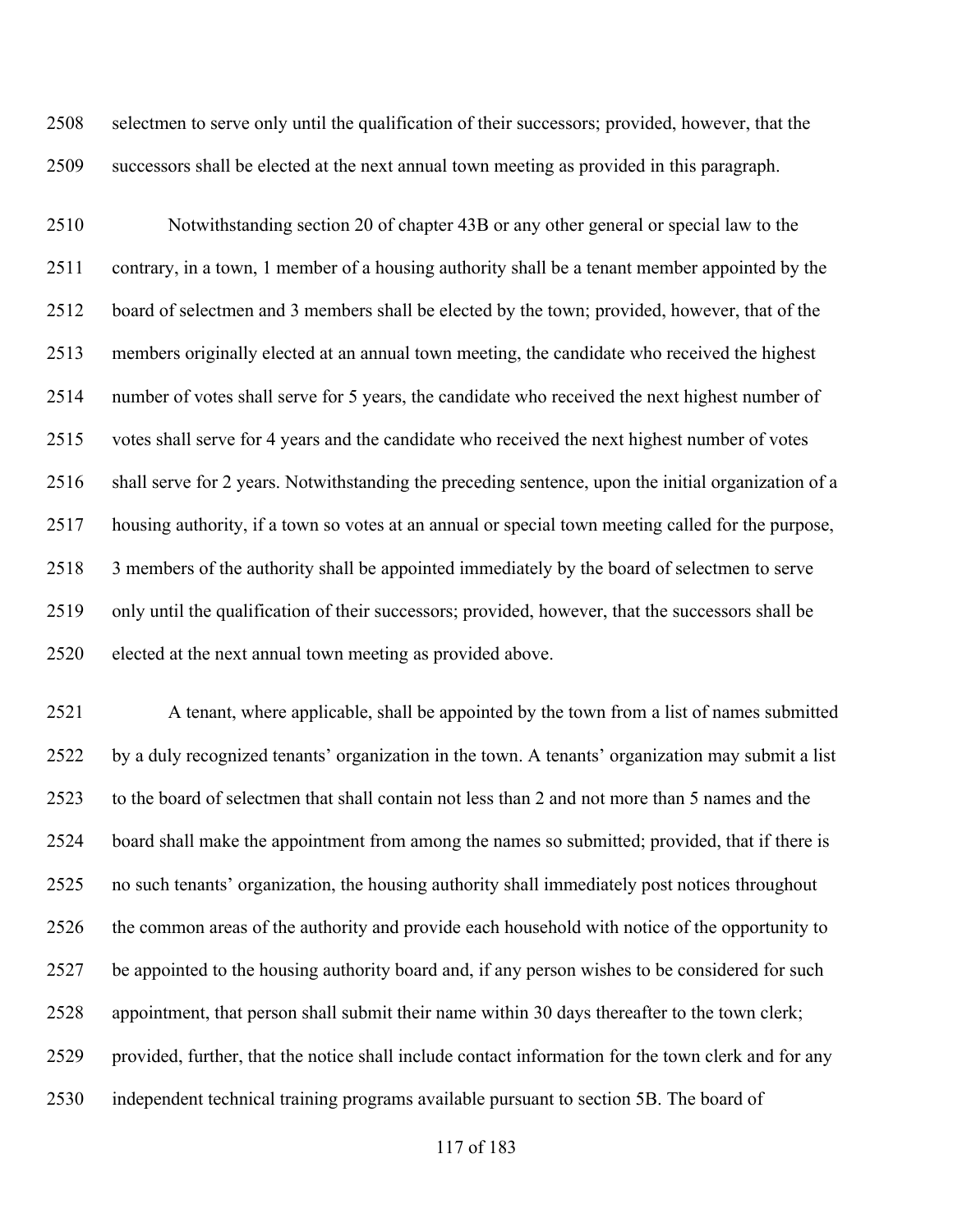selectmen to serve only until the qualification of their successors; provided, however, that the successors shall be elected at the next annual town meeting as provided in this paragraph.

Notwithstanding section 20 of chapter 43B or any other general or special law to the contrary, in a town, 1 member of a housing authority shall be a tenant member appointed by the board of selectmen and 3 members shall be elected by the town; provided, however, that of the members originally elected at an annual town meeting, the candidate who received the highest number of votes shall serve for 5 years, the candidate who received the next highest number of votes shall serve for 4 years and the candidate who received the next highest number of votes shall serve for 2 years. Notwithstanding the preceding sentence, upon the initial organization of a housing authority, if a town so votes at an annual or special town meeting called for the purpose, 3 members of the authority shall be appointed immediately by the board of selectmen to serve only until the qualification of their successors; provided, however, that the successors shall be elected at the next annual town meeting as provided above.

A tenant, where applicable, shall be appointed by the town from a list of names submitted by a duly recognized tenants' organization in the town. A tenants' organization may submit a list to the board of selectmen that shall contain not less than 2 and not more than 5 names and the board shall make the appointment from among the names so submitted; provided, that if there is no such tenants' organization, the housing authority shall immediately post notices throughout the common areas of the authority and provide each household with notice of the opportunity to be appointed to the housing authority board and, if any person wishes to be considered for such appointment, that person shall submit their name within 30 days thereafter to the town clerk; provided, further, that the notice shall include contact information for the town clerk and for any independent technical training programs available pursuant to section 5B. The board of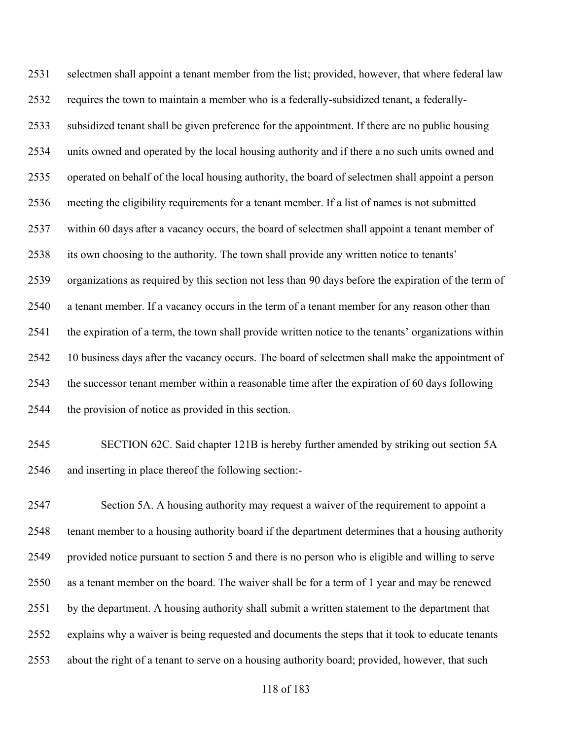selectmen shall appoint a tenant member from the list; provided, however, that where federal law requires the town to maintain a member who is a federally-subsidized tenant, a federally-subsidized tenant shall be given preference for the appointment. If there are no public housing units owned and operated by the local housing authority and if there a no such units owned and operated on behalf of the local housing authority, the board of selectmen shall appoint a person meeting the eligibility requirements for a tenant member. If a list of names is not submitted within 60 days after a vacancy occurs, the board of selectmen shall appoint a tenant member of its own choosing to the authority. The town shall provide any written notice to tenants' organizations as required by this section not less than 90 days before the expiration of the term of a tenant member. If a vacancy occurs in the term of a tenant member for any reason other than the expiration of a term, the town shall provide written notice to the tenants' organizations within 10 business days after the vacancy occurs. The board of selectmen shall make the appointment of the successor tenant member within a reasonable time after the expiration of 60 days following the provision of notice as provided in this section.

SECTION 62C. Said chapter 121B is hereby further amended by striking out section 5A and inserting in place thereof the following section:-

Section 5A. A housing authority may request a waiver of the requirement to appoint a tenant member to a housing authority board if the department determines that a housing authority provided notice pursuant to section 5 and there is no person who is eligible and willing to serve as a tenant member on the board. The waiver shall be for a term of 1 year and may be renewed by the department. A housing authority shall submit a written statement to the department that explains why a waiver is being requested and documents the steps that it took to educate tenants about the right of a tenant to serve on a housing authority board; provided, however, that such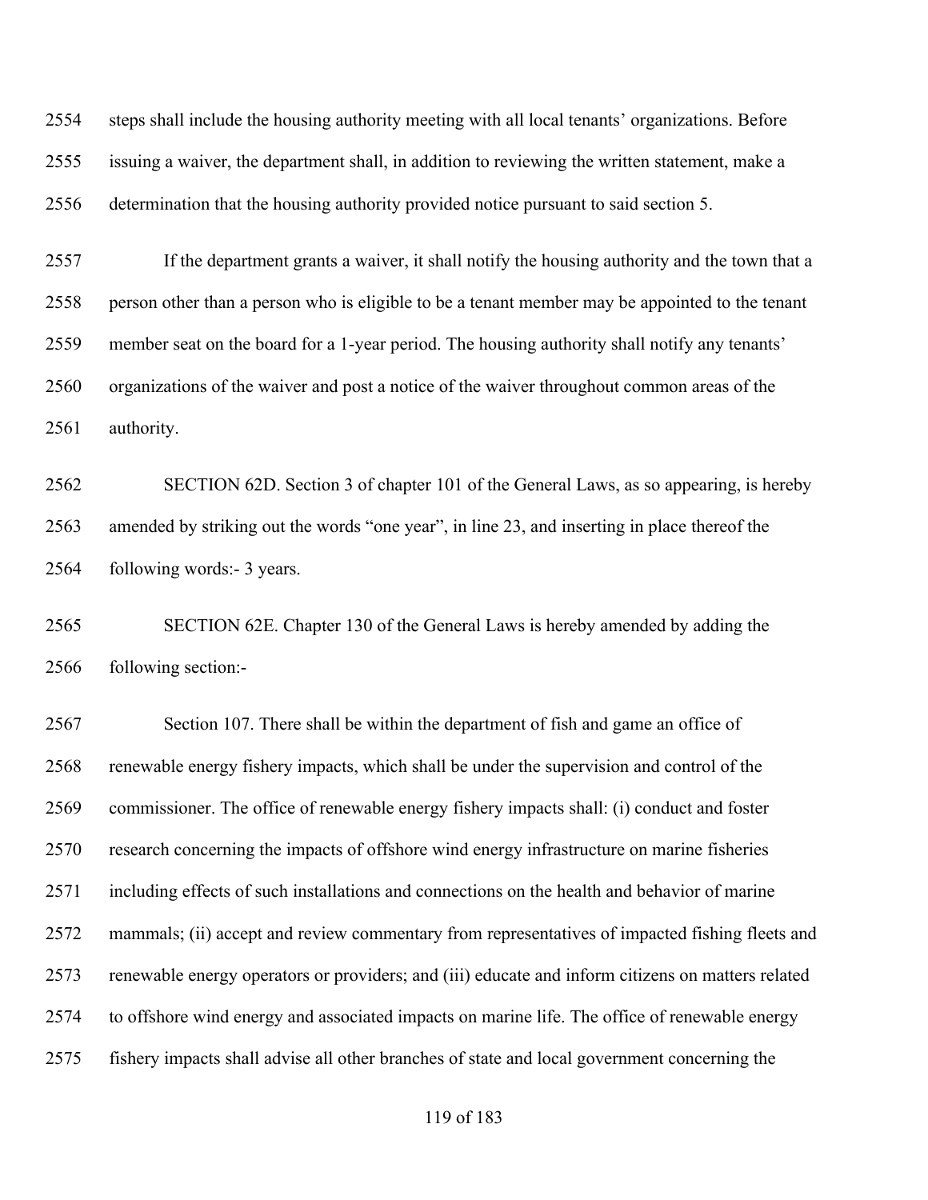steps shall include the housing authority meeting with all local tenants' organizations. Before issuing a waiver, the department shall, in addition to reviewing the written statement, make a determination that the housing authority provided notice pursuant to said section 5.

If the department grants a waiver, it shall notify the housing authority and the town that a person other than a person who is eligible to be a tenant member may be appointed to the tenant member seat on the board for a 1-year period. The housing authority shall notify any tenants' organizations of the waiver and post a notice of the waiver throughout common areas of the authority.

SECTION 62D. Section 3 of chapter 101 of the General Laws, as so appearing, is hereby amended by striking out the words "one year", in line 23, and inserting in place thereof the following words:- 3 years.

SECTION 62E. Chapter 130 of the General Laws is hereby amended by adding the following section:-

Section 107. There shall be within the department of fish and game an office of renewable energy fishery impacts, which shall be under the supervision and control of the commissioner. The office of renewable energy fishery impacts shall: (i) conduct and foster research concerning the impacts of offshore wind energy infrastructure on marine fisheries including effects of such installations and connections on the health and behavior of marine mammals; (ii) accept and review commentary from representatives of impacted fishing fleets and renewable energy operators or providers; and (iii) educate and inform citizens on matters related to offshore wind energy and associated impacts on marine life. The office of renewable energy fishery impacts shall advise all other branches of state and local government concerning the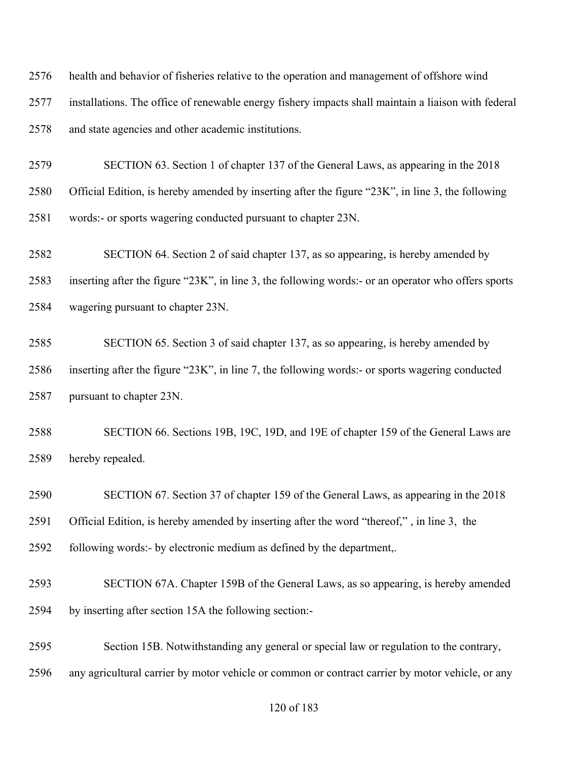health and behavior of fisheries relative to the operation and management of offshore wind installations. The office of renewable energy fishery impacts shall maintain a liaison with federal and state agencies and other academic institutions.

SECTION 63. Section 1 of chapter 137 of the General Laws, as appearing in the 2018 Official Edition, is hereby amended by inserting after the figure "23K", in line 3, the following words:- or sports wagering conducted pursuant to chapter 23N.

SECTION 64. Section 2 of said chapter 137, as so appearing, is hereby amended by inserting after the figure "23K", in line 3, the following words:- or an operator who offers sports wagering pursuant to chapter 23N.

SECTION 65. Section 3 of said chapter 137, as so appearing, is hereby amended by inserting after the figure "23K", in line 7, the following words:- or sports wagering conducted pursuant to chapter 23N.

SECTION 66. Sections 19B, 19C, 19D, and 19E of chapter 159 of the General Laws are hereby repealed.

SECTION 67. Section 37 of chapter 159 of the General Laws, as appearing in the 2018 Official Edition, is hereby amended by inserting after the word "thereof," , in line 3, the following words:- by electronic medium as defined by the department,.

SECTION 67A. Chapter 159B of the General Laws, as so appearing, is hereby amended by inserting after section 15A the following section:-

Section 15B. Notwithstanding any general or special law or regulation to the contrary, any agricultural carrier by motor vehicle or common or contract carrier by motor vehicle, or any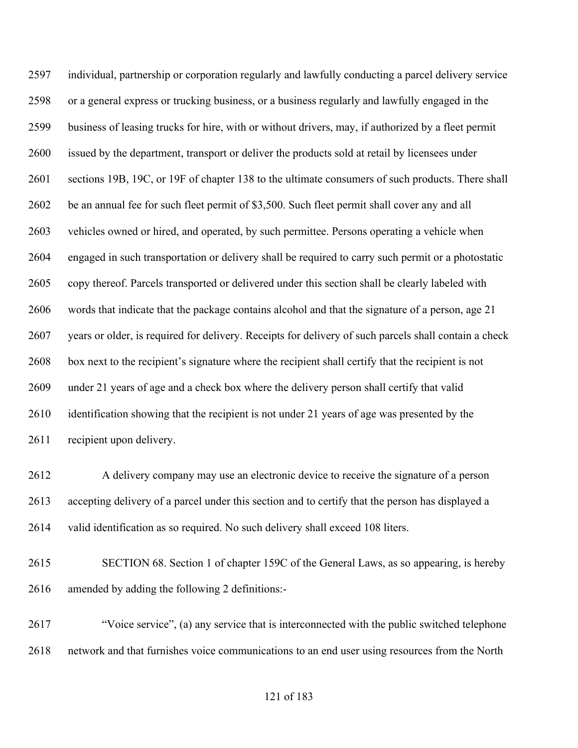individual, partnership or corporation regularly and lawfully conducting a parcel delivery service or a general express or trucking business, or a business regularly and lawfully engaged in the business of leasing trucks for hire, with or without drivers, may, if authorized by a fleet permit issued by the department, transport or deliver the products sold at retail by licensees under sections 19B, 19C, or 19F of chapter 138 to the ultimate consumers of such products. There shall be an annual fee for such fleet permit of $3,500. Such fleet permit shall cover any and all vehicles owned or hired, and operated, by such permittee. Persons operating a vehicle when engaged in such transportation or delivery shall be required to carry such permit or a photostatic copy thereof. Parcels transported or delivered under this section shall be clearly labeled with words that indicate that the package contains alcohol and that the signature of a person, age 21 years or older, is required for delivery. Receipts for delivery of such parcels shall contain a check box next to the recipient's signature where the recipient shall certify that the recipient is not under 21 years of age and a check box where the delivery person shall certify that valid identification showing that the recipient is not under 21 years of age was presented by the recipient upon delivery.

A delivery company may use an electronic device to receive the signature of a person accepting delivery of a parcel under this section and to certify that the person has displayed a valid identification as so required. No such delivery shall exceed 108 liters.

SECTION 68. Section 1 of chapter 159C of the General Laws, as so appearing, is hereby amended by adding the following 2 definitions:-

"Voice service", (a) any service that is interconnected with the public switched telephone network and that furnishes voice communications to an end user using resources from the North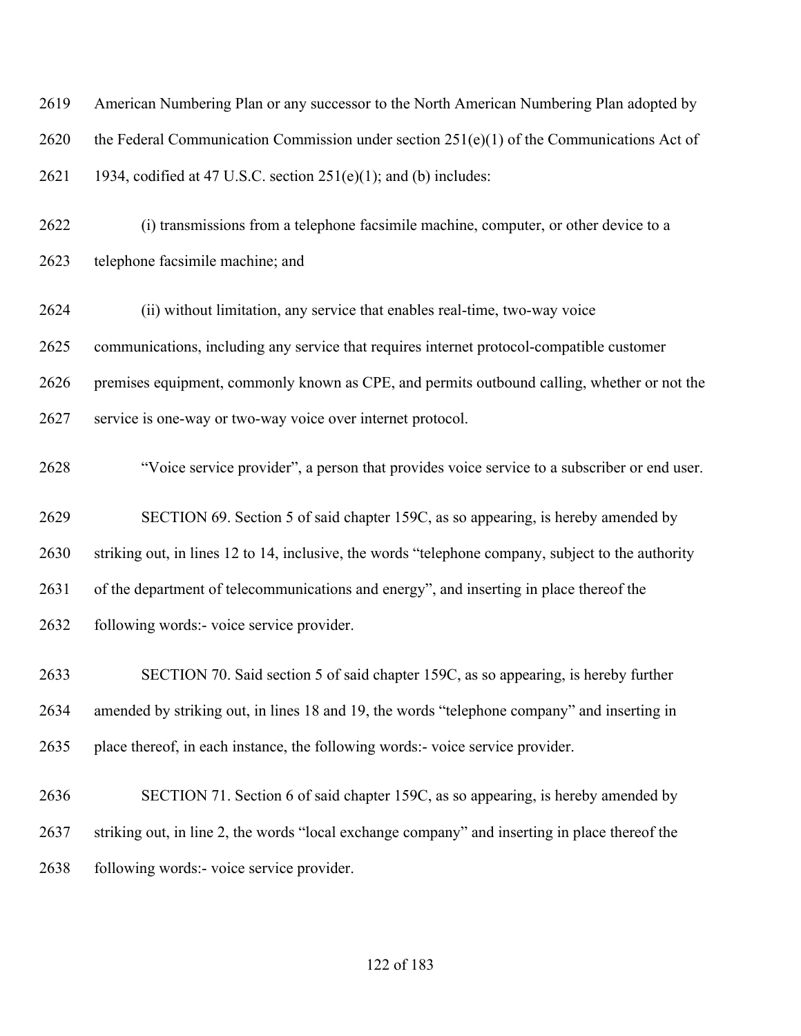American Numbering Plan or any successor to the North American Numbering Plan adopted by the Federal Communication Commission under section 251(e)(1) of the Communications Act of 1934, codified at 47 U.S.C. section 251(e)(1); and (b) includes:

(i) transmissions from a telephone facsimile machine, computer, or other device to a telephone facsimile machine; and

(ii) without limitation, any service that enables real-time, two-way voice communications, including any service that requires internet protocol-compatible customer premises equipment, commonly known as CPE, and permits outbound calling, whether or not the service is one-way or two-way voice over internet protocol.

"Voice service provider", a person that provides voice service to a subscriber or end user.

SECTION 69. Section 5 of said chapter 159C, as so appearing, is hereby amended by striking out, in lines 12 to 14, inclusive, the words "telephone company, subject to the authority of the department of telecommunications and energy", and inserting in place thereof the following words:- voice service provider.

SECTION 70. Said section 5 of said chapter 159C, as so appearing, is hereby further amended by striking out, in lines 18 and 19, the words "telephone company" and inserting in place thereof, in each instance, the following words:- voice service provider.

SECTION 71. Section 6 of said chapter 159C, as so appearing, is hereby amended by striking out, in line 2, the words "local exchange company" and inserting in place thereof the following words:- voice service provider.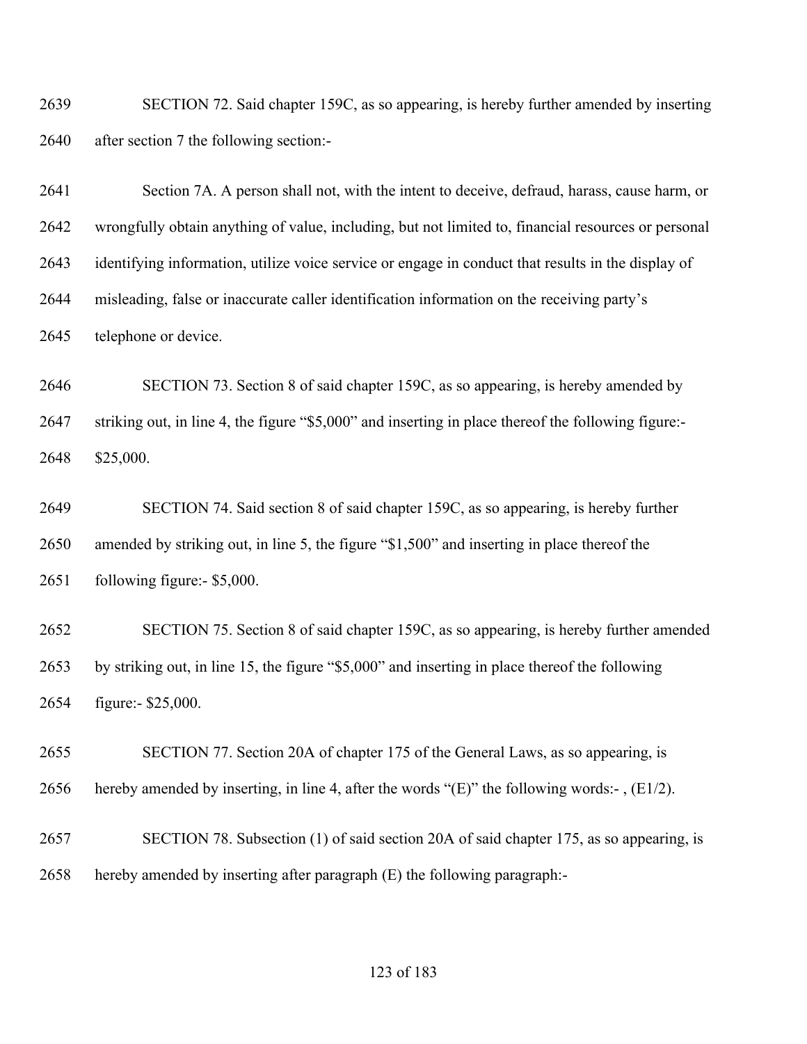SECTION 72. Said chapter 159C, as so appearing, is hereby further amended by inserting after section 7 the following section:-

Section 7A. A person shall not, with the intent to deceive, defraud, harass, cause harm, or wrongfully obtain anything of value, including, but not limited to, financial resources or personal identifying information, utilize voice service or engage in conduct that results in the display of misleading, false or inaccurate caller identification information on the receiving party's telephone or device.

SECTION 73. Section 8 of said chapter 159C, as so appearing, is hereby amended by striking out, in line 4, the figure "$5,000" and inserting in place thereof the following figure:- $25,000.

SECTION 74. Said section 8 of said chapter 159C, as so appearing, is hereby further amended by striking out, in line 5, the figure "$1,500" and inserting in place thereof the following figure:- $5,000.

SECTION 75. Section 8 of said chapter 159C, as so appearing, is hereby further amended by striking out, in line 15, the figure "$5,000" and inserting in place thereof the following figure:- $25,000.

SECTION 77. Section 20A of chapter 175 of the General Laws, as so appearing, is hereby amended by inserting, in line 4, after the words "(E)" the following words:- , (E1/2).

SECTION 78. Subsection (1) of said section 20A of said chapter 175, as so appearing, is hereby amended by inserting after paragraph (E) the following paragraph:-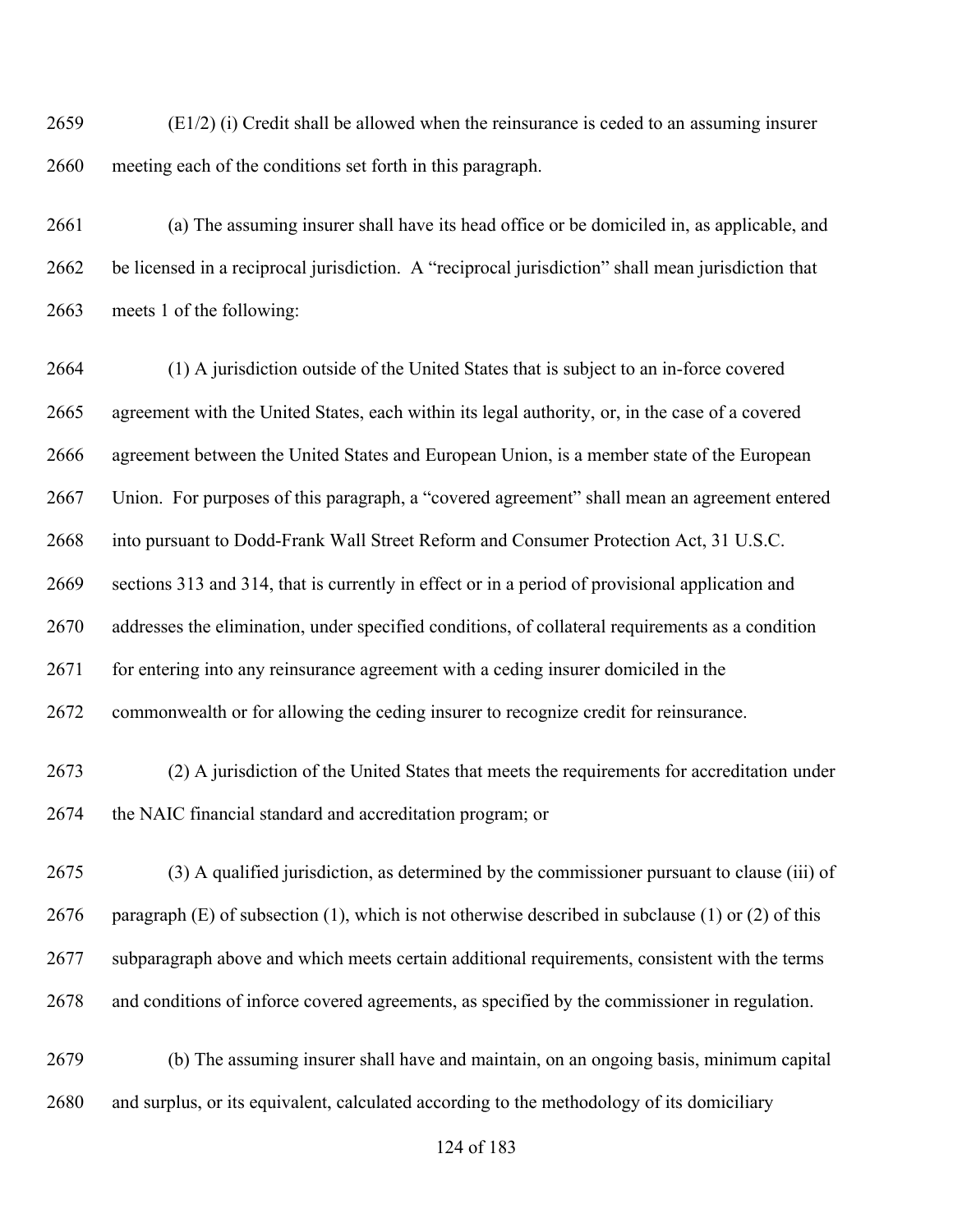(E1/2) (i) Credit shall be allowed when the reinsurance is ceded to an assuming insurer meeting each of the conditions set forth in this paragraph.

(a) The assuming insurer shall have its head office or be domiciled in, as applicable, and be licensed in a reciprocal jurisdiction. A "reciprocal jurisdiction" shall mean jurisdiction that meets 1 of the following:

(1) A jurisdiction outside of the United States that is subject to an in-force covered agreement with the United States, each within its legal authority, or, in the case of a covered agreement between the United States and European Union, is a member state of the European Union. For purposes of this paragraph, a "covered agreement" shall mean an agreement entered into pursuant to Dodd-Frank Wall Street Reform and Consumer Protection Act, 31 U.S.C. sections 313 and 314, that is currently in effect or in a period of provisional application and addresses the elimination, under specified conditions, of collateral requirements as a condition for entering into any reinsurance agreement with a ceding insurer domiciled in the commonwealth or for allowing the ceding insurer to recognize credit for reinsurance.

(2) A jurisdiction of the United States that meets the requirements for accreditation under the NAIC financial standard and accreditation program; or

(3) A qualified jurisdiction, as determined by the commissioner pursuant to clause (iii) of paragraph (E) of subsection (1), which is not otherwise described in subclause (1) or (2) of this subparagraph above and which meets certain additional requirements, consistent with the terms and conditions of inforce covered agreements, as specified by the commissioner in regulation.

(b) The assuming insurer shall have and maintain, on an ongoing basis, minimum capital and surplus, or its equivalent, calculated according to the methodology of its domiciliary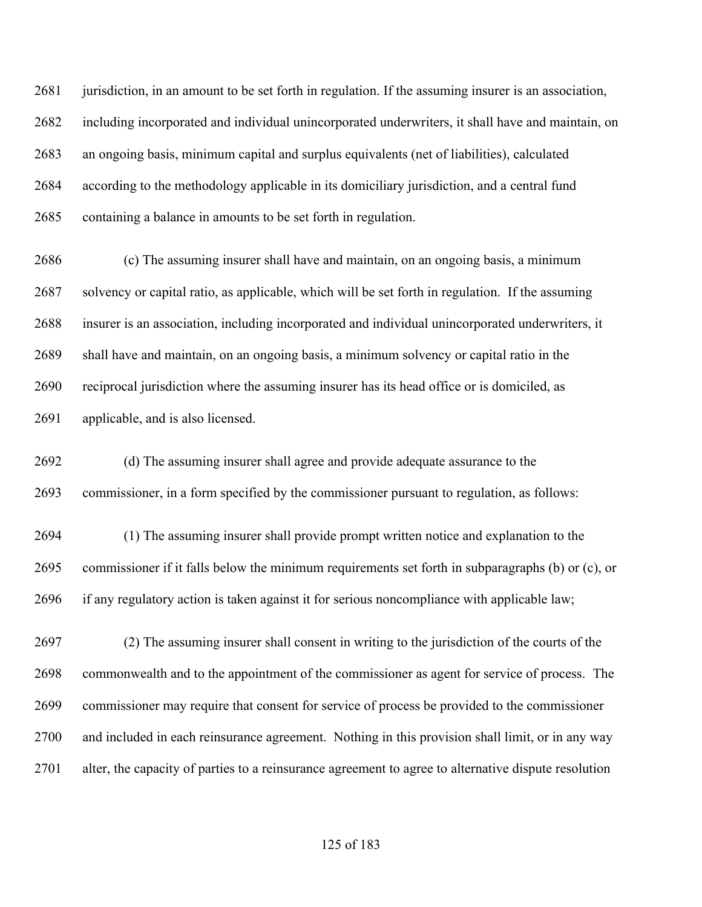jurisdiction, in an amount to be set forth in regulation. If the assuming insurer is an association, including incorporated and individual unincorporated underwriters, it shall have and maintain, on an ongoing basis, minimum capital and surplus equivalents (net of liabilities), calculated according to the methodology applicable in its domiciliary jurisdiction, and a central fund containing a balance in amounts to be set forth in regulation.

(c) The assuming insurer shall have and maintain, on an ongoing basis, a minimum solvency or capital ratio, as applicable, which will be set forth in regulation. If the assuming insurer is an association, including incorporated and individual unincorporated underwriters, it shall have and maintain, on an ongoing basis, a minimum solvency or capital ratio in the reciprocal jurisdiction where the assuming insurer has its head office or is domiciled, as applicable, and is also licensed.

(d) The assuming insurer shall agree and provide adequate assurance to the commissioner, in a form specified by the commissioner pursuant to regulation, as follows:

(1) The assuming insurer shall provide prompt written notice and explanation to the commissioner if it falls below the minimum requirements set forth in subparagraphs (b) or (c), or if any regulatory action is taken against it for serious noncompliance with applicable law;

(2) The assuming insurer shall consent in writing to the jurisdiction of the courts of the commonwealth and to the appointment of the commissioner as agent for service of process. The commissioner may require that consent for service of process be provided to the commissioner and included in each reinsurance agreement. Nothing in this provision shall limit, or in any way alter, the capacity of parties to a reinsurance agreement to agree to alternative dispute resolution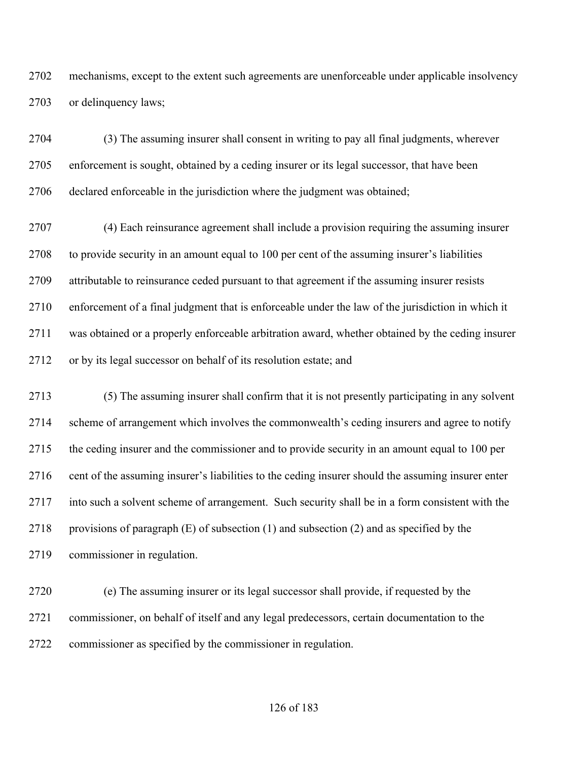mechanisms, except to the extent such agreements are unenforceable under applicable insolvency or delinquency laws;

(3) The assuming insurer shall consent in writing to pay all final judgments, wherever enforcement is sought, obtained by a ceding insurer or its legal successor, that have been declared enforceable in the jurisdiction where the judgment was obtained;

(4) Each reinsurance agreement shall include a provision requiring the assuming insurer to provide security in an amount equal to 100 per cent of the assuming insurer's liabilities attributable to reinsurance ceded pursuant to that agreement if the assuming insurer resists enforcement of a final judgment that is enforceable under the law of the jurisdiction in which it was obtained or a properly enforceable arbitration award, whether obtained by the ceding insurer or by its legal successor on behalf of its resolution estate; and

(5) The assuming insurer shall confirm that it is not presently participating in any solvent scheme of arrangement which involves the commonwealth's ceding insurers and agree to notify the ceding insurer and the commissioner and to provide security in an amount equal to 100 per cent of the assuming insurer's liabilities to the ceding insurer should the assuming insurer enter into such a solvent scheme of arrangement. Such security shall be in a form consistent with the provisions of paragraph (E) of subsection (1) and subsection (2) and as specified by the commissioner in regulation.

(e) The assuming insurer or its legal successor shall provide, if requested by the commissioner, on behalf of itself and any legal predecessors, certain documentation to the commissioner as specified by the commissioner in regulation.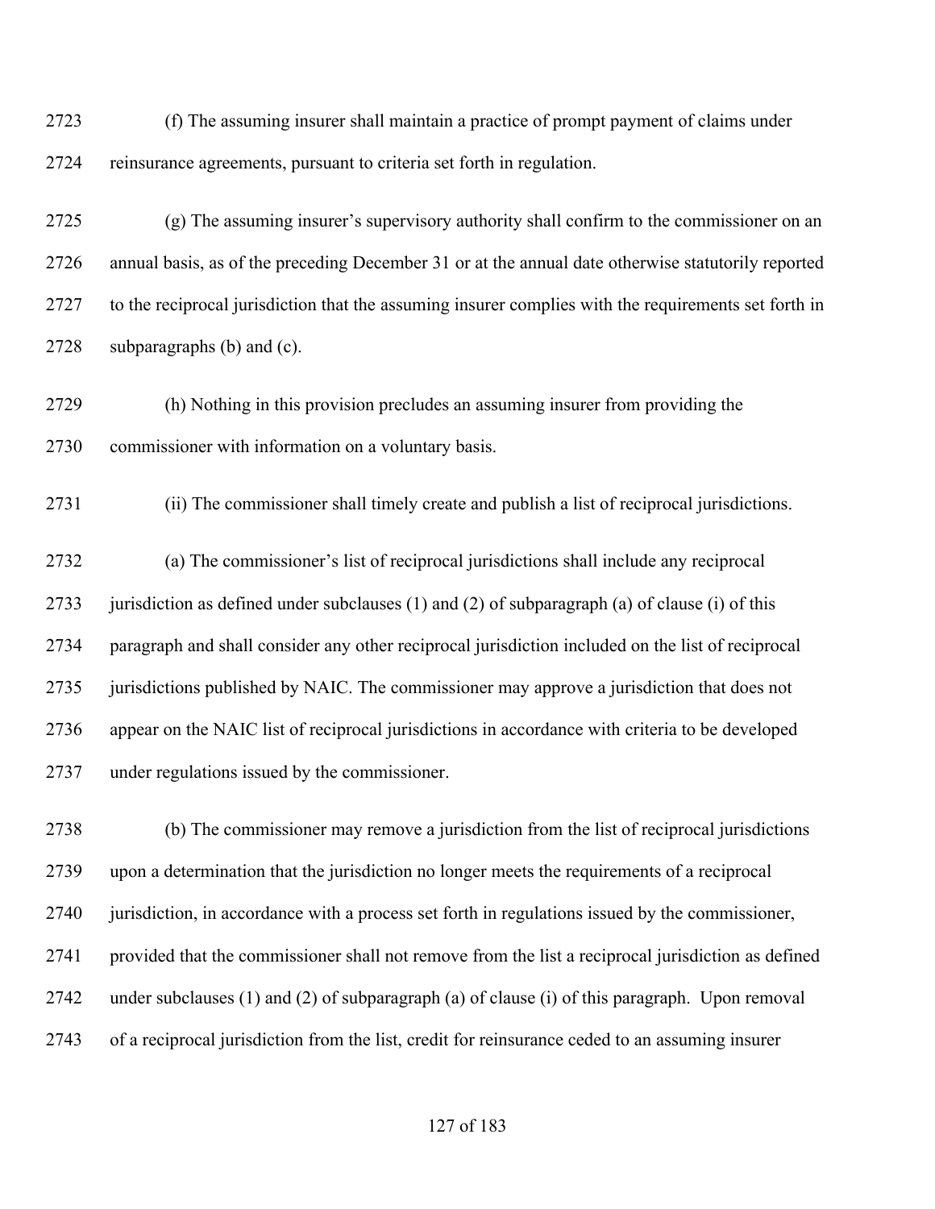2723 (f) The assuming insurer shall maintain a practice of prompt payment of claims under
2724 reinsurance agreements, pursuant to criteria set forth in regulation.

2725 (g) The assuming insurer's supervisory authority shall confirm to the commissioner on an
2726 annual basis, as of the preceding December 31 or at the annual date otherwise statutorily reported
2727 to the reciprocal jurisdiction that the assuming insurer complies with the requirements set forth in
2728 subparagraphs (b) and (c).

2729 (h) Nothing in this provision precludes an assuming insurer from providing the
2730 commissioner with information on a voluntary basis.

2731 (ii) The commissioner shall timely create and publish a list of reciprocal jurisdictions.

2732 (a) The commissioner's list of reciprocal jurisdictions shall include any reciprocal
2733 jurisdiction as defined under subclauses (1) and (2) of subparagraph (a) of clause (i) of this
2734 paragraph and shall consider any other reciprocal jurisdiction included on the list of reciprocal
2735 jurisdictions published by NAIC. The commissioner may approve a jurisdiction that does not
2736 appear on the NAIC list of reciprocal jurisdictions in accordance with criteria to be developed
2737 under regulations issued by the commissioner.

2738 (b) The commissioner may remove a jurisdiction from the list of reciprocal jurisdictions
2739 upon a determination that the jurisdiction no longer meets the requirements of a reciprocal
2740 jurisdiction, in accordance with a process set forth in regulations issued by the commissioner,
2741 provided that the commissioner shall not remove from the list a reciprocal jurisdiction as defined
2742 under subclauses (1) and (2) of subparagraph (a) of clause (i) of this paragraph. Upon removal
2743 of a reciprocal jurisdiction from the list, credit for reinsurance ceded to an assuming insurer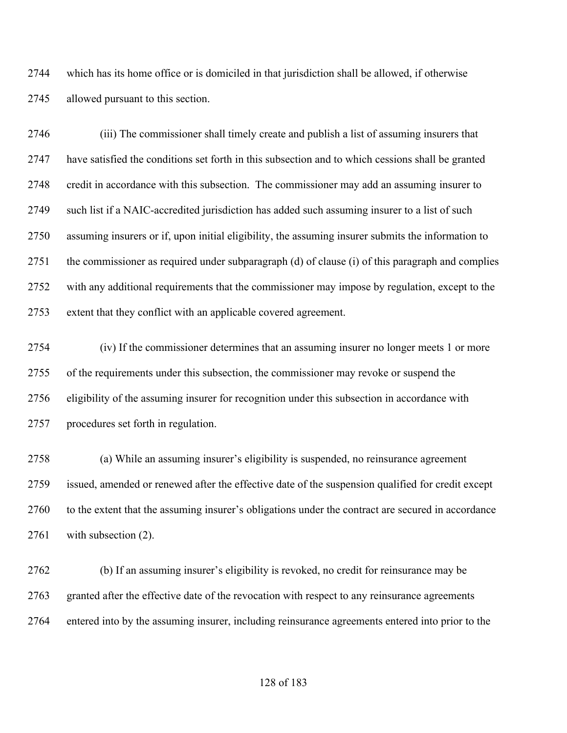which has its home office or is domiciled in that jurisdiction shall be allowed, if otherwise allowed pursuant to this section.

(iii) The commissioner shall timely create and publish a list of assuming insurers that have satisfied the conditions set forth in this subsection and to which cessions shall be granted credit in accordance with this subsection. The commissioner may add an assuming insurer to such list if a NAIC-accredited jurisdiction has added such assuming insurer to a list of such assuming insurers or if, upon initial eligibility, the assuming insurer submits the information to the commissioner as required under subparagraph (d) of clause (i) of this paragraph and complies with any additional requirements that the commissioner may impose by regulation, except to the extent that they conflict with an applicable covered agreement.

(iv) If the commissioner determines that an assuming insurer no longer meets 1 or more of the requirements under this subsection, the commissioner may revoke or suspend the eligibility of the assuming insurer for recognition under this subsection in accordance with procedures set forth in regulation.

(a) While an assuming insurer's eligibility is suspended, no reinsurance agreement issued, amended or renewed after the effective date of the suspension qualified for credit except to the extent that the assuming insurer's obligations under the contract are secured in accordance with subsection (2).

(b) If an assuming insurer's eligibility is revoked, no credit for reinsurance may be granted after the effective date of the revocation with respect to any reinsurance agreements entered into by the assuming insurer, including reinsurance agreements entered into prior to the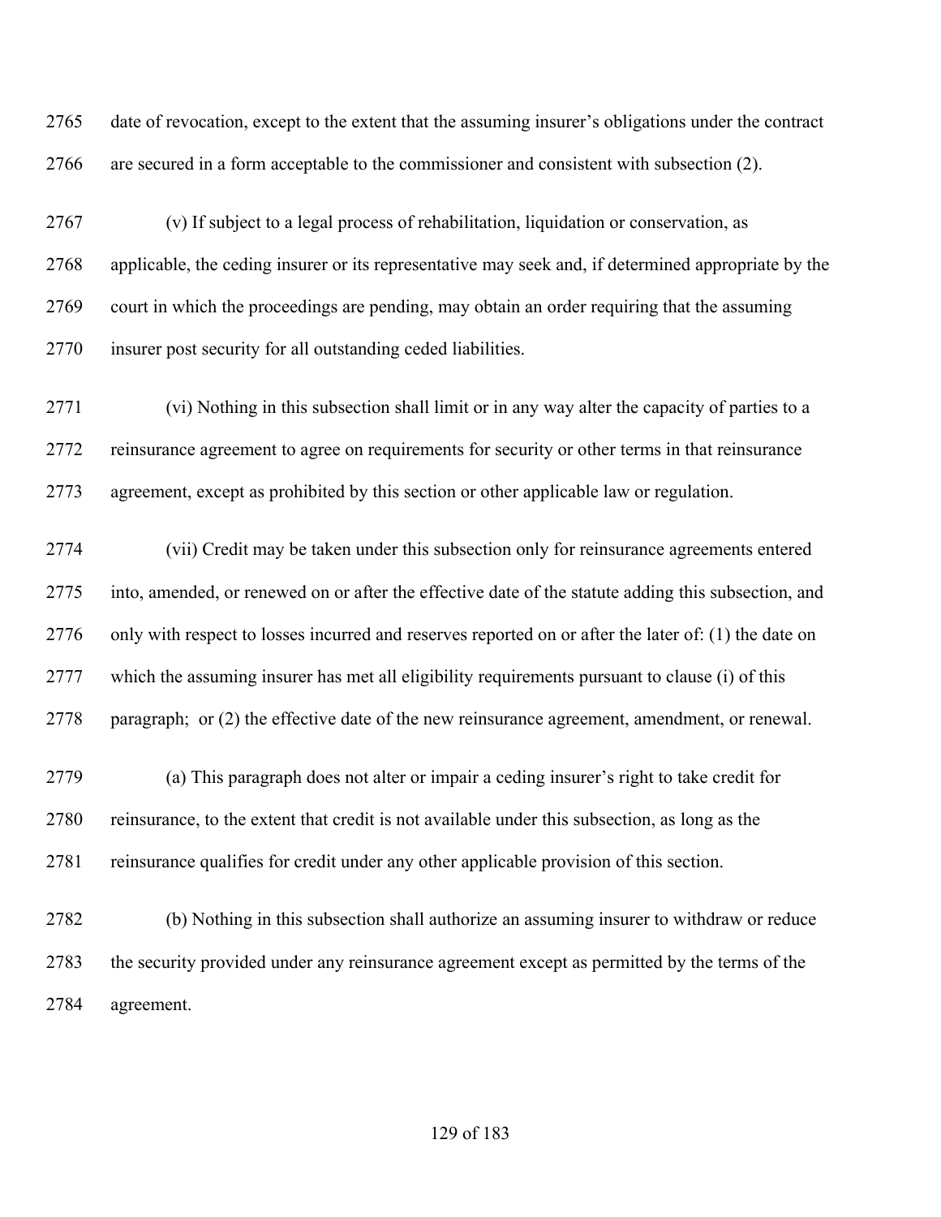date of revocation, except to the extent that the assuming insurer's obligations under the contract are secured in a form acceptable to the commissioner and consistent with subsection (2).

(v) If subject to a legal process of rehabilitation, liquidation or conservation, as applicable, the ceding insurer or its representative may seek and, if determined appropriate by the court in which the proceedings are pending, may obtain an order requiring that the assuming insurer post security for all outstanding ceded liabilities.

(vi) Nothing in this subsection shall limit or in any way alter the capacity of parties to a reinsurance agreement to agree on requirements for security or other terms in that reinsurance agreement, except as prohibited by this section or other applicable law or regulation.

(vii) Credit may be taken under this subsection only for reinsurance agreements entered into, amended, or renewed on or after the effective date of the statute adding this subsection, and only with respect to losses incurred and reserves reported on or after the later of: (1) the date on which the assuming insurer has met all eligibility requirements pursuant to clause (i) of this paragraph; or (2) the effective date of the new reinsurance agreement, amendment, or renewal.

(a) This paragraph does not alter or impair a ceding insurer's right to take credit for reinsurance, to the extent that credit is not available under this subsection, as long as the reinsurance qualifies for credit under any other applicable provision of this section.

(b) Nothing in this subsection shall authorize an assuming insurer to withdraw or reduce the security provided under any reinsurance agreement except as permitted by the terms of the agreement.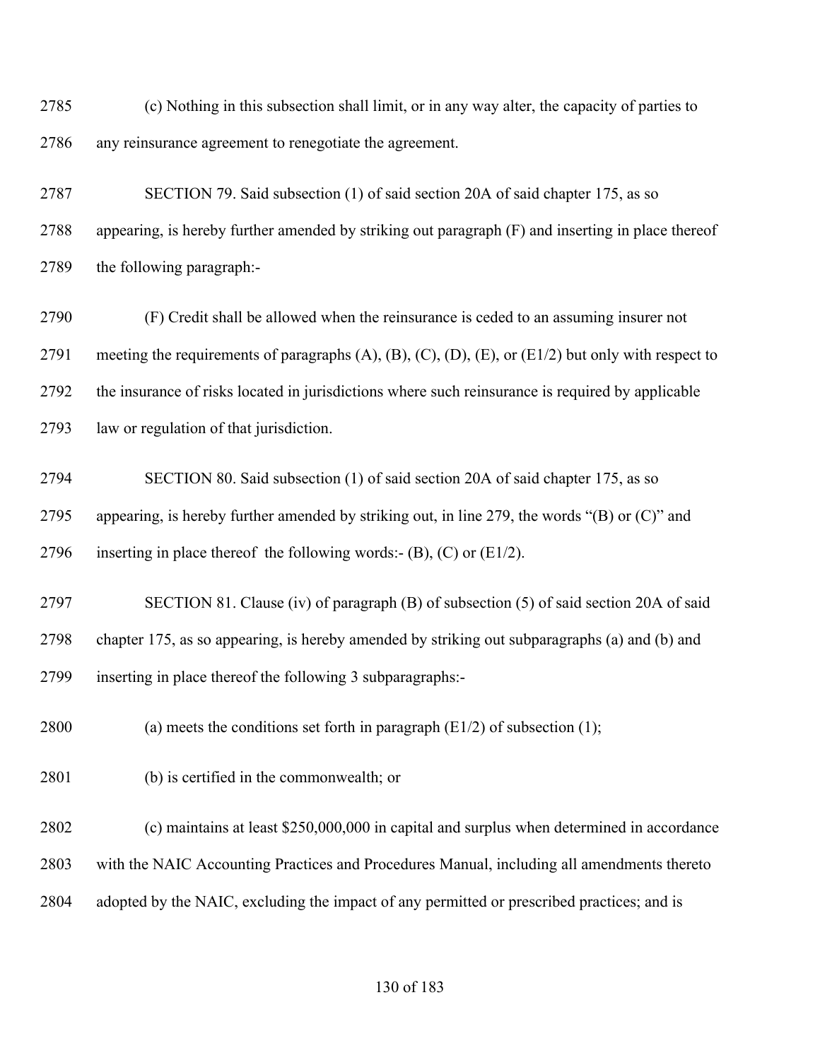(c) Nothing in this subsection shall limit, or in any way alter, the capacity of parties to any reinsurance agreement to renegotiate the agreement.

SECTION 79. Said subsection (1) of said section 20A of said chapter 175, as so appearing, is hereby further amended by striking out paragraph (F) and inserting in place thereof the following paragraph:-

(F) Credit shall be allowed when the reinsurance is ceded to an assuming insurer not meeting the requirements of paragraphs (A), (B), (C), (D), (E), or (E1/2) but only with respect to the insurance of risks located in jurisdictions where such reinsurance is required by applicable law or regulation of that jurisdiction.

SECTION 80. Said subsection (1) of said section 20A of said chapter 175, as so appearing, is hereby further amended by striking out, in line 279, the words "(B) or (C)" and inserting in place thereof the following words:- (B), (C) or (E1/2).

SECTION 81. Clause (iv) of paragraph (B) of subsection (5) of said section 20A of said chapter 175, as so appearing, is hereby amended by striking out subparagraphs (a) and (b) and inserting in place thereof the following 3 subparagraphs:-

(a) meets the conditions set forth in paragraph (E1/2) of subsection (1);

(b) is certified in the commonwealth; or

(c) maintains at least $250,000,000 in capital and surplus when determined in accordance with the NAIC Accounting Practices and Procedures Manual, including all amendments thereto adopted by the NAIC, excluding the impact of any permitted or prescribed practices; and is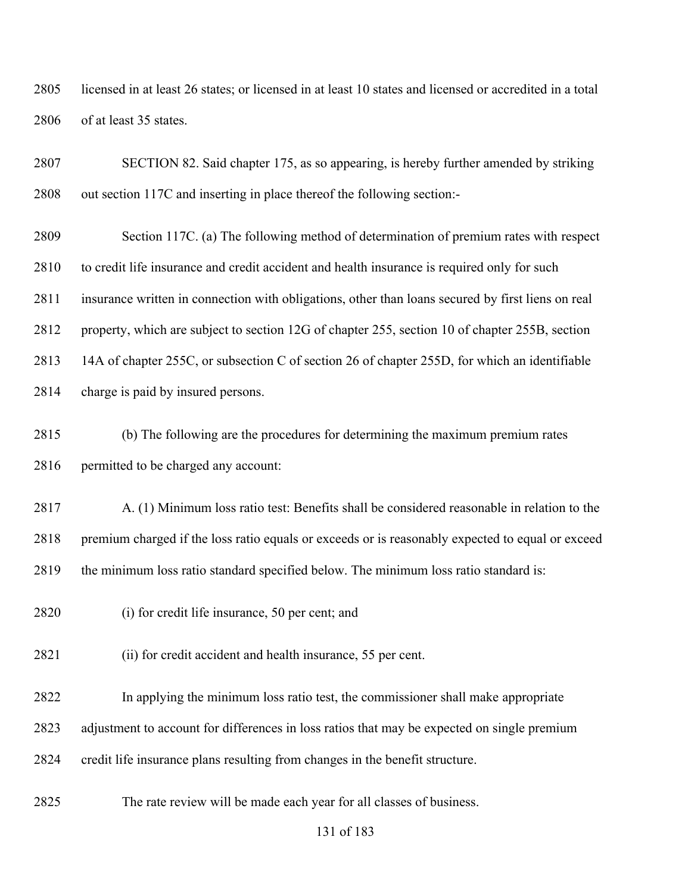licensed in at least 26 states; or licensed in at least 10 states and licensed or accredited in a total of at least 35 states.

SECTION 82. Said chapter 175, as so appearing, is hereby further amended by striking out section 117C and inserting in place thereof the following section:-

Section 117C. (a) The following method of determination of premium rates with respect to credit life insurance and credit accident and health insurance is required only for such insurance written in connection with obligations, other than loans secured by first liens on real property, which are subject to section 12G of chapter 255, section 10 of chapter 255B, section 14A of chapter 255C, or subsection C of section 26 of chapter 255D, for which an identifiable charge is paid by insured persons.

(b) The following are the procedures for determining the maximum premium rates permitted to be charged any account:

A. (1) Minimum loss ratio test: Benefits shall be considered reasonable in relation to the premium charged if the loss ratio equals or exceeds or is reasonably expected to equal or exceed the minimum loss ratio standard specified below. The minimum loss ratio standard is:

(i) for credit life insurance, 50 per cent; and

(ii) for credit accident and health insurance, 55 per cent.

In applying the minimum loss ratio test, the commissioner shall make appropriate adjustment to account for differences in loss ratios that may be expected on single premium credit life insurance plans resulting from changes in the benefit structure.

The rate review will be made each year for all classes of business.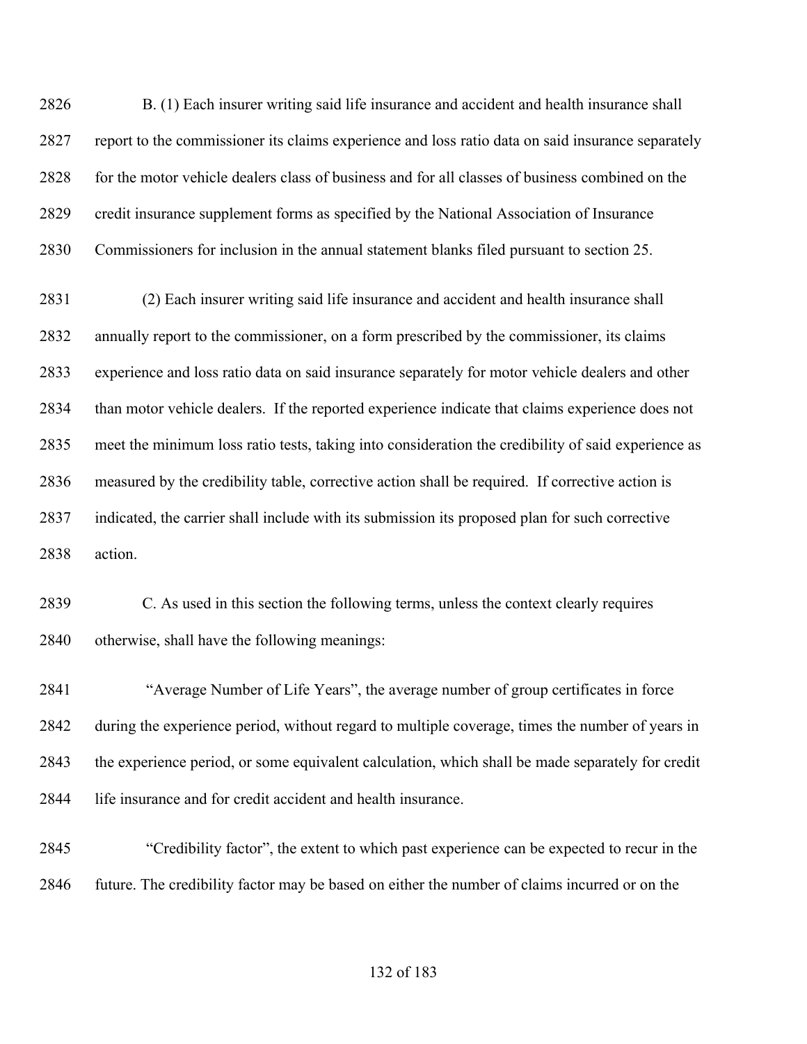B. (1) Each insurer writing said life insurance and accident and health insurance shall report to the commissioner its claims experience and loss ratio data on said insurance separately for the motor vehicle dealers class of business and for all classes of business combined on the credit insurance supplement forms as specified by the National Association of Insurance Commissioners for inclusion in the annual statement blanks filed pursuant to section 25.

(2) Each insurer writing said life insurance and accident and health insurance shall annually report to the commissioner, on a form prescribed by the commissioner, its claims experience and loss ratio data on said insurance separately for motor vehicle dealers and other than motor vehicle dealers. If the reported experience indicate that claims experience does not meet the minimum loss ratio tests, taking into consideration the credibility of said experience as measured by the credibility table, corrective action shall be required. If corrective action is indicated, the carrier shall include with its submission its proposed plan for such corrective action.

C. As used in this section the following terms, unless the context clearly requires otherwise, shall have the following meanings:

"Average Number of Life Years", the average number of group certificates in force during the experience period, without regard to multiple coverage, times the number of years in the experience period, or some equivalent calculation, which shall be made separately for credit life insurance and for credit accident and health insurance.

"Credibility factor", the extent to which past experience can be expected to recur in the future. The credibility factor may be based on either the number of claims incurred or on the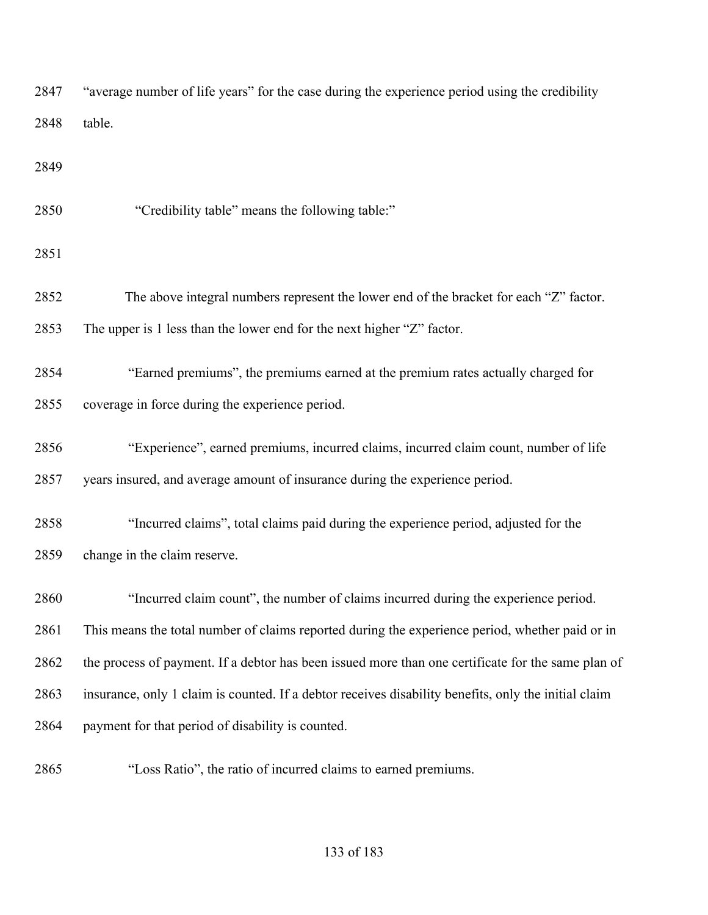"average number of life years" for the case during the experience period using the credibility table.

"Credibility table" means the following table:"

The above integral numbers represent the lower end of the bracket for each "Z" factor. The upper is 1 less than the lower end for the next higher "Z" factor.

"Earned premiums", the premiums earned at the premium rates actually charged for coverage in force during the experience period.

"Experience", earned premiums, incurred claims, incurred claim count, number of life years insured, and average amount of insurance during the experience period.

"Incurred claims", total claims paid during the experience period, adjusted for the change in the claim reserve.

"Incurred claim count", the number of claims incurred during the experience period. This means the total number of claims reported during the experience period, whether paid or in the process of payment. If a debtor has been issued more than one certificate for the same plan of insurance, only 1 claim is counted. If a debtor receives disability benefits, only the initial claim payment for that period of disability is counted.

"Loss Ratio", the ratio of incurred claims to earned premiums.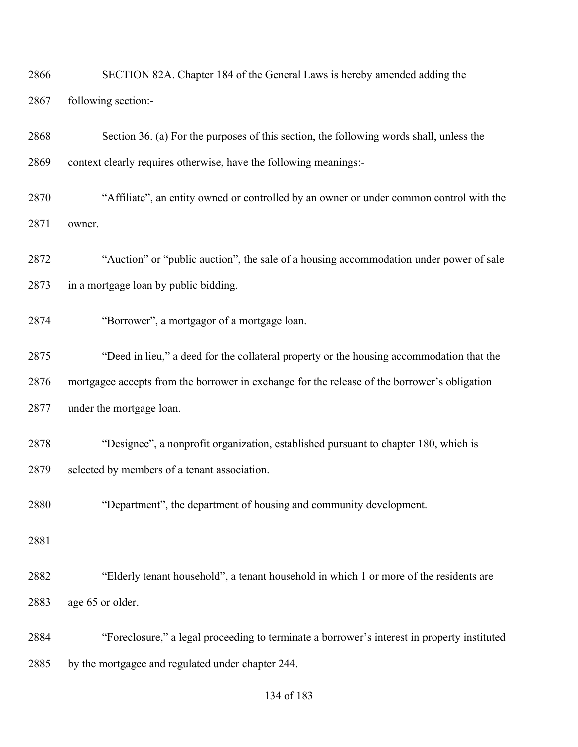SECTION 82A. Chapter 184 of the General Laws is hereby amended adding the following section:-

Section 36. (a) For the purposes of this section, the following words shall, unless the context clearly requires otherwise, have the following meanings:-

"Affiliate", an entity owned or controlled by an owner or under common control with the owner.

"Auction" or "public auction", the sale of a housing accommodation under power of sale in a mortgage loan by public bidding.

"Borrower", a mortgagor of a mortgage loan.

"Deed in lieu," a deed for the collateral property or the housing accommodation that the mortgagee accepts from the borrower in exchange for the release of the borrower's obligation under the mortgage loan.

"Designee", a nonprofit organization, established pursuant to chapter 180, which is selected by members of a tenant association.

"Department", the department of housing and community development.

"Elderly tenant household", a tenant household in which 1 or more of the residents are age 65 or older.

"Foreclosure," a legal proceeding to terminate a borrower's interest in property instituted by the mortgagee and regulated under chapter 244.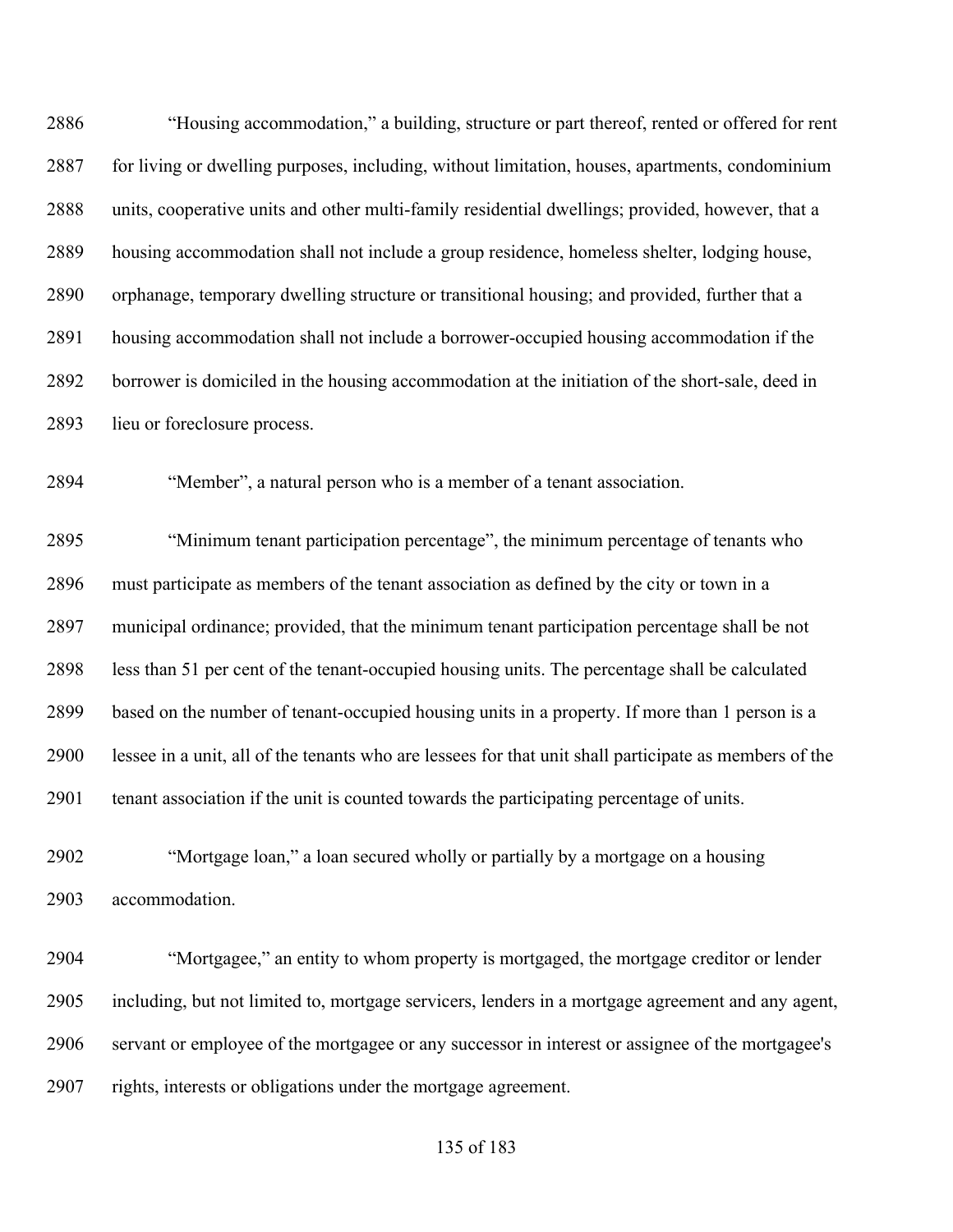"Housing accommodation," a building, structure or part thereof, rented or offered for rent for living or dwelling purposes, including, without limitation, houses, apartments, condominium units, cooperative units and other multi-family residential dwellings; provided, however, that a housing accommodation shall not include a group residence, homeless shelter, lodging house, orphanage, temporary dwelling structure or transitional housing; and provided, further that a housing accommodation shall not include a borrower-occupied housing accommodation if the borrower is domiciled in the housing accommodation at the initiation of the short-sale, deed in lieu or foreclosure process.

"Member", a natural person who is a member of a tenant association.

"Minimum tenant participation percentage", the minimum percentage of tenants who must participate as members of the tenant association as defined by the city or town in a municipal ordinance; provided, that the minimum tenant participation percentage shall be not less than 51 per cent of the tenant-occupied housing units. The percentage shall be calculated based on the number of tenant-occupied housing units in a property. If more than 1 person is a lessee in a unit, all of the tenants who are lessees for that unit shall participate as members of the tenant association if the unit is counted towards the participating percentage of units.

"Mortgage loan," a loan secured wholly or partially by a mortgage on a housing accommodation.

"Mortgagee," an entity to whom property is mortgaged, the mortgage creditor or lender including, but not limited to, mortgage servicers, lenders in a mortgage agreement and any agent, servant or employee of the mortgagee or any successor in interest or assignee of the mortgagee's rights, interests or obligations under the mortgage agreement.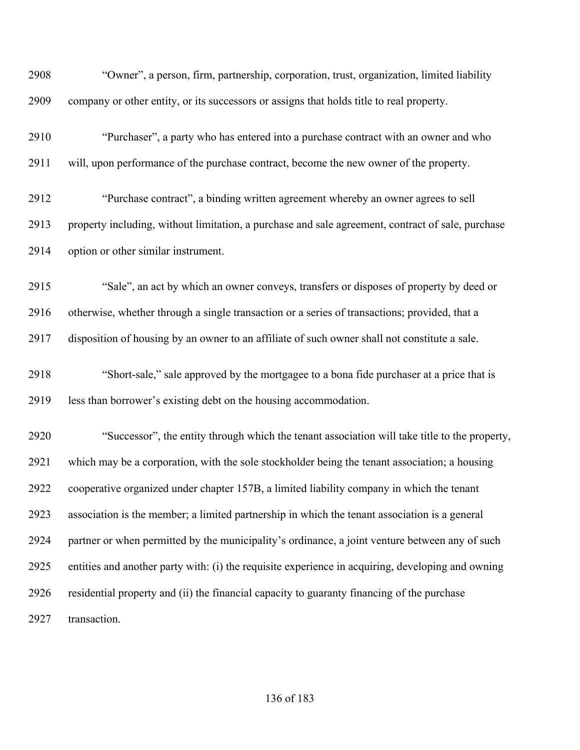"Owner", a person, firm, partnership, corporation, trust, organization, limited liability company or other entity, or its successors or assigns that holds title to real property.

"Purchaser", a party who has entered into a purchase contract with an owner and who will, upon performance of the purchase contract, become the new owner of the property.

"Purchase contract", a binding written agreement whereby an owner agrees to sell property including, without limitation, a purchase and sale agreement, contract of sale, purchase option or other similar instrument.

"Sale", an act by which an owner conveys, transfers or disposes of property by deed or otherwise, whether through a single transaction or a series of transactions; provided, that a disposition of housing by an owner to an affiliate of such owner shall not constitute a sale.

"Short-sale," sale approved by the mortgagee to a bona fide purchaser at a price that is less than borrower's existing debt on the housing accommodation.

"Successor", the entity through which the tenant association will take title to the property, which may be a corporation, with the sole stockholder being the tenant association; a housing cooperative organized under chapter 157B, a limited liability company in which the tenant association is the member; a limited partnership in which the tenant association is a general partner or when permitted by the municipality's ordinance, a joint venture between any of such entities and another party with: (i) the requisite experience in acquiring, developing and owning residential property and (ii) the financial capacity to guaranty financing of the purchase transaction.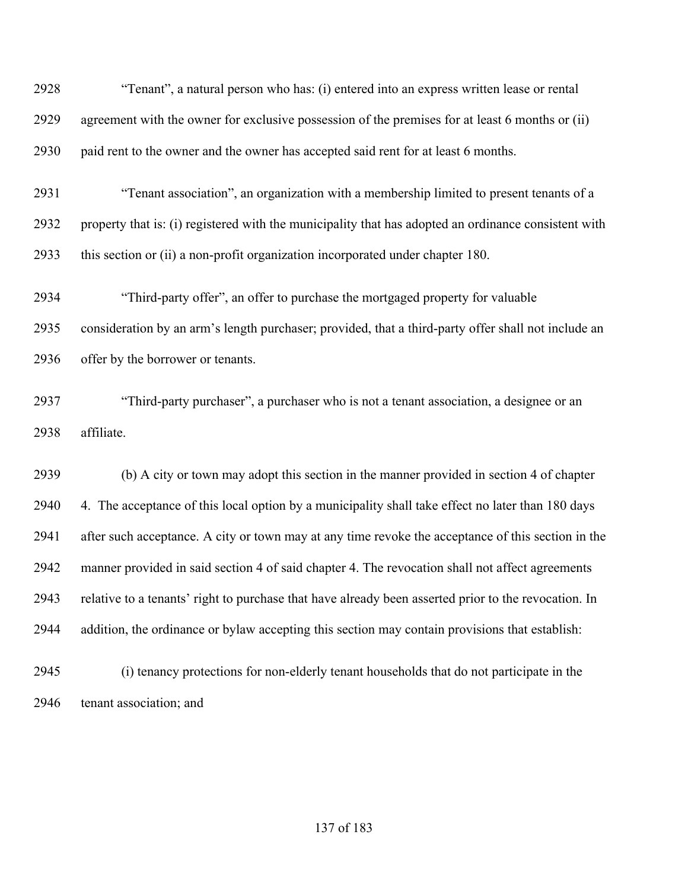"Tenant", a natural person who has: (i) entered into an express written lease or rental agreement with the owner for exclusive possession of the premises for at least 6 months or (ii) paid rent to the owner and the owner has accepted said rent for at least 6 months.

"Tenant association", an organization with a membership limited to present tenants of a property that is: (i) registered with the municipality that has adopted an ordinance consistent with this section or (ii) a non-profit organization incorporated under chapter 180.

"Third-party offer", an offer to purchase the mortgaged property for valuable consideration by an arm's length purchaser; provided, that a third-party offer shall not include an offer by the borrower or tenants.

"Third-party purchaser", a purchaser who is not a tenant association, a designee or an affiliate.

(b) A city or town may adopt this section in the manner provided in section 4 of chapter 4. The acceptance of this local option by a municipality shall take effect no later than 180 days after such acceptance. A city or town may at any time revoke the acceptance of this section in the manner provided in said section 4 of said chapter 4. The revocation shall not affect agreements relative to a tenants' right to purchase that have already been asserted prior to the revocation. In addition, the ordinance or bylaw accepting this section may contain provisions that establish:

(i) tenancy protections for non-elderly tenant households that do not participate in the tenant association; and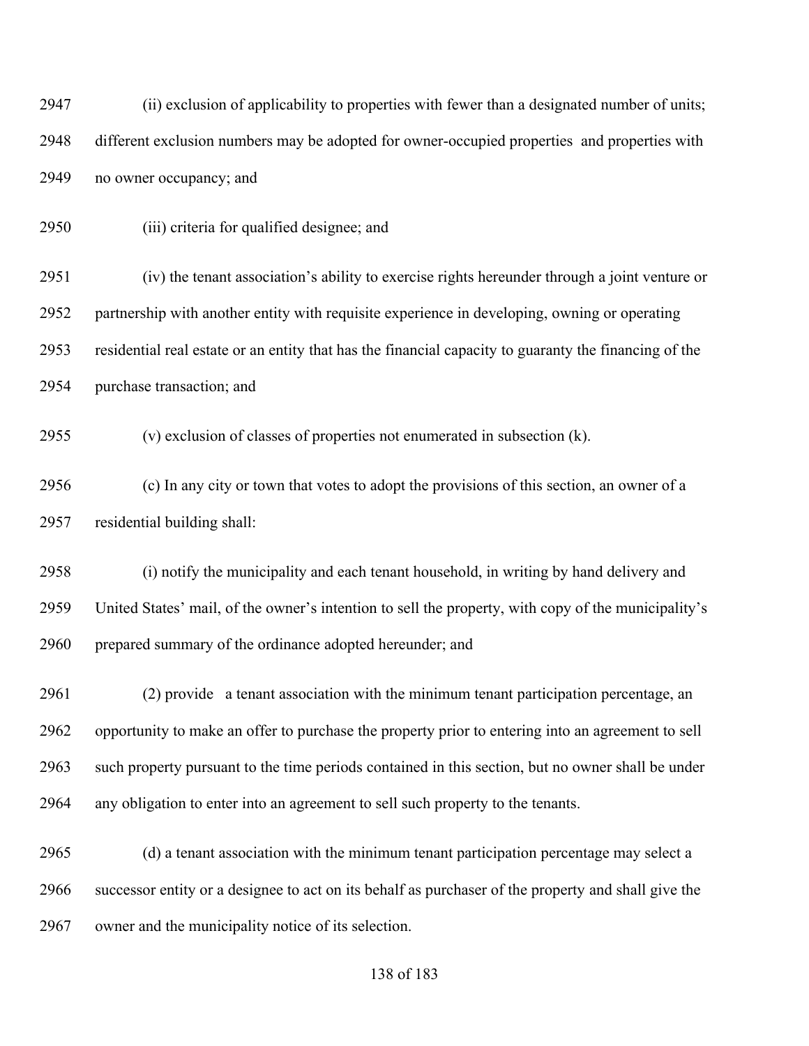2947 (ii) exclusion of applicability to properties with fewer than a designated number of units; 2948 different exclusion numbers may be adopted for owner-occupied properties and properties with 2949 no owner occupancy; and

2950 (iii) criteria for qualified designee; and

2951 (iv) the tenant association's ability to exercise rights hereunder through a joint venture or 2952 partnership with another entity with requisite experience in developing, owning or operating 2953 residential real estate or an entity that has the financial capacity to guaranty the financing of the 2954 purchase transaction; and

2955 (v) exclusion of classes of properties not enumerated in subsection (k).

2956 (c) In any city or town that votes to adopt the provisions of this section, an owner of a 2957 residential building shall:

2958 (i) notify the municipality and each tenant household, in writing by hand delivery and 2959 United States' mail, of the owner's intention to sell the property, with copy of the municipality's 2960 prepared summary of the ordinance adopted hereunder; and

2961 (2) provide a tenant association with the minimum tenant participation percentage, an 2962 opportunity to make an offer to purchase the property prior to entering into an agreement to sell 2963 such property pursuant to the time periods contained in this section, but no owner shall be under 2964 any obligation to enter into an agreement to sell such property to the tenants.

2965 (d) a tenant association with the minimum tenant participation percentage may select a 2966 successor entity or a designee to act on its behalf as purchaser of the property and shall give the 2967 owner and the municipality notice of its selection.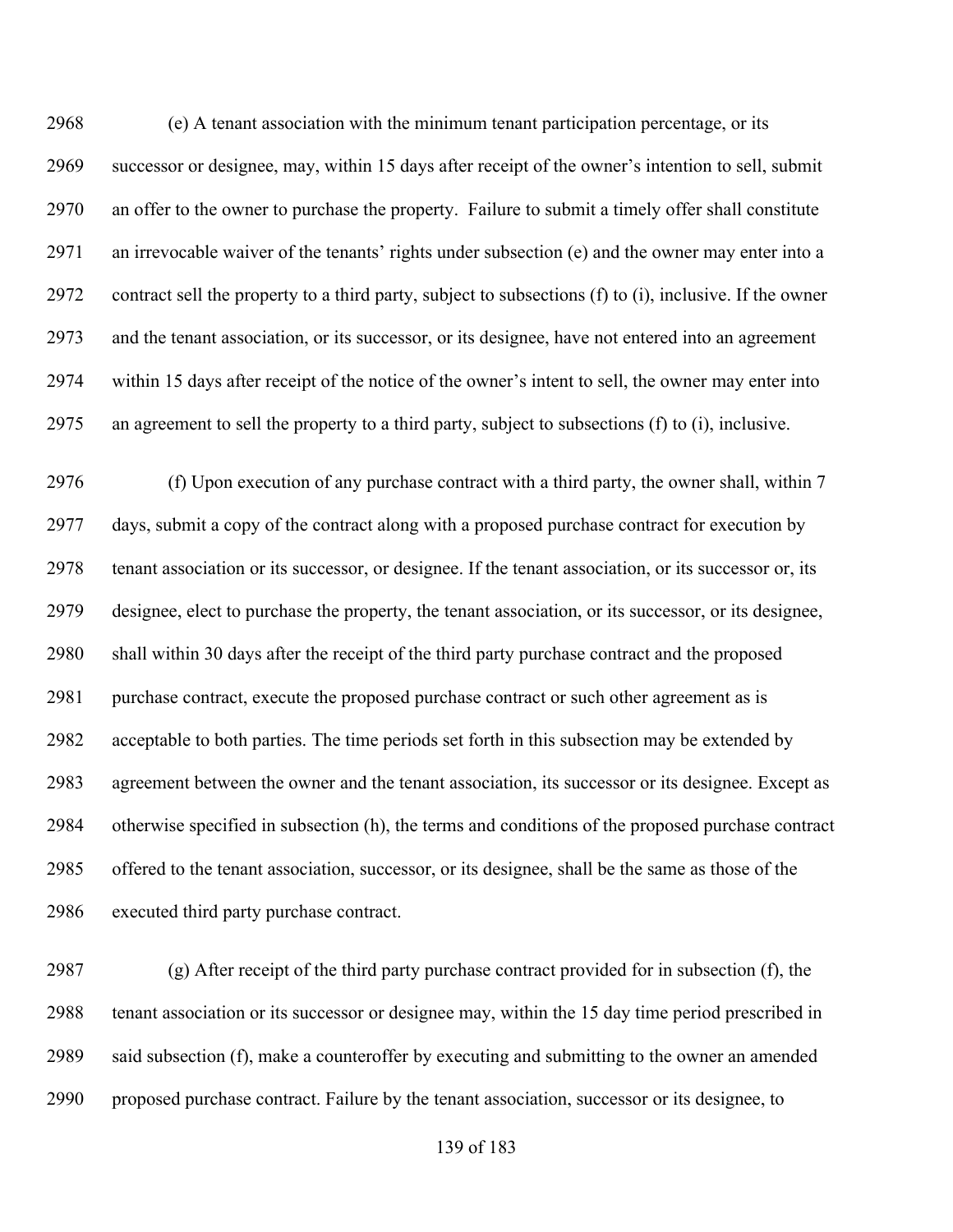(e) A tenant association with the minimum tenant participation percentage, or its successor or designee, may, within 15 days after receipt of the owner's intention to sell, submit an offer to the owner to purchase the property. Failure to submit a timely offer shall constitute an irrevocable waiver of the tenants' rights under subsection (e) and the owner may enter into a contract sell the property to a third party, subject to subsections (f) to (i), inclusive. If the owner and the tenant association, or its successor, or its designee, have not entered into an agreement within 15 days after receipt of the notice of the owner's intent to sell, the owner may enter into an agreement to sell the property to a third party, subject to subsections (f) to (i), inclusive.

(f) Upon execution of any purchase contract with a third party, the owner shall, within 7 days, submit a copy of the contract along with a proposed purchase contract for execution by tenant association or its successor, or designee. If the tenant association, or its successor or, its designee, elect to purchase the property, the tenant association, or its successor, or its designee, shall within 30 days after the receipt of the third party purchase contract and the proposed purchase contract, execute the proposed purchase contract or such other agreement as is acceptable to both parties. The time periods set forth in this subsection may be extended by agreement between the owner and the tenant association, its successor or its designee. Except as otherwise specified in subsection (h), the terms and conditions of the proposed purchase contract offered to the tenant association, successor, or its designee, shall be the same as those of the executed third party purchase contract.

(g) After receipt of the third party purchase contract provided for in subsection (f), the tenant association or its successor or designee may, within the 15 day time period prescribed in said subsection (f), make a counteroffer by executing and submitting to the owner an amended proposed purchase contract. Failure by the tenant association, successor or its designee, to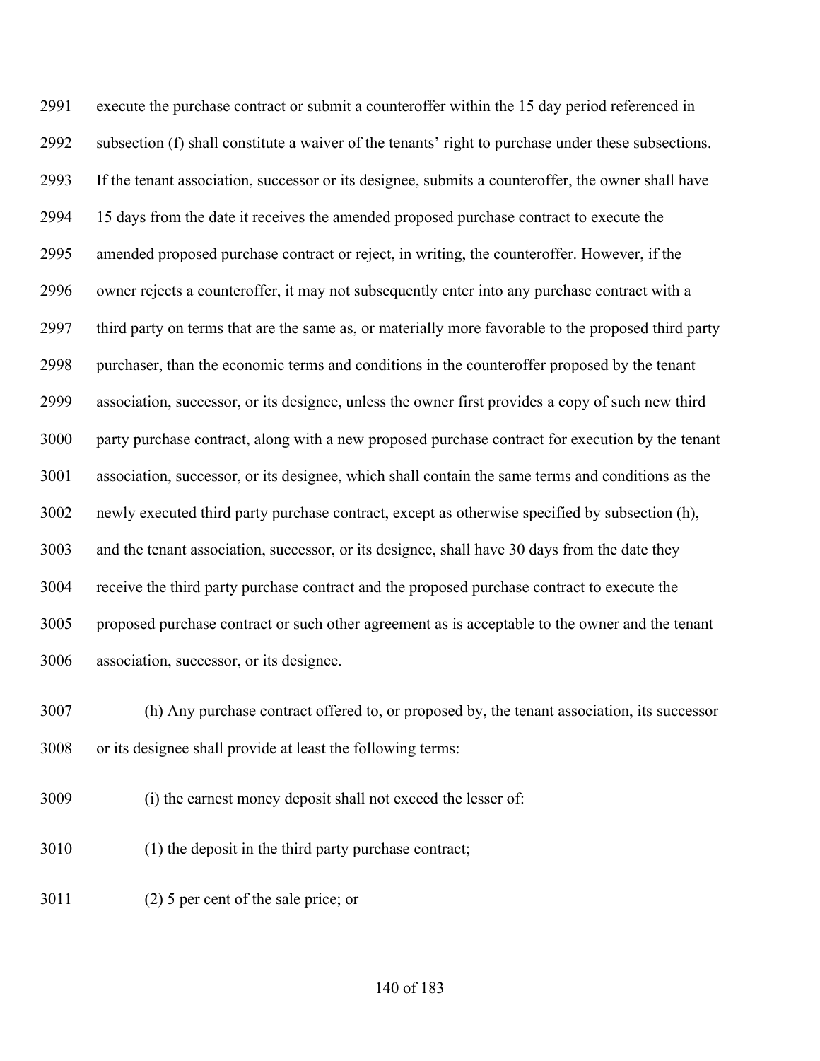execute the purchase contract or submit a counteroffer within the 15 day period referenced in subsection (f) shall constitute a waiver of the tenants' right to purchase under these subsections. If the tenant association, successor or its designee, submits a counteroffer, the owner shall have 15 days from the date it receives the amended proposed purchase contract to execute the amended proposed purchase contract or reject, in writing, the counteroffer. However, if the owner rejects a counteroffer, it may not subsequently enter into any purchase contract with a third party on terms that are the same as, or materially more favorable to the proposed third party purchaser, than the economic terms and conditions in the counteroffer proposed by the tenant association, successor, or its designee, unless the owner first provides a copy of such new third party purchase contract, along with a new proposed purchase contract for execution by the tenant association, successor, or its designee, which shall contain the same terms and conditions as the newly executed third party purchase contract, except as otherwise specified by subsection (h), and the tenant association, successor, or its designee, shall have 30 days from the date they receive the third party purchase contract and the proposed purchase contract to execute the proposed purchase contract or such other agreement as is acceptable to the owner and the tenant association, successor, or its designee.

(h) Any purchase contract offered to, or proposed by, the tenant association, its successor or its designee shall provide at least the following terms:

(i) the earnest money deposit shall not exceed the lesser of:

(1) the deposit in the third party purchase contract;

(2) 5 per cent of the sale price; or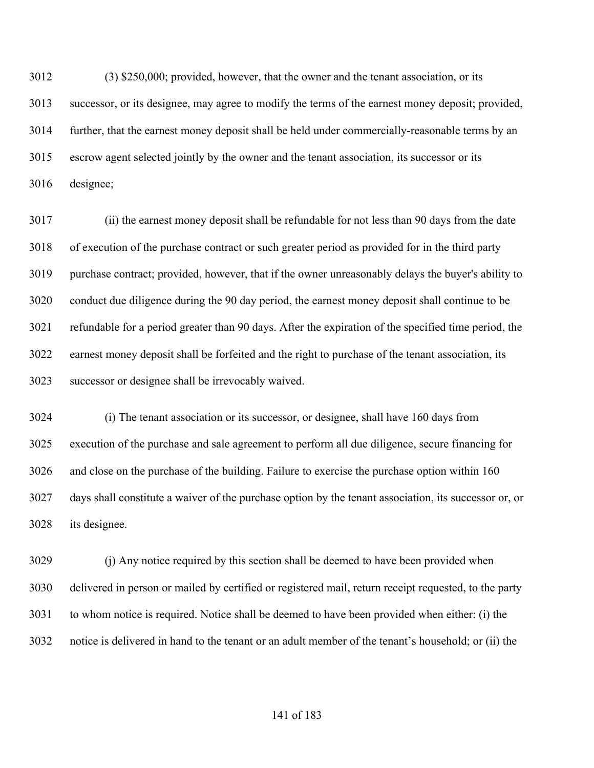(3) $250,000; provided, however, that the owner and the tenant association, or its successor, or its designee, may agree to modify the terms of the earnest money deposit; provided, further, that the earnest money deposit shall be held under commercially-reasonable terms by an escrow agent selected jointly by the owner and the tenant association, its successor or its designee;

(ii) the earnest money deposit shall be refundable for not less than 90 days from the date of execution of the purchase contract or such greater period as provided for in the third party purchase contract; provided, however, that if the owner unreasonably delays the buyer's ability to conduct due diligence during the 90 day period, the earnest money deposit shall continue to be refundable for a period greater than 90 days. After the expiration of the specified time period, the earnest money deposit shall be forfeited and the right to purchase of the tenant association, its successor or designee shall be irrevocably waived.

(i) The tenant association or its successor, or designee, shall have 160 days from execution of the purchase and sale agreement to perform all due diligence, secure financing for and close on the purchase of the building. Failure to exercise the purchase option within 160 days shall constitute a waiver of the purchase option by the tenant association, its successor or, or its designee.

(j) Any notice required by this section shall be deemed to have been provided when delivered in person or mailed by certified or registered mail, return receipt requested, to the party to whom notice is required. Notice shall be deemed to have been provided when either: (i) the notice is delivered in hand to the tenant or an adult member of the tenant's household; or (ii) the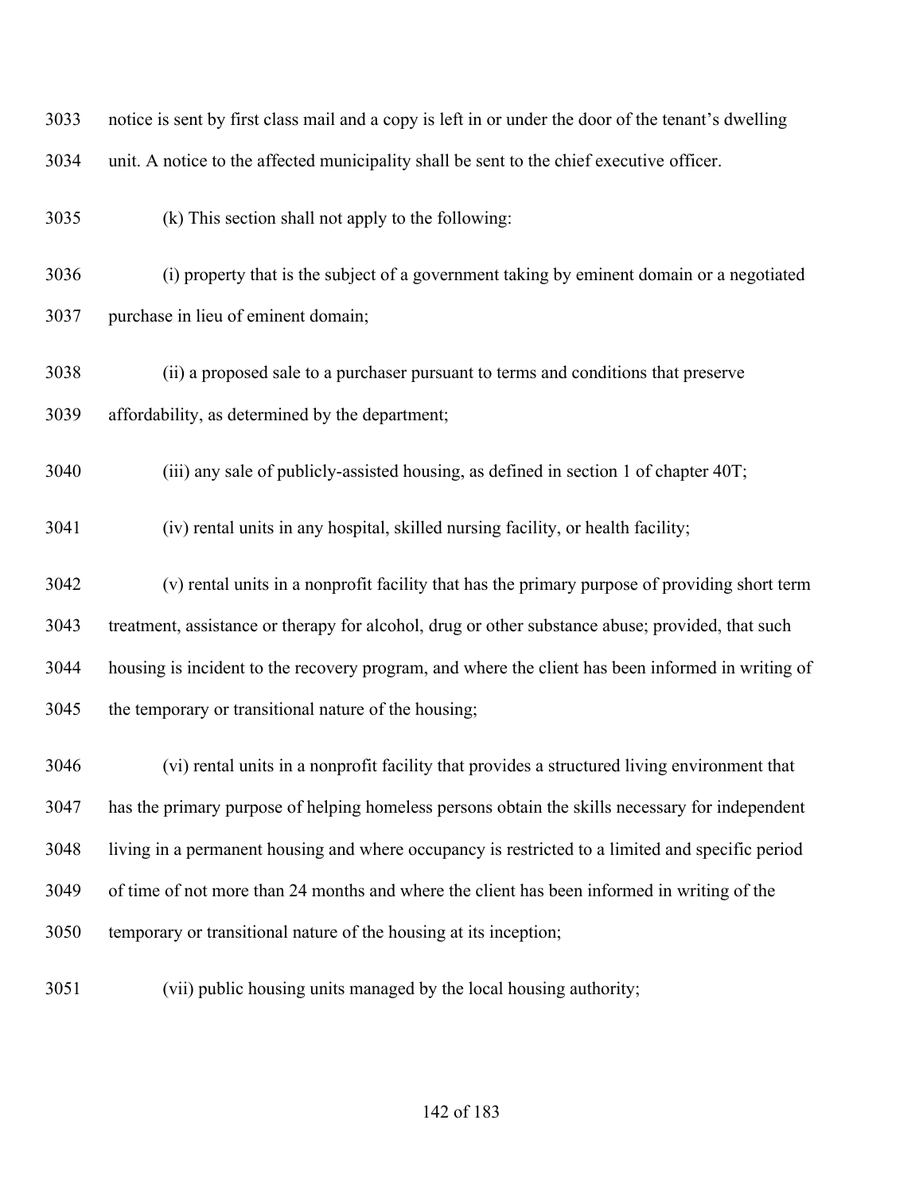notice is sent by first class mail and a copy is left in or under the door of the tenant's dwelling unit. A notice to the affected municipality shall be sent to the chief executive officer.

(k) This section shall not apply to the following:

(i) property that is the subject of a government taking by eminent domain or a negotiated purchase in lieu of eminent domain;

(ii) a proposed sale to a purchaser pursuant to terms and conditions that preserve affordability, as determined by the department;

(iii) any sale of publicly-assisted housing, as defined in section 1 of chapter 40T;

(iv) rental units in any hospital, skilled nursing facility, or health facility;

(v) rental units in a nonprofit facility that has the primary purpose of providing short term treatment, assistance or therapy for alcohol, drug or other substance abuse; provided, that such housing is incident to the recovery program, and where the client has been informed in writing of the temporary or transitional nature of the housing;

(vi) rental units in a nonprofit facility that provides a structured living environment that has the primary purpose of helping homeless persons obtain the skills necessary for independent living in a permanent housing and where occupancy is restricted to a limited and specific period of time of not more than 24 months and where the client has been informed in writing of the temporary or transitional nature of the housing at its inception;

(vii) public housing units managed by the local housing authority;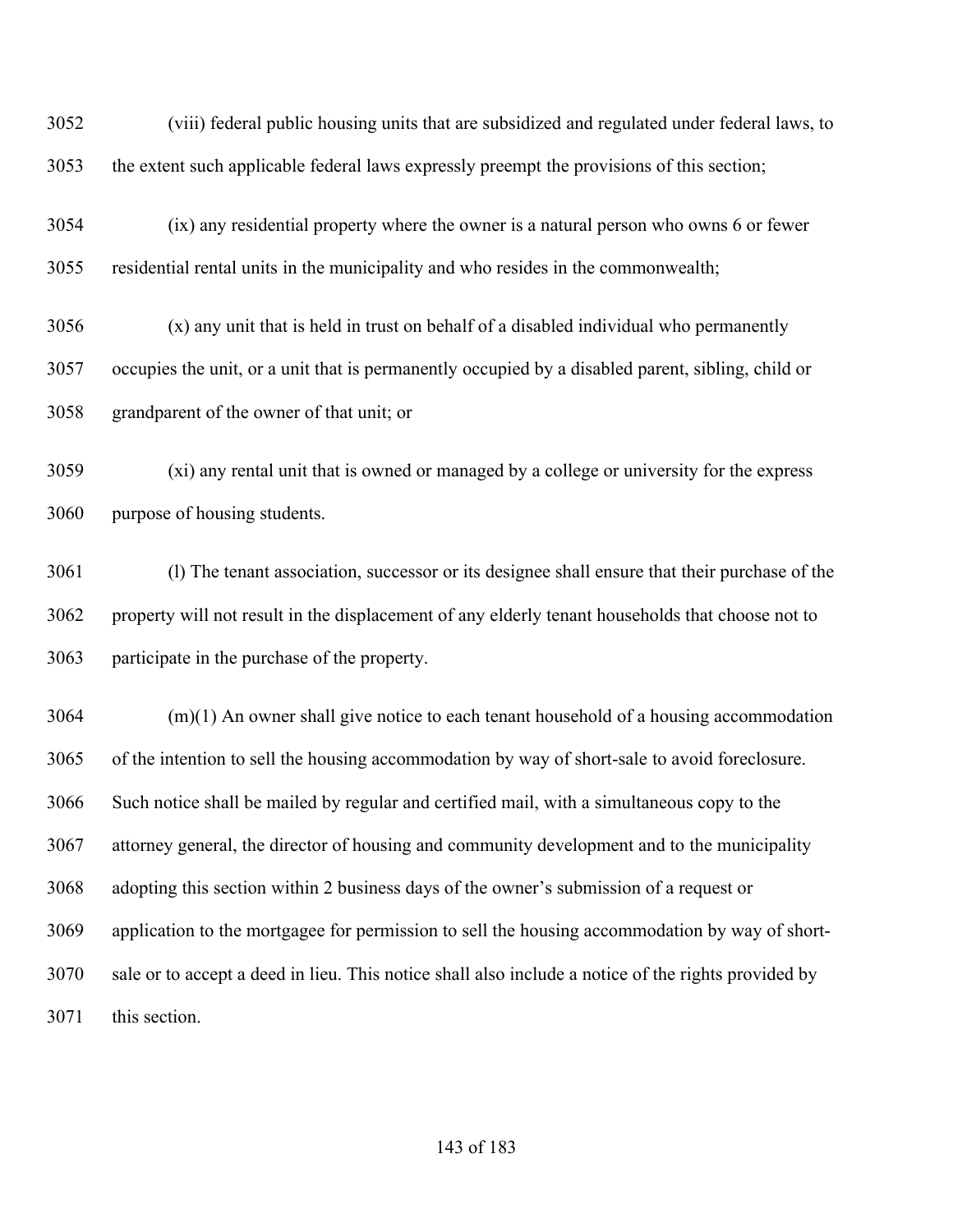(viii) federal public housing units that are subsidized and regulated under federal laws, to the extent such applicable federal laws expressly preempt the provisions of this section;

(ix) any residential property where the owner is a natural person who owns 6 or fewer residential rental units in the municipality and who resides in the commonwealth;

(x) any unit that is held in trust on behalf of a disabled individual who permanently occupies the unit, or a unit that is permanently occupied by a disabled parent, sibling, child or grandparent of the owner of that unit; or

(xi) any rental unit that is owned or managed by a college or university for the express purpose of housing students.

(l) The tenant association, successor or its designee shall ensure that their purchase of the property will not result in the displacement of any elderly tenant households that choose not to participate in the purchase of the property.

(m)(1) An owner shall give notice to each tenant household of a housing accommodation of the intention to sell the housing accommodation by way of short-sale to avoid foreclosure. Such notice shall be mailed by regular and certified mail, with a simultaneous copy to the attorney general, the director of housing and community development and to the municipality adopting this section within 2 business days of the owner's submission of a request or application to the mortgagee for permission to sell the housing accommodation by way of short-sale or to accept a deed in lieu. This notice shall also include a notice of the rights provided by this section.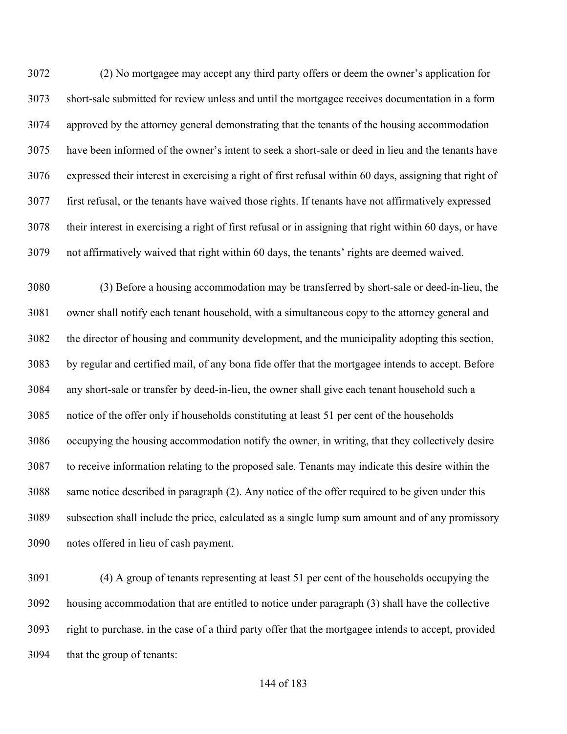(2) No mortgagee may accept any third party offers or deem the owner's application for short-sale submitted for review unless and until the mortgagee receives documentation in a form approved by the attorney general demonstrating that the tenants of the housing accommodation have been informed of the owner's intent to seek a short-sale or deed in lieu and the tenants have expressed their interest in exercising a right of first refusal within 60 days, assigning that right of first refusal, or the tenants have waived those rights. If tenants have not affirmatively expressed their interest in exercising a right of first refusal or in assigning that right within 60 days, or have not affirmatively waived that right within 60 days, the tenants' rights are deemed waived.

(3) Before a housing accommodation may be transferred by short-sale or deed-in-lieu, the owner shall notify each tenant household, with a simultaneous copy to the attorney general and the director of housing and community development, and the municipality adopting this section, by regular and certified mail, of any bona fide offer that the mortgagee intends to accept. Before any short-sale or transfer by deed-in-lieu, the owner shall give each tenant household such a notice of the offer only if households constituting at least 51 per cent of the households occupying the housing accommodation notify the owner, in writing, that they collectively desire to receive information relating to the proposed sale. Tenants may indicate this desire within the same notice described in paragraph (2). Any notice of the offer required to be given under this subsection shall include the price, calculated as a single lump sum amount and of any promissory notes offered in lieu of cash payment.

(4) A group of tenants representing at least 51 per cent of the households occupying the housing accommodation that are entitled to notice under paragraph (3) shall have the collective right to purchase, in the case of a third party offer that the mortgagee intends to accept, provided that the group of tenants: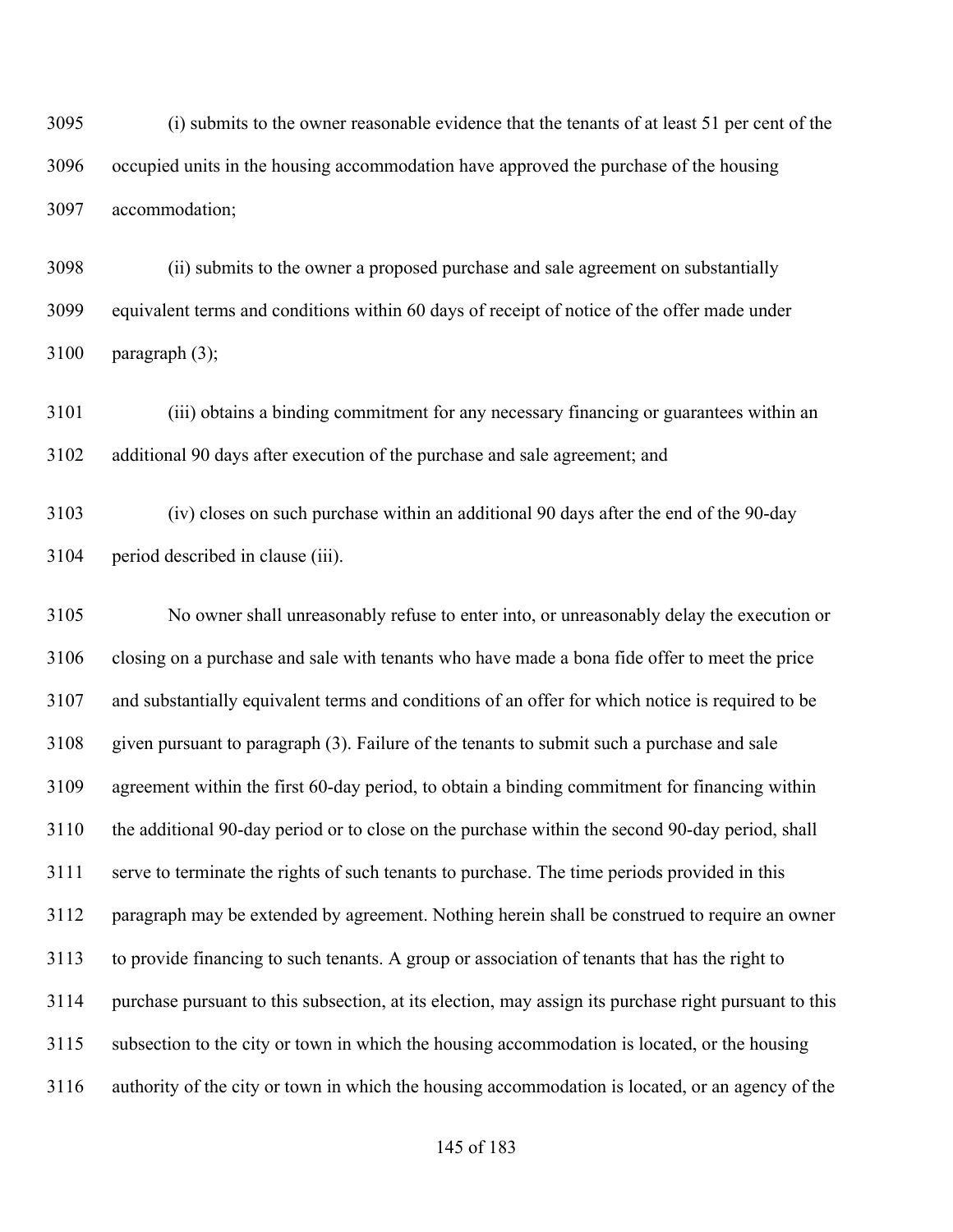(i) submits to the owner reasonable evidence that the tenants of at least 51 per cent of the occupied units in the housing accommodation have approved the purchase of the housing accommodation;

(ii) submits to the owner a proposed purchase and sale agreement on substantially equivalent terms and conditions within 60 days of receipt of notice of the offer made under paragraph (3);

(iii) obtains a binding commitment for any necessary financing or guarantees within an additional 90 days after execution of the purchase and sale agreement; and

(iv) closes on such purchase within an additional 90 days after the end of the 90-day period described in clause (iii).

No owner shall unreasonably refuse to enter into, or unreasonably delay the execution or closing on a purchase and sale with tenants who have made a bona fide offer to meet the price and substantially equivalent terms and conditions of an offer for which notice is required to be given pursuant to paragraph (3). Failure of the tenants to submit such a purchase and sale agreement within the first 60-day period, to obtain a binding commitment for financing within the additional 90-day period or to close on the purchase within the second 90-day period, shall serve to terminate the rights of such tenants to purchase. The time periods provided in this paragraph may be extended by agreement. Nothing herein shall be construed to require an owner to provide financing to such tenants. A group or association of tenants that has the right to purchase pursuant to this subsection, at its election, may assign its purchase right pursuant to this subsection to the city or town in which the housing accommodation is located, or the housing authority of the city or town in which the housing accommodation is located, or an agency of the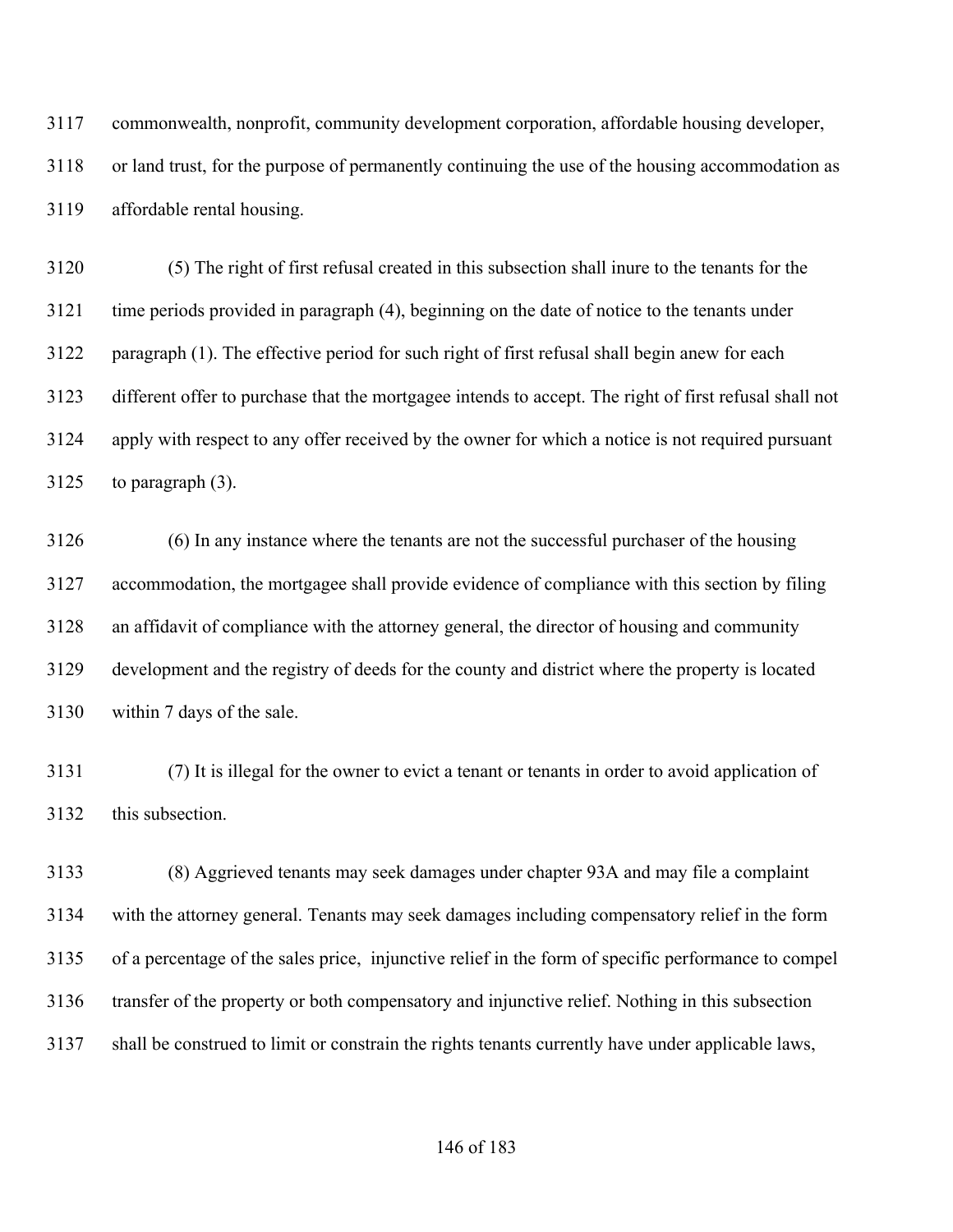commonwealth, nonprofit, community development corporation, affordable housing developer, or land trust, for the purpose of permanently continuing the use of the housing accommodation as affordable rental housing.

(5) The right of first refusal created in this subsection shall inure to the tenants for the time periods provided in paragraph (4), beginning on the date of notice to the tenants under paragraph (1). The effective period for such right of first refusal shall begin anew for each different offer to purchase that the mortgagee intends to accept. The right of first refusal shall not apply with respect to any offer received by the owner for which a notice is not required pursuant to paragraph (3).

(6) In any instance where the tenants are not the successful purchaser of the housing accommodation, the mortgagee shall provide evidence of compliance with this section by filing an affidavit of compliance with the attorney general, the director of housing and community development and the registry of deeds for the county and district where the property is located within 7 days of the sale.

(7) It is illegal for the owner to evict a tenant or tenants in order to avoid application of this subsection.

(8) Aggrieved tenants may seek damages under chapter 93A and may file a complaint with the attorney general. Tenants may seek damages including compensatory relief in the form of a percentage of the sales price, injunctive relief in the form of specific performance to compel transfer of the property or both compensatory and injunctive relief. Nothing in this subsection shall be construed to limit or constrain the rights tenants currently have under applicable laws,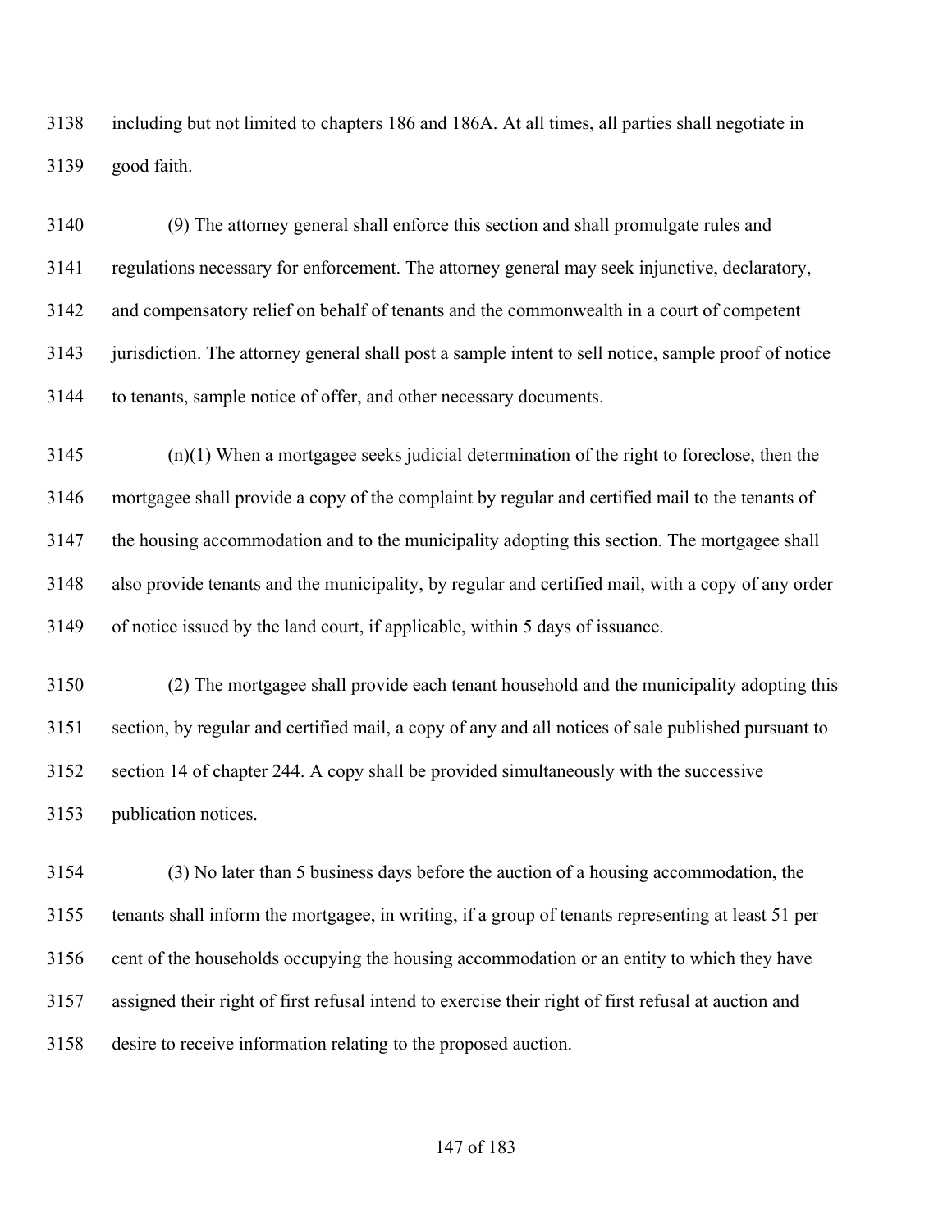including but not limited to chapters 186 and 186A. At all times, all parties shall negotiate in good faith.

(9) The attorney general shall enforce this section and shall promulgate rules and regulations necessary for enforcement. The attorney general may seek injunctive, declaratory, and compensatory relief on behalf of tenants and the commonwealth in a court of competent jurisdiction. The attorney general shall post a sample intent to sell notice, sample proof of notice to tenants, sample notice of offer, and other necessary documents.

(n)(1) When a mortgagee seeks judicial determination of the right to foreclose, then the mortgagee shall provide a copy of the complaint by regular and certified mail to the tenants of the housing accommodation and to the municipality adopting this section. The mortgagee shall also provide tenants and the municipality, by regular and certified mail, with a copy of any order of notice issued by the land court, if applicable, within 5 days of issuance.

(2) The mortgagee shall provide each tenant household and the municipality adopting this section, by regular and certified mail, a copy of any and all notices of sale published pursuant to section 14 of chapter 244. A copy shall be provided simultaneously with the successive publication notices.

(3) No later than 5 business days before the auction of a housing accommodation, the tenants shall inform the mortgagee, in writing, if a group of tenants representing at least 51 per cent of the households occupying the housing accommodation or an entity to which they have assigned their right of first refusal intend to exercise their right of first refusal at auction and desire to receive information relating to the proposed auction.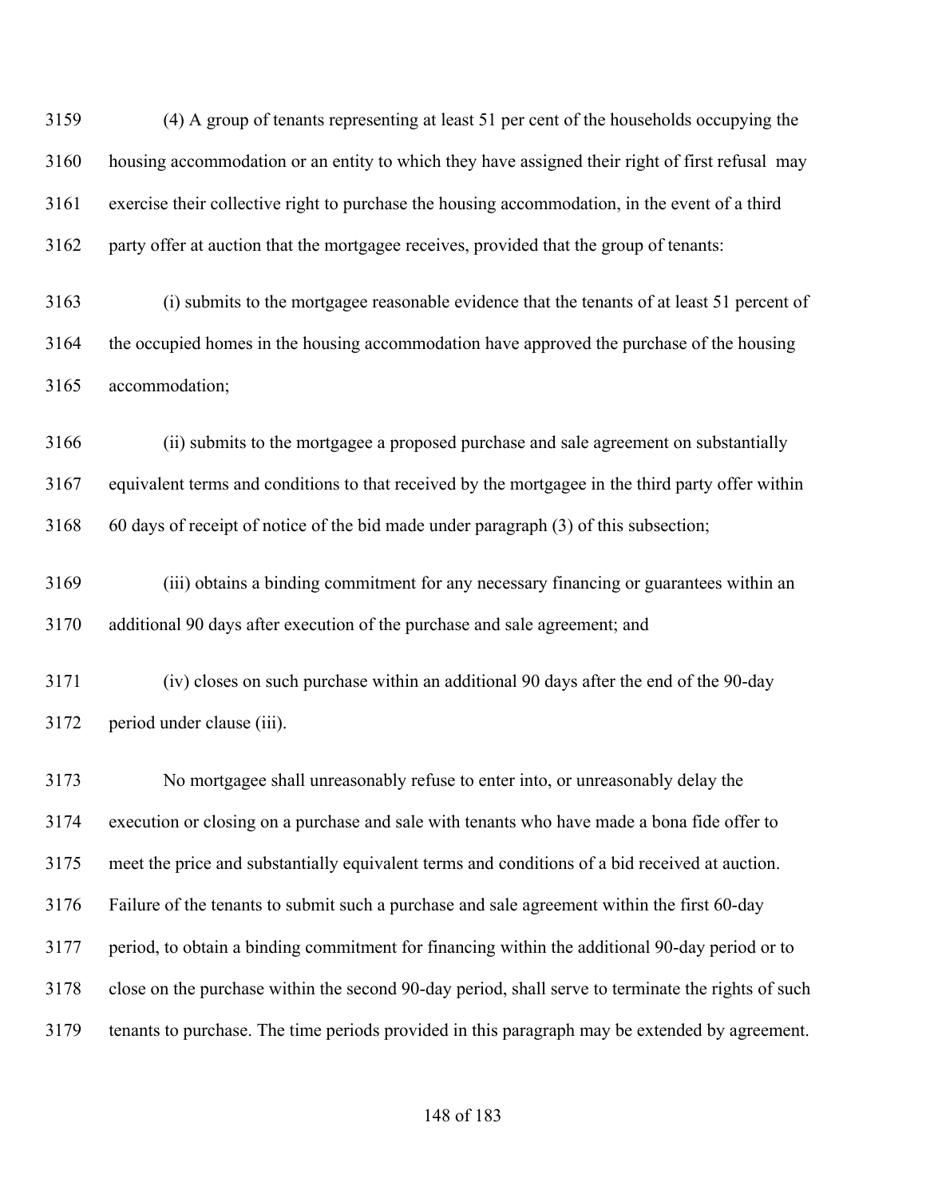(4) A group of tenants representing at least 51 per cent of the households occupying the housing accommodation or an entity to which they have assigned their right of first refusal may exercise their collective right to purchase the housing accommodation, in the event of a third party offer at auction that the mortgagee receives, provided that the group of tenants:

(i) submits to the mortgagee reasonable evidence that the tenants of at least 51 percent of the occupied homes in the housing accommodation have approved the purchase of the housing accommodation;

(ii) submits to the mortgagee a proposed purchase and sale agreement on substantially equivalent terms and conditions to that received by the mortgagee in the third party offer within 60 days of receipt of notice of the bid made under paragraph (3) of this subsection;

(iii) obtains a binding commitment for any necessary financing or guarantees within an additional 90 days after execution of the purchase and sale agreement; and

(iv) closes on such purchase within an additional 90 days after the end of the 90-day period under clause (iii).

No mortgagee shall unreasonably refuse to enter into, or unreasonably delay the execution or closing on a purchase and sale with tenants who have made a bona fide offer to meet the price and substantially equivalent terms and conditions of a bid received at auction. Failure of the tenants to submit such a purchase and sale agreement within the first 60-day period, to obtain a binding commitment for financing within the additional 90-day period or to close on the purchase within the second 90-day period, shall serve to terminate the rights of such tenants to purchase. The time periods provided in this paragraph may be extended by agreement.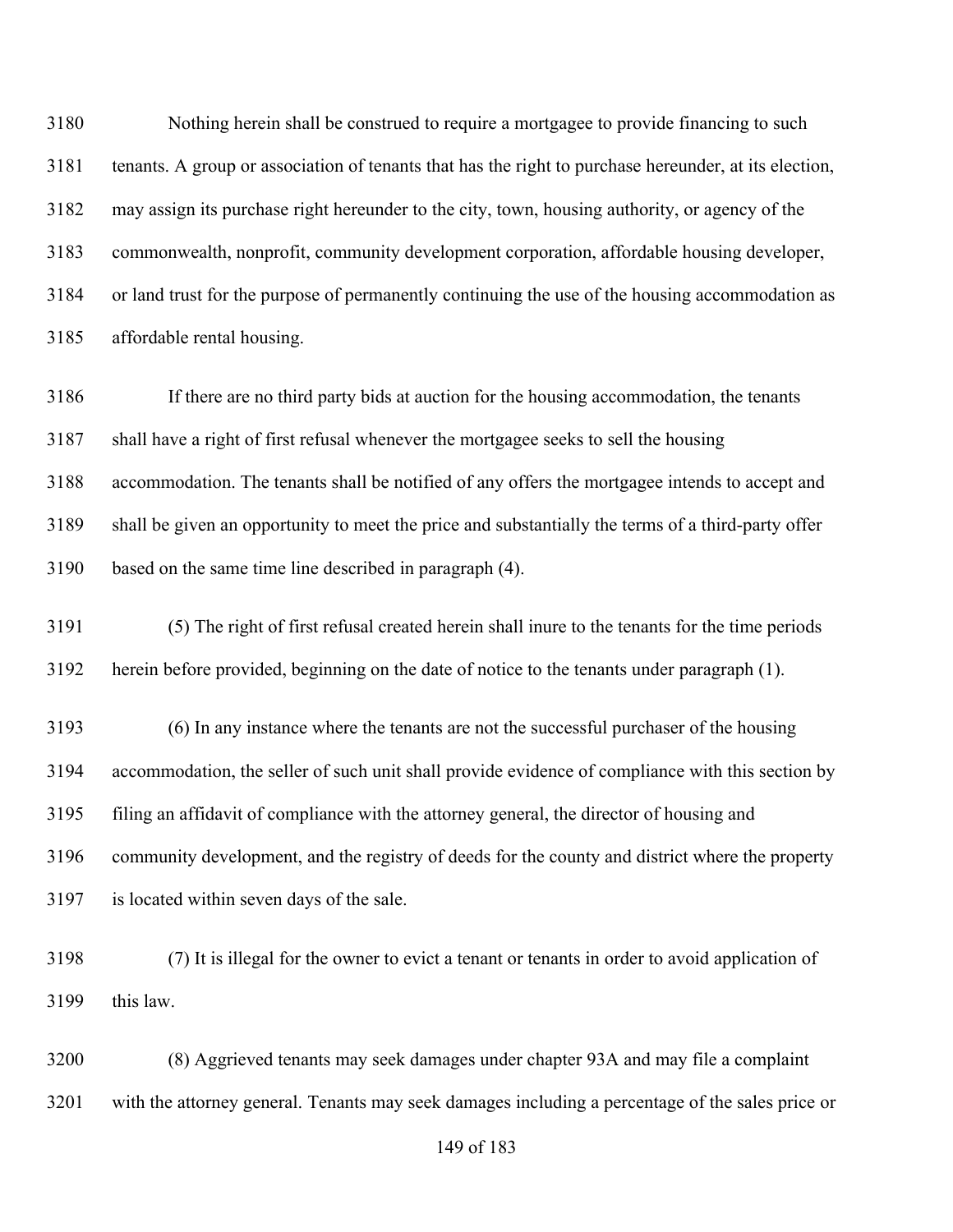Nothing herein shall be construed to require a mortgagee to provide financing to such tenants. A group or association of tenants that has the right to purchase hereunder, at its election, may assign its purchase right hereunder to the city, town, housing authority, or agency of the commonwealth, nonprofit, community development corporation, affordable housing developer, or land trust for the purpose of permanently continuing the use of the housing accommodation as affordable rental housing.

If there are no third party bids at auction for the housing accommodation, the tenants shall have a right of first refusal whenever the mortgagee seeks to sell the housing accommodation. The tenants shall be notified of any offers the mortgagee intends to accept and shall be given an opportunity to meet the price and substantially the terms of a third-party offer based on the same time line described in paragraph (4).

(5) The right of first refusal created herein shall inure to the tenants for the time periods herein before provided, beginning on the date of notice to the tenants under paragraph (1).

(6) In any instance where the tenants are not the successful purchaser of the housing accommodation, the seller of such unit shall provide evidence of compliance with this section by filing an affidavit of compliance with the attorney general, the director of housing and community development, and the registry of deeds for the county and district where the property is located within seven days of the sale.

(7) It is illegal for the owner to evict a tenant or tenants in order to avoid application of this law.

(8) Aggrieved tenants may seek damages under chapter 93A and may file a complaint with the attorney general. Tenants may seek damages including a percentage of the sales price or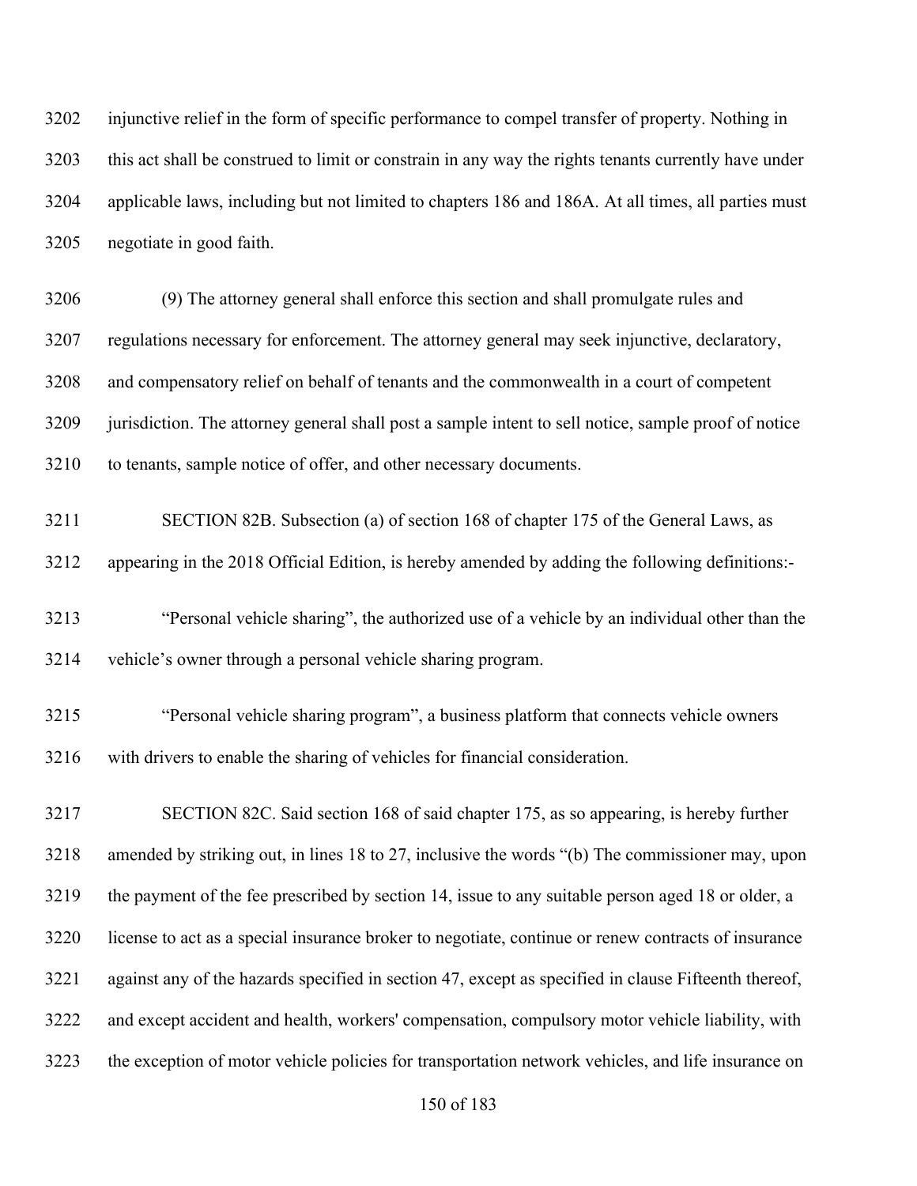injunctive relief in the form of specific performance to compel transfer of property. Nothing in this act shall be construed to limit or constrain in any way the rights tenants currently have under applicable laws, including but not limited to chapters 186 and 186A. At all times, all parties must negotiate in good faith.

(9) The attorney general shall enforce this section and shall promulgate rules and regulations necessary for enforcement. The attorney general may seek injunctive, declaratory, and compensatory relief on behalf of tenants and the commonwealth in a court of competent jurisdiction. The attorney general shall post a sample intent to sell notice, sample proof of notice to tenants, sample notice of offer, and other necessary documents.

SECTION 82B. Subsection (a) of section 168 of chapter 175 of the General Laws, as appearing in the 2018 Official Edition, is hereby amended by adding the following definitions:-

"Personal vehicle sharing", the authorized use of a vehicle by an individual other than the vehicle's owner through a personal vehicle sharing program.

"Personal vehicle sharing program", a business platform that connects vehicle owners with drivers to enable the sharing of vehicles for financial consideration.

SECTION 82C. Said section 168 of said chapter 175, as so appearing, is hereby further amended by striking out, in lines 18 to 27, inclusive the words "(b) The commissioner may, upon the payment of the fee prescribed by section 14, issue to any suitable person aged 18 or older, a license to act as a special insurance broker to negotiate, continue or renew contracts of insurance against any of the hazards specified in section 47, except as specified in clause Fifteenth thereof, and except accident and health, workers' compensation, compulsory motor vehicle liability, with the exception of motor vehicle policies for transportation network vehicles, and life insurance on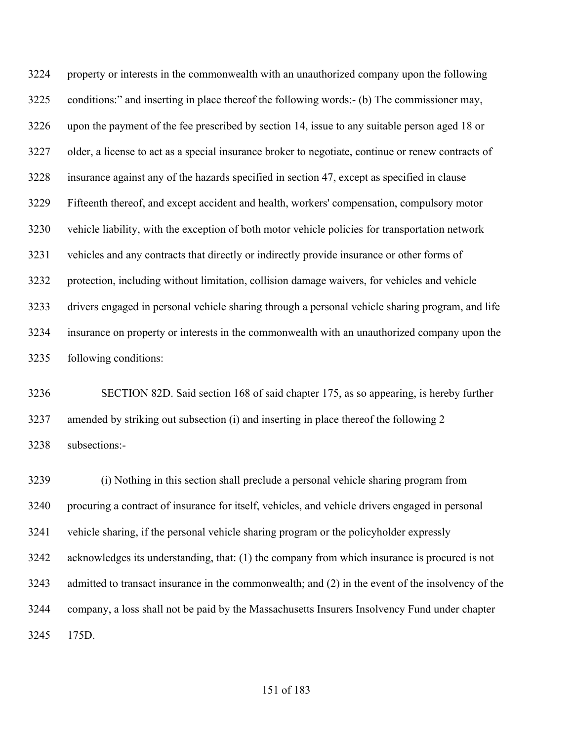property or interests in the commonwealth with an unauthorized company upon the following conditions:" and inserting in place thereof the following words:- (b) The commissioner may, upon the payment of the fee prescribed by section 14, issue to any suitable person aged 18 or older, a license to act as a special insurance broker to negotiate, continue or renew contracts of insurance against any of the hazards specified in section 47, except as specified in clause Fifteenth thereof, and except accident and health, workers' compensation, compulsory motor vehicle liability, with the exception of both motor vehicle policies for transportation network vehicles and any contracts that directly or indirectly provide insurance or other forms of protection, including without limitation, collision damage waivers, for vehicles and vehicle drivers engaged in personal vehicle sharing through a personal vehicle sharing program, and life insurance on property or interests in the commonwealth with an unauthorized company upon the following conditions:

SECTION 82D. Said section 168 of said chapter 175, as so appearing, is hereby further amended by striking out subsection (i) and inserting in place thereof the following 2 subsections:-

(i) Nothing in this section shall preclude a personal vehicle sharing program from procuring a contract of insurance for itself, vehicles, and vehicle drivers engaged in personal vehicle sharing, if the personal vehicle sharing program or the policyholder expressly acknowledges its understanding, that: (1) the company from which insurance is procured is not admitted to transact insurance in the commonwealth; and (2) in the event of the insolvency of the company, a loss shall not be paid by the Massachusetts Insurers Insolvency Fund under chapter 175D.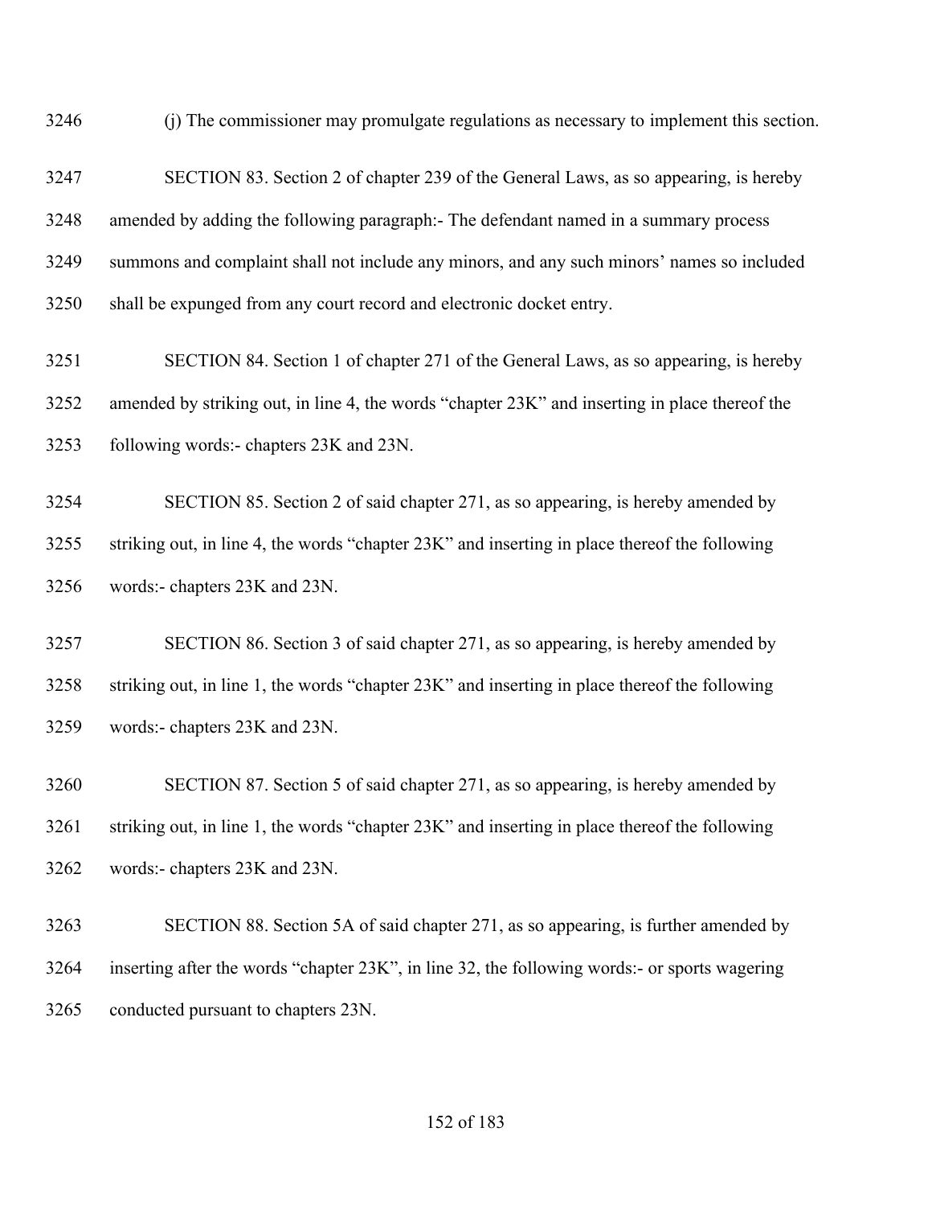(j) The commissioner may promulgate regulations as necessary to implement this section.

SECTION 83. Section 2 of chapter 239 of the General Laws, as so appearing, is hereby amended by adding the following paragraph:- The defendant named in a summary process summons and complaint shall not include any minors, and any such minors' names so included shall be expunged from any court record and electronic docket entry.

SECTION 84. Section 1 of chapter 271 of the General Laws, as so appearing, is hereby amended by striking out, in line 4, the words "chapter 23K" and inserting in place thereof the following words:- chapters 23K and 23N.

SECTION 85. Section 2 of said chapter 271, as so appearing, is hereby amended by striking out, in line 4, the words "chapter 23K" and inserting in place thereof the following words:- chapters 23K and 23N.

SECTION 86. Section 3 of said chapter 271, as so appearing, is hereby amended by striking out, in line 1, the words "chapter 23K" and inserting in place thereof the following words:- chapters 23K and 23N.

SECTION 87. Section 5 of said chapter 271, as so appearing, is hereby amended by striking out, in line 1, the words "chapter 23K" and inserting in place thereof the following words:- chapters 23K and 23N.

SECTION 88. Section 5A of said chapter 271, as so appearing, is further amended by inserting after the words "chapter 23K", in line 32, the following words:- or sports wagering conducted pursuant to chapters 23N.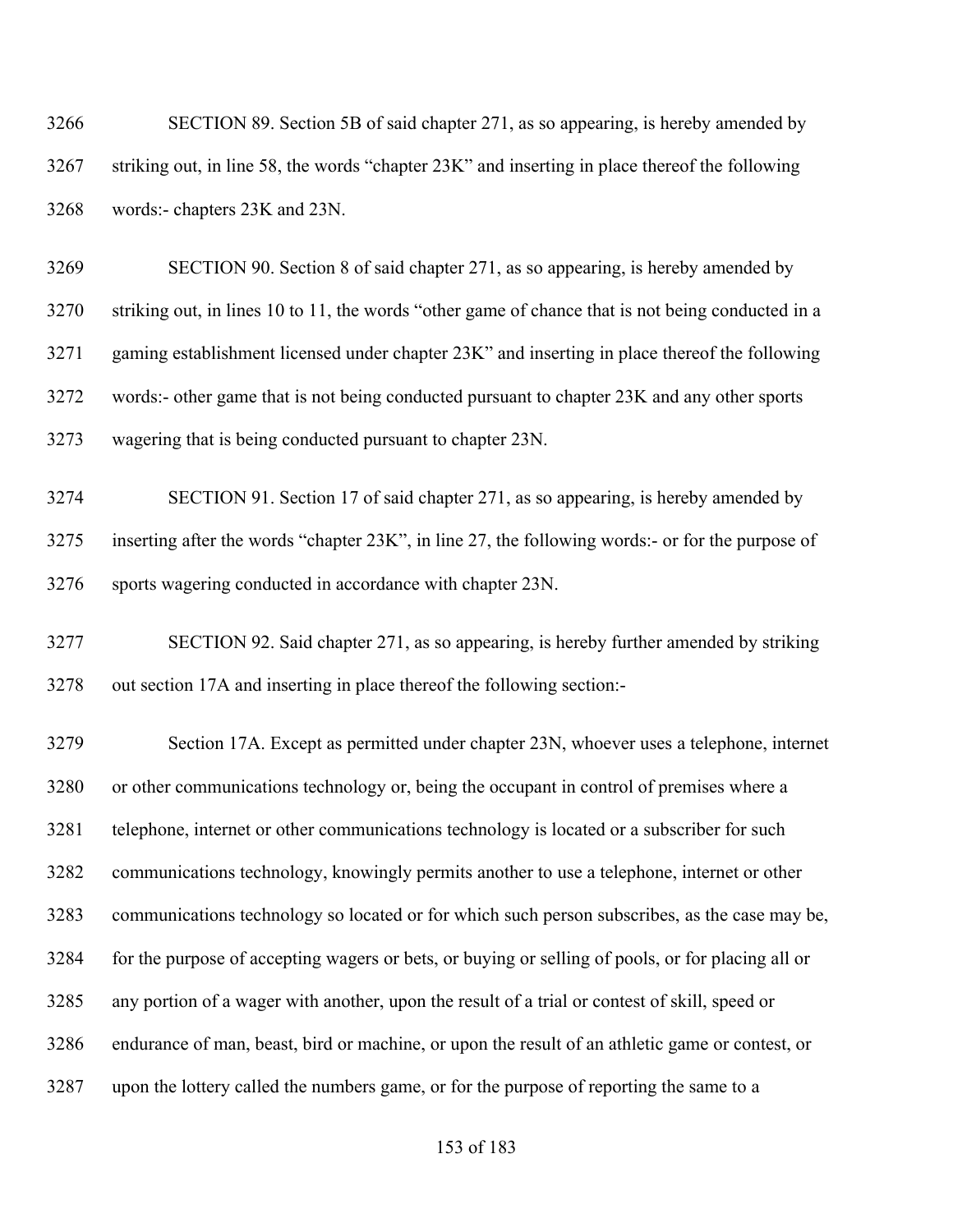SECTION 89. Section 5B of said chapter 271, as so appearing, is hereby amended by striking out, in line 58, the words "chapter 23K" and inserting in place thereof the following words:- chapters 23K and 23N.

SECTION 90. Section 8 of said chapter 271, as so appearing, is hereby amended by striking out, in lines 10 to 11, the words "other game of chance that is not being conducted in a gaming establishment licensed under chapter 23K" and inserting in place thereof the following words:- other game that is not being conducted pursuant to chapter 23K and any other sports wagering that is being conducted pursuant to chapter 23N.

SECTION 91. Section 17 of said chapter 271, as so appearing, is hereby amended by inserting after the words "chapter 23K", in line 27, the following words:- or for the purpose of sports wagering conducted in accordance with chapter 23N.

SECTION 92. Said chapter 271, as so appearing, is hereby further amended by striking out section 17A and inserting in place thereof the following section:-

Section 17A. Except as permitted under chapter 23N, whoever uses a telephone, internet or other communications technology or, being the occupant in control of premises where a telephone, internet or other communications technology is located or a subscriber for such communications technology, knowingly permits another to use a telephone, internet or other communications technology so located or for which such person subscribes, as the case may be, for the purpose of accepting wagers or bets, or buying or selling of pools, or for placing all or any portion of a wager with another, upon the result of a trial or contest of skill, speed or endurance of man, beast, bird or machine, or upon the result of an athletic game or contest, or upon the lottery called the numbers game, or for the purpose of reporting the same to a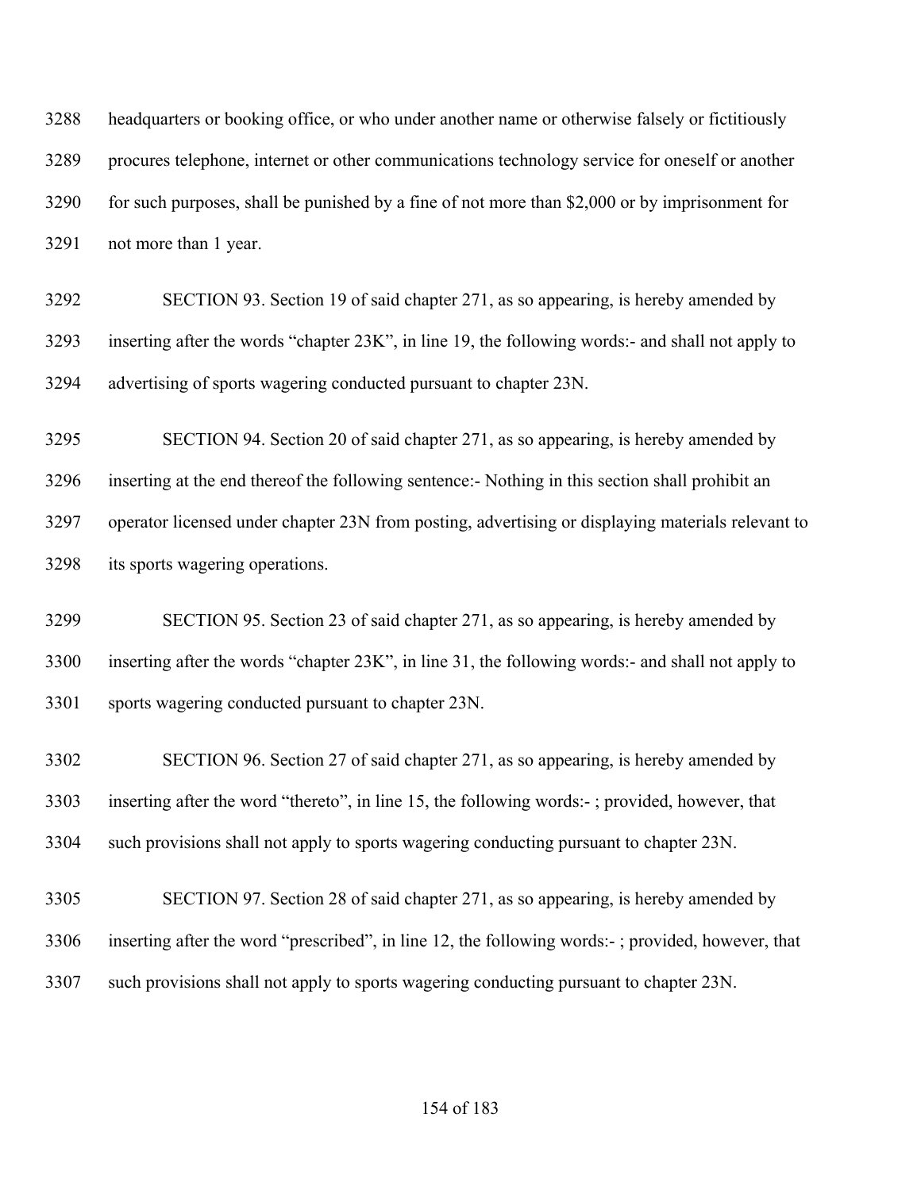headquarters or booking office, or who under another name or otherwise falsely or fictitiously procures telephone, internet or other communications technology service for oneself or another for such purposes, shall be punished by a fine of not more than $2,000 or by imprisonment for not more than 1 year.

SECTION 93. Section 19 of said chapter 271, as so appearing, is hereby amended by inserting after the words "chapter 23K", in line 19, the following words:- and shall not apply to advertising of sports wagering conducted pursuant to chapter 23N.

SECTION 94. Section 20 of said chapter 271, as so appearing, is hereby amended by inserting at the end thereof the following sentence:- Nothing in this section shall prohibit an operator licensed under chapter 23N from posting, advertising or displaying materials relevant to its sports wagering operations.

SECTION 95. Section 23 of said chapter 271, as so appearing, is hereby amended by inserting after the words "chapter 23K", in line 31, the following words:- and shall not apply to sports wagering conducted pursuant to chapter 23N.

SECTION 96. Section 27 of said chapter 271, as so appearing, is hereby amended by inserting after the word "thereto", in line 15, the following words:- ; provided, however, that such provisions shall not apply to sports wagering conducting pursuant to chapter 23N.

SECTION 97. Section 28 of said chapter 271, as so appearing, is hereby amended by inserting after the word "prescribed", in line 12, the following words:- ; provided, however, that such provisions shall not apply to sports wagering conducting pursuant to chapter 23N.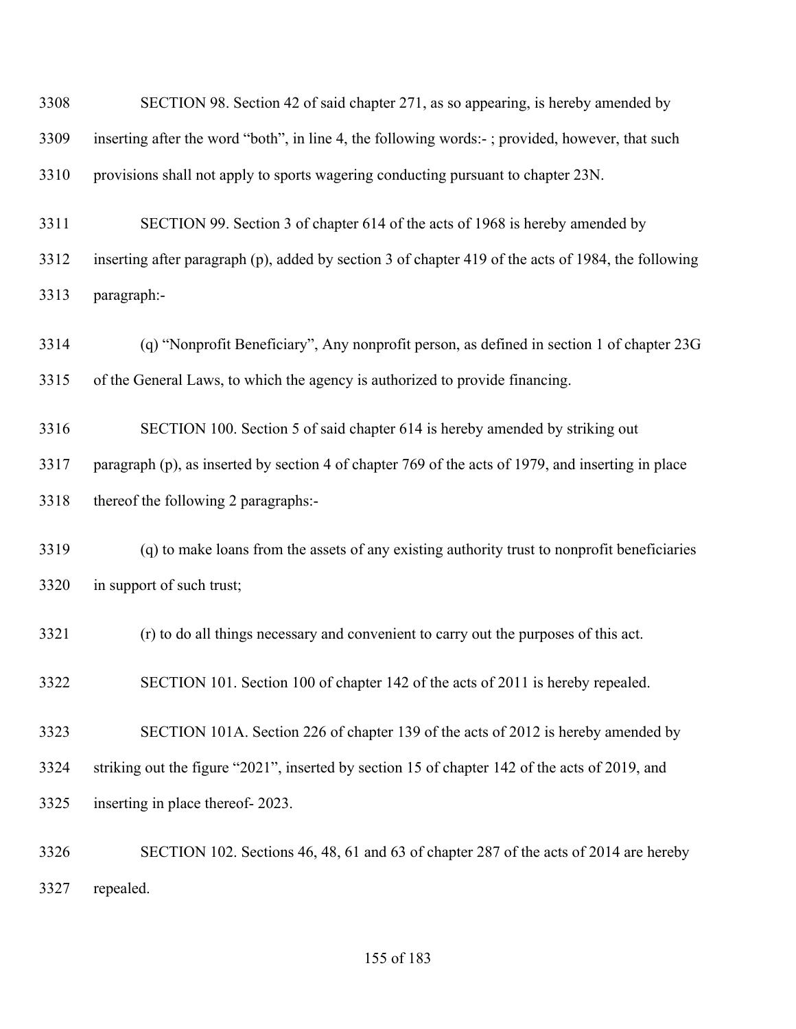3308 SECTION 98. Section 42 of said chapter 271, as so appearing, is hereby amended by

3309 inserting after the word "both", in line 4, the following words:- ; provided, however, that such

3310 provisions shall not apply to sports wagering conducting pursuant to chapter 23N.

3311 SECTION 99. Section 3 of chapter 614 of the acts of 1968 is hereby amended by

3312 inserting after paragraph (p), added by section 3 of chapter 419 of the acts of 1984, the following

3313 paragraph:-

3314 (q) "Nonprofit Beneficiary", Any nonprofit person, as defined in section 1 of chapter 23G

3315 of the General Laws, to which the agency is authorized to provide financing.

3316 SECTION 100. Section 5 of said chapter 614 is hereby amended by striking out

3317 paragraph (p), as inserted by section 4 of chapter 769 of the acts of 1979, and inserting in place

3318 thereof the following 2 paragraphs:-

3319 (q) to make loans from the assets of any existing authority trust to nonprofit beneficiaries

3320 in support of such trust;

3321 (r) to do all things necessary and convenient to carry out the purposes of this act.

3322 SECTION 101. Section 100 of chapter 142 of the acts of 2011 is hereby repealed.

3323 SECTION 101A. Section 226 of chapter 139 of the acts of 2012 is hereby amended by

3324 striking out the figure "2021", inserted by section 15 of chapter 142 of the acts of 2019, and

3325 inserting in place thereof- 2023.

3326 SECTION 102. Sections 46, 48, 61 and 63 of chapter 287 of the acts of 2014 are hereby

3327 repealed.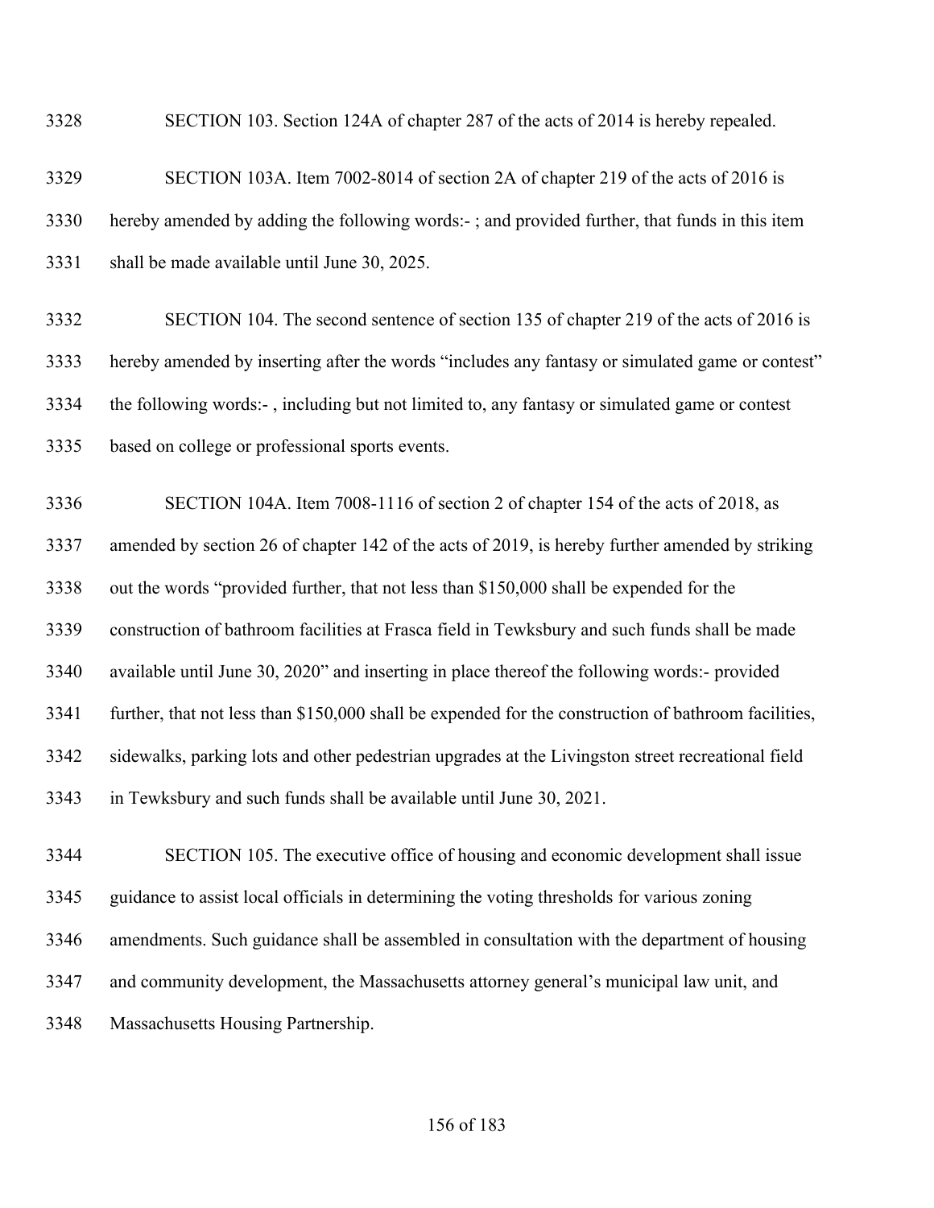SECTION 103. Section 124A of chapter 287 of the acts of 2014 is hereby repealed.

SECTION 103A. Item 7002-8014 of section 2A of chapter 219 of the acts of 2016 is hereby amended by adding the following words:- ; and provided further, that funds in this item shall be made available until June 30, 2025.

SECTION 104. The second sentence of section 135 of chapter 219 of the acts of 2016 is hereby amended by inserting after the words "includes any fantasy or simulated game or contest" the following words:- , including but not limited to, any fantasy or simulated game or contest based on college or professional sports events.

SECTION 104A. Item 7008-1116 of section 2 of chapter 154 of the acts of 2018, as amended by section 26 of chapter 142 of the acts of 2019, is hereby further amended by striking out the words "provided further, that not less than $150,000 shall be expended for the construction of bathroom facilities at Frasca field in Tewksbury and such funds shall be made available until June 30, 2020" and inserting in place thereof the following words:- provided further, that not less than $150,000 shall be expended for the construction of bathroom facilities, sidewalks, parking lots and other pedestrian upgrades at the Livingston street recreational field in Tewksbury and such funds shall be available until June 30, 2021.

SECTION 105. The executive office of housing and economic development shall issue guidance to assist local officials in determining the voting thresholds for various zoning amendments. Such guidance shall be assembled in consultation with the department of housing and community development, the Massachusetts attorney general's municipal law unit, and Massachusetts Housing Partnership.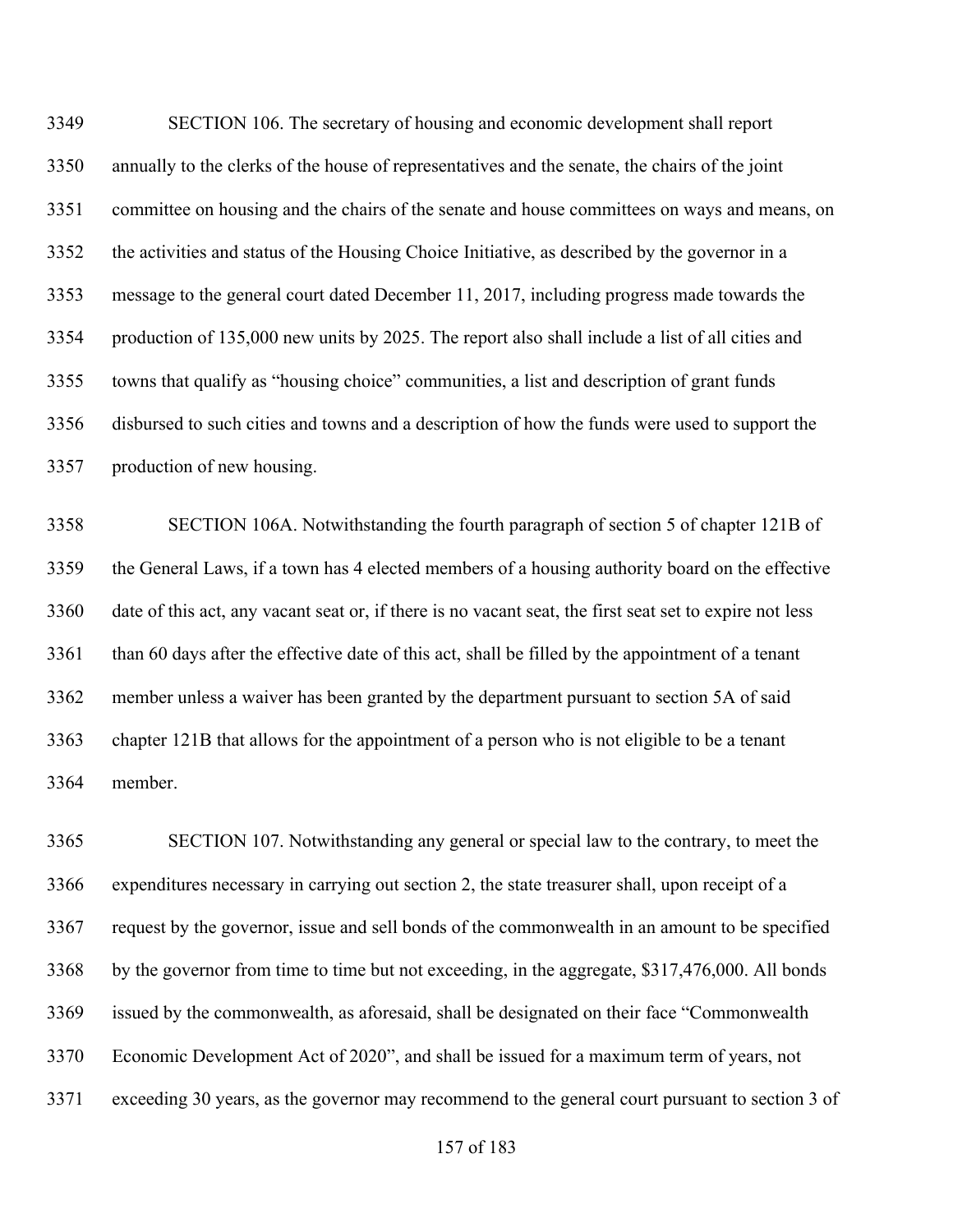SECTION 106. The secretary of housing and economic development shall report annually to the clerks of the house of representatives and the senate, the chairs of the joint committee on housing and the chairs of the senate and house committees on ways and means, on the activities and status of the Housing Choice Initiative, as described by the governor in a message to the general court dated December 11, 2017, including progress made towards the production of 135,000 new units by 2025. The report also shall include a list of all cities and towns that qualify as “housing choice” communities, a list and description of grant funds disbursed to such cities and towns and a description of how the funds were used to support the production of new housing.

SECTION 106A. Notwithstanding the fourth paragraph of section 5 of chapter 121B of the General Laws, if a town has 4 elected members of a housing authority board on the effective date of this act, any vacant seat or, if there is no vacant seat, the first seat set to expire not less than 60 days after the effective date of this act, shall be filled by the appointment of a tenant member unless a waiver has been granted by the department pursuant to section 5A of said chapter 121B that allows for the appointment of a person who is not eligible to be a tenant member.

SECTION 107. Notwithstanding any general or special law to the contrary, to meet the expenditures necessary in carrying out section 2, the state treasurer shall, upon receipt of a request by the governor, issue and sell bonds of the commonwealth in an amount to be specified by the governor from time to time but not exceeding, in the aggregate, $317,476,000. All bonds issued by the commonwealth, as aforesaid, shall be designated on their face “Commonwealth Economic Development Act of 2020”, and shall be issued for a maximum term of years, not exceeding 30 years, as the governor may recommend to the general court pursuant to section 3 of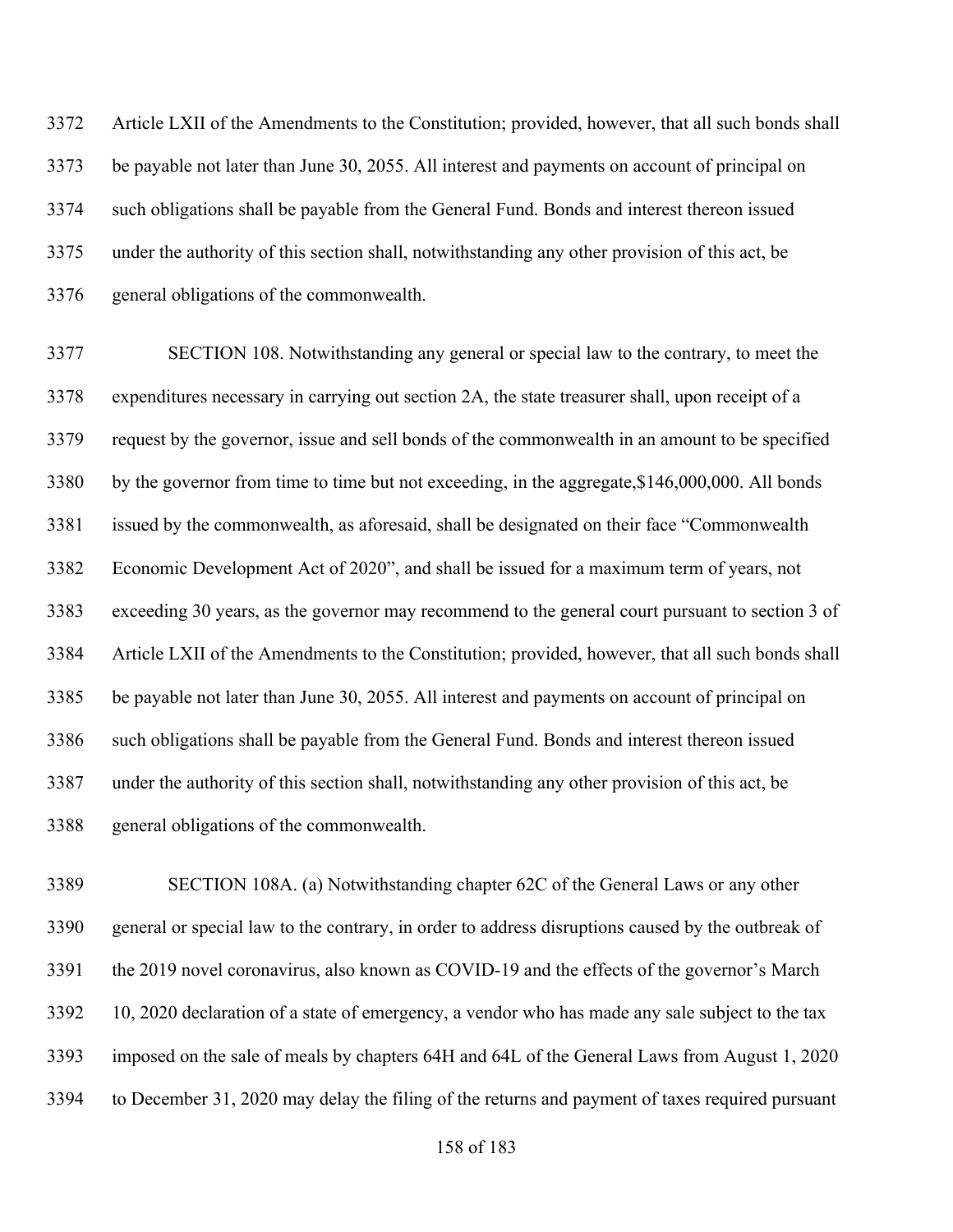Article LXII of the Amendments to the Constitution; provided, however, that all such bonds shall be payable not later than June 30, 2055. All interest and payments on account of principal on such obligations shall be payable from the General Fund. Bonds and interest thereon issued under the authority of this section shall, notwithstanding any other provision of this act, be general obligations of the commonwealth.

SECTION 108. Notwithstanding any general or special law to the contrary, to meet the expenditures necessary in carrying out section 2A, the state treasurer shall, upon receipt of a request by the governor, issue and sell bonds of the commonwealth in an amount to be specified by the governor from time to time but not exceeding, in the aggregate,$146,000,000. All bonds issued by the commonwealth, as aforesaid, shall be designated on their face "Commonwealth Economic Development Act of 2020", and shall be issued for a maximum term of years, not exceeding 30 years, as the governor may recommend to the general court pursuant to section 3 of Article LXII of the Amendments to the Constitution; provided, however, that all such bonds shall be payable not later than June 30, 2055. All interest and payments on account of principal on such obligations shall be payable from the General Fund. Bonds and interest thereon issued under the authority of this section shall, notwithstanding any other provision of this act, be general obligations of the commonwealth.

SECTION 108A. (a) Notwithstanding chapter 62C of the General Laws or any other general or special law to the contrary, in order to address disruptions caused by the outbreak of the 2019 novel coronavirus, also known as COVID-19 and the effects of the governor's March 10, 2020 declaration of a state of emergency, a vendor who has made any sale subject to the tax imposed on the sale of meals by chapters 64H and 64L of the General Laws from August 1, 2020 to December 31, 2020 may delay the filing of the returns and payment of taxes required pursuant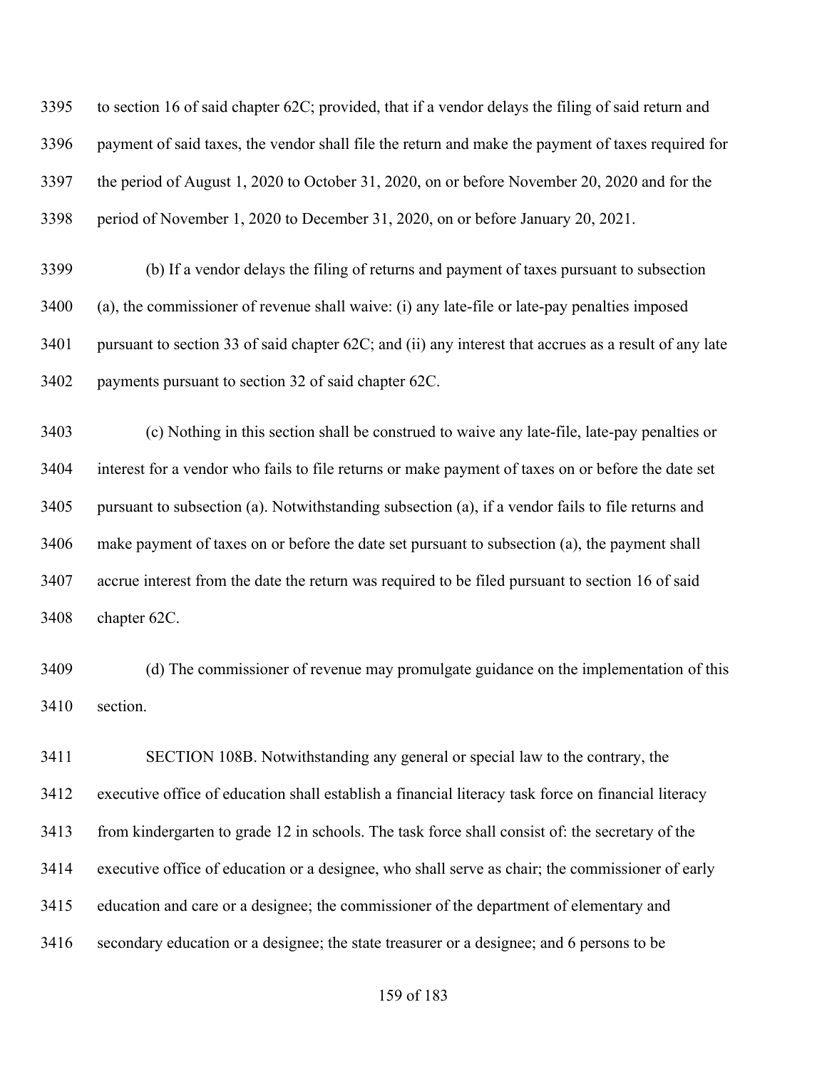to section 16 of said chapter 62C; provided, that if a vendor delays the filing of said return and payment of said taxes, the vendor shall file the return and make the payment of taxes required for the period of August 1, 2020 to October 31, 2020, on or before November 20, 2020 and for the period of November 1, 2020 to December 31, 2020, on or before January 20, 2021.

(b) If a vendor delays the filing of returns and payment of taxes pursuant to subsection (a), the commissioner of revenue shall waive: (i) any late-file or late-pay penalties imposed pursuant to section 33 of said chapter 62C; and (ii) any interest that accrues as a result of any late payments pursuant to section 32 of said chapter 62C.

(c) Nothing in this section shall be construed to waive any late-file, late-pay penalties or interest for a vendor who fails to file returns or make payment of taxes on or before the date set pursuant to subsection (a). Notwithstanding subsection (a), if a vendor fails to file returns and make payment of taxes on or before the date set pursuant to subsection (a), the payment shall accrue interest from the date the return was required to be filed pursuant to section 16 of said chapter 62C.

(d) The commissioner of revenue may promulgate guidance on the implementation of this section.

SECTION 108B. Notwithstanding any general or special law to the contrary, the executive office of education shall establish a financial literacy task force on financial literacy from kindergarten to grade 12 in schools. The task force shall consist of: the secretary of the executive office of education or a designee, who shall serve as chair; the commissioner of early education and care or a designee; the commissioner of the department of elementary and secondary education or a designee; the state treasurer or a designee; and 6 persons to be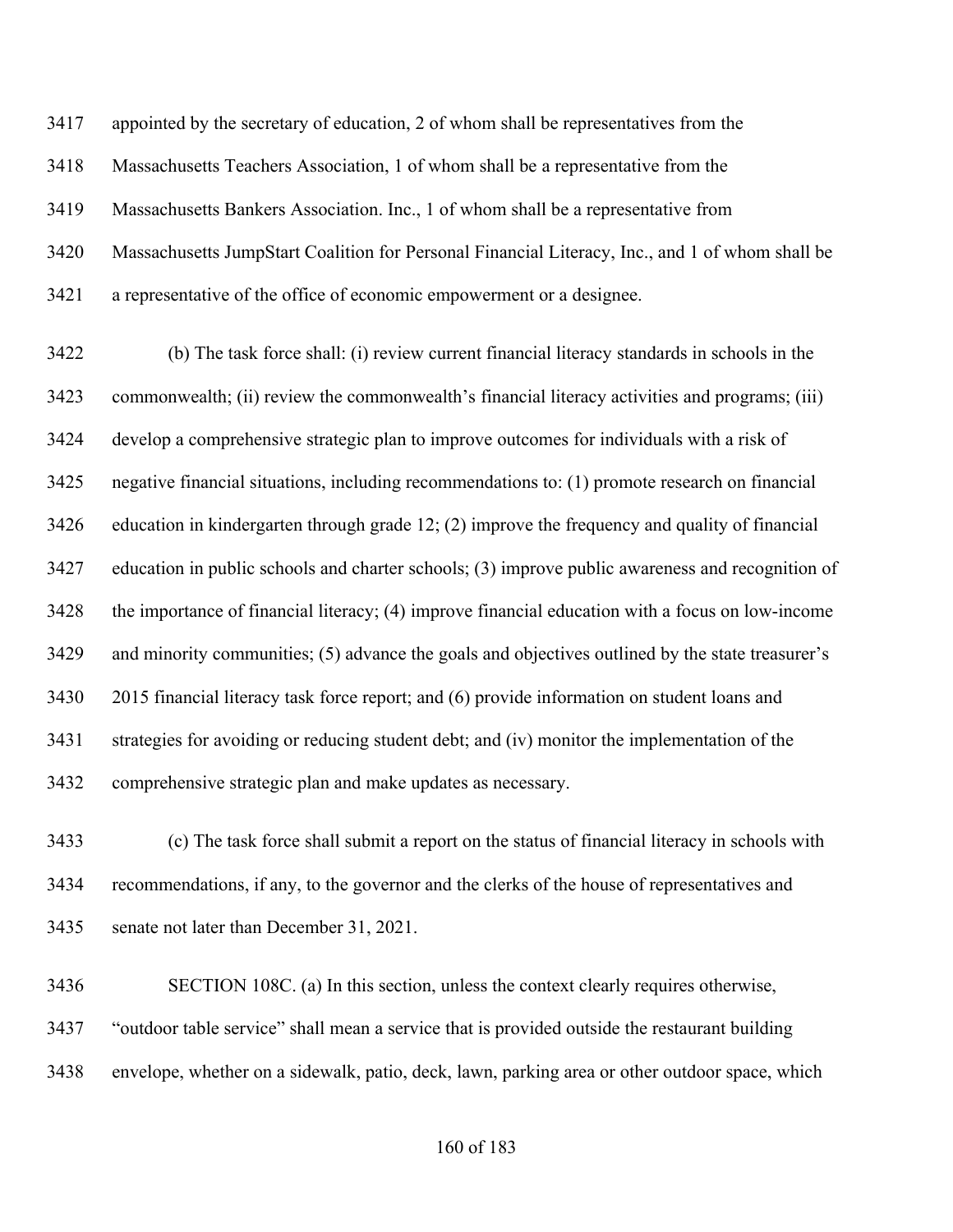appointed by the secretary of education, 2 of whom shall be representatives from the Massachusetts Teachers Association, 1 of whom shall be a representative from the Massachusetts Bankers Association. Inc., 1 of whom shall be a representative from Massachusetts JumpStart Coalition for Personal Financial Literacy, Inc., and 1 of whom shall be a representative of the office of economic empowerment or a designee.

(b) The task force shall: (i) review current financial literacy standards in schools in the commonwealth; (ii) review the commonwealth's financial literacy activities and programs; (iii) develop a comprehensive strategic plan to improve outcomes for individuals with a risk of negative financial situations, including recommendations to: (1) promote research on financial education in kindergarten through grade 12; (2) improve the frequency and quality of financial education in public schools and charter schools; (3) improve public awareness and recognition of the importance of financial literacy; (4) improve financial education with a focus on low-income and minority communities; (5) advance the goals and objectives outlined by the state treasurer's 2015 financial literacy task force report; and (6) provide information on student loans and strategies for avoiding or reducing student debt; and (iv) monitor the implementation of the comprehensive strategic plan and make updates as necessary.

(c) The task force shall submit a report on the status of financial literacy in schools with recommendations, if any, to the governor and the clerks of the house of representatives and senate not later than December 31, 2021.

SECTION 108C. (a) In this section, unless the context clearly requires otherwise, "outdoor table service" shall mean a service that is provided outside the restaurant building envelope, whether on a sidewalk, patio, deck, lawn, parking area or other outdoor space, which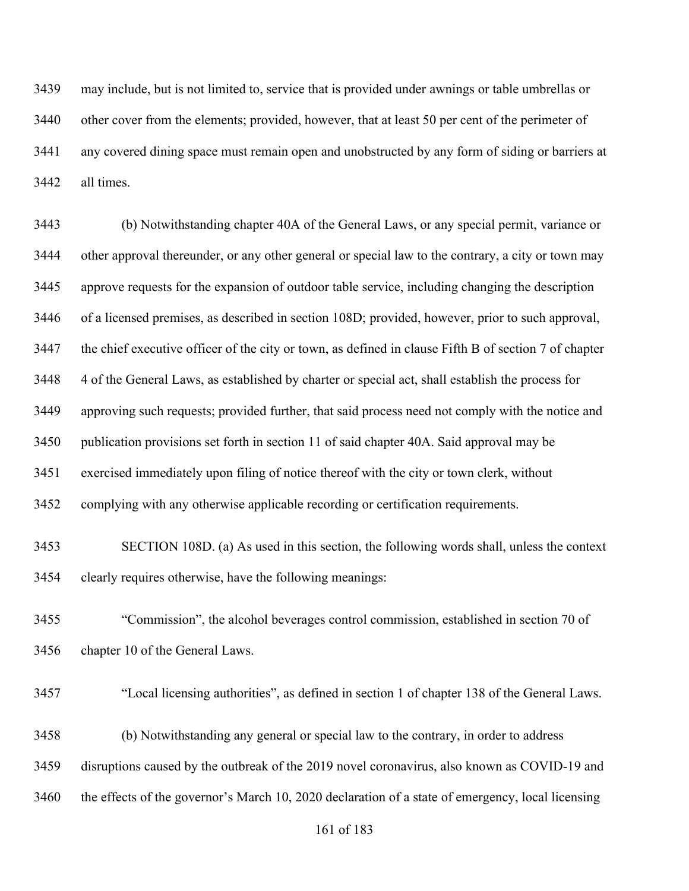may include, but is not limited to, service that is provided under awnings or table umbrellas or other cover from the elements; provided, however, that at least 50 per cent of the perimeter of any covered dining space must remain open and unobstructed by any form of siding or barriers at all times.

(b) Notwithstanding chapter 40A of the General Laws, or any special permit, variance or other approval thereunder, or any other general or special law to the contrary, a city or town may approve requests for the expansion of outdoor table service, including changing the description of a licensed premises, as described in section 108D; provided, however, prior to such approval, the chief executive officer of the city or town, as defined in clause Fifth B of section 7 of chapter 4 of the General Laws, as established by charter or special act, shall establish the process for approving such requests; provided further, that said process need not comply with the notice and publication provisions set forth in section 11 of said chapter 40A. Said approval may be exercised immediately upon filing of notice thereof with the city or town clerk, without complying with any otherwise applicable recording or certification requirements.

SECTION 108D. (a) As used in this section, the following words shall, unless the context clearly requires otherwise, have the following meanings:

"Commission", the alcohol beverages control commission, established in section 70 of chapter 10 of the General Laws.

"Local licensing authorities", as defined in section 1 of chapter 138 of the General Laws.

(b) Notwithstanding any general or special law to the contrary, in order to address disruptions caused by the outbreak of the 2019 novel coronavirus, also known as COVID-19 and the effects of the governor's March 10, 2020 declaration of a state of emergency, local licensing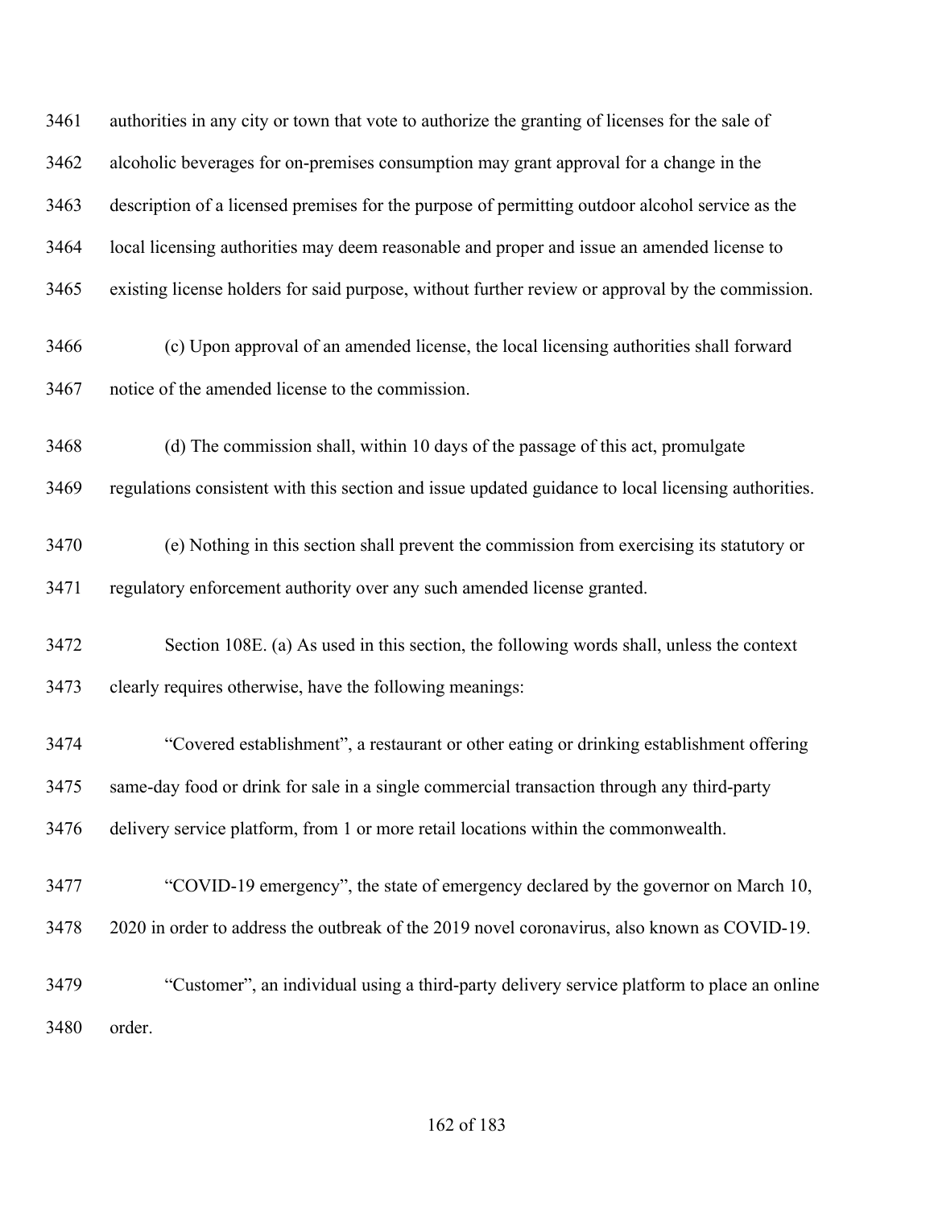authorities in any city or town that vote to authorize the granting of licenses for the sale of alcoholic beverages for on-premises consumption may grant approval for a change in the description of a licensed premises for the purpose of permitting outdoor alcohol service as the local licensing authorities may deem reasonable and proper and issue an amended license to existing license holders for said purpose, without further review or approval by the commission.

(c) Upon approval of an amended license, the local licensing authorities shall forward notice of the amended license to the commission.

(d) The commission shall, within 10 days of the passage of this act, promulgate regulations consistent with this section and issue updated guidance to local licensing authorities.

(e) Nothing in this section shall prevent the commission from exercising its statutory or regulatory enforcement authority over any such amended license granted.

Section 108E. (a) As used in this section, the following words shall, unless the context clearly requires otherwise, have the following meanings:

"Covered establishment", a restaurant or other eating or drinking establishment offering same-day food or drink for sale in a single commercial transaction through any third-party delivery service platform, from 1 or more retail locations within the commonwealth.

"COVID-19 emergency", the state of emergency declared by the governor on March 10, 2020 in order to address the outbreak of the 2019 novel coronavirus, also known as COVID-19.

"Customer", an individual using a third-party delivery service platform to place an online order.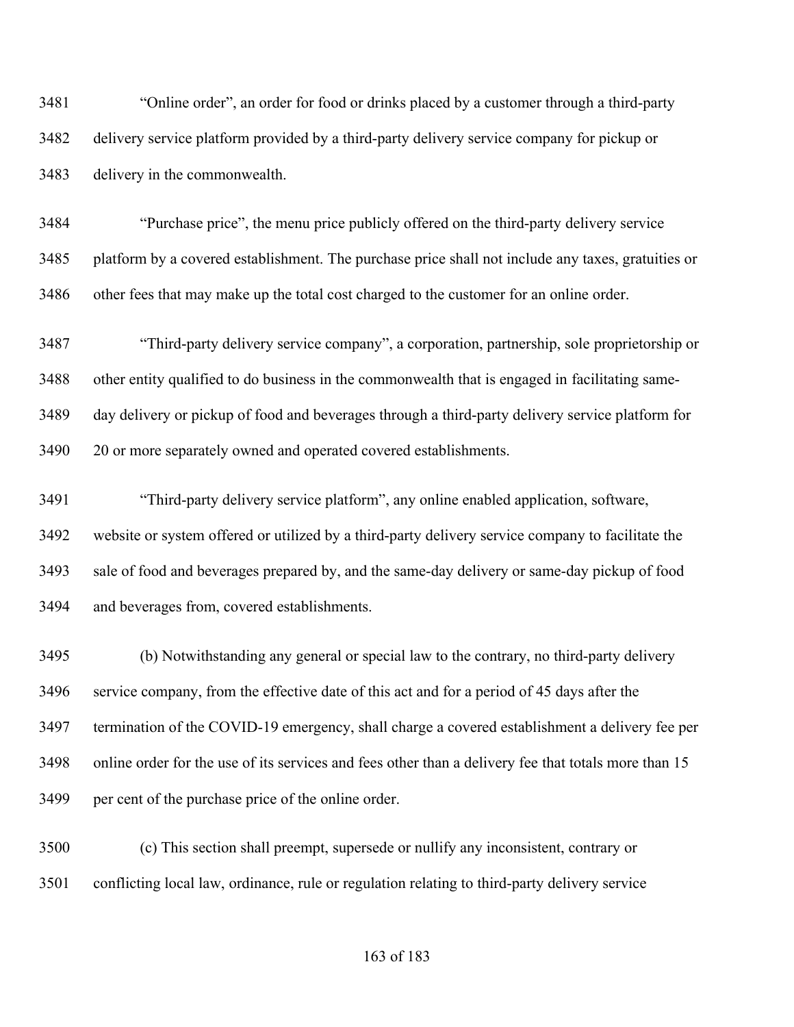"Online order", an order for food or drinks placed by a customer through a third-party delivery service platform provided by a third-party delivery service company for pickup or delivery in the commonwealth.

"Purchase price", the menu price publicly offered on the third-party delivery service platform by a covered establishment. The purchase price shall not include any taxes, gratuities or other fees that may make up the total cost charged to the customer for an online order.

"Third-party delivery service company", a corporation, partnership, sole proprietorship or other entity qualified to do business in the commonwealth that is engaged in facilitating same-day delivery or pickup of food and beverages through a third-party delivery service platform for 20 or more separately owned and operated covered establishments.

"Third-party delivery service platform", any online enabled application, software, website or system offered or utilized by a third-party delivery service company to facilitate the sale of food and beverages prepared by, and the same-day delivery or same-day pickup of food and beverages from, covered establishments.

(b) Notwithstanding any general or special law to the contrary, no third-party delivery service company, from the effective date of this act and for a period of 45 days after the termination of the COVID-19 emergency, shall charge a covered establishment a delivery fee per online order for the use of its services and fees other than a delivery fee that totals more than 15 per cent of the purchase price of the online order.

(c) This section shall preempt, supersede or nullify any inconsistent, contrary or conflicting local law, ordinance, rule or regulation relating to third-party delivery service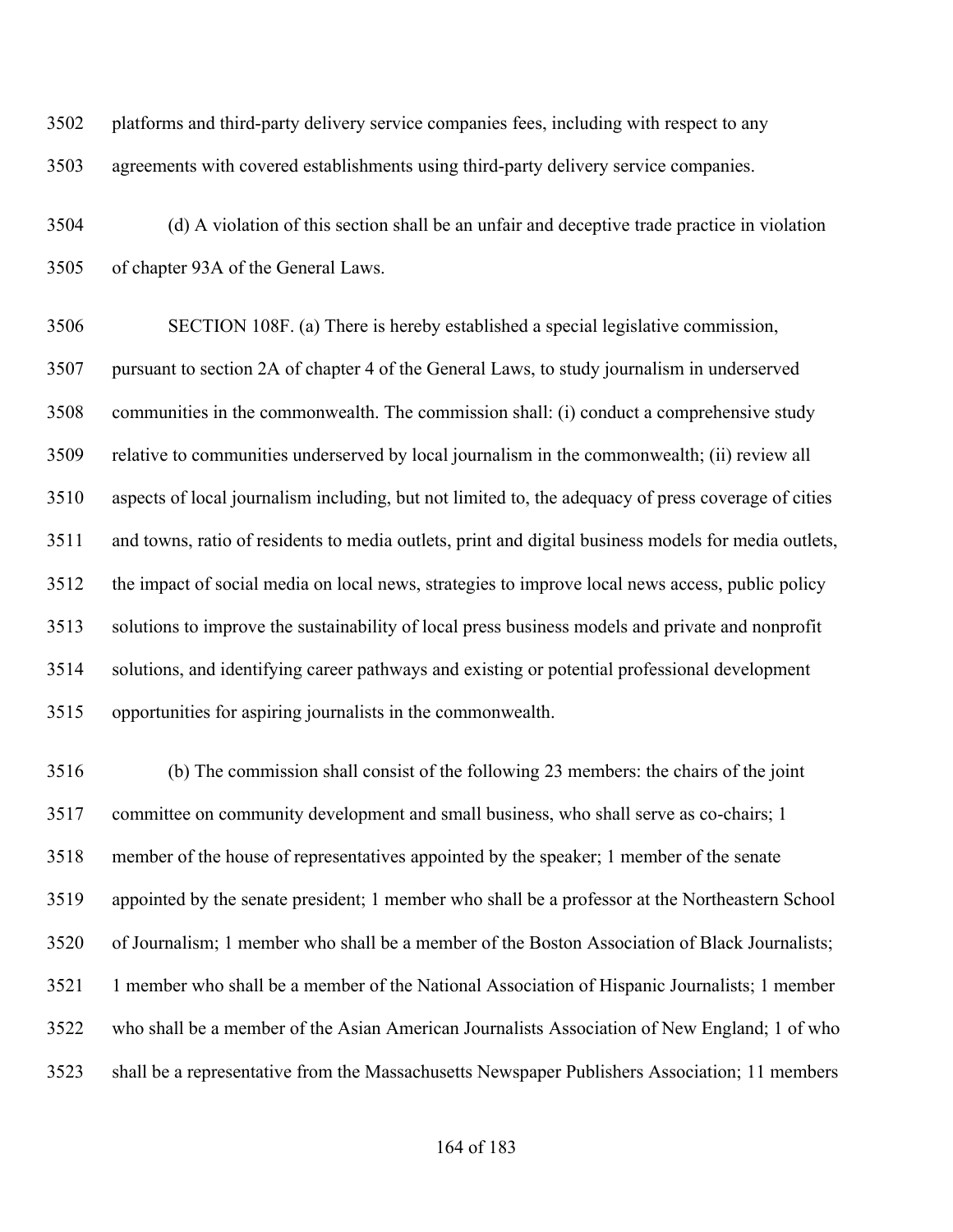platforms and third-party delivery service companies fees, including with respect to any agreements with covered establishments using third-party delivery service companies.

(d) A violation of this section shall be an unfair and deceptive trade practice in violation of chapter 93A of the General Laws.

SECTION 108F. (a) There is hereby established a special legislative commission, pursuant to section 2A of chapter 4 of the General Laws, to study journalism in underserved communities in the commonwealth. The commission shall: (i) conduct a comprehensive study relative to communities underserved by local journalism in the commonwealth; (ii) review all aspects of local journalism including, but not limited to, the adequacy of press coverage of cities and towns, ratio of residents to media outlets, print and digital business models for media outlets, the impact of social media on local news, strategies to improve local news access, public policy solutions to improve the sustainability of local press business models and private and nonprofit solutions, and identifying career pathways and existing or potential professional development opportunities for aspiring journalists in the commonwealth.

(b) The commission shall consist of the following 23 members: the chairs of the joint committee on community development and small business, who shall serve as co-chairs; 1 member of the house of representatives appointed by the speaker; 1 member of the senate appointed by the senate president; 1 member who shall be a professor at the Northeastern School of Journalism; 1 member who shall be a member of the Boston Association of Black Journalists; 1 member who shall be a member of the National Association of Hispanic Journalists; 1 member who shall be a member of the Asian American Journalists Association of New England; 1 of who shall be a representative from the Massachusetts Newspaper Publishers Association; 11 members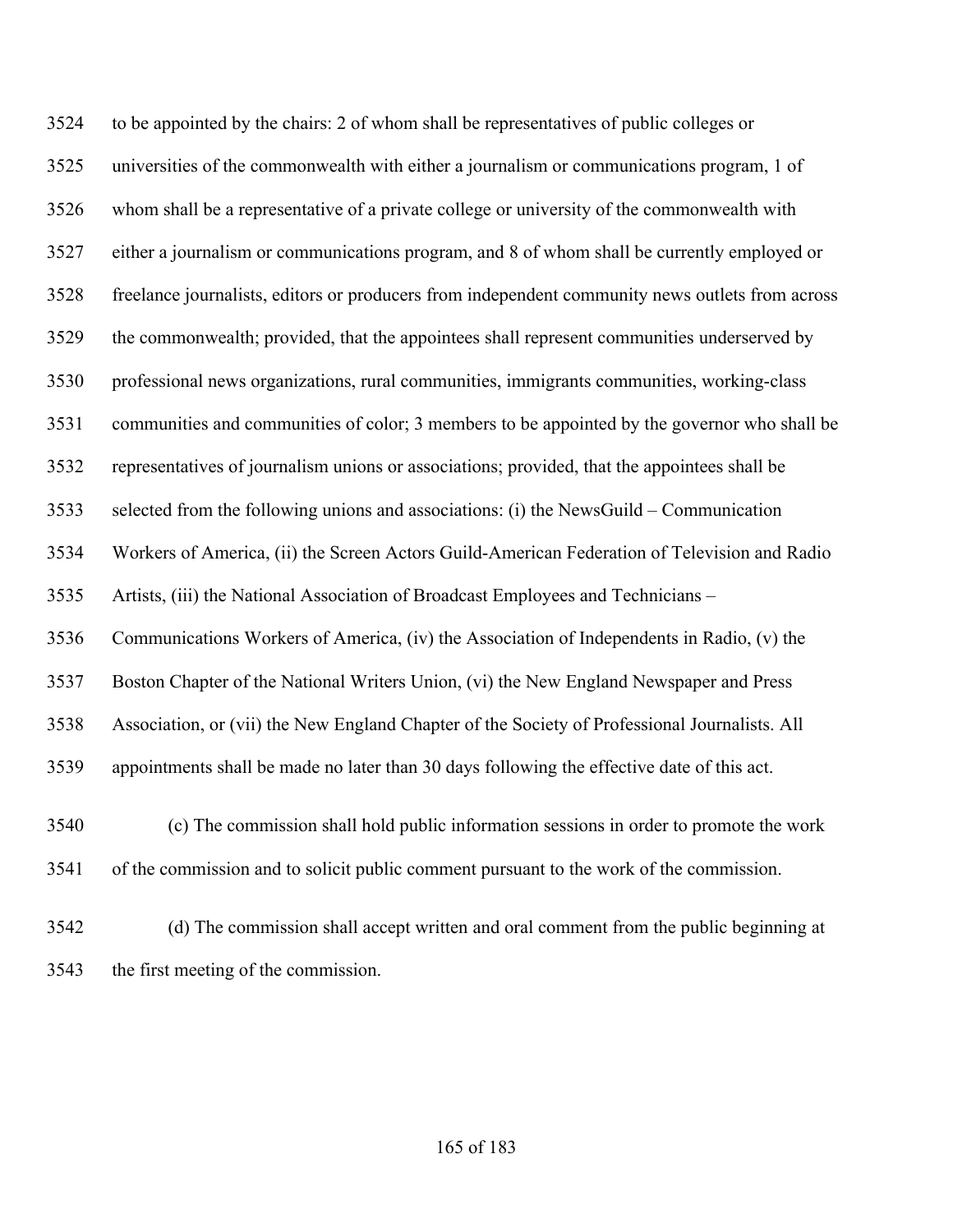to be appointed by the chairs: 2 of whom shall be representatives of public colleges or universities of the commonwealth with either a journalism or communications program, 1 of whom shall be a representative of a private college or university of the commonwealth with either a journalism or communications program, and 8 of whom shall be currently employed or freelance journalists, editors or producers from independent community news outlets from across the commonwealth; provided, that the appointees shall represent communities underserved by professional news organizations, rural communities, immigrants communities, working-class communities and communities of color; 3 members to be appointed by the governor who shall be representatives of journalism unions or associations; provided, that the appointees shall be selected from the following unions and associations: (i) the NewsGuild – Communication Workers of America, (ii) the Screen Actors Guild-American Federation of Television and Radio Artists, (iii) the National Association of Broadcast Employees and Technicians – Communications Workers of America, (iv) the Association of Independents in Radio, (v) the Boston Chapter of the National Writers Union, (vi) the New England Newspaper and Press Association, or (vii) the New England Chapter of the Society of Professional Journalists. All appointments shall be made no later than 30 days following the effective date of this act.

(c) The commission shall hold public information sessions in order to promote the work of the commission and to solicit public comment pursuant to the work of the commission.

(d) The commission shall accept written and oral comment from the public beginning at the first meeting of the commission.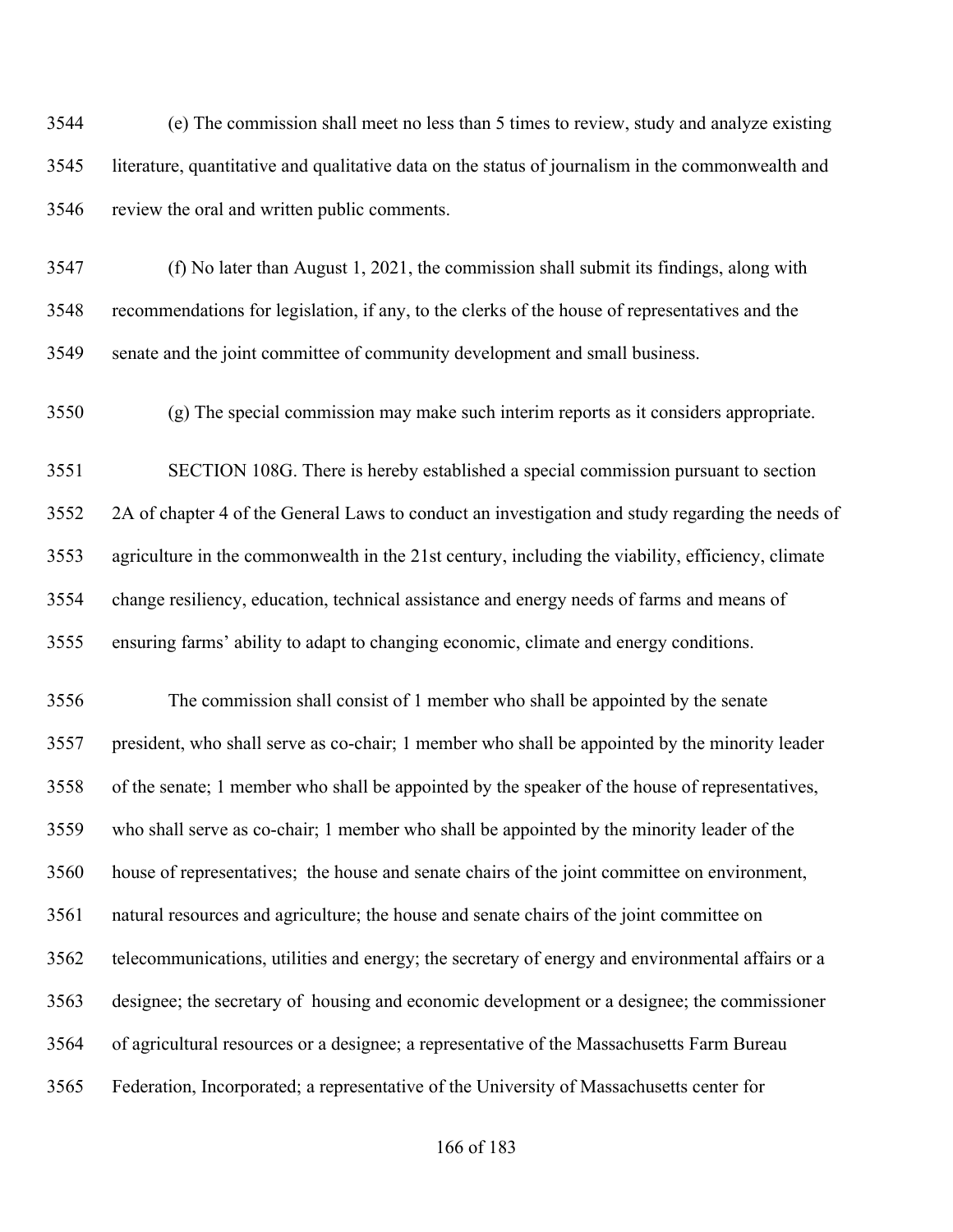(e) The commission shall meet no less than 5 times to review, study and analyze existing literature, quantitative and qualitative data on the status of journalism in the commonwealth and review the oral and written public comments.

(f) No later than August 1, 2021, the commission shall submit its findings, along with recommendations for legislation, if any, to the clerks of the house of representatives and the senate and the joint committee of community development and small business.

(g) The special commission may make such interim reports as it considers appropriate.

SECTION 108G. There is hereby established a special commission pursuant to section 2A of chapter 4 of the General Laws to conduct an investigation and study regarding the needs of agriculture in the commonwealth in the 21st century, including the viability, efficiency, climate change resiliency, education, technical assistance and energy needs of farms and means of ensuring farms' ability to adapt to changing economic, climate and energy conditions.

The commission shall consist of 1 member who shall be appointed by the senate president, who shall serve as co-chair; 1 member who shall be appointed by the minority leader of the senate; 1 member who shall be appointed by the speaker of the house of representatives, who shall serve as co-chair; 1 member who shall be appointed by the minority leader of the house of representatives; the house and senate chairs of the joint committee on environment, natural resources and agriculture; the house and senate chairs of the joint committee on telecommunications, utilities and energy; the secretary of energy and environmental affairs or a designee; the secretary of housing and economic development or a designee; the commissioner of agricultural resources or a designee; a representative of the Massachusetts Farm Bureau Federation, Incorporated; a representative of the University of Massachusetts center for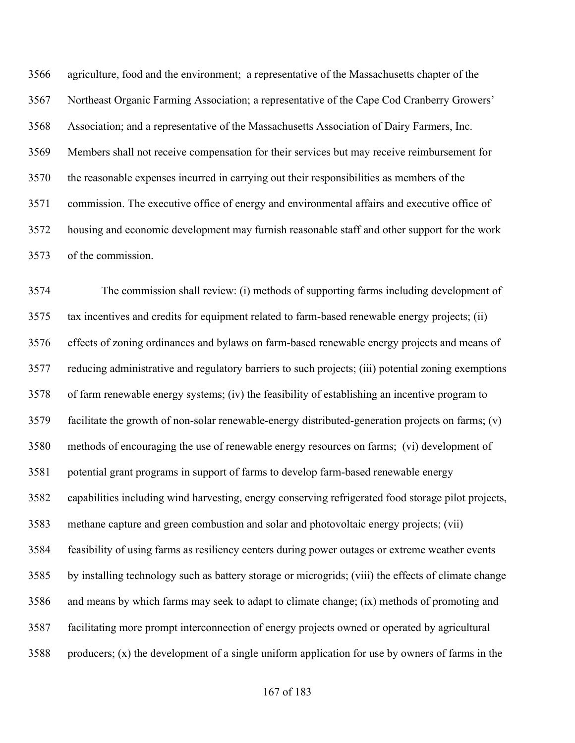agriculture, food and the environment; a representative of the Massachusetts chapter of the Northeast Organic Farming Association; a representative of the Cape Cod Cranberry Growers' Association; and a representative of the Massachusetts Association of Dairy Farmers, Inc. Members shall not receive compensation for their services but may receive reimbursement for the reasonable expenses incurred in carrying out their responsibilities as members of the commission. The executive office of energy and environmental affairs and executive office of housing and economic development may furnish reasonable staff and other support for the work of the commission.

The commission shall review: (i) methods of supporting farms including development of tax incentives and credits for equipment related to farm-based renewable energy projects; (ii) effects of zoning ordinances and bylaws on farm-based renewable energy projects and means of reducing administrative and regulatory barriers to such projects; (iii) potential zoning exemptions of farm renewable energy systems; (iv) the feasibility of establishing an incentive program to facilitate the growth of non-solar renewable-energy distributed-generation projects on farms; (v) methods of encouraging the use of renewable energy resources on farms; (vi) development of potential grant programs in support of farms to develop farm-based renewable energy capabilities including wind harvesting, energy conserving refrigerated food storage pilot projects, methane capture and green combustion and solar and photovoltaic energy projects; (vii) feasibility of using farms as resiliency centers during power outages or extreme weather events by installing technology such as battery storage or microgrids; (viii) the effects of climate change and means by which farms may seek to adapt to climate change; (ix) methods of promoting and facilitating more prompt interconnection of energy projects owned or operated by agricultural producers; (x) the development of a single uniform application for use by owners of farms in the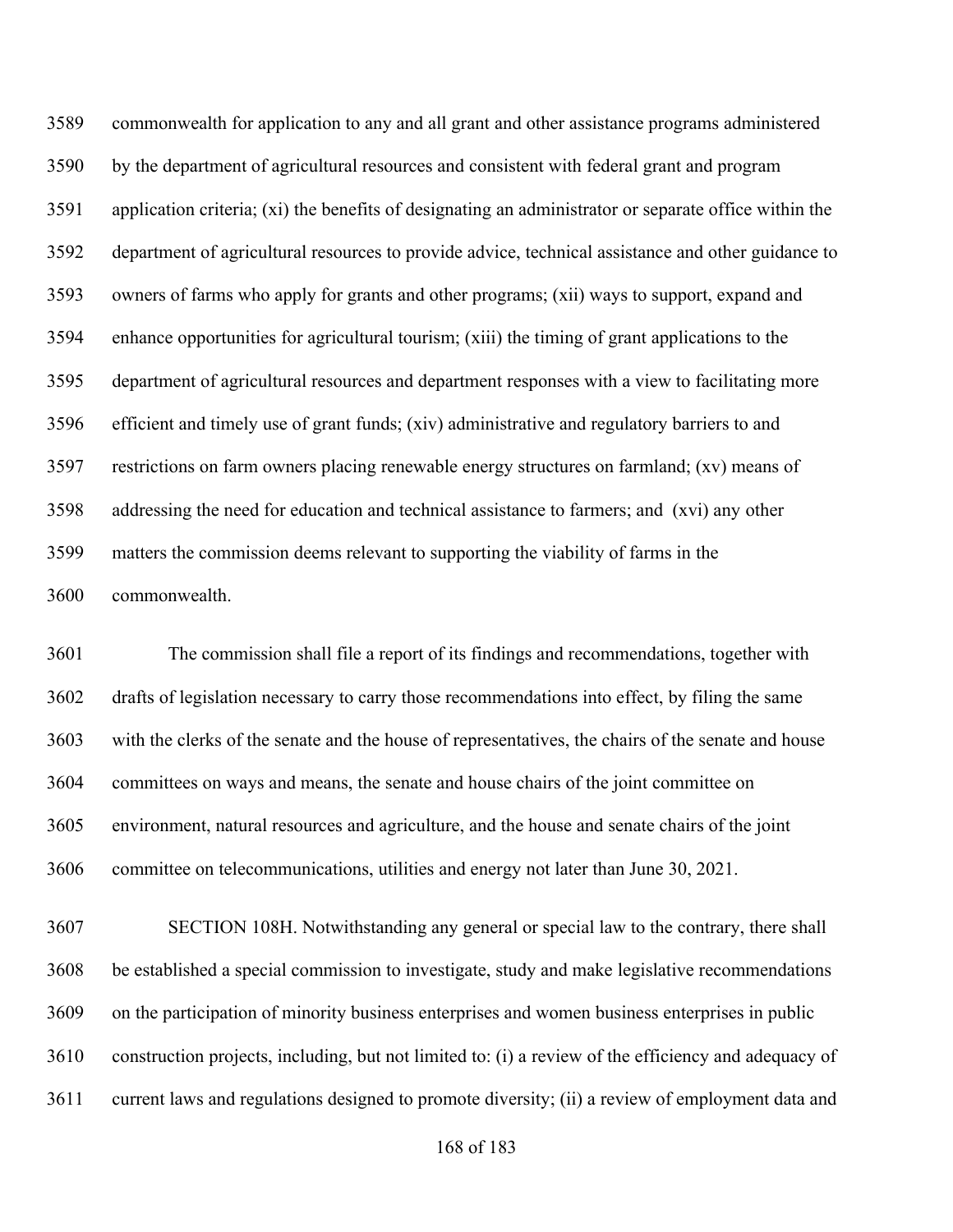commonwealth for application to any and all grant and other assistance programs administered by the department of agricultural resources and consistent with federal grant and program application criteria; (xi) the benefits of designating an administrator or separate office within the department of agricultural resources to provide advice, technical assistance and other guidance to owners of farms who apply for grants and other programs; (xii) ways to support, expand and enhance opportunities for agricultural tourism; (xiii) the timing of grant applications to the department of agricultural resources and department responses with a view to facilitating more efficient and timely use of grant funds; (xiv) administrative and regulatory barriers to and restrictions on farm owners placing renewable energy structures on farmland; (xv) means of addressing the need for education and technical assistance to farmers; and (xvi) any other matters the commission deems relevant to supporting the viability of farms in the commonwealth.

The commission shall file a report of its findings and recommendations, together with drafts of legislation necessary to carry those recommendations into effect, by filing the same with the clerks of the senate and the house of representatives, the chairs of the senate and house committees on ways and means, the senate and house chairs of the joint committee on environment, natural resources and agriculture, and the house and senate chairs of the joint committee on telecommunications, utilities and energy not later than June 30, 2021.

SECTION 108H. Notwithstanding any general or special law to the contrary, there shall be established a special commission to investigate, study and make legislative recommendations on the participation of minority business enterprises and women business enterprises in public construction projects, including, but not limited to: (i) a review of the efficiency and adequacy of current laws and regulations designed to promote diversity; (ii) a review of employment data and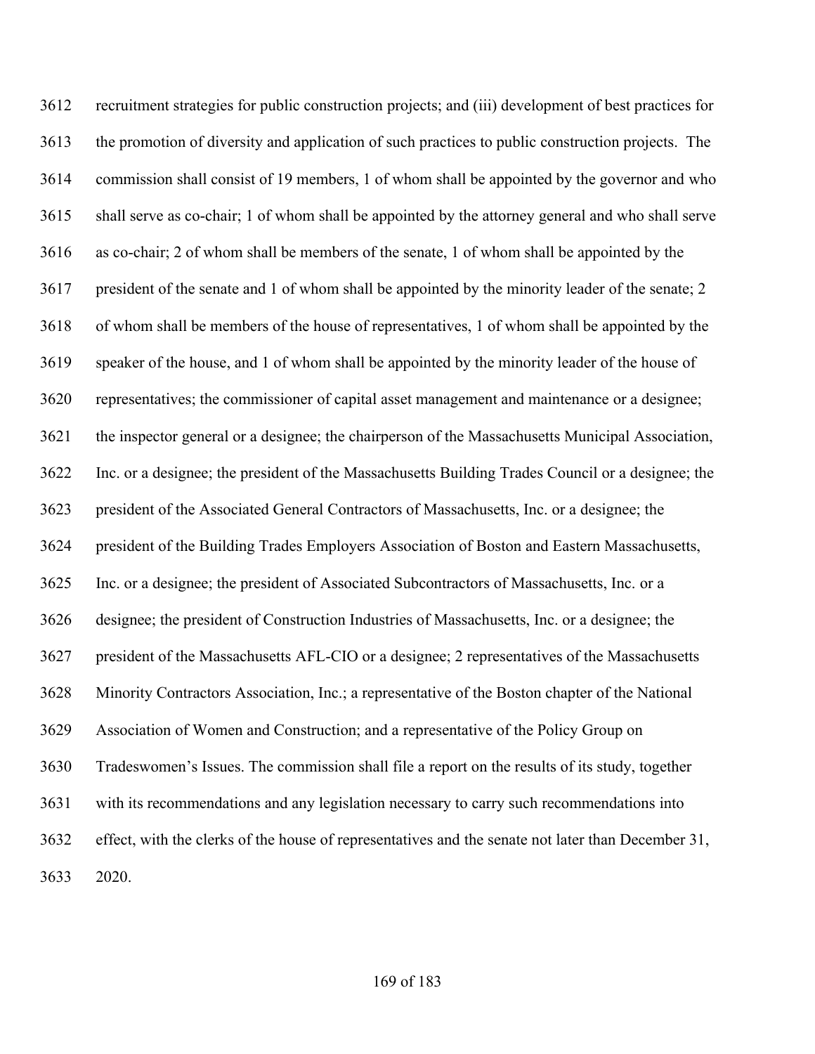recruitment strategies for public construction projects; and (iii) development of best practices for the promotion of diversity and application of such practices to public construction projects. The commission shall consist of 19 members, 1 of whom shall be appointed by the governor and who shall serve as co-chair; 1 of whom shall be appointed by the attorney general and who shall serve as co-chair; 2 of whom shall be members of the senate, 1 of whom shall be appointed by the president of the senate and 1 of whom shall be appointed by the minority leader of the senate; 2 of whom shall be members of the house of representatives, 1 of whom shall be appointed by the speaker of the house, and 1 of whom shall be appointed by the minority leader of the house of representatives; the commissioner of capital asset management and maintenance or a designee; the inspector general or a designee; the chairperson of the Massachusetts Municipal Association, Inc. or a designee; the president of the Massachusetts Building Trades Council or a designee; the president of the Associated General Contractors of Massachusetts, Inc. or a designee; the president of the Building Trades Employers Association of Boston and Eastern Massachusetts, Inc. or a designee; the president of Associated Subcontractors of Massachusetts, Inc. or a designee; the president of Construction Industries of Massachusetts, Inc. or a designee; the president of the Massachusetts AFL-CIO or a designee; 2 representatives of the Massachusetts Minority Contractors Association, Inc.; a representative of the Boston chapter of the National Association of Women and Construction; and a representative of the Policy Group on Tradeswomen's Issues. The commission shall file a report on the results of its study, together with its recommendations and any legislation necessary to carry such recommendations into effect, with the clerks of the house of representatives and the senate not later than December 31, 2020.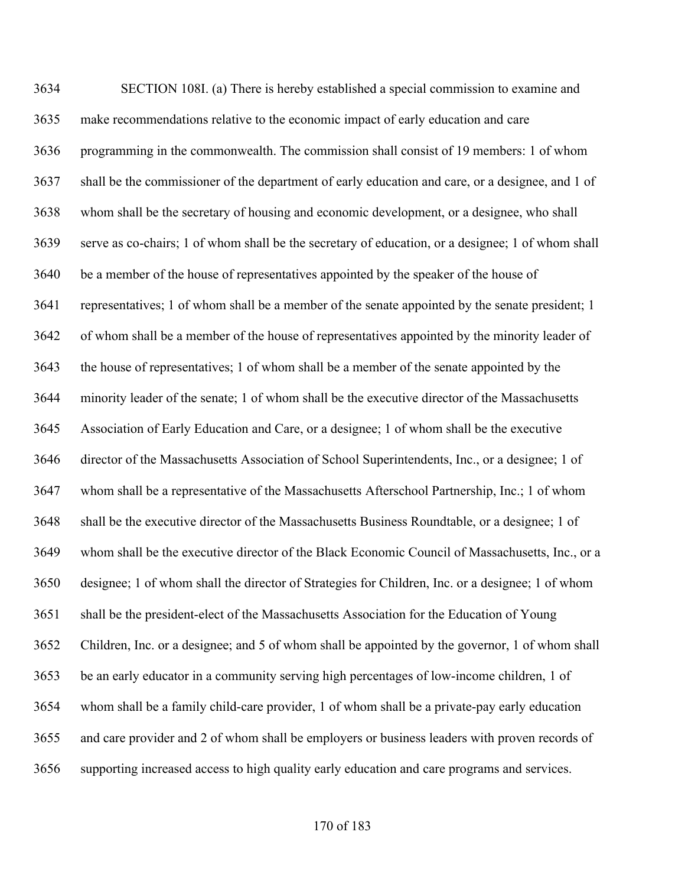SECTION 108I. (a) There is hereby established a special commission to examine and make recommendations relative to the economic impact of early education and care programming in the commonwealth. The commission shall consist of 19 members: 1 of whom shall be the commissioner of the department of early education and care, or a designee, and 1 of whom shall be the secretary of housing and economic development, or a designee, who shall serve as co-chairs; 1 of whom shall be the secretary of education, or a designee; 1 of whom shall be a member of the house of representatives appointed by the speaker of the house of representatives; 1 of whom shall be a member of the senate appointed by the senate president; 1 of whom shall be a member of the house of representatives appointed by the minority leader of the house of representatives; 1 of whom shall be a member of the senate appointed by the minority leader of the senate; 1 of whom shall be the executive director of the Massachusetts Association of Early Education and Care, or a designee; 1 of whom shall be the executive director of the Massachusetts Association of School Superintendents, Inc., or a designee; 1 of whom shall be a representative of the Massachusetts Afterschool Partnership, Inc.; 1 of whom shall be the executive director of the Massachusetts Business Roundtable, or a designee; 1 of whom shall be the executive director of the Black Economic Council of Massachusetts, Inc., or a designee; 1 of whom shall the director of Strategies for Children, Inc. or a designee; 1 of whom shall be the president-elect of the Massachusetts Association for the Education of Young Children, Inc. or a designee; and 5 of whom shall be appointed by the governor, 1 of whom shall be an early educator in a community serving high percentages of low-income children, 1 of whom shall be a family child-care provider, 1 of whom shall be a private-pay early education and care provider and 2 of whom shall be employers or business leaders with proven records of supporting increased access to high quality early education and care programs and services.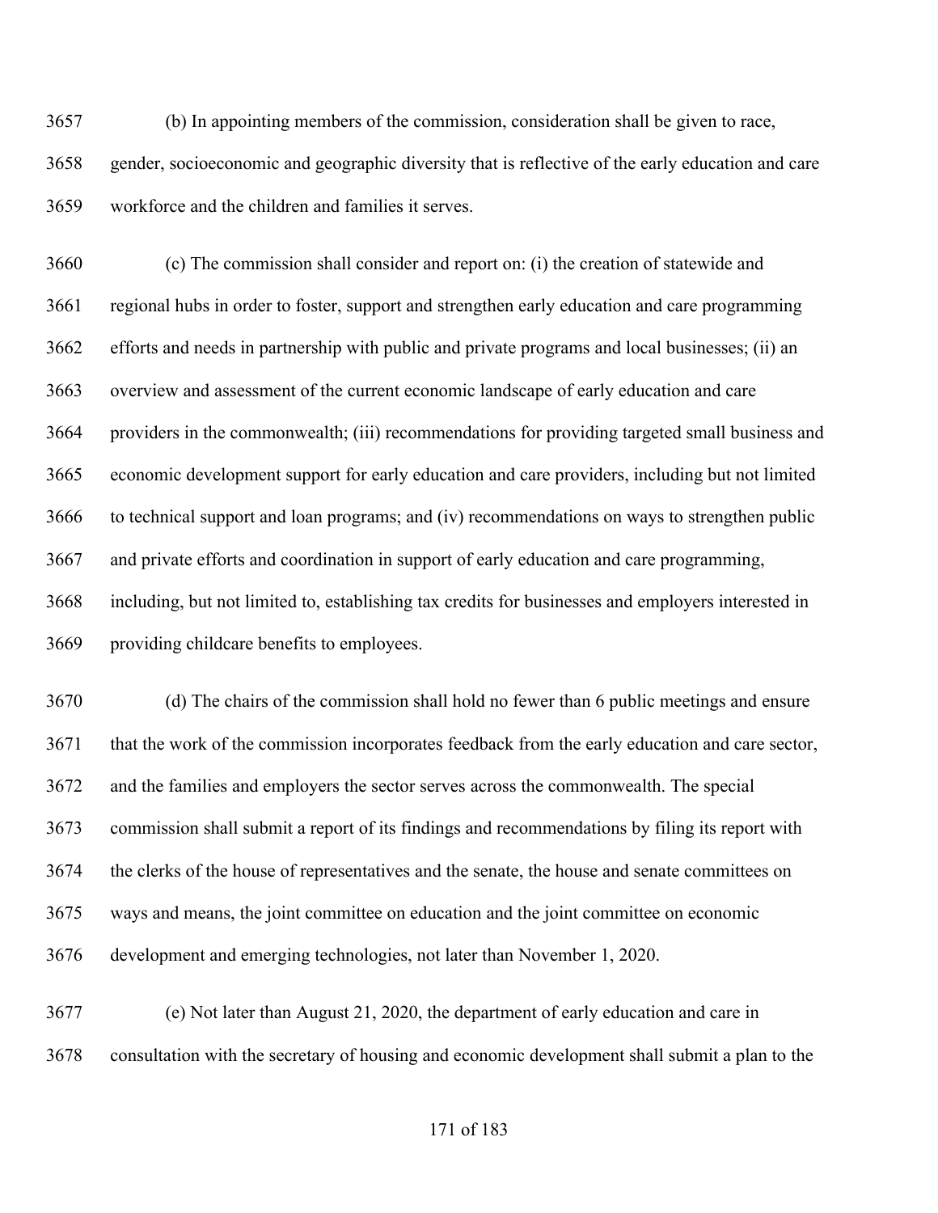(b) In appointing members of the commission, consideration shall be given to race, gender, socioeconomic and geographic diversity that is reflective of the early education and care workforce and the children and families it serves.

(c) The commission shall consider and report on: (i) the creation of statewide and regional hubs in order to foster, support and strengthen early education and care programming efforts and needs in partnership with public and private programs and local businesses; (ii) an overview and assessment of the current economic landscape of early education and care providers in the commonwealth; (iii) recommendations for providing targeted small business and economic development support for early education and care providers, including but not limited to technical support and loan programs; and (iv) recommendations on ways to strengthen public and private efforts and coordination in support of early education and care programming, including, but not limited to, establishing tax credits for businesses and employers interested in providing childcare benefits to employees.

(d) The chairs of the commission shall hold no fewer than 6 public meetings and ensure that the work of the commission incorporates feedback from the early education and care sector, and the families and employers the sector serves across the commonwealth. The special commission shall submit a report of its findings and recommendations by filing its report with the clerks of the house of representatives and the senate, the house and senate committees on ways and means, the joint committee on education and the joint committee on economic development and emerging technologies, not later than November 1, 2020.

(e) Not later than August 21, 2020, the department of early education and care in consultation with the secretary of housing and economic development shall submit a plan to the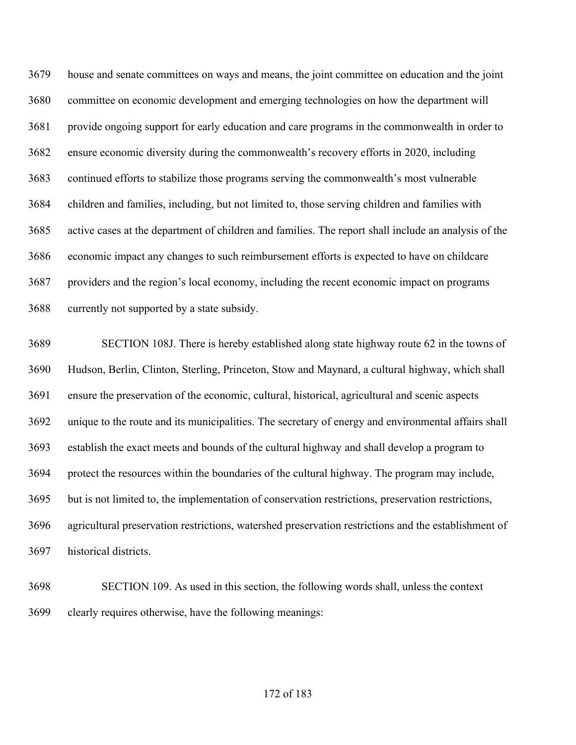house and senate committees on ways and means, the joint committee on education and the joint committee on economic development and emerging technologies on how the department will provide ongoing support for early education and care programs in the commonwealth in order to ensure economic diversity during the commonwealth's recovery efforts in 2020, including continued efforts to stabilize those programs serving the commonwealth's most vulnerable children and families, including, but not limited to, those serving children and families with active cases at the department of children and families. The report shall include an analysis of the economic impact any changes to such reimbursement efforts is expected to have on childcare providers and the region's local economy, including the recent economic impact on programs currently not supported by a state subsidy.

SECTION 108J. There is hereby established along state highway route 62 in the towns of Hudson, Berlin, Clinton, Sterling, Princeton, Stow and Maynard, a cultural highway, which shall ensure the preservation of the economic, cultural, historical, agricultural and scenic aspects unique to the route and its municipalities. The secretary of energy and environmental affairs shall establish the exact meets and bounds of the cultural highway and shall develop a program to protect the resources within the boundaries of the cultural highway. The program may include, but is not limited to, the implementation of conservation restrictions, preservation restrictions, agricultural preservation restrictions, watershed preservation restrictions and the establishment of historical districts.

SECTION 109. As used in this section, the following words shall, unless the context clearly requires otherwise, have the following meanings: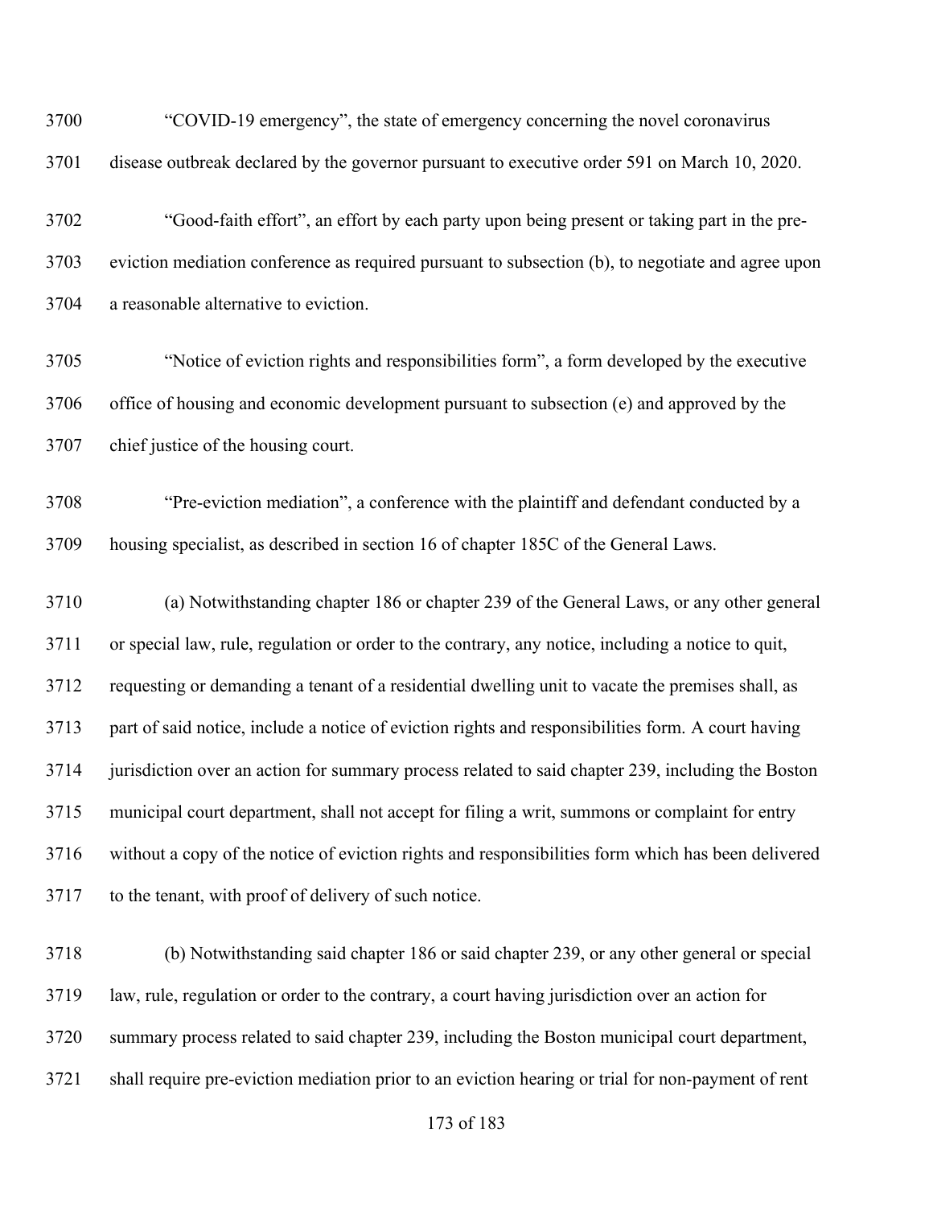“COVID-19 emergency”, the state of emergency concerning the novel coronavirus disease outbreak declared by the governor pursuant to executive order 591 on March 10, 2020.

“Good-faith effort”, an effort by each party upon being present or taking part in the pre-eviction mediation conference as required pursuant to subsection (b), to negotiate and agree upon a reasonable alternative to eviction.

“Notice of eviction rights and responsibilities form”, a form developed by the executive office of housing and economic development pursuant to subsection (e) and approved by the chief justice of the housing court.

“Pre-eviction mediation”, a conference with the plaintiff and defendant conducted by a housing specialist, as described in section 16 of chapter 185C of the General Laws.

(a) Notwithstanding chapter 186 or chapter 239 of the General Laws, or any other general or special law, rule, regulation or order to the contrary, any notice, including a notice to quit, requesting or demanding a tenant of a residential dwelling unit to vacate the premises shall, as part of said notice, include a notice of eviction rights and responsibilities form. A court having jurisdiction over an action for summary process related to said chapter 239, including the Boston municipal court department, shall not accept for filing a writ, summons or complaint for entry without a copy of the notice of eviction rights and responsibilities form which has been delivered to the tenant, with proof of delivery of such notice.

(b) Notwithstanding said chapter 186 or said chapter 239, or any other general or special law, rule, regulation or order to the contrary, a court having jurisdiction over an action for summary process related to said chapter 239, including the Boston municipal court department, shall require pre-eviction mediation prior to an eviction hearing or trial for non-payment of rent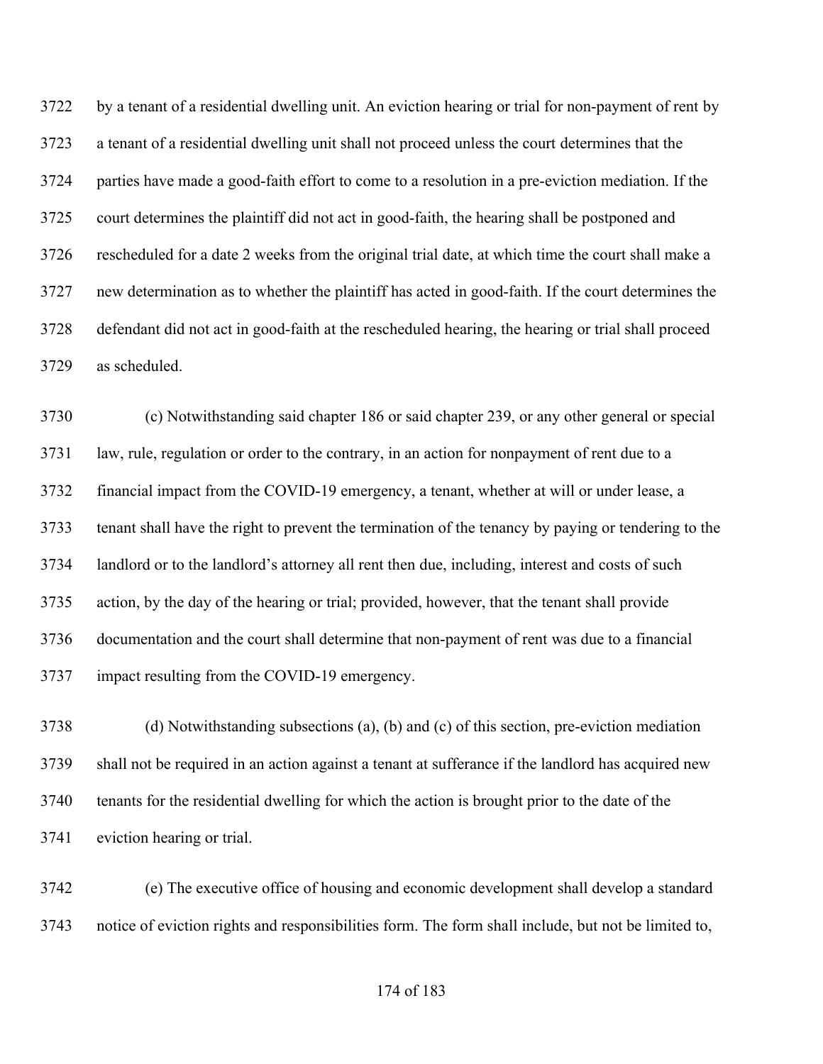by a tenant of a residential dwelling unit. An eviction hearing or trial for non-payment of rent by a tenant of a residential dwelling unit shall not proceed unless the court determines that the parties have made a good-faith effort to come to a resolution in a pre-eviction mediation. If the court determines the plaintiff did not act in good-faith, the hearing shall be postponed and rescheduled for a date 2 weeks from the original trial date, at which time the court shall make a new determination as to whether the plaintiff has acted in good-faith. If the court determines the defendant did not act in good-faith at the rescheduled hearing, the hearing or trial shall proceed as scheduled.

(c) Notwithstanding said chapter 186 or said chapter 239, or any other general or special law, rule, regulation or order to the contrary, in an action for nonpayment of rent due to a financial impact from the COVID-19 emergency, a tenant, whether at will or under lease, a tenant shall have the right to prevent the termination of the tenancy by paying or tendering to the landlord or to the landlord's attorney all rent then due, including, interest and costs of such action, by the day of the hearing or trial; provided, however, that the tenant shall provide documentation and the court shall determine that non-payment of rent was due to a financial impact resulting from the COVID-19 emergency.

(d) Notwithstanding subsections (a), (b) and (c) of this section, pre-eviction mediation shall not be required in an action against a tenant at sufferance if the landlord has acquired new tenants for the residential dwelling for which the action is brought prior to the date of the eviction hearing or trial.

(e) The executive office of housing and economic development shall develop a standard notice of eviction rights and responsibilities form. The form shall include, but not be limited to,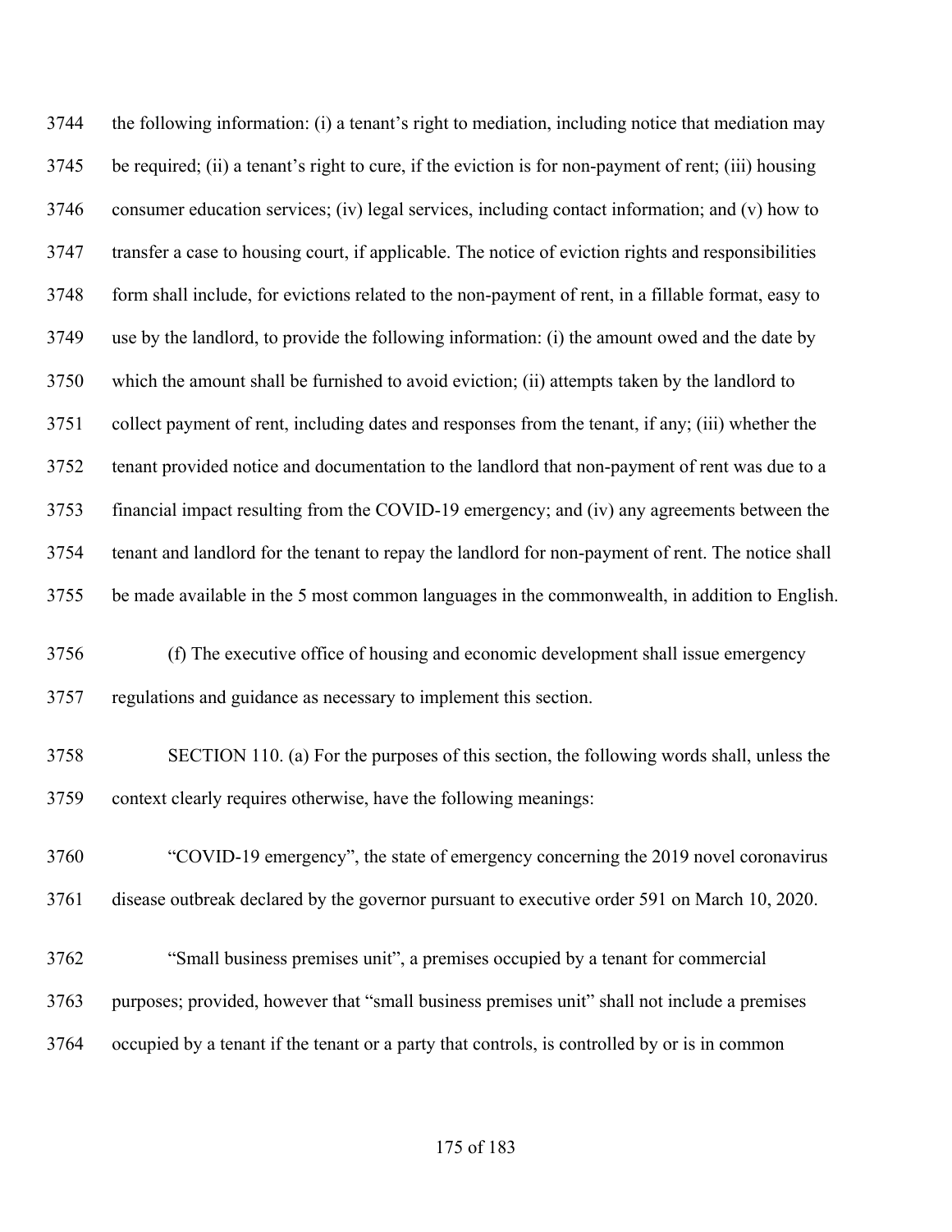the following information: (i) a tenant's right to mediation, including notice that mediation may be required; (ii) a tenant's right to cure, if the eviction is for non-payment of rent; (iii) housing consumer education services; (iv) legal services, including contact information; and (v) how to transfer a case to housing court, if applicable. The notice of eviction rights and responsibilities form shall include, for evictions related to the non-payment of rent, in a fillable format, easy to use by the landlord, to provide the following information: (i) the amount owed and the date by which the amount shall be furnished to avoid eviction; (ii) attempts taken by the landlord to collect payment of rent, including dates and responses from the tenant, if any; (iii) whether the tenant provided notice and documentation to the landlord that non-payment of rent was due to a financial impact resulting from the COVID-19 emergency; and (iv) any agreements between the tenant and landlord for the tenant to repay the landlord for non-payment of rent. The notice shall be made available in the 5 most common languages in the commonwealth, in addition to English.

(f) The executive office of housing and economic development shall issue emergency regulations and guidance as necessary to implement this section.

SECTION 110. (a) For the purposes of this section, the following words shall, unless the context clearly requires otherwise, have the following meanings:

"COVID-19 emergency", the state of emergency concerning the 2019 novel coronavirus disease outbreak declared by the governor pursuant to executive order 591 on March 10, 2020.

"Small business premises unit", a premises occupied by a tenant for commercial purposes; provided, however that "small business premises unit" shall not include a premises occupied by a tenant if the tenant or a party that controls, is controlled by or is in common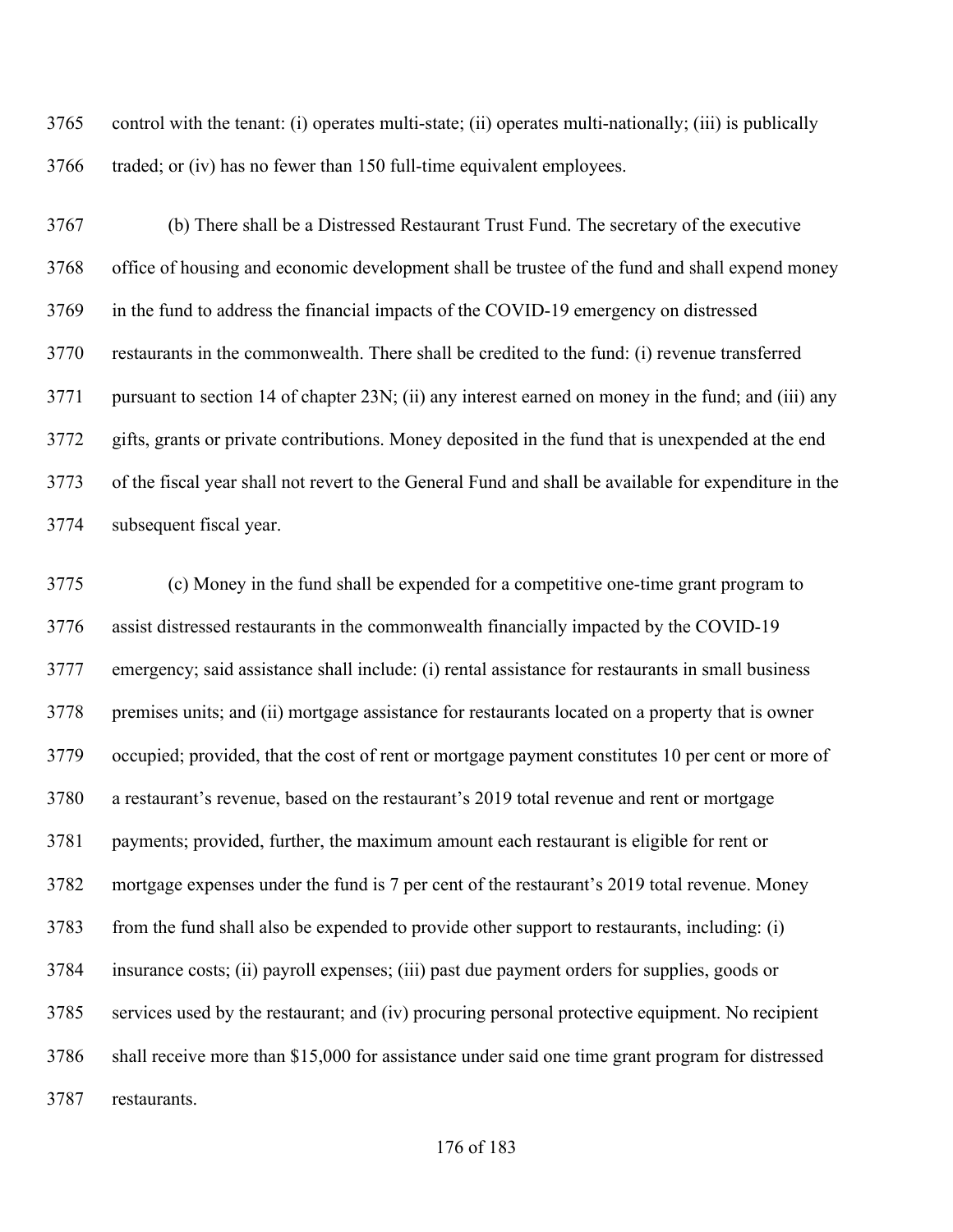control with the tenant: (i) operates multi-state; (ii) operates multi-nationally; (iii) is publically traded; or (iv) has no fewer than 150 full-time equivalent employees.

(b) There shall be a Distressed Restaurant Trust Fund. The secretary of the executive office of housing and economic development shall be trustee of the fund and shall expend money in the fund to address the financial impacts of the COVID-19 emergency on distressed restaurants in the commonwealth. There shall be credited to the fund: (i) revenue transferred pursuant to section 14 of chapter 23N; (ii) any interest earned on money in the fund; and (iii) any gifts, grants or private contributions. Money deposited in the fund that is unexpended at the end of the fiscal year shall not revert to the General Fund and shall be available for expenditure in the subsequent fiscal year.

(c) Money in the fund shall be expended for a competitive one-time grant program to assist distressed restaurants in the commonwealth financially impacted by the COVID-19 emergency; said assistance shall include: (i) rental assistance for restaurants in small business premises units; and (ii) mortgage assistance for restaurants located on a property that is owner occupied; provided, that the cost of rent or mortgage payment constitutes 10 per cent or more of a restaurant's revenue, based on the restaurant's 2019 total revenue and rent or mortgage payments; provided, further, the maximum amount each restaurant is eligible for rent or mortgage expenses under the fund is 7 per cent of the restaurant's 2019 total revenue. Money from the fund shall also be expended to provide other support to restaurants, including: (i) insurance costs; (ii) payroll expenses; (iii) past due payment orders for supplies, goods or services used by the restaurant; and (iv) procuring personal protective equipment. No recipient shall receive more than $15,000 for assistance under said one time grant program for distressed restaurants.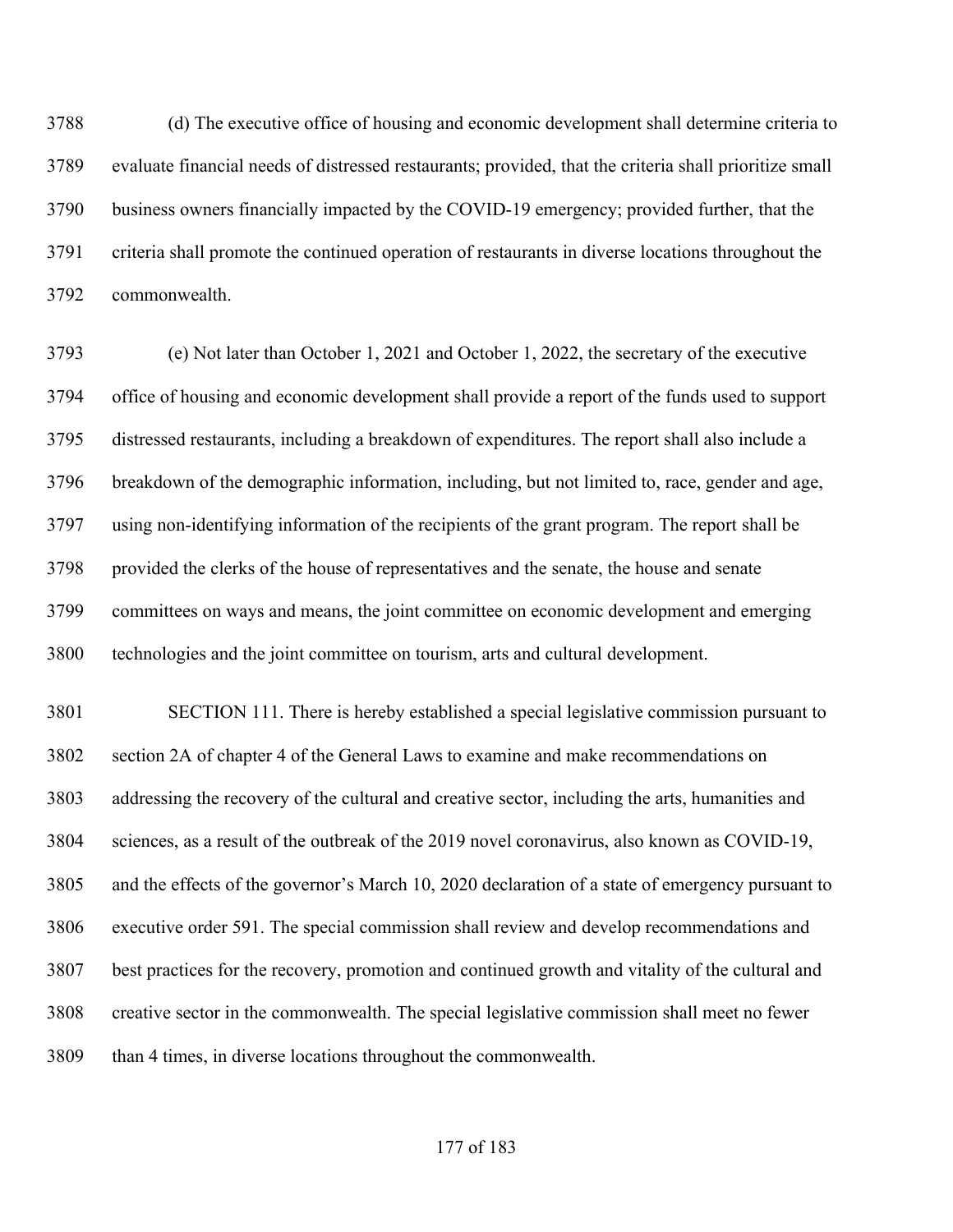(d) The executive office of housing and economic development shall determine criteria to evaluate financial needs of distressed restaurants; provided, that the criteria shall prioritize small business owners financially impacted by the COVID-19 emergency; provided further, that the criteria shall promote the continued operation of restaurants in diverse locations throughout the commonwealth.

(e) Not later than October 1, 2021 and October 1, 2022, the secretary of the executive office of housing and economic development shall provide a report of the funds used to support distressed restaurants, including a breakdown of expenditures. The report shall also include a breakdown of the demographic information, including, but not limited to, race, gender and age, using non-identifying information of the recipients of the grant program. The report shall be provided the clerks of the house of representatives and the senate, the house and senate committees on ways and means, the joint committee on economic development and emerging technologies and the joint committee on tourism, arts and cultural development.

SECTION 111. There is hereby established a special legislative commission pursuant to section 2A of chapter 4 of the General Laws to examine and make recommendations on addressing the recovery of the cultural and creative sector, including the arts, humanities and sciences, as a result of the outbreak of the 2019 novel coronavirus, also known as COVID-19, and the effects of the governor's March 10, 2020 declaration of a state of emergency pursuant to executive order 591. The special commission shall review and develop recommendations and best practices for the recovery, promotion and continued growth and vitality of the cultural and creative sector in the commonwealth. The special legislative commission shall meet no fewer than 4 times, in diverse locations throughout the commonwealth.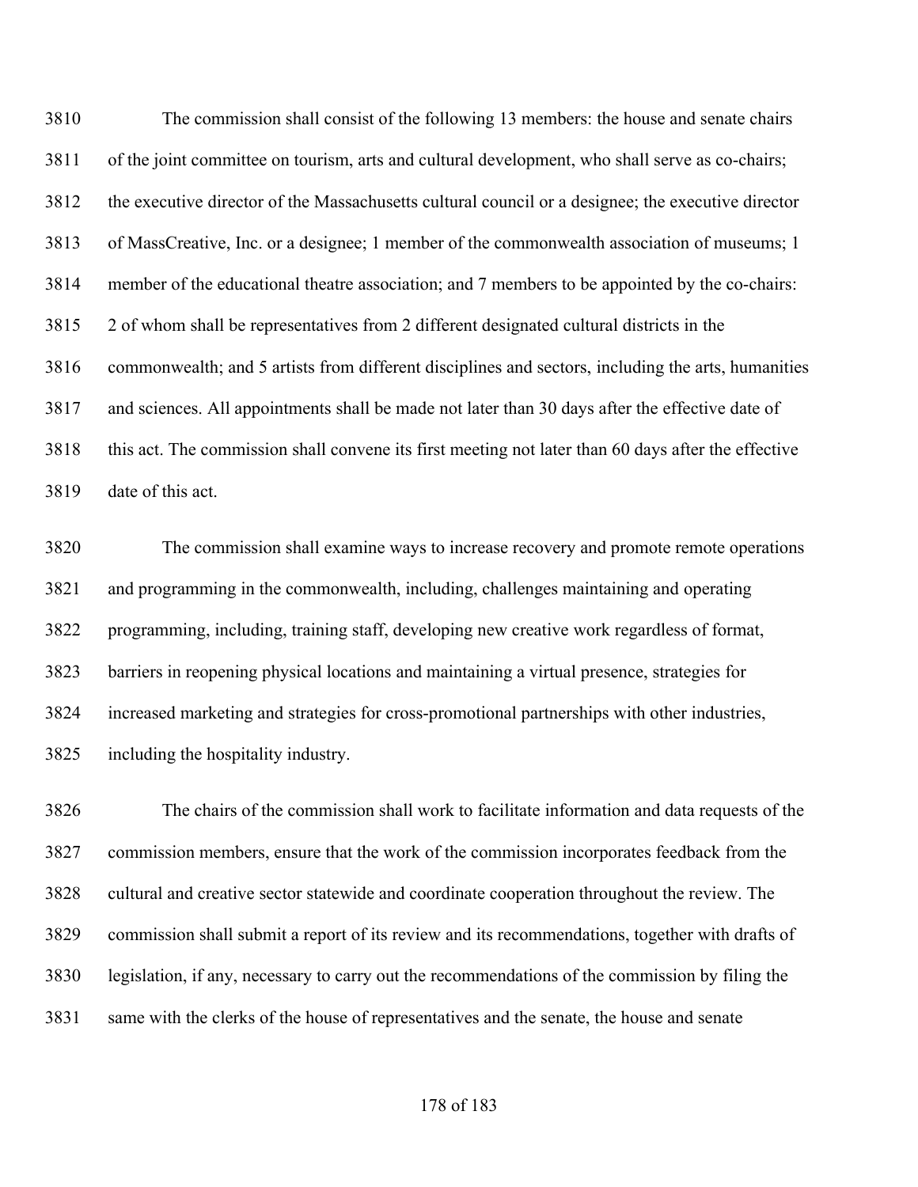The commission shall consist of the following 13 members: the house and senate chairs of the joint committee on tourism, arts and cultural development, who shall serve as co-chairs; the executive director of the Massachusetts cultural council or a designee; the executive director of MassCreative, Inc. or a designee; 1 member of the commonwealth association of museums; 1 member of the educational theatre association; and 7 members to be appointed by the co-chairs: 2 of whom shall be representatives from 2 different designated cultural districts in the commonwealth; and 5 artists from different disciplines and sectors, including the arts, humanities and sciences. All appointments shall be made not later than 30 days after the effective date of this act. The commission shall convene its first meeting not later than 60 days after the effective date of this act.

The commission shall examine ways to increase recovery and promote remote operations and programming in the commonwealth, including, challenges maintaining and operating programming, including, training staff, developing new creative work regardless of format, barriers in reopening physical locations and maintaining a virtual presence, strategies for increased marketing and strategies for cross-promotional partnerships with other industries, including the hospitality industry.

The chairs of the commission shall work to facilitate information and data requests of the commission members, ensure that the work of the commission incorporates feedback from the cultural and creative sector statewide and coordinate cooperation throughout the review. The commission shall submit a report of its review and its recommendations, together with drafts of legislation, if any, necessary to carry out the recommendations of the commission by filing the same with the clerks of the house of representatives and the senate, the house and senate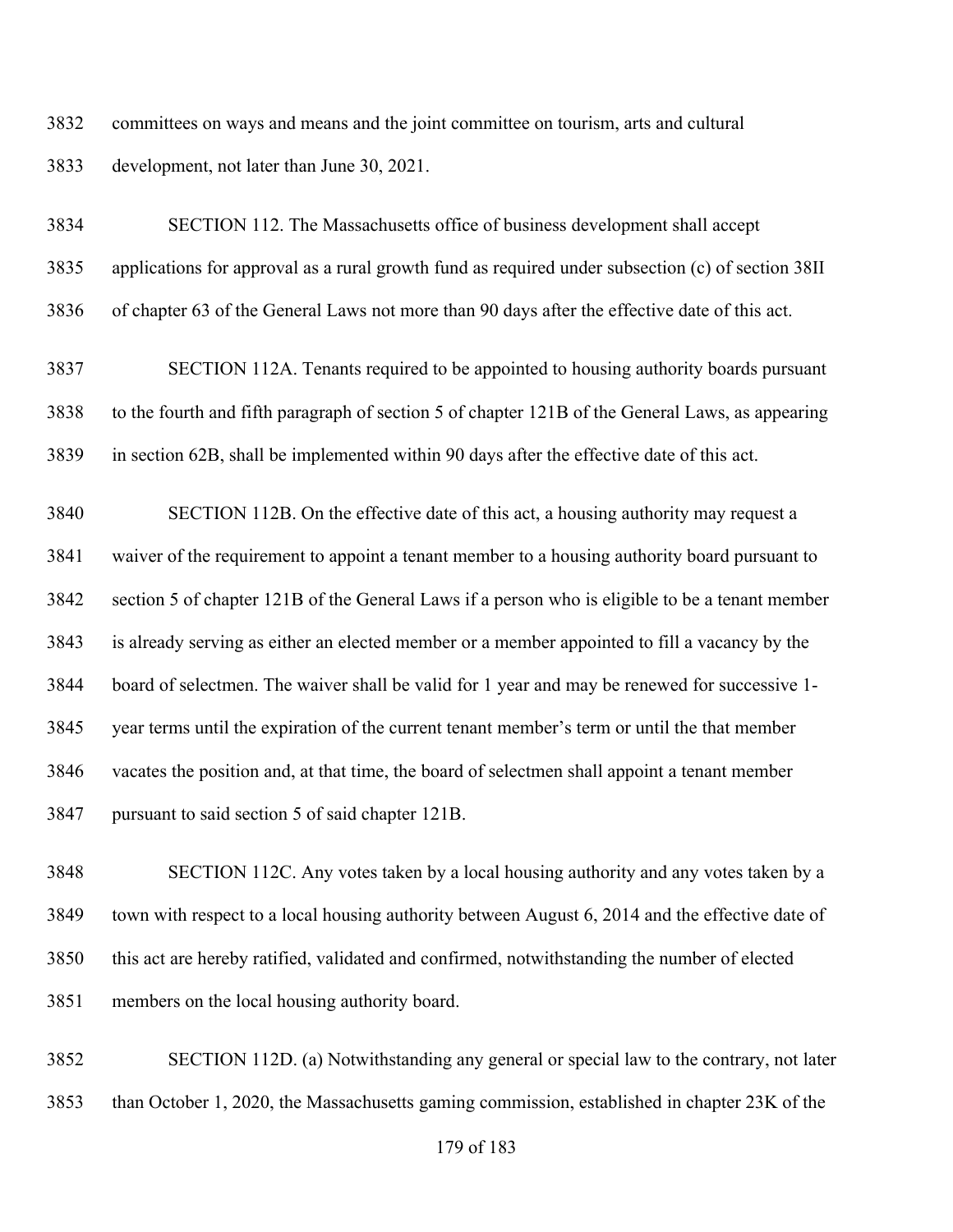committees on ways and means and the joint committee on tourism, arts and cultural development, not later than June 30, 2021.

SECTION 112. The Massachusetts office of business development shall accept applications for approval as a rural growth fund as required under subsection (c) of section 38II of chapter 63 of the General Laws not more than 90 days after the effective date of this act.

SECTION 112A. Tenants required to be appointed to housing authority boards pursuant to the fourth and fifth paragraph of section 5 of chapter 121B of the General Laws, as appearing in section 62B, shall be implemented within 90 days after the effective date of this act.

SECTION 112B. On the effective date of this act, a housing authority may request a waiver of the requirement to appoint a tenant member to a housing authority board pursuant to section 5 of chapter 121B of the General Laws if a person who is eligible to be a tenant member is already serving as either an elected member or a member appointed to fill a vacancy by the board of selectmen. The waiver shall be valid for 1 year and may be renewed for successive 1-year terms until the expiration of the current tenant member's term or until the that member vacates the position and, at that time, the board of selectmen shall appoint a tenant member pursuant to said section 5 of said chapter 121B.

SECTION 112C. Any votes taken by a local housing authority and any votes taken by a town with respect to a local housing authority between August 6, 2014 and the effective date of this act are hereby ratified, validated and confirmed, notwithstanding the number of elected members on the local housing authority board.

SECTION 112D. (a) Notwithstanding any general or special law to the contrary, not later than October 1, 2020, the Massachusetts gaming commission, established in chapter 23K of the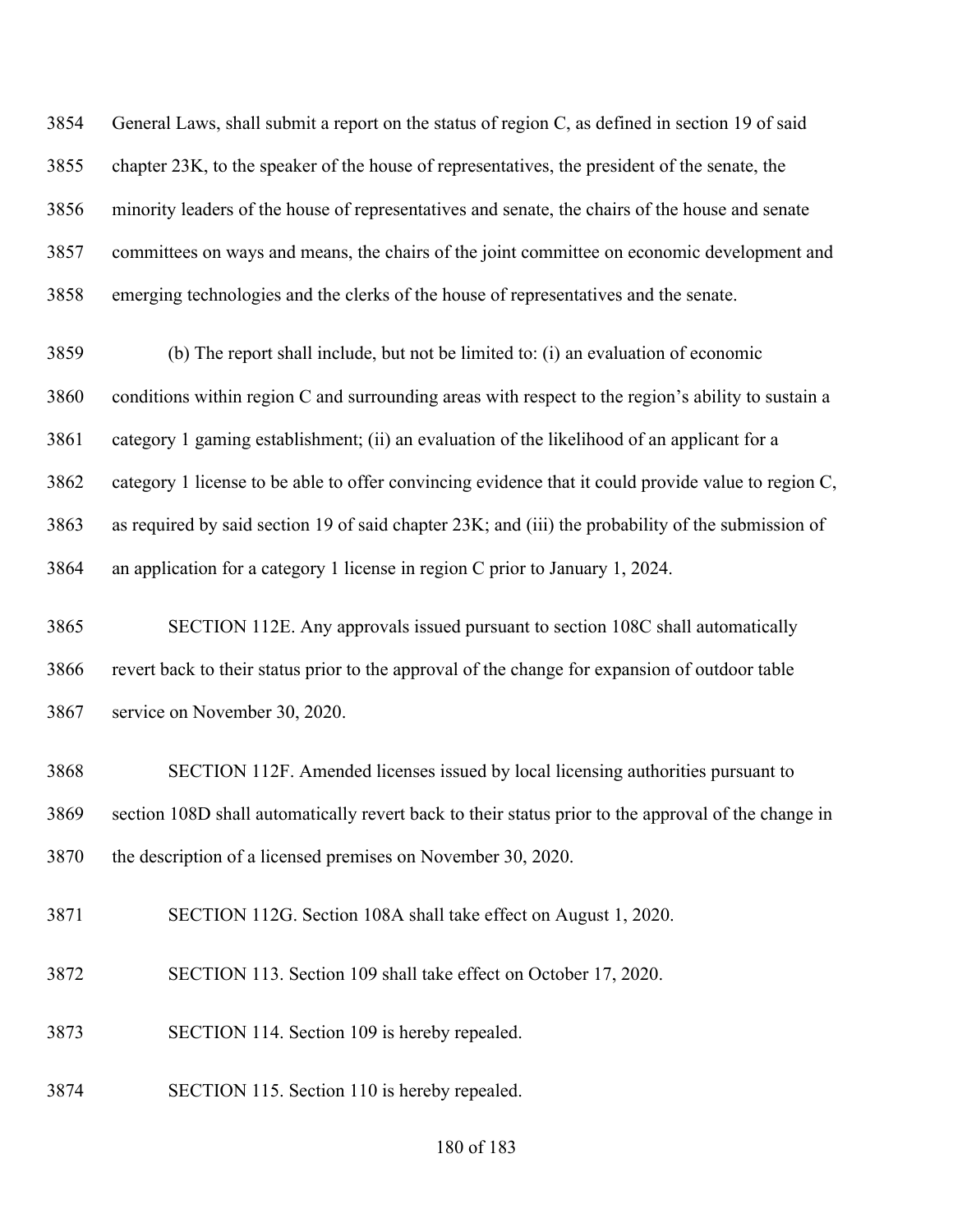General Laws, shall submit a report on the status of region C, as defined in section 19 of said chapter 23K, to the speaker of the house of representatives, the president of the senate, the minority leaders of the house of representatives and senate, the chairs of the house and senate committees on ways and means, the chairs of the joint committee on economic development and emerging technologies and the clerks of the house of representatives and the senate.

(b) The report shall include, but not be limited to: (i) an evaluation of economic conditions within region C and surrounding areas with respect to the region's ability to sustain a category 1 gaming establishment; (ii) an evaluation of the likelihood of an applicant for a category 1 license to be able to offer convincing evidence that it could provide value to region C, as required by said section 19 of said chapter 23K; and (iii) the probability of the submission of an application for a category 1 license in region C prior to January 1, 2024.

SECTION 112E. Any approvals issued pursuant to section 108C shall automatically revert back to their status prior to the approval of the change for expansion of outdoor table service on November 30, 2020.

SECTION 112F. Amended licenses issued by local licensing authorities pursuant to section 108D shall automatically revert back to their status prior to the approval of the change in the description of a licensed premises on November 30, 2020.

SECTION 112G. Section 108A shall take effect on August 1, 2020.

SECTION 113. Section 109 shall take effect on October 17, 2020.

SECTION 114. Section 109 is hereby repealed.

SECTION 115. Section 110 is hereby repealed.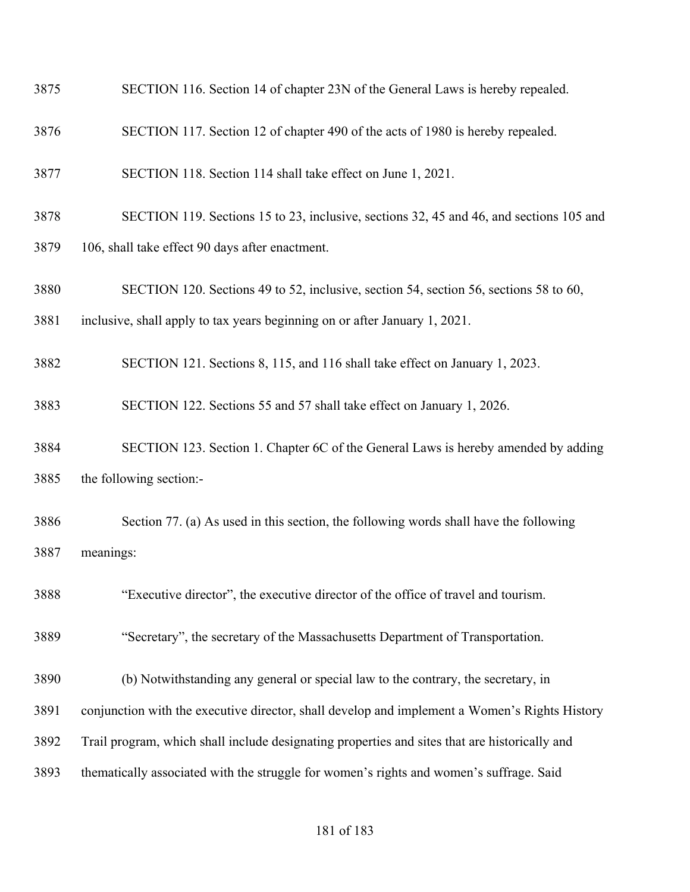SECTION 116. Section 14 of chapter 23N of the General Laws is hereby repealed.

SECTION 117. Section 12 of chapter 490 of the acts of 1980 is hereby repealed.

SECTION 118. Section 114 shall take effect on June 1, 2021.

SECTION 119. Sections 15 to 23, inclusive, sections 32, 45 and 46, and sections 105 and 106, shall take effect 90 days after enactment.

SECTION 120. Sections 49 to 52, inclusive, section 54, section 56, sections 58 to 60, inclusive, shall apply to tax years beginning on or after January 1, 2021.

SECTION 121. Sections 8, 115, and 116 shall take effect on January 1, 2023.

SECTION 122. Sections 55 and 57 shall take effect on January 1, 2026.

SECTION 123. Section 1. Chapter 6C of the General Laws is hereby amended by adding the following section:-

Section 77. (a) As used in this section, the following words shall have the following meanings:

"Executive director", the executive director of the office of travel and tourism.

"Secretary", the secretary of the Massachusetts Department of Transportation.

(b) Notwithstanding any general or special law to the contrary, the secretary, in conjunction with the executive director, shall develop and implement a Women's Rights History Trail program, which shall include designating properties and sites that are historically and thematically associated with the struggle for women's rights and women's suffrage. Said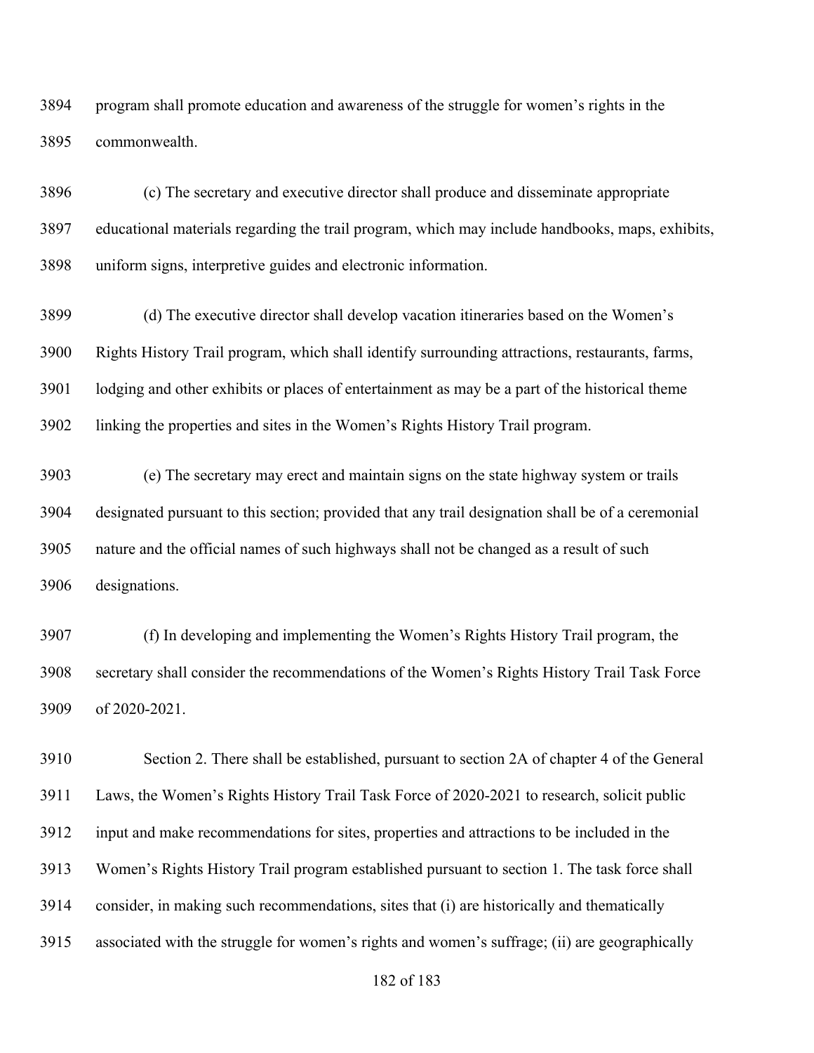program shall promote education and awareness of the struggle for women's rights in the commonwealth.

(c) The secretary and executive director shall produce and disseminate appropriate educational materials regarding the trail program, which may include handbooks, maps, exhibits, uniform signs, interpretive guides and electronic information.

(d) The executive director shall develop vacation itineraries based on the Women's Rights History Trail program, which shall identify surrounding attractions, restaurants, farms, lodging and other exhibits or places of entertainment as may be a part of the historical theme linking the properties and sites in the Women's Rights History Trail program.

(e) The secretary may erect and maintain signs on the state highway system or trails designated pursuant to this section; provided that any trail designation shall be of a ceremonial nature and the official names of such highways shall not be changed as a result of such designations.

(f) In developing and implementing the Women's Rights History Trail program, the secretary shall consider the recommendations of the Women's Rights History Trail Task Force of 2020-2021.

Section 2. There shall be established, pursuant to section 2A of chapter 4 of the General Laws, the Women's Rights History Trail Task Force of 2020-2021 to research, solicit public input and make recommendations for sites, properties and attractions to be included in the Women's Rights History Trail program established pursuant to section 1. The task force shall consider, in making such recommendations, sites that (i) are historically and thematically associated with the struggle for women's rights and women's suffrage; (ii) are geographically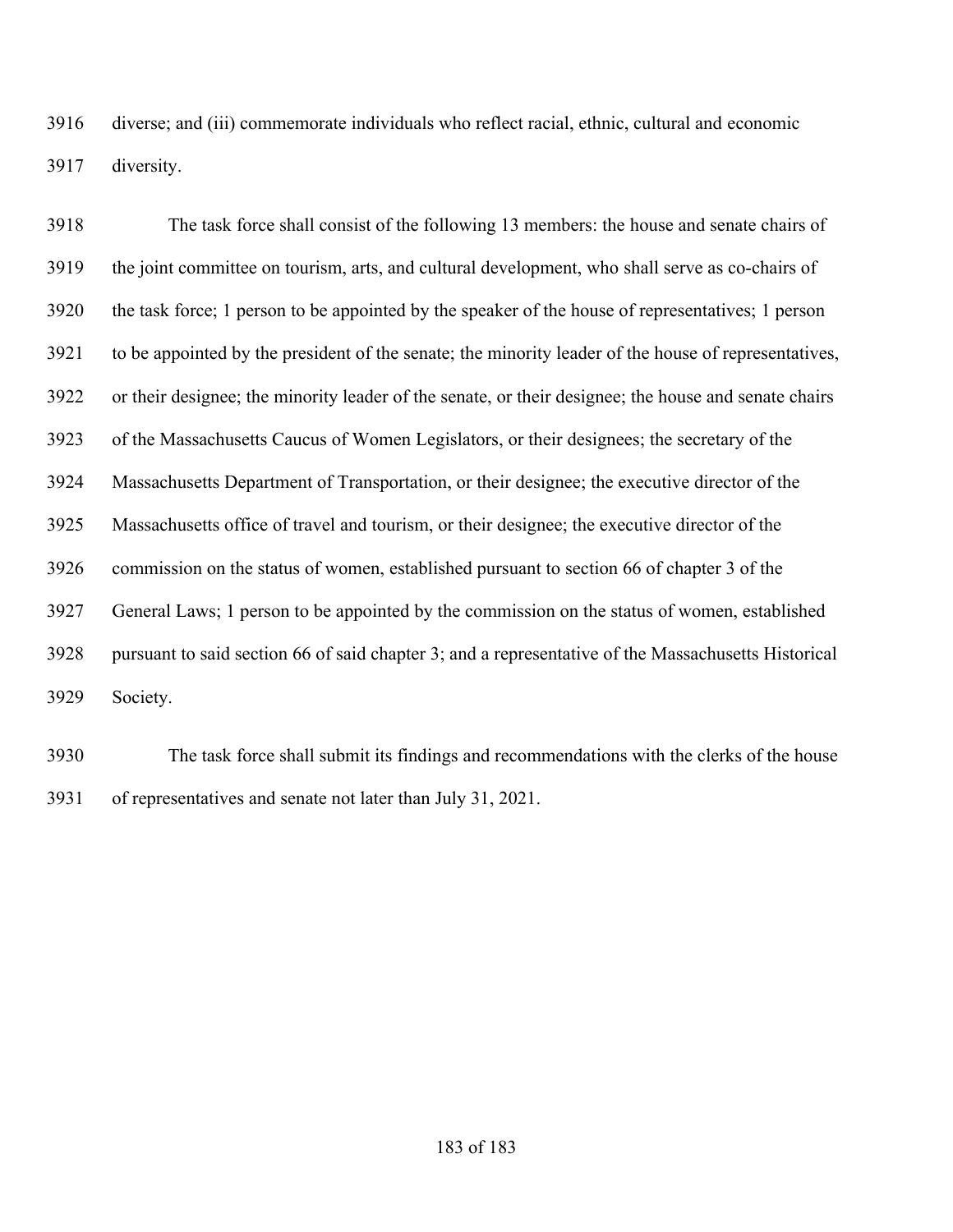diverse; and (iii) commemorate individuals who reflect racial, ethnic, cultural and economic diversity.

The task force shall consist of the following 13 members: the house and senate chairs of the joint committee on tourism, arts, and cultural development, who shall serve as co-chairs of the task force; 1 person to be appointed by the speaker of the house of representatives; 1 person to be appointed by the president of the senate; the minority leader of the house of representatives, or their designee; the minority leader of the senate, or their designee; the house and senate chairs of the Massachusetts Caucus of Women Legislators, or their designees; the secretary of the Massachusetts Department of Transportation, or their designee; the executive director of the Massachusetts office of travel and tourism, or their designee; the executive director of the commission on the status of women, established pursuant to section 66 of chapter 3 of the General Laws; 1 person to be appointed by the commission on the status of women, established pursuant to said section 66 of said chapter 3; and a representative of the Massachusetts Historical Society.

The task force shall submit its findings and recommendations with the clerks of the house of representatives and senate not later than July 31, 2021.